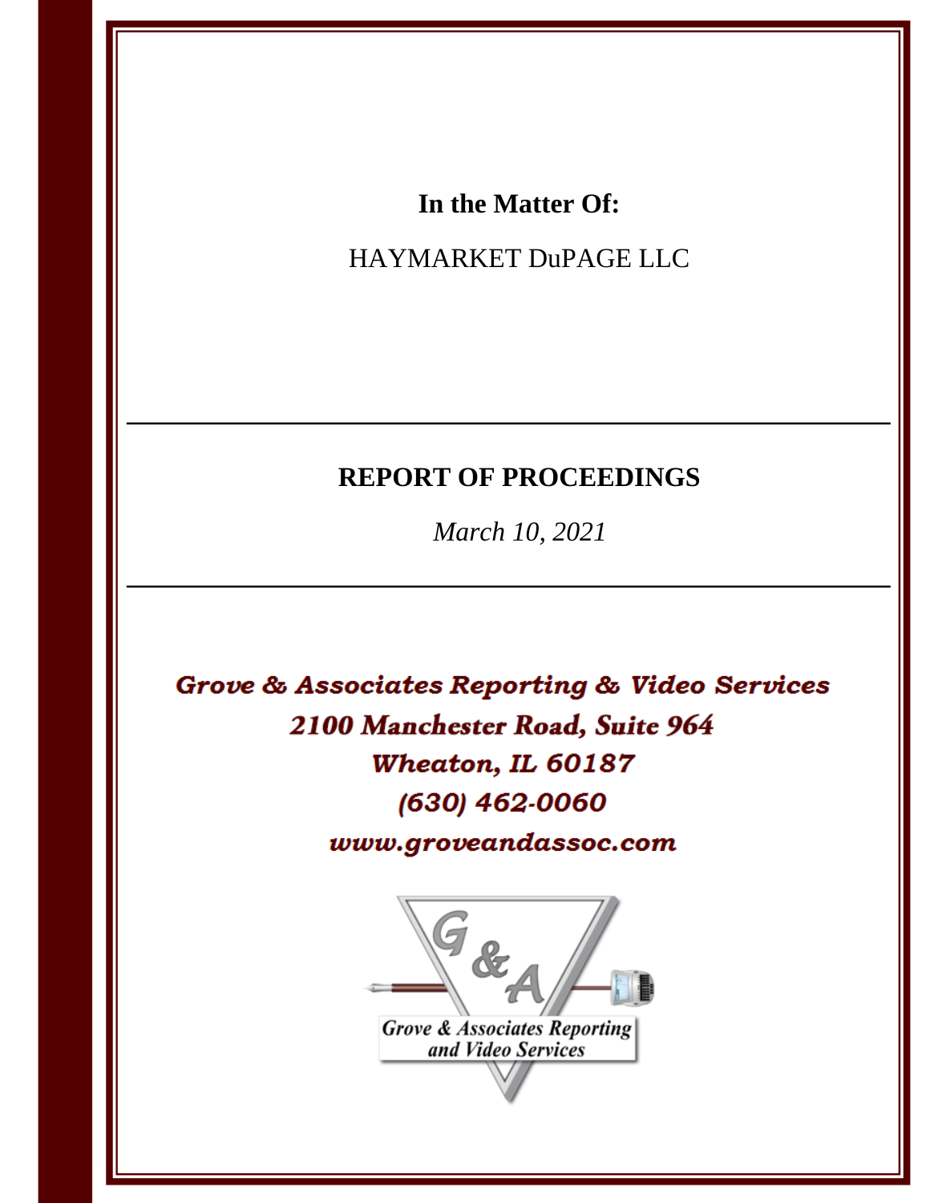**In the Matter Of:**

HAYMARKET DuPAGE LLC

---

## REPORT OF PROCEEDINGS

*March 10, 2021*

---

***Grove & Associates Reporting & Video Services***
***2100 Manchester Road, Suite 964***
***Wheaton, IL 60187***
***(630) 462-0060***
***www.groveandassoc.com***

*Grove & Associates Reporting and Video Services*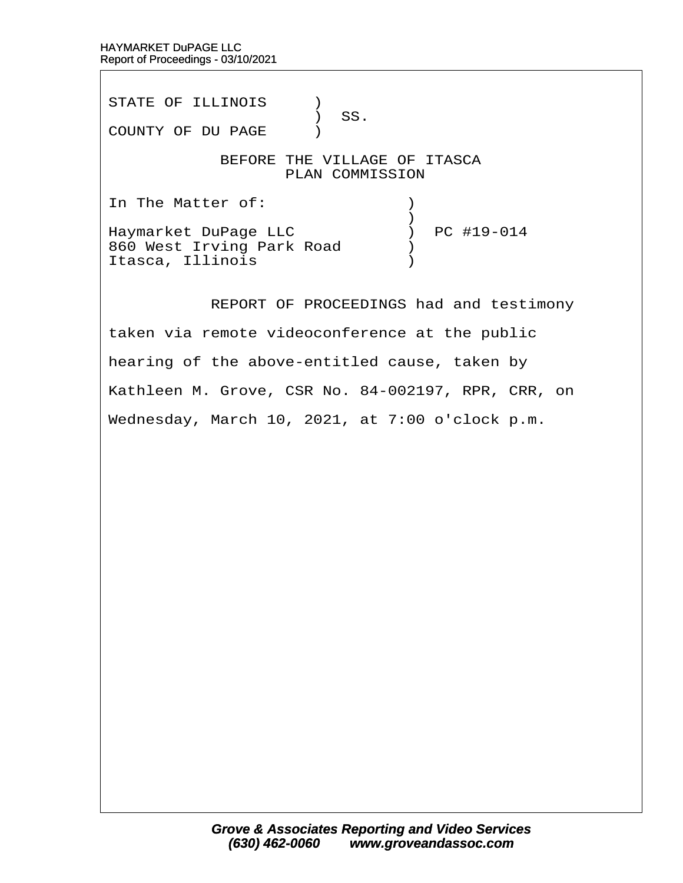STATE OF ILLINOIS )
) SS.
COUNTY OF DU PAGE )

BEFORE THE VILLAGE OF ITASCA
PLAN COMMISSION

In The Matter of: )
)
Haymarket DuPage LLC ) PC #19-014
860 West Irving Park Road )
Itasca, Illinois )

REPORT OF PROCEEDINGS had and testimony taken via remote videoconference at the public hearing of the above-entitled cause, taken by Kathleen M. Grove, CSR No. 84-002197, RPR, CRR, on Wednesday, March 10, 2021, at 7:00 o'clock p.m.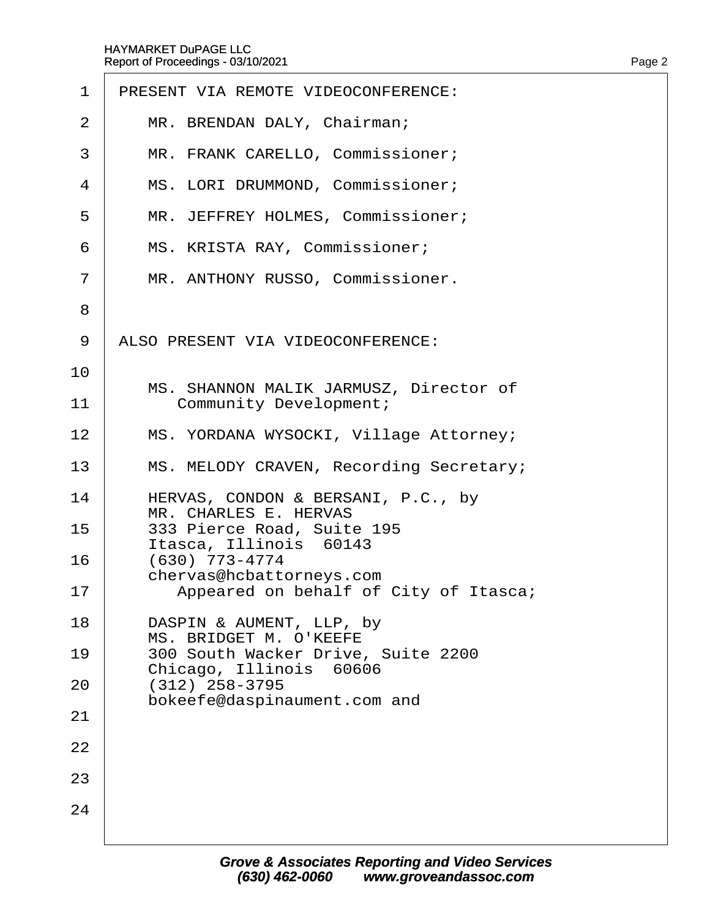PRESENT VIA REMOTE VIDEOCONFERENCE:

MR. BRENDAN DALY, Chairman;

MR. FRANK CARELLO, Commissioner;

MS. LORI DRUMMOND, Commissioner;

MR. JEFFREY HOLMES, Commissioner;

MS. KRISTA RAY, Commissioner;

MR. ANTHONY RUSSO, Commissioner.

ALSO PRESENT VIA VIDEOCONFERENCE:

MS. SHANNON MALIK JARMUSZ, Director of Community Development;

MS. YORDANA WYSOCKI, Village Attorney;

MS. MELODY CRAVEN, Recording Secretary;

HERVAS, CONDON & BERSANI, P.C., by
MR. CHARLES E. HERVAS
333 Pierce Road, Suite 195
Itasca, Illinois 60143
(630) 773-4774
chervas@hcbattorneys.com
Appeared on behalf of City of Itasca;

DASPIN & AUMENT, LLP, by
MS. BRIDGET M. O'KEEFE
300 South Wacker Drive, Suite 2200
Chicago, Illinois 60606
(312) 258-3795
bokeefe@daspinaument.com and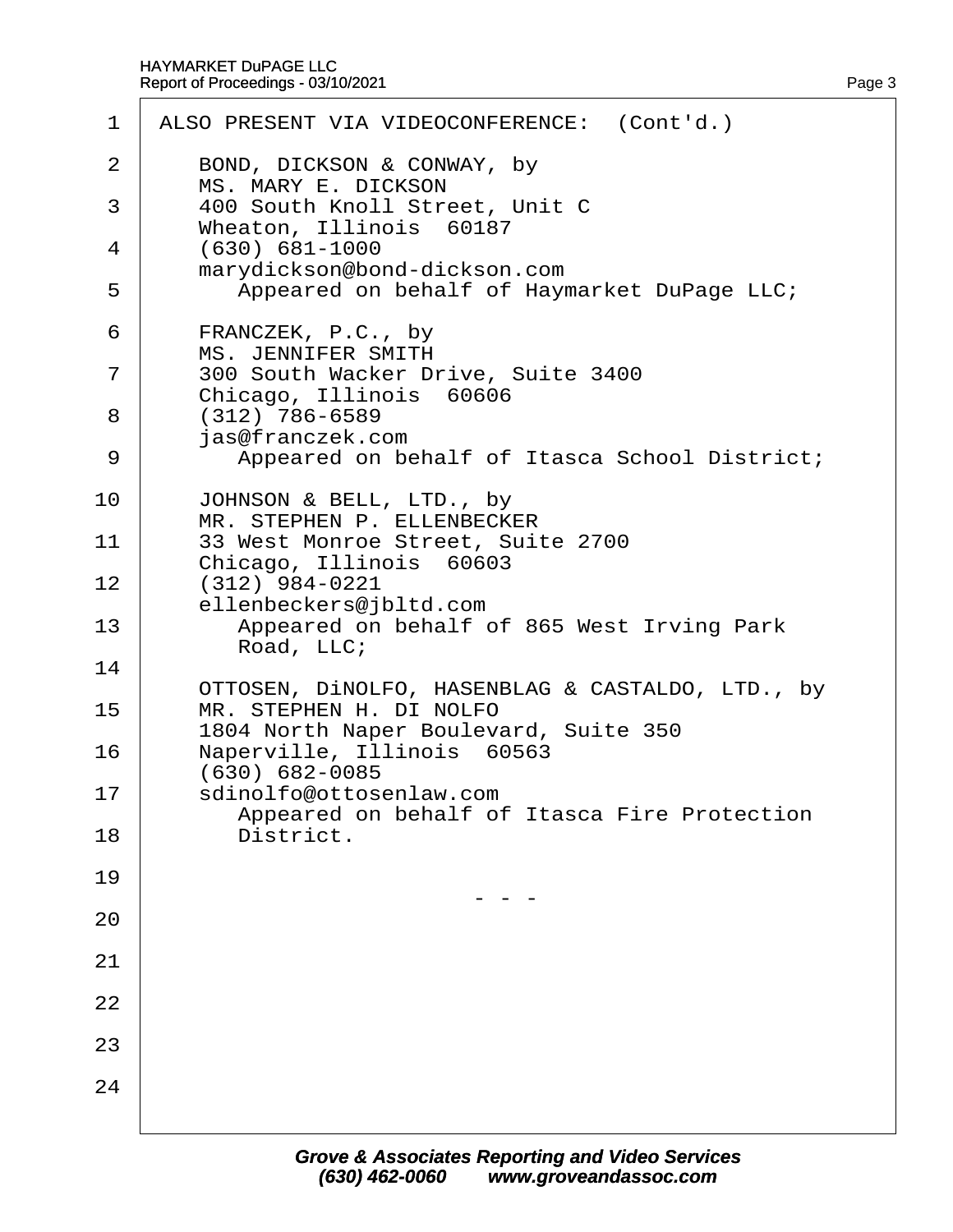ALSO PRESENT VIA VIDEOCONFERENCE: (Cont'd.)

BOND, DICKSON & CONWAY, by
MS. MARY E. DICKSON
400 South Knoll Street, Unit C
Wheaton, Illinois 60187
(630) 681-1000
marydickson@bond-dickson.com
Appeared on behalf of Haymarket DuPage LLC;

FRANCZEK, P.C., by
MS. JENNIFER SMITH
300 South Wacker Drive, Suite 3400
Chicago, Illinois 60606
(312) 786-6589
jas@franczek.com
Appeared on behalf of Itasca School District;

JOHNSON & BELL, LTD., by
MR. STEPHEN P. ELLENBECKER
33 West Monroe Street, Suite 2700
Chicago, Illinois 60603
(312) 984-0221
ellenbeckers@jbltd.com
Appeared on behalf of 865 West Irving Park Road, LLC;

OTTOSEN, DiNOLFO, HASENBLAG & CASTALDO, LTD., by
MR. STEPHEN H. DI NOLFO
1804 North Naper Boulevard, Suite 350
Naperville, Illinois 60563
(630) 682-0085
sdinolfo@ottosenlaw.com
Appeared on behalf of Itasca Fire Protection District.

- - -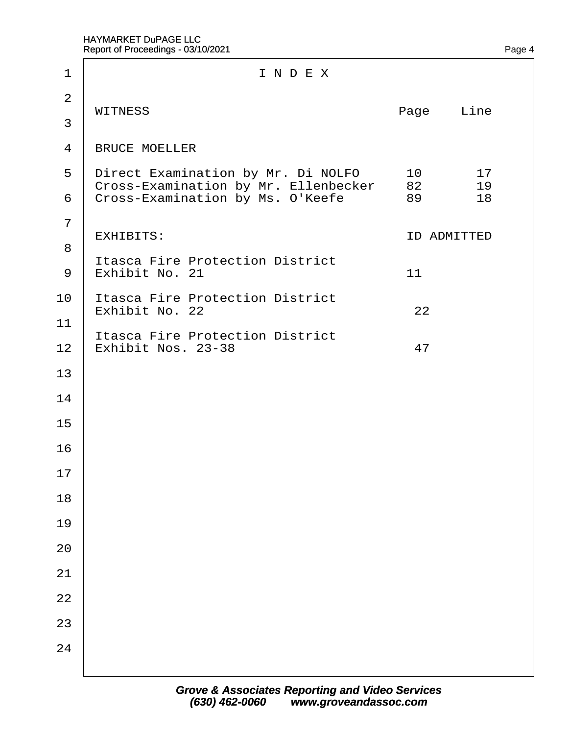# I N D E X

| WITNESS | Page | Line |
| --- | --- | --- |
| BRUCE MOELLER | | |
| Direct Examination by Mr. Di NOLFO | 10 | 17 |
| Cross-Examination by Mr. Ellenbecker | 82 | 19 |
| Cross-Examination by Ms. O'Keefe | 89 | 18 |

| EXHIBITS: | ID | ADMITTED |
| --- | --- | --- |
| Itasca Fire Protection District Exhibit No. 21 | 11 | |
| Itasca Fire Protection District Exhibit No. 22 | 22 | |
| Itasca Fire Protection District Exhibit Nos. 23-38 | 47 | |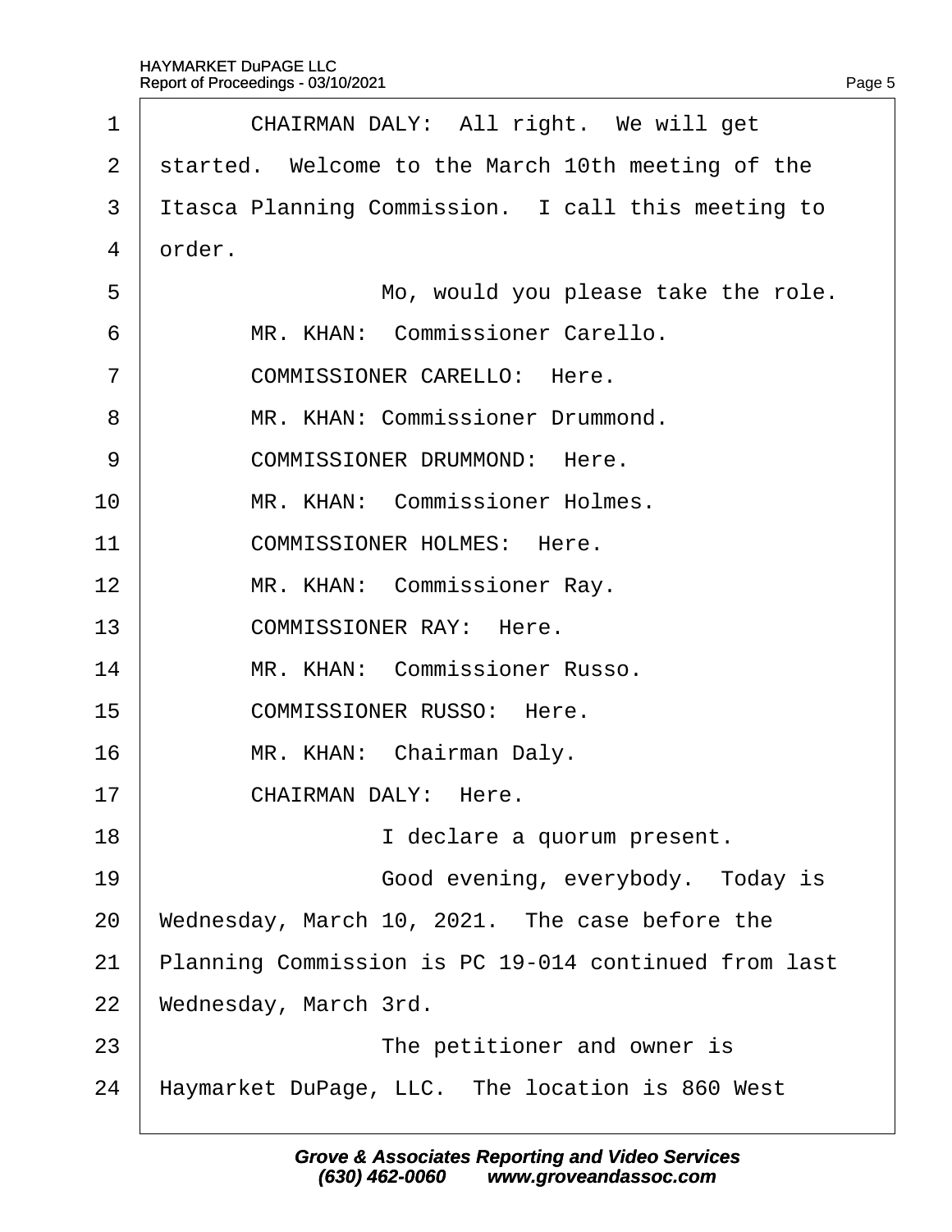1 CHAIRMAN DALY: All right. We will get
2 started. Welcome to the March 10th meeting of the
3 Itasca Planning Commission. I call this meeting to
4 order.
5 Mo, would you please take the role.
6 MR. KHAN: Commissioner Carello.
7 COMMISSIONER CARELLO: Here.
8 MR. KHAN: Commissioner Drummond.
9 COMMISSIONER DRUMMOND: Here.
10 MR. KHAN: Commissioner Holmes.
11 COMMISSIONER HOLMES: Here.
12 MR. KHAN: Commissioner Ray.
13 COMMISSIONER RAY: Here.
14 MR. KHAN: Commissioner Russo.
15 COMMISSIONER RUSSO: Here.
16 MR. KHAN: Chairman Daly.
17 CHAIRMAN DALY: Here.
18 I declare a quorum present.
19 Good evening, everybody. Today is
20 Wednesday, March 10, 2021. The case before the
21 Planning Commission is PC 19-014 continued from last
22 Wednesday, March 3rd.
23 The petitioner and owner is
24 Haymarket DuPage, LLC. The location is 860 West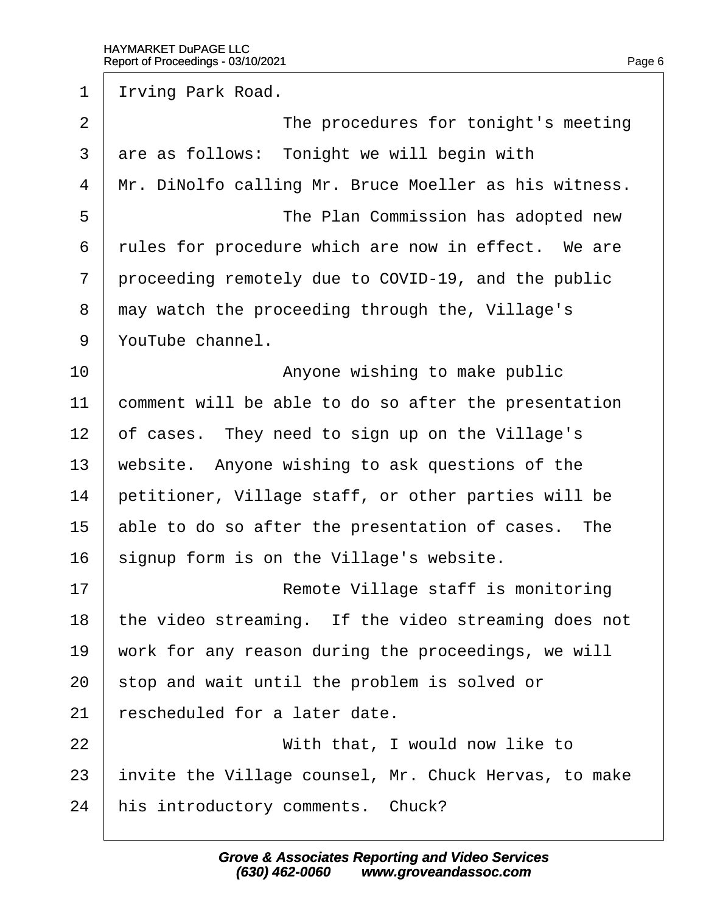1 Irving Park Road.

2 The procedures for tonight's meeting

3 are as follows: Tonight we will begin with

4 Mr. DiNolfo calling Mr. Bruce Moeller as his witness.

5 The Plan Commission has adopted new

6 rules for procedure which are now in effect. We are

7 proceeding remotely due to COVID-19, and the public

8 may watch the proceeding through the, Village's

9 YouTube channel.

10 Anyone wishing to make public

11 comment will be able to do so after the presentation

12 of cases. They need to sign up on the Village's

13 website. Anyone wishing to ask questions of the

14 petitioner, Village staff, or other parties will be

15 able to do so after the presentation of cases. The

16 signup form is on the Village's website.

17 Remote Village staff is monitoring

18 the video streaming. If the video streaming does not

19 work for any reason during the proceedings, we will

20 stop and wait until the problem is solved or

21 rescheduled for a later date.

22 With that, I would now like to

23 invite the Village counsel, Mr. Chuck Hervas, to make

24 his introductory comments. Chuck?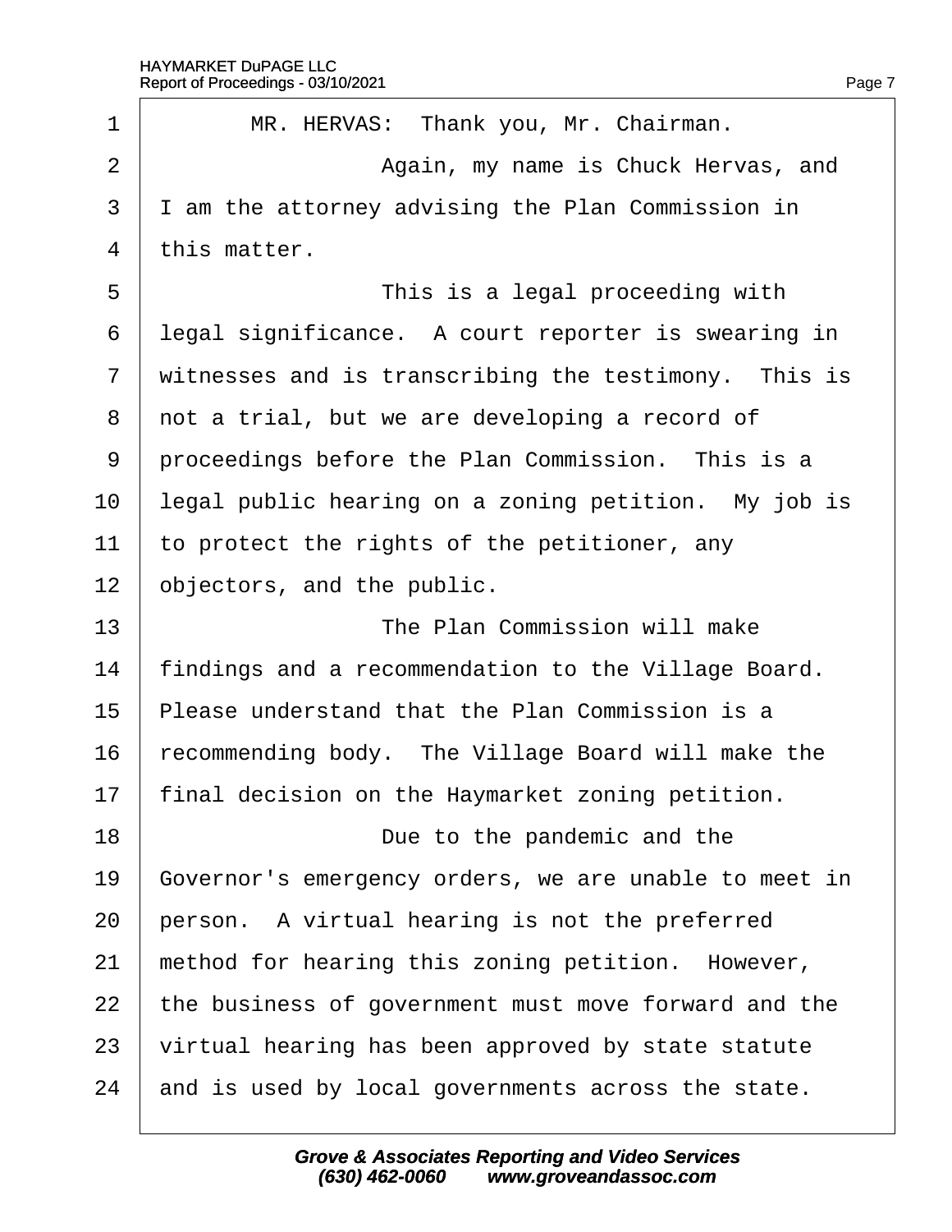MR. HERVAS: Thank you, Mr. Chairman.

Again, my name is Chuck Hervas, and I am the attorney advising the Plan Commission in this matter.

This is a legal proceeding with legal significance. A court reporter is swearing in witnesses and is transcribing the testimony. This is not a trial, but we are developing a record of proceedings before the Plan Commission. This is a legal public hearing on a zoning petition. My job is to protect the rights of the petitioner, any objectors, and the public.

The Plan Commission will make findings and a recommendation to the Village Board. Please understand that the Plan Commission is a recommending body. The Village Board will make the final decision on the Haymarket zoning petition.

Due to the pandemic and the Governor's emergency orders, we are unable to meet in person. A virtual hearing is not the preferred method for hearing this zoning petition. However, the business of government must move forward and the virtual hearing has been approved by state statute and is used by local governments across the state.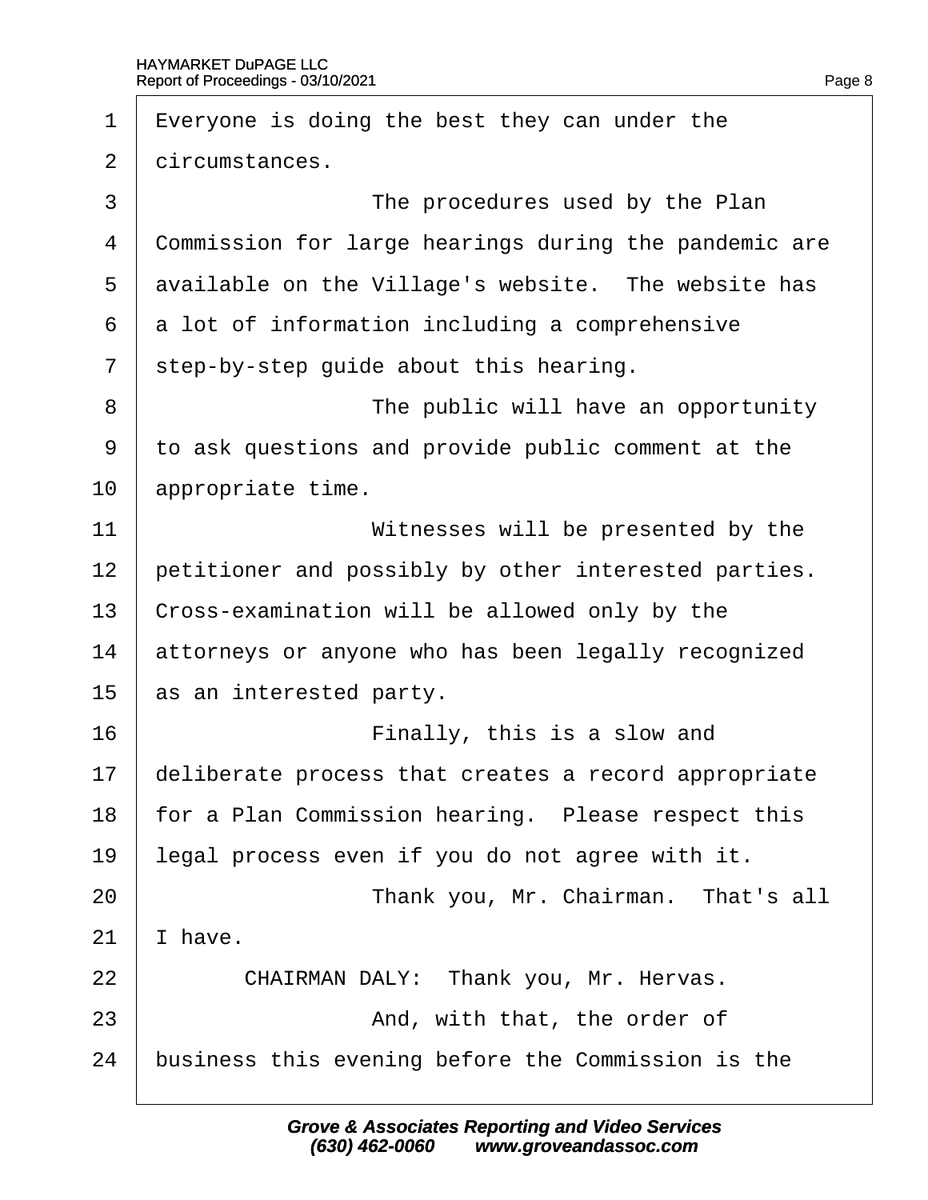Everyone is doing the best they can under the circumstances.

The procedures used by the Plan Commission for large hearings during the pandemic are available on the Village's website. The website has a lot of information including a comprehensive step-by-step guide about this hearing.

The public will have an opportunity to ask questions and provide public comment at the appropriate time.

Witnesses will be presented by the petitioner and possibly by other interested parties. Cross-examination will be allowed only by the attorneys or anyone who has been legally recognized as an interested party.

Finally, this is a slow and deliberate process that creates a record appropriate for a Plan Commission hearing. Please respect this legal process even if you do not agree with it.

Thank you, Mr. Chairman. That's all I have.

CHAIRMAN DALY: Thank you, Mr. Hervas.

And, with that, the order of business this evening before the Commission is the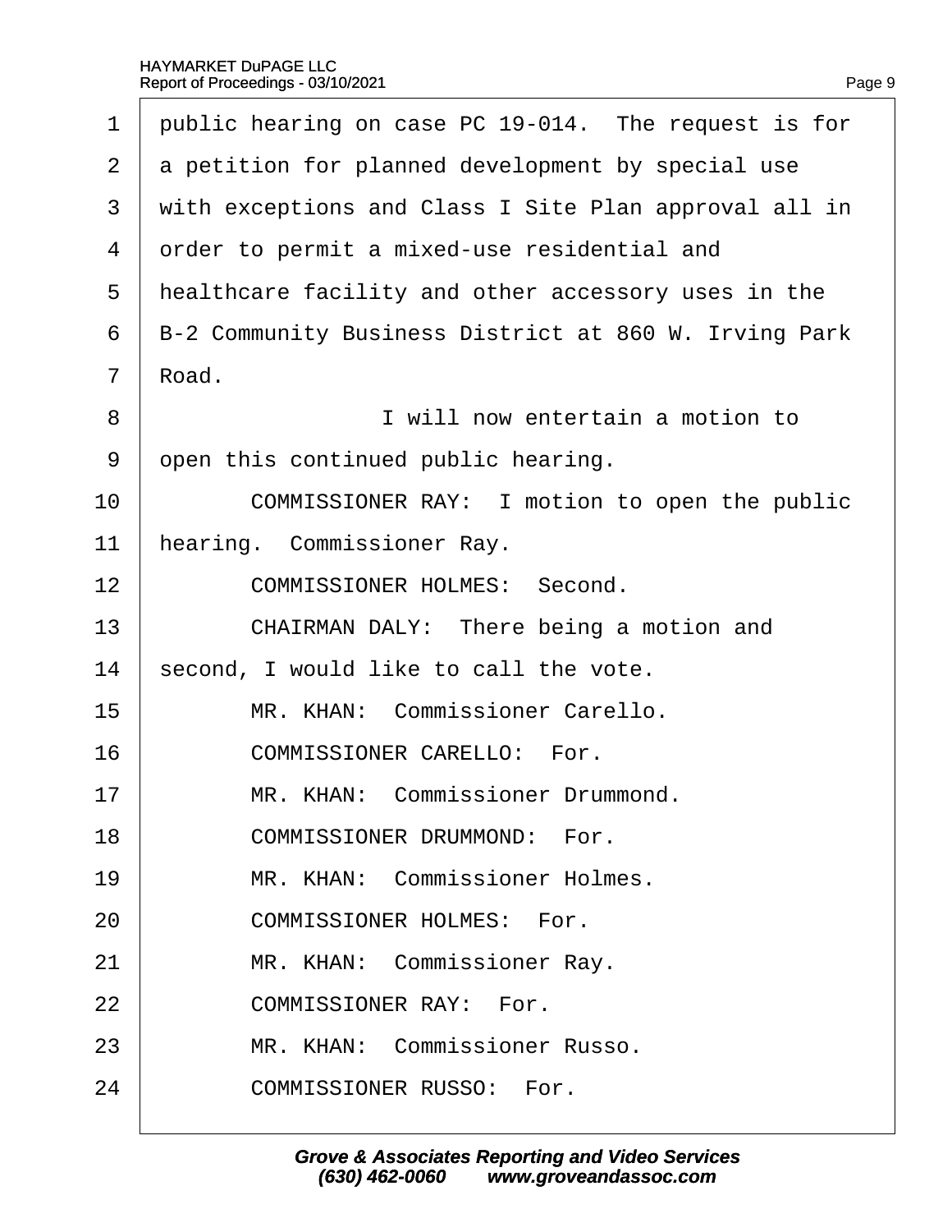public hearing on case PC 19-014. The request is for a petition for planned development by special use with exceptions and Class I Site Plan approval all in order to permit a mixed-use residential and healthcare facility and other accessory uses in the B-2 Community Business District at 860 W. Irving Park Road.

I will now entertain a motion to open this continued public hearing.

COMMISSIONER RAY: I motion to open the public hearing. Commissioner Ray.

COMMISSIONER HOLMES: Second.

CHAIRMAN DALY: There being a motion and second, I would like to call the vote.

MR. KHAN: Commissioner Carello.

COMMISSIONER CARELLO: For.

MR. KHAN: Commissioner Drummond.

COMMISSIONER DRUMMOND: For.

MR. KHAN: Commissioner Holmes.

COMMISSIONER HOLMES: For.

MR. KHAN: Commissioner Ray.

COMMISSIONER RAY: For.

MR. KHAN: Commissioner Russo.

COMMISSIONER RUSSO: For.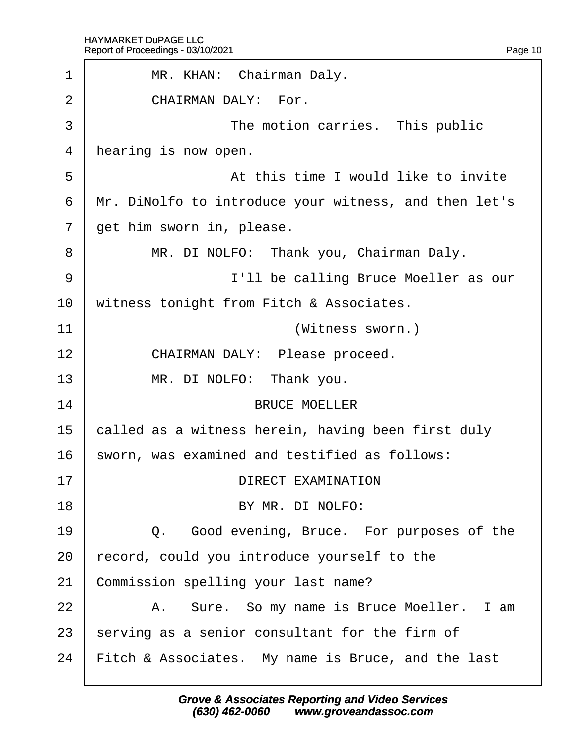1 MR. KHAN: Chairman Daly.

2 CHAIRMAN DALY: For.

3 The motion carries. This public

4 hearing is now open.

5 At this time I would like to invite

6 Mr. DiNolfo to introduce your witness, and then let's

7 get him sworn in, please.

8 MR. DI NOLFO: Thank you, Chairman Daly.

9 I'll be calling Bruce Moeller as our

10 witness tonight from Fitch & Associates.

11 (Witness sworn.)

12 CHAIRMAN DALY: Please proceed.

13 MR. DI NOLFO: Thank you.

14 BRUCE MOELLER

15 called as a witness herein, having been first duly

16 sworn, was examined and testified as follows:

17 DIRECT EXAMINATION

18 BY MR. DI NOLFO:

19 Q. Good evening, Bruce. For purposes of the

20 record, could you introduce yourself to the

21 Commission spelling your last name?

22 A. Sure. So my name is Bruce Moeller. I am

23 serving as a senior consultant for the firm of

24 Fitch & Associates. My name is Bruce, and the last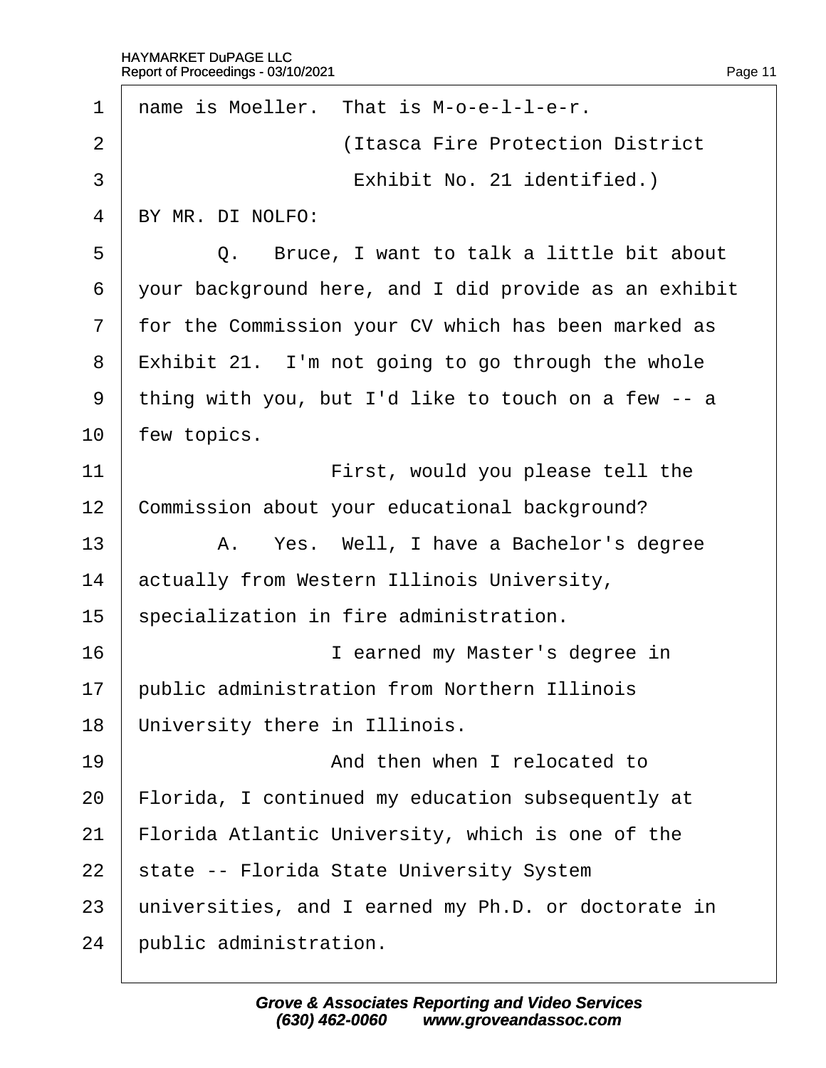name is Moeller. That is M-o-e-l-l-e-r.

(Itasca Fire Protection District Exhibit No. 21 identified.)

BY MR. DI NOLFO:

Q. Bruce, I want to talk a little bit about your background here, and I did provide as an exhibit for the Commission your CV which has been marked as Exhibit 21. I'm not going to go through the whole thing with you, but I'd like to touch on a few -- a few topics.

First, would you please tell the Commission about your educational background?

A. Yes. Well, I have a Bachelor's degree actually from Western Illinois University, specialization in fire administration.

I earned my Master's degree in public administration from Northern Illinois University there in Illinois.

And then when I relocated to Florida, I continued my education subsequently at Florida Atlantic University, which is one of the state -- Florida State University System universities, and I earned my Ph.D. or doctorate in public administration.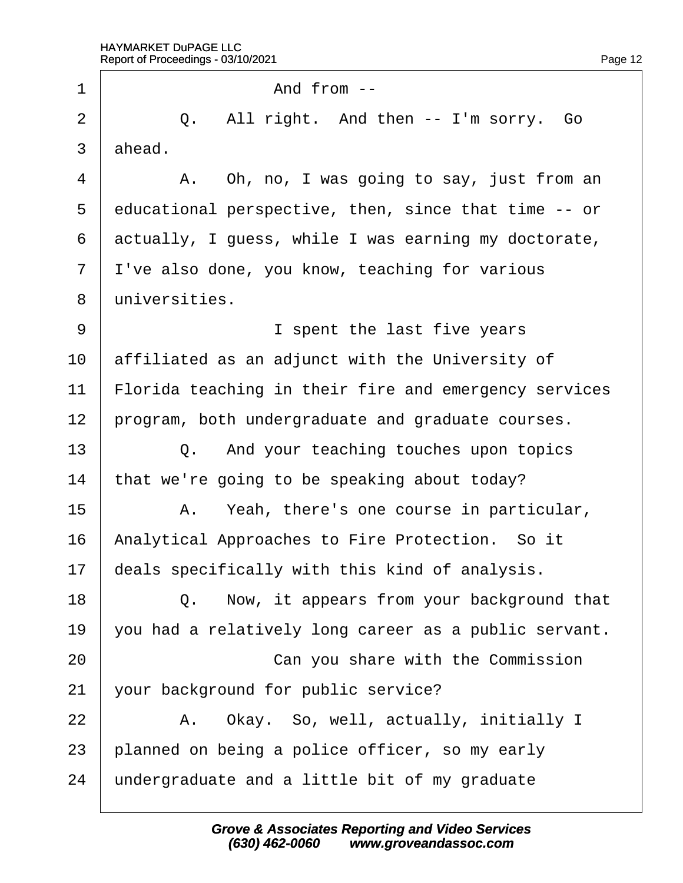1 And from --

2 Q. All right. And then -- I'm sorry. Go

3 ahead.

4 A. Oh, no, I was going to say, just from an

5 educational perspective, then, since that time -- or

6 actually, I guess, while I was earning my doctorate,

7 I've also done, you know, teaching for various

8 universities.

9 I spent the last five years

10 affiliated as an adjunct with the University of

11 Florida teaching in their fire and emergency services

12 program, both undergraduate and graduate courses.

13 Q. And your teaching touches upon topics

14 that we're going to be speaking about today?

15 A. Yeah, there's one course in particular,

16 Analytical Approaches to Fire Protection. So it

17 deals specifically with this kind of analysis.

18 Q. Now, it appears from your background that

19 you had a relatively long career as a public servant.

20 Can you share with the Commission

21 your background for public service?

22 A. Okay. So, well, actually, initially I

23 planned on being a police officer, so my early

24 undergraduate and a little bit of my graduate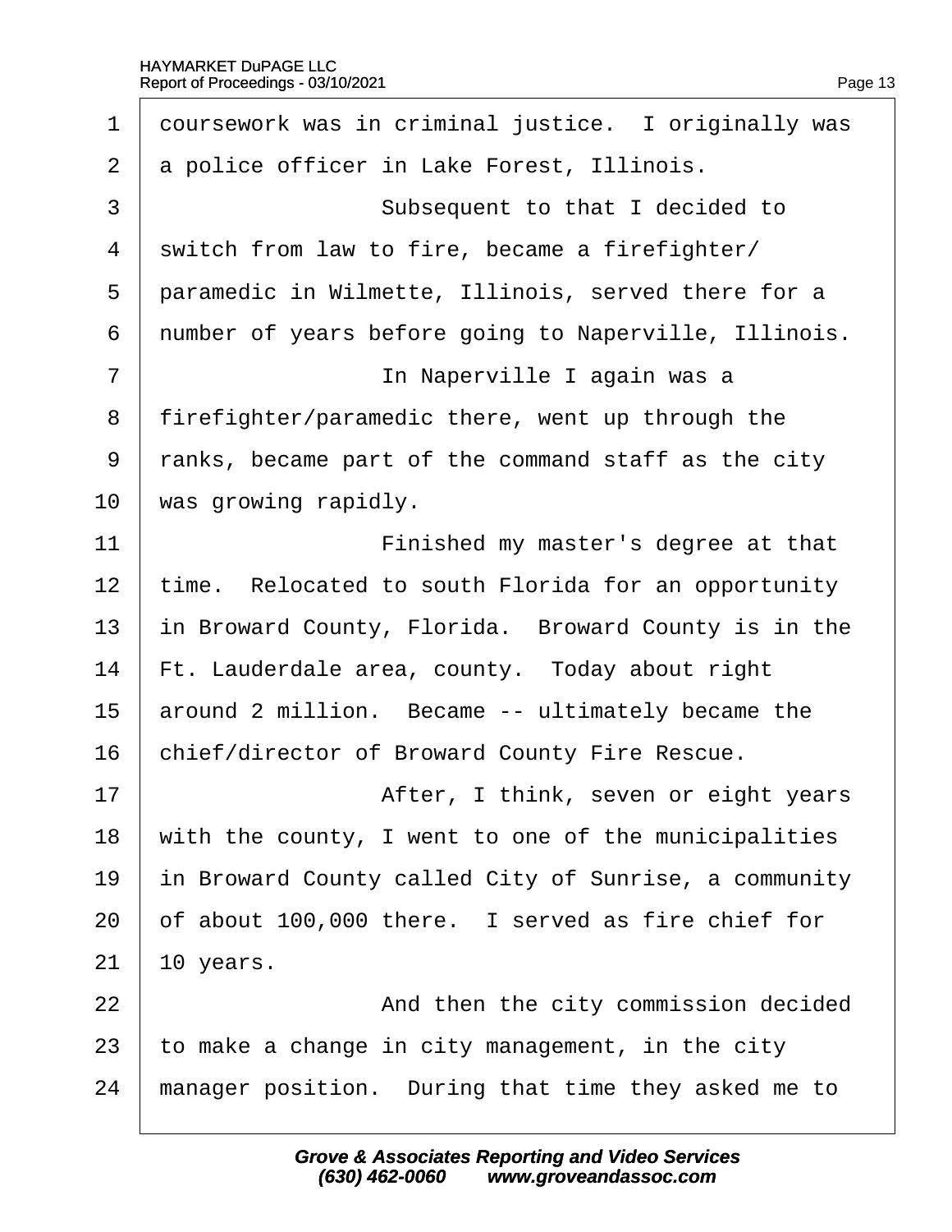1 coursework was in criminal justice. I originally was
2 a police officer in Lake Forest, Illinois.
3 Subsequent to that I decided to
4 switch from law to fire, became a firefighter/
5 paramedic in Wilmette, Illinois, served there for a
6 number of years before going to Naperville, Illinois.
7 In Naperville I again was a
8 firefighter/paramedic there, went up through the
9 ranks, became part of the command staff as the city
10 was growing rapidly.
11 Finished my master's degree at that
12 time. Relocated to south Florida for an opportunity
13 in Broward County, Florida. Broward County is in the
14 Ft. Lauderdale area, county. Today about right
15 around 2 million. Became -- ultimately became the
16 chief/director of Broward County Fire Rescue.
17 After, I think, seven or eight years
18 with the county, I went to one of the municipalities
19 in Broward County called City of Sunrise, a community
20 of about 100,000 there. I served as fire chief for
21 10 years.
22 And then the city commission decided
23 to make a change in city management, in the city
24 manager position. During that time they asked me to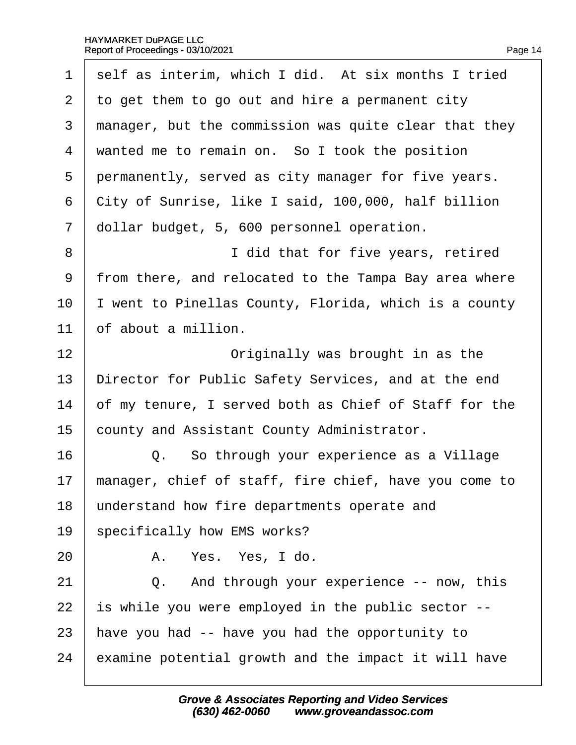1 self as interim, which I did. At six months I tried
2 to get them to go out and hire a permanent city
3 manager, but the commission was quite clear that they
4 wanted me to remain on. So I took the position
5 permanently, served as city manager for five years.
6 City of Sunrise, like I said, 100,000, half billion
7 dollar budget, 5, 600 personnel operation.
8 I did that for five years, retired
9 from there, and relocated to the Tampa Bay area where
10 I went to Pinellas County, Florida, which is a county
11 of about a million.
12 Originally was brought in as the
13 Director for Public Safety Services, and at the end
14 of my tenure, I served both as Chief of Staff for the
15 county and Assistant County Administrator.
16 Q. So through your experience as a Village
17 manager, chief of staff, fire chief, have you come to
18 understand how fire departments operate and
19 specifically how EMS works?
20 A. Yes. Yes, I do.
21 Q. And through your experience -- now, this
22 is while you were employed in the public sector --
23 have you had -- have you had the opportunity to
24 examine potential growth and the impact it will have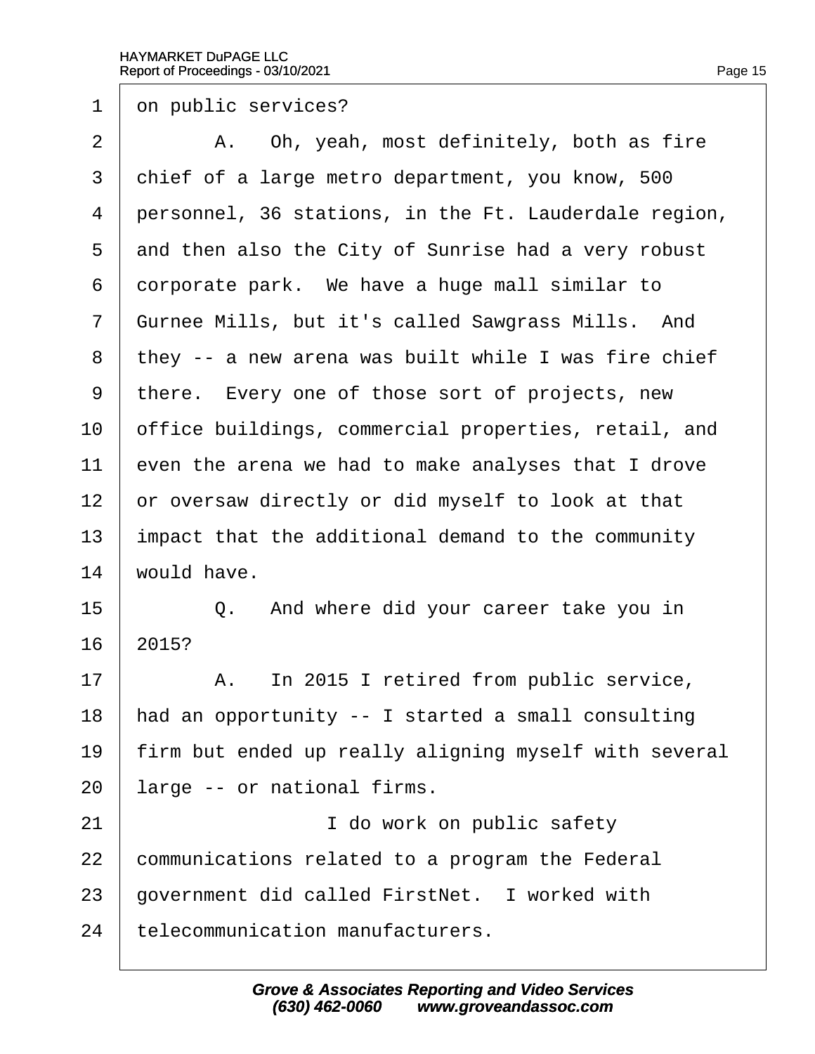1 on public services?

2 A. Oh, yeah, most definitely, both as fire

3 chief of a large metro department, you know, 500

4 personnel, 36 stations, in the Ft. Lauderdale region,

5 and then also the City of Sunrise had a very robust

6 corporate park. We have a huge mall similar to

7 Gurnee Mills, but it's called Sawgrass Mills. And

8 they -- a new arena was built while I was fire chief

9 there. Every one of those sort of projects, new

10 office buildings, commercial properties, retail, and

11 even the arena we had to make analyses that I drove

12 or oversaw directly or did myself to look at that

13 impact that the additional demand to the community

14 would have.

15 Q. And where did your career take you in

16 2015?

17 A. In 2015 I retired from public service,

18 had an opportunity -- I started a small consulting

19 firm but ended up really aligning myself with several

20 large -- or national firms.

21 I do work on public safety

22 communications related to a program the Federal

23 government did called FirstNet. I worked with

24 telecommunication manufacturers.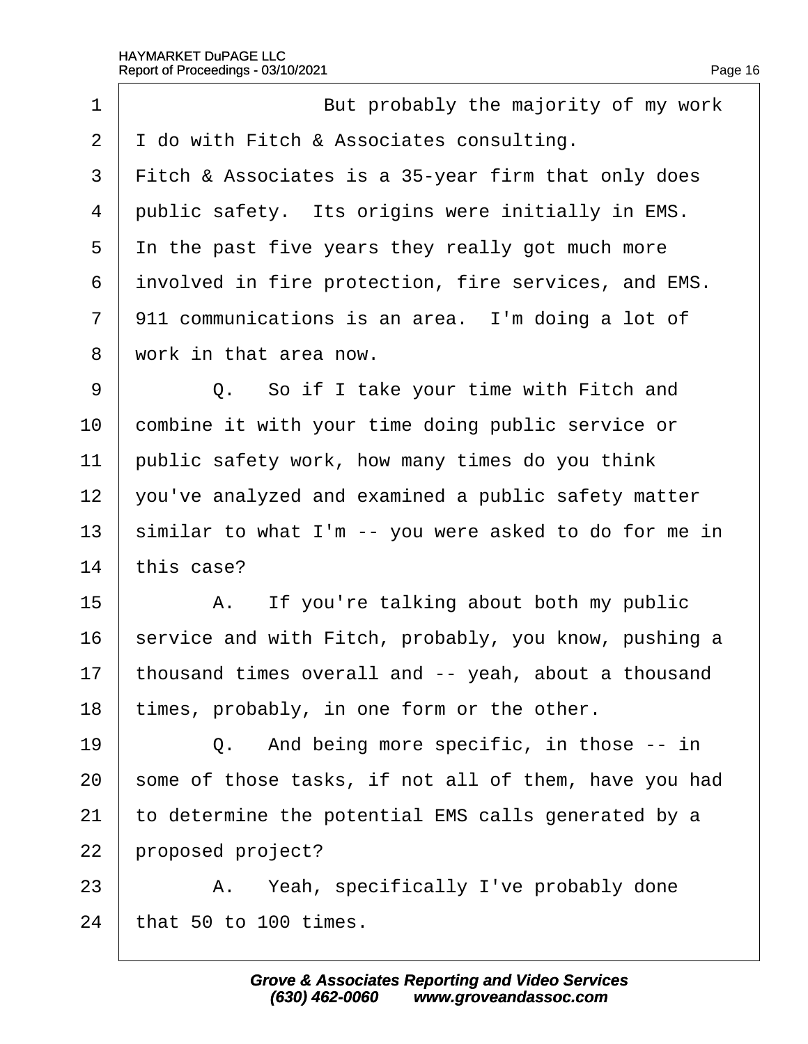1 But probably the majority of my work
2 I do with Fitch & Associates consulting.
3 Fitch & Associates is a 35-year firm that only does
4 public safety. Its origins were initially in EMS.
5 In the past five years they really got much more
6 involved in fire protection, fire services, and EMS.
7 911 communications is an area. I'm doing a lot of
8 work in that area now.
9 Q. So if I take your time with Fitch and
10 combine it with your time doing public service or
11 public safety work, how many times do you think
12 you've analyzed and examined a public safety matter
13 similar to what I'm -- you were asked to do for me in
14 this case?
15 A. If you're talking about both my public
16 service and with Fitch, probably, you know, pushing a
17 thousand times overall and -- yeah, about a thousand
18 times, probably, in one form or the other.
19 Q. And being more specific, in those -- in
20 some of those tasks, if not all of them, have you had
21 to determine the potential EMS calls generated by a
22 proposed project?
23 A. Yeah, specifically I've probably done
24 that 50 to 100 times.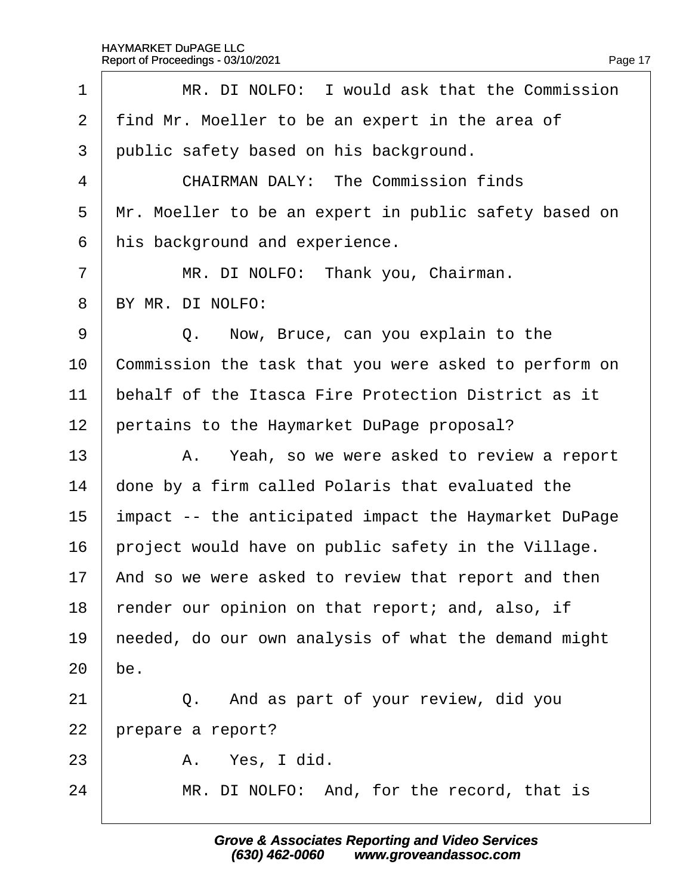MR. DI NOLFO: I would ask that the Commission find Mr. Moeller to be an expert in the area of public safety based on his background.

CHAIRMAN DALY: The Commission finds Mr. Moeller to be an expert in public safety based on his background and experience.

MR. DI NOLFO: Thank you, Chairman.

BY MR. DI NOLFO:

Q. Now, Bruce, can you explain to the Commission the task that you were asked to perform on behalf of the Itasca Fire Protection District as it pertains to the Haymarket DuPage proposal?

A. Yeah, so we were asked to review a report done by a firm called Polaris that evaluated the impact -- the anticipated impact the Haymarket DuPage project would have on public safety in the Village. And so we were asked to review that report and then render our opinion on that report; and, also, if needed, do our own analysis of what the demand might be.

Q. And as part of your review, did you prepare a report?

A. Yes, I did.

MR. DI NOLFO: And, for the record, that is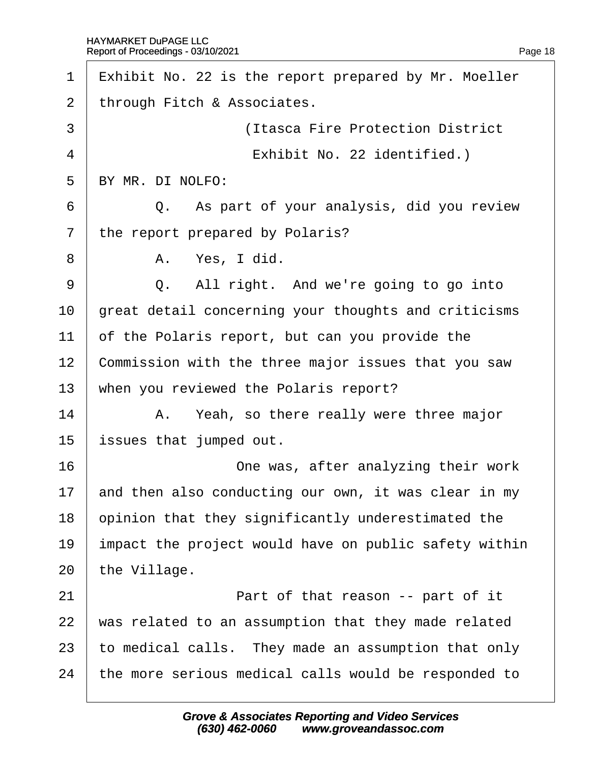1 Exhibit No. 22 is the report prepared by Mr. Moeller
2 through Fitch & Associates.
3 (Itasca Fire Protection District
4 Exhibit No. 22 identified.)
5 BY MR. DI NOLFO:
6 Q. As part of your analysis, did you review
7 the report prepared by Polaris?
8 A. Yes, I did.
9 Q. All right. And we're going to go into
10 great detail concerning your thoughts and criticisms
11 of the Polaris report, but can you provide the
12 Commission with the three major issues that you saw
13 when you reviewed the Polaris report?
14 A. Yeah, so there really were three major
15 issues that jumped out.
16 One was, after analyzing their work
17 and then also conducting our own, it was clear in my
18 opinion that they significantly underestimated the
19 impact the project would have on public safety within
20 the Village.
21 Part of that reason -- part of it
22 was related to an assumption that they made related
23 to medical calls. They made an assumption that only
24 the more serious medical calls would be responded to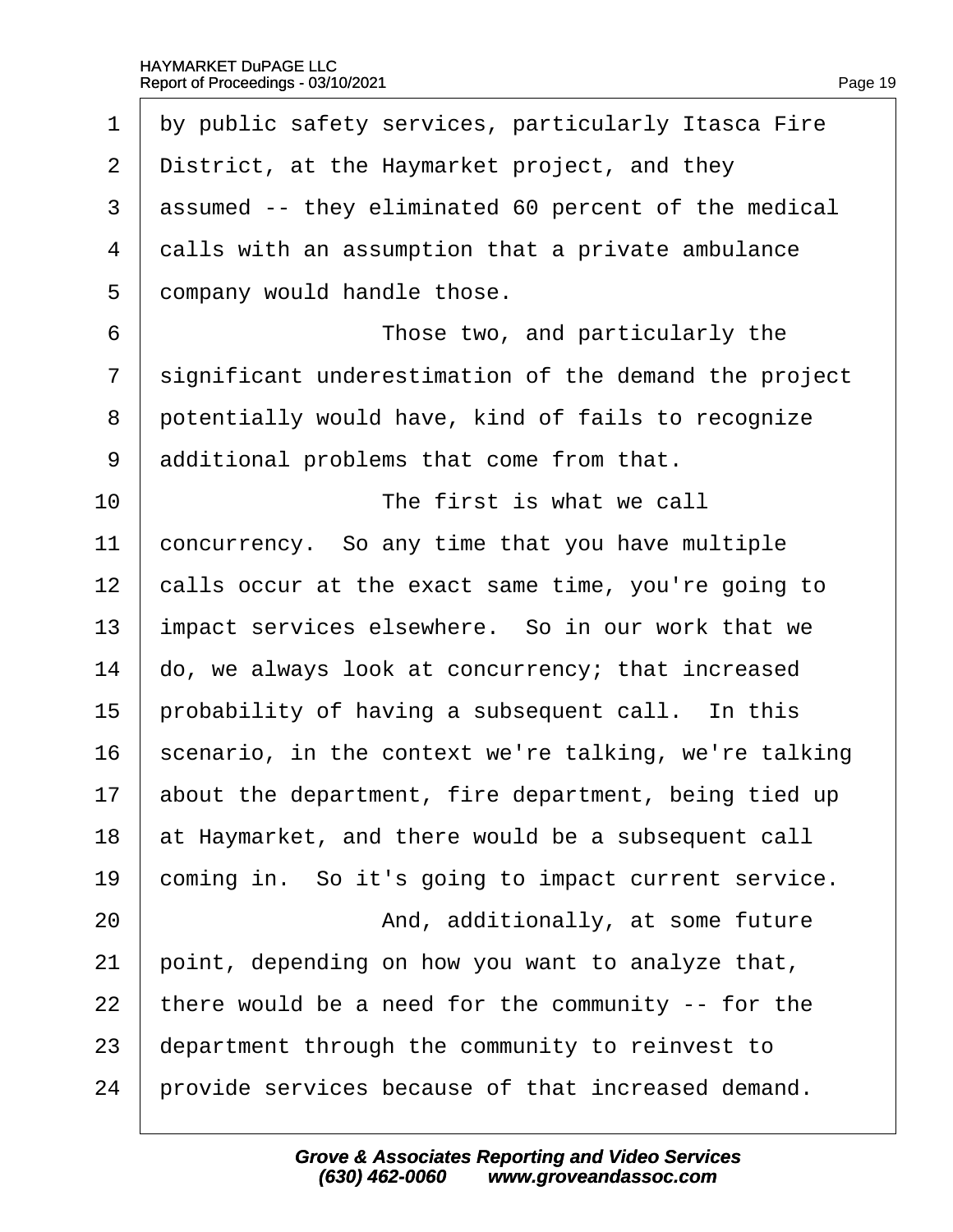by public safety services, particularly Itasca Fire District, at the Haymarket project, and they assumed -- they eliminated 60 percent of the medical calls with an assumption that a private ambulance company would handle those.

Those two, and particularly the significant underestimation of the demand the project potentially would have, kind of fails to recognize additional problems that come from that.

The first is what we call concurrency. So any time that you have multiple calls occur at the exact same time, you're going to impact services elsewhere. So in our work that we do, we always look at concurrency; that increased probability of having a subsequent call. In this scenario, in the context we're talking, we're talking about the department, fire department, being tied up at Haymarket, and there would be a subsequent call coming in. So it's going to impact current service.

And, additionally, at some future point, depending on how you want to analyze that, there would be a need for the community -- for the department through the community to reinvest to provide services because of that increased demand.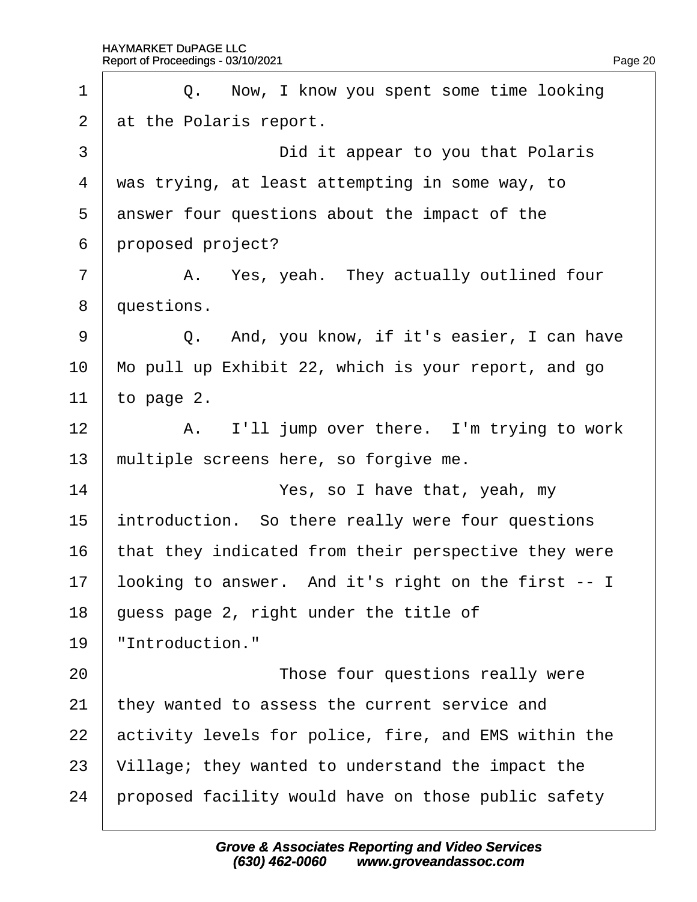1 Q. Now, I know you spent some time looking
2 at the Polaris report.
3 Did it appear to you that Polaris
4 was trying, at least attempting in some way, to
5 answer four questions about the impact of the
6 proposed project?
7 A. Yes, yeah. They actually outlined four
8 questions.
9 Q. And, you know, if it's easier, I can have
10 Mo pull up Exhibit 22, which is your report, and go
11 to page 2.
12 A. I'll jump over there. I'm trying to work
13 multiple screens here, so forgive me.
14 Yes, so I have that, yeah, my
15 introduction. So there really were four questions
16 that they indicated from their perspective they were
17 looking to answer. And it's right on the first -- I
18 guess page 2, right under the title of
19 "Introduction."
20 Those four questions really were
21 they wanted to assess the current service and
22 activity levels for police, fire, and EMS within the
23 Village; they wanted to understand the impact the
24 proposed facility would have on those public safety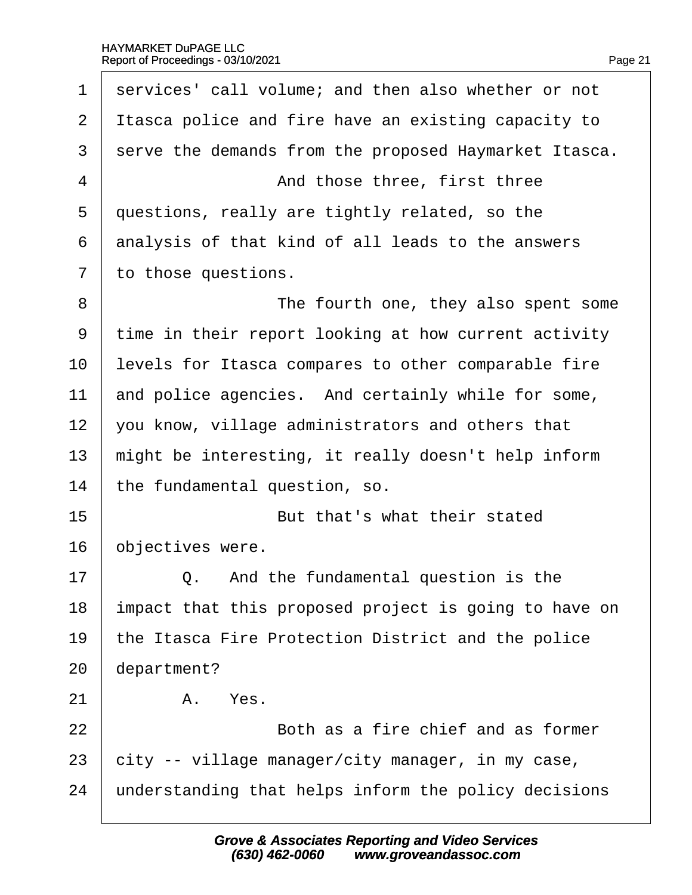1 services' call volume; and then also whether or not
2 Itasca police and fire have an existing capacity to
3 serve the demands from the proposed Haymarket Itasca.
4 And those three, first three
5 questions, really are tightly related, so the
6 analysis of that kind of all leads to the answers
7 to those questions.
8 The fourth one, they also spent some
9 time in their report looking at how current activity
10 levels for Itasca compares to other comparable fire
11 and police agencies. And certainly while for some,
12 you know, village administrators and others that
13 might be interesting, it really doesn't help inform
14 the fundamental question, so.
15 But that's what their stated
16 objectives were.
17 Q. And the fundamental question is the
18 impact that this proposed project is going to have on
19 the Itasca Fire Protection District and the police
20 department?
21 A. Yes.
22 Both as a fire chief and as former
23 city -- village manager/city manager, in my case,
24 understanding that helps inform the policy decisions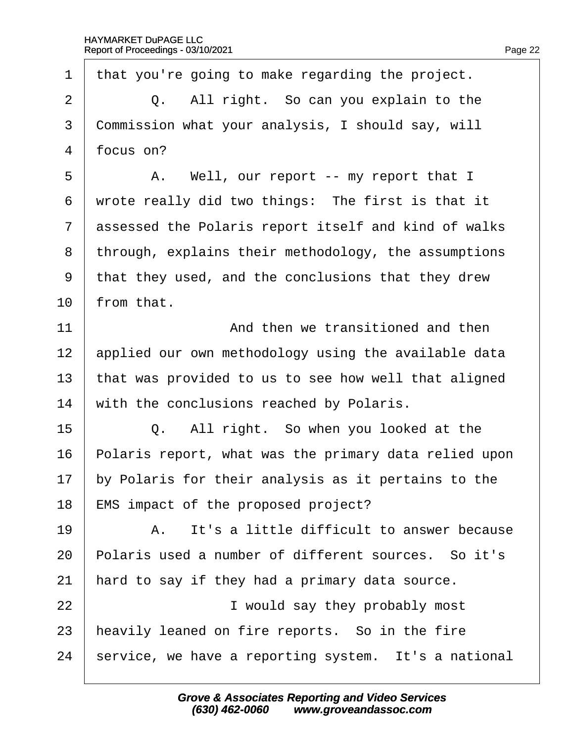1 that you're going to make regarding the project.

2 Q. All right. So can you explain to the

3 Commission what your analysis, I should say, will

4 focus on?

5 A. Well, our report -- my report that I

6 wrote really did two things: The first is that it

7 assessed the Polaris report itself and kind of walks

8 through, explains their methodology, the assumptions

9 that they used, and the conclusions that they drew

10 from that.

11 And then we transitioned and then

12 applied our own methodology using the available data

13 that was provided to us to see how well that aligned

14 with the conclusions reached by Polaris.

15 Q. All right. So when you looked at the

16 Polaris report, what was the primary data relied upon

17 by Polaris for their analysis as it pertains to the

18 EMS impact of the proposed project?

19 A. It's a little difficult to answer because

20 Polaris used a number of different sources. So it's

21 hard to say if they had a primary data source.

22 I would say they probably most

23 heavily leaned on fire reports. So in the fire

24 service, we have a reporting system. It's a national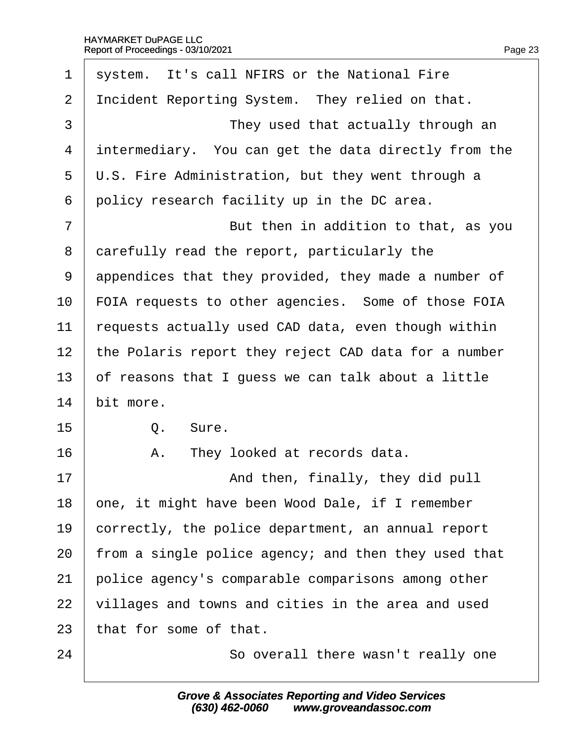1 system. It's call NFIRS or the National Fire
2 Incident Reporting System. They relied on that.
3 They used that actually through an
4 intermediary. You can get the data directly from the
5 U.S. Fire Administration, but they went through a
6 policy research facility up in the DC area.
7 But then in addition to that, as you
8 carefully read the report, particularly the
9 appendices that they provided, they made a number of
10 FOIA requests to other agencies. Some of those FOIA
11 requests actually used CAD data, even though within
12 the Polaris report they reject CAD data for a number
13 of reasons that I guess we can talk about a little
14 bit more.
15 Q. Sure.
16 A. They looked at records data.
17 And then, finally, they did pull
18 one, it might have been Wood Dale, if I remember
19 correctly, the police department, an annual report
20 from a single police agency; and then they used that
21 police agency's comparable comparisons among other
22 villages and towns and cities in the area and used
23 that for some of that.
24 So overall there wasn't really one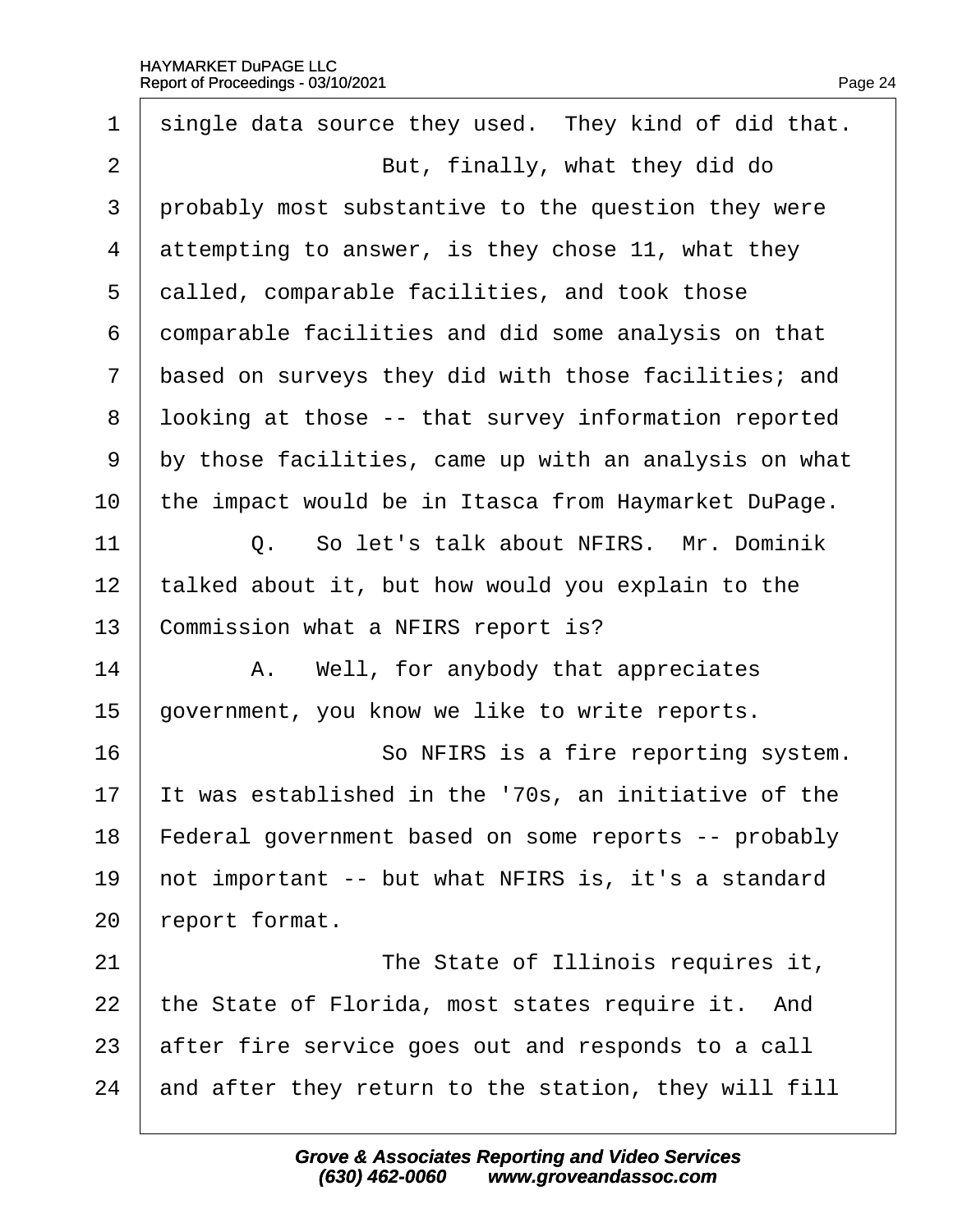1 single data source they used. They kind of did that.

2 But, finally, what they did do

3 probably most substantive to the question they were

4 attempting to answer, is they chose 11, what they

5 called, comparable facilities, and took those

6 comparable facilities and did some analysis on that

7 based on surveys they did with those facilities; and

8 looking at those -- that survey information reported

9 by those facilities, came up with an analysis on what

10 the impact would be in Itasca from Haymarket DuPage.

11 Q. So let's talk about NFIRS. Mr. Dominik

12 talked about it, but how would you explain to the

13 Commission what a NFIRS report is?

14 A. Well, for anybody that appreciates

15 government, you know we like to write reports.

16 So NFIRS is a fire reporting system.

17 It was established in the '70s, an initiative of the

18 Federal government based on some reports -- probably

19 not important -- but what NFIRS is, it's a standard

20 report format.

21 The State of Illinois requires it,

22 the State of Florida, most states require it. And

23 after fire service goes out and responds to a call

24 and after they return to the station, they will fill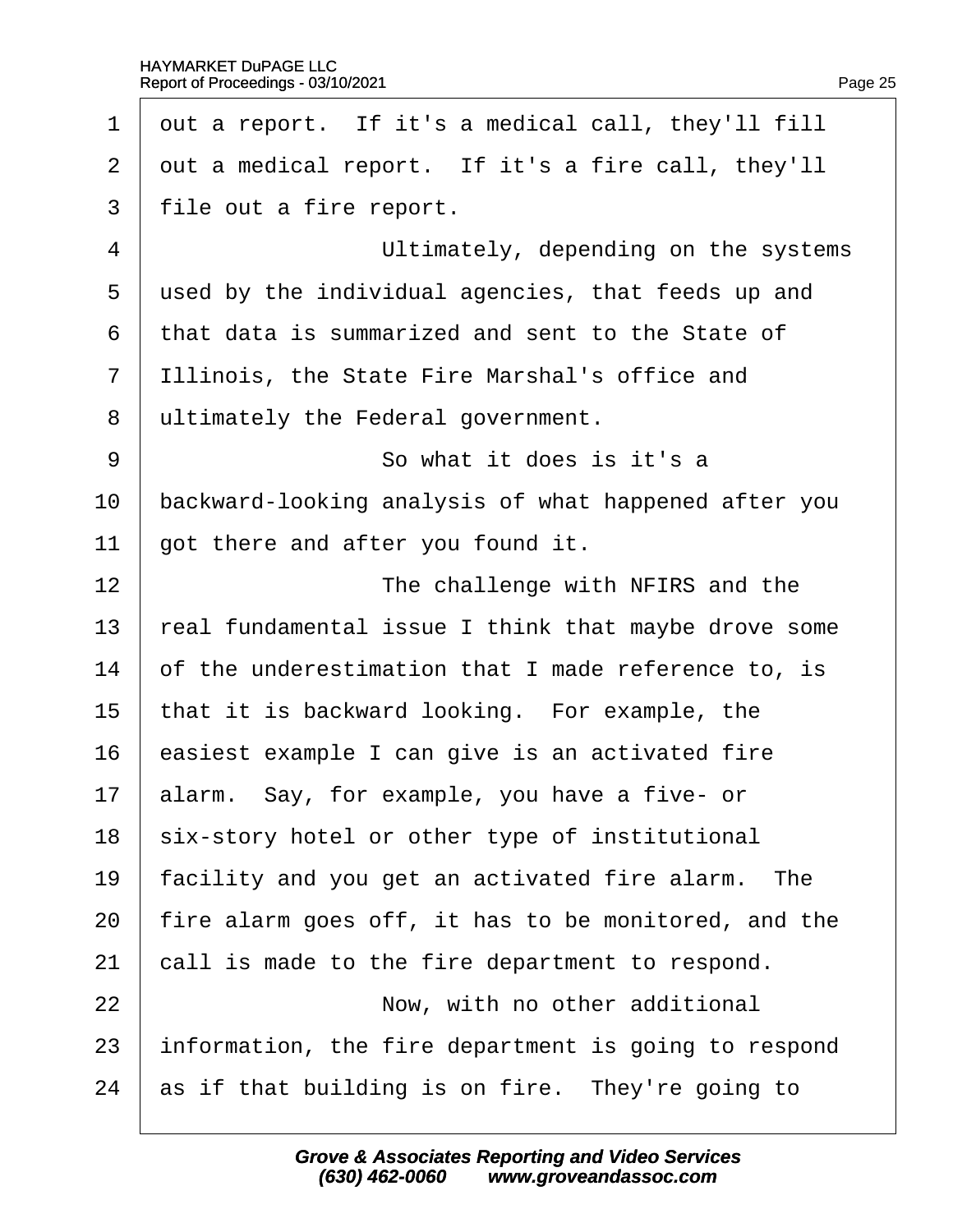1 out a report. If it's a medical call, they'll fill
2 out a medical report. If it's a fire call, they'll
3 file out a fire report.
4 Ultimately, depending on the systems
5 used by the individual agencies, that feeds up and
6 that data is summarized and sent to the State of
7 Illinois, the State Fire Marshal's office and
8 ultimately the Federal government.
9 So what it does is it's a
10 backward-looking analysis of what happened after you
11 got there and after you found it.
12 The challenge with NFIRS and the
13 real fundamental issue I think that maybe drove some
14 of the underestimation that I made reference to, is
15 that it is backward looking. For example, the
16 easiest example I can give is an activated fire
17 alarm. Say, for example, you have a five- or
18 six-story hotel or other type of institutional
19 facility and you get an activated fire alarm. The
20 fire alarm goes off, it has to be monitored, and the
21 call is made to the fire department to respond.
22 Now, with no other additional
23 information, the fire department is going to respond
24 as if that building is on fire. They're going to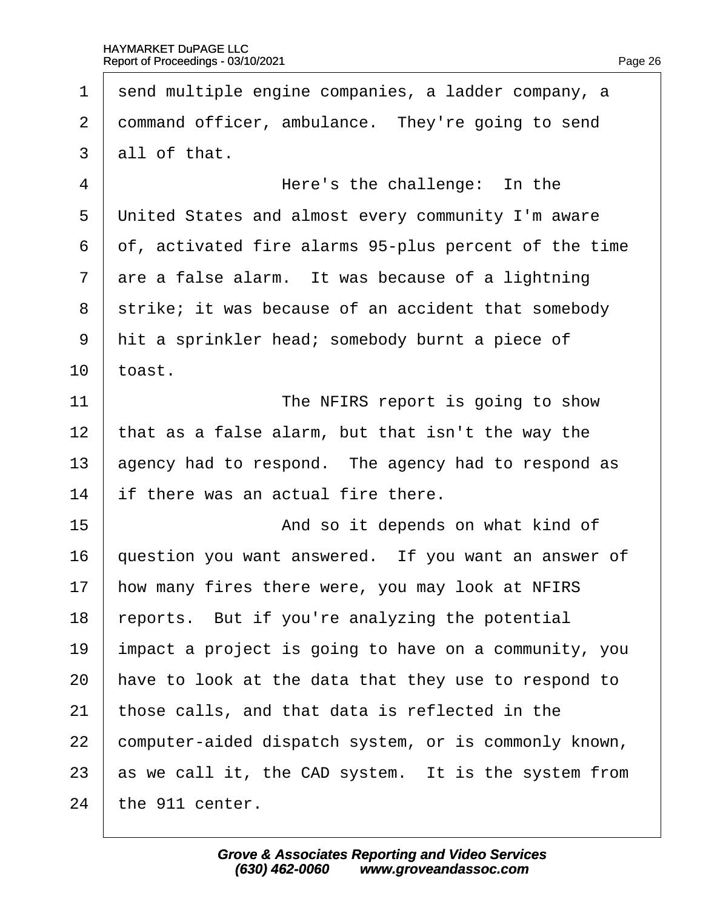1 send multiple engine companies, a ladder company, a
2 command officer, ambulance. They're going to send
3 all of that.
4 Here's the challenge: In the
5 United States and almost every community I'm aware
6 of, activated fire alarms 95-plus percent of the time
7 are a false alarm. It was because of a lightning
8 strike; it was because of an accident that somebody
9 hit a sprinkler head; somebody burnt a piece of
10 toast.
11 The NFIRS report is going to show
12 that as a false alarm, but that isn't the way the
13 agency had to respond. The agency had to respond as
14 if there was an actual fire there.
15 And so it depends on what kind of
16 question you want answered. If you want an answer of
17 how many fires there were, you may look at NFIRS
18 reports. But if you're analyzing the potential
19 impact a project is going to have on a community, you
20 have to look at the data that they use to respond to
21 those calls, and that data is reflected in the
22 computer-aided dispatch system, or is commonly known,
23 as we call it, the CAD system. It is the system from
24 the 911 center.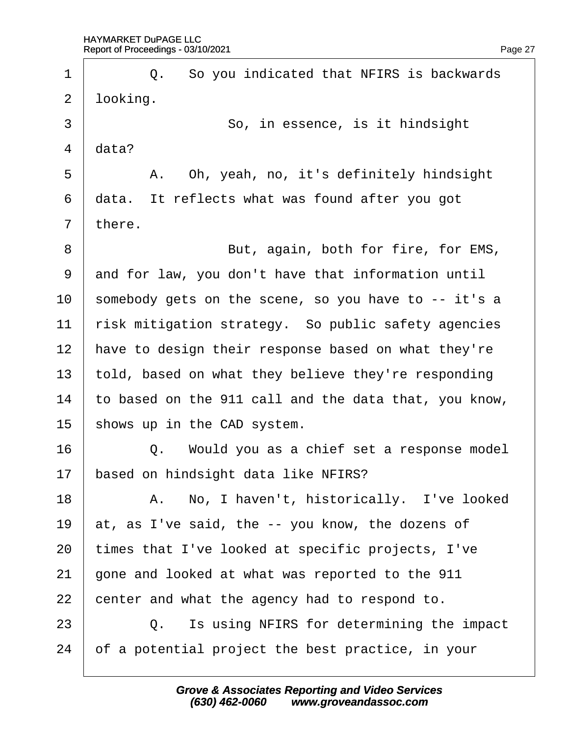1 Q. So you indicated that NFIRS is backwards
2 looking.
3 So, in essence, is it hindsight
4 data?
5 A. Oh, yeah, no, it's definitely hindsight
6 data. It reflects what was found after you got
7 there.
8 But, again, both for fire, for EMS,
9 and for law, you don't have that information until
10 somebody gets on the scene, so you have to -- it's a
11 risk mitigation strategy. So public safety agencies
12 have to design their response based on what they're
13 told, based on what they believe they're responding
14 to based on the 911 call and the data that, you know,
15 shows up in the CAD system.
16 Q. Would you as a chief set a response model
17 based on hindsight data like NFIRS?
18 A. No, I haven't, historically. I've looked
19 at, as I've said, the -- you know, the dozens of
20 times that I've looked at specific projects, I've
21 gone and looked at what was reported to the 911
22 center and what the agency had to respond to.
23 Q. Is using NFIRS for determining the impact
24 of a potential project the best practice, in your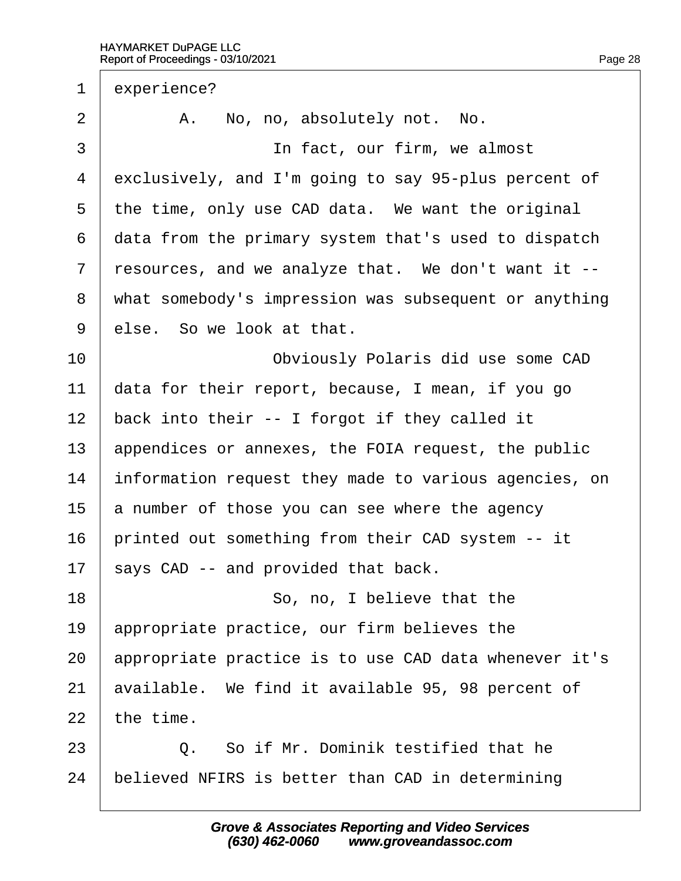1 experience?

2 A. No, no, absolutely not. No.

3 In fact, our firm, we almost

4 exclusively, and I'm going to say 95-plus percent of

5 the time, only use CAD data. We want the original

6 data from the primary system that's used to dispatch

7 resources, and we analyze that. We don't want it --

8 what somebody's impression was subsequent or anything

9 else. So we look at that.

10 Obviously Polaris did use some CAD

11 data for their report, because, I mean, if you go

12 back into their -- I forgot if they called it

13 appendices or annexes, the FOIA request, the public

14 information request they made to various agencies, on

15 a number of those you can see where the agency

16 printed out something from their CAD system -- it

17 says CAD -- and provided that back.

18 So, no, I believe that the

19 appropriate practice, our firm believes the

20 appropriate practice is to use CAD data whenever it's

21 available. We find it available 95, 98 percent of

22 the time.

23 Q. So if Mr. Dominik testified that he

24 believed NFIRS is better than CAD in determining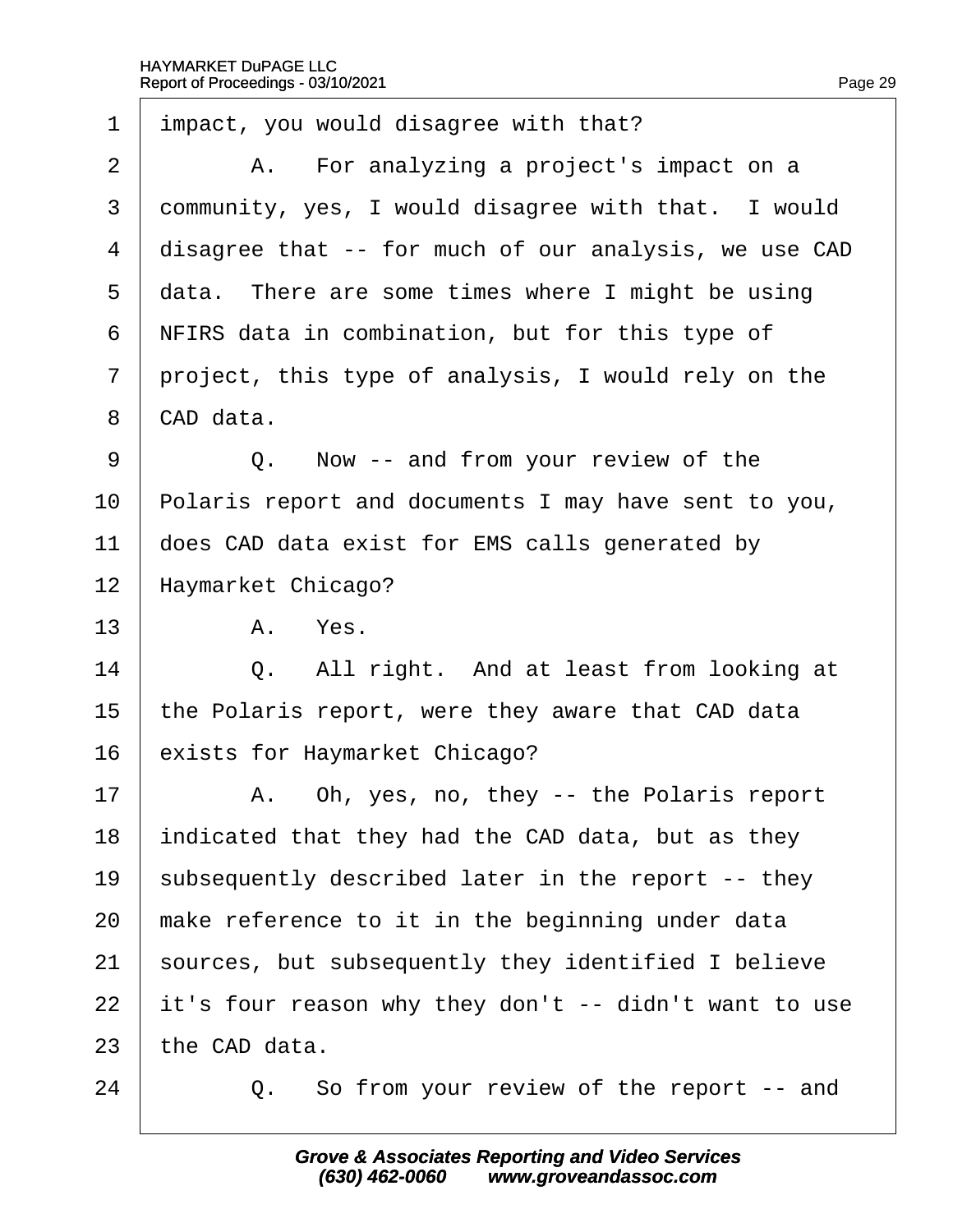1 impact, you would disagree with that?

2 A. For analyzing a project's impact on a

3 community, yes, I would disagree with that. I would

4 disagree that -- for much of our analysis, we use CAD

5 data. There are some times where I might be using

6 NFIRS data in combination, but for this type of

7 project, this type of analysis, I would rely on the

8 CAD data.

9 Q. Now -- and from your review of the

10 Polaris report and documents I may have sent to you,

11 does CAD data exist for EMS calls generated by

12 Haymarket Chicago?

13 A. Yes.

14 Q. All right. And at least from looking at

15 the Polaris report, were they aware that CAD data

16 exists for Haymarket Chicago?

17 A. Oh, yes, no, they -- the Polaris report

18 indicated that they had the CAD data, but as they

19 subsequently described later in the report -- they

20 make reference to it in the beginning under data

21 sources, but subsequently they identified I believe

22 it's four reason why they don't -- didn't want to use

23 the CAD data.

24 Q. So from your review of the report -- and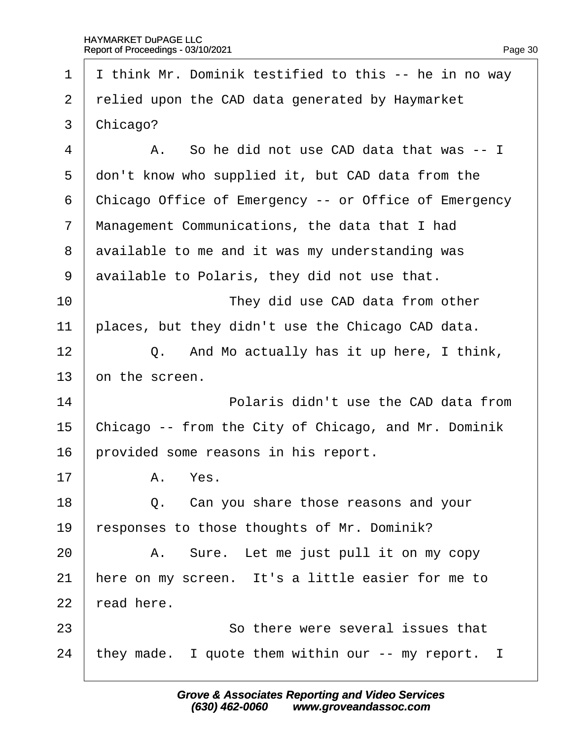1 I think Mr. Dominik testified to this -- he in no way
2 relied upon the CAD data generated by Haymarket
3 Chicago?

4 A. So he did not use CAD data that was -- I
5 don't know who supplied it, but CAD data from the
6 Chicago Office of Emergency -- or Office of Emergency
7 Management Communications, the data that I had
8 available to me and it was my understanding was
9 available to Polaris, they did not use that.

10 They did use CAD data from other
11 places, but they didn't use the Chicago CAD data.

12 Q. And Mo actually has it up here, I think,
13 on the screen.

14 Polaris didn't use the CAD data from
15 Chicago -- from the City of Chicago, and Mr. Dominik
16 provided some reasons in his report.

17 A. Yes.

18 Q. Can you share those reasons and your
19 responses to those thoughts of Mr. Dominik?

20 A. Sure. Let me just pull it on my copy
21 here on my screen. It's a little easier for me to
22 read here.

23 So there were several issues that
24 they made. I quote them within our -- my report. I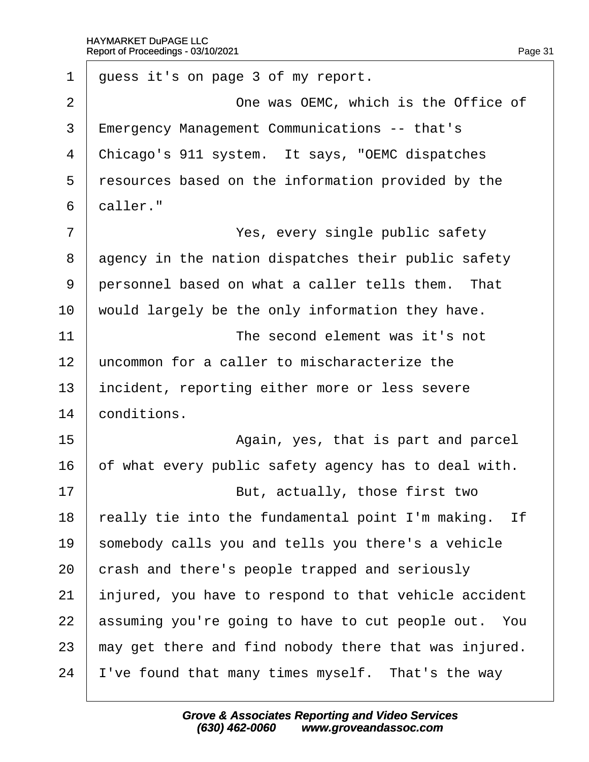1 guess it's on page 3 of my report.

2 One was OEMC, which is the Office of

3 Emergency Management Communications -- that's

4 Chicago's 911 system. It says, "OEMC dispatches

5 resources based on the information provided by the

6 caller."

7 Yes, every single public safety

8 agency in the nation dispatches their public safety

9 personnel based on what a caller tells them. That

10 would largely be the only information they have.

11 The second element was it's not

12 uncommon for a caller to mischaracterize the

13 incident, reporting either more or less severe

14 conditions.

15 Again, yes, that is part and parcel

16 of what every public safety agency has to deal with.

17 But, actually, those first two

18 really tie into the fundamental point I'm making. If

19 somebody calls you and tells you there's a vehicle

20 crash and there's people trapped and seriously

21 injured, you have to respond to that vehicle accident

22 assuming you're going to have to cut people out. You

23 may get there and find nobody there that was injured.

24 I've found that many times myself. That's the way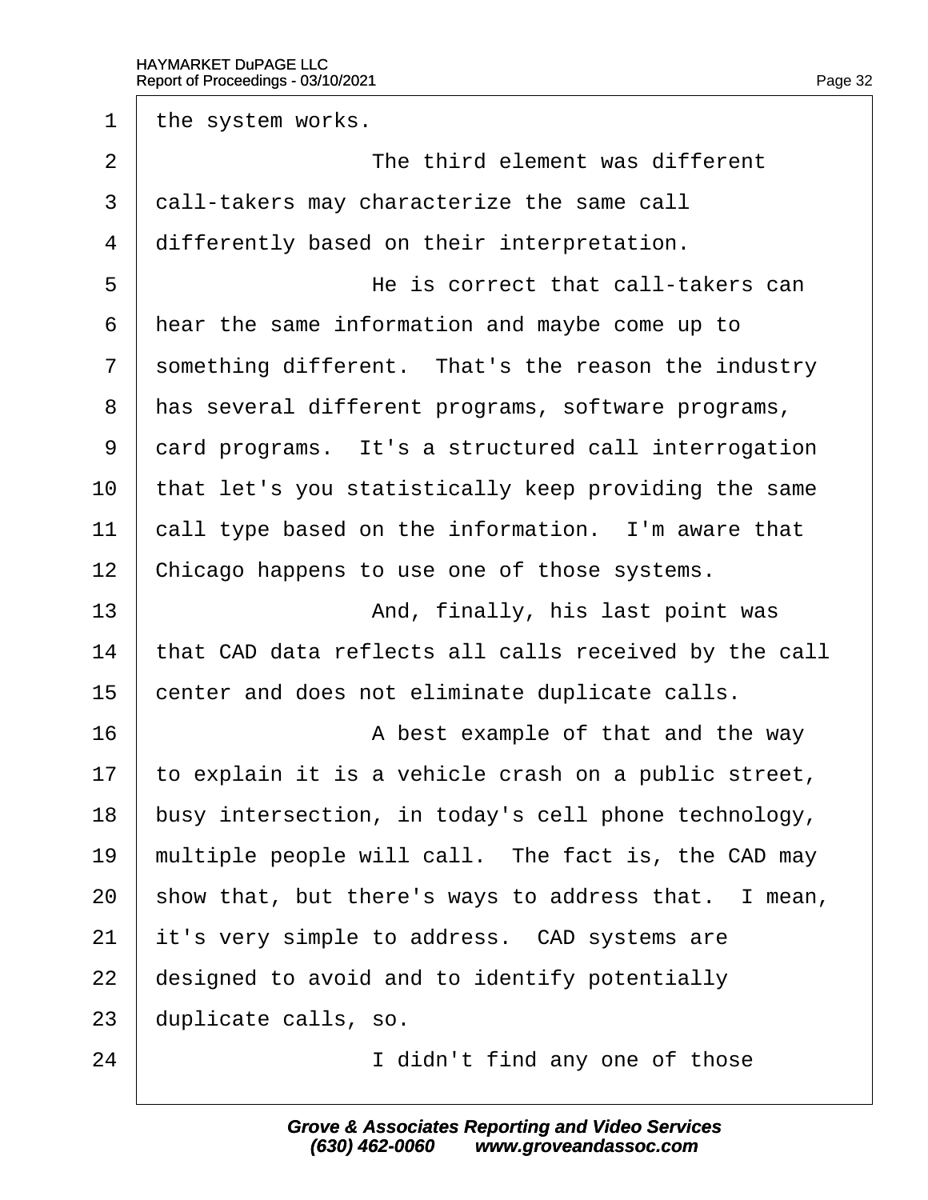1 the system works.

2 The third element was different

3 call-takers may characterize the same call

4 differently based on their interpretation.

5 He is correct that call-takers can

6 hear the same information and maybe come up to

7 something different. That's the reason the industry

8 has several different programs, software programs,

9 card programs. It's a structured call interrogation

10 that let's you statistically keep providing the same

11 call type based on the information. I'm aware that

12 Chicago happens to use one of those systems.

13 And, finally, his last point was

14 that CAD data reflects all calls received by the call

15 center and does not eliminate duplicate calls.

16 A best example of that and the way

17 to explain it is a vehicle crash on a public street,

18 busy intersection, in today's cell phone technology,

19 multiple people will call. The fact is, the CAD may

20 show that, but there's ways to address that. I mean,

21 it's very simple to address. CAD systems are

22 designed to avoid and to identify potentially

23 duplicate calls, so.

24 I didn't find any one of those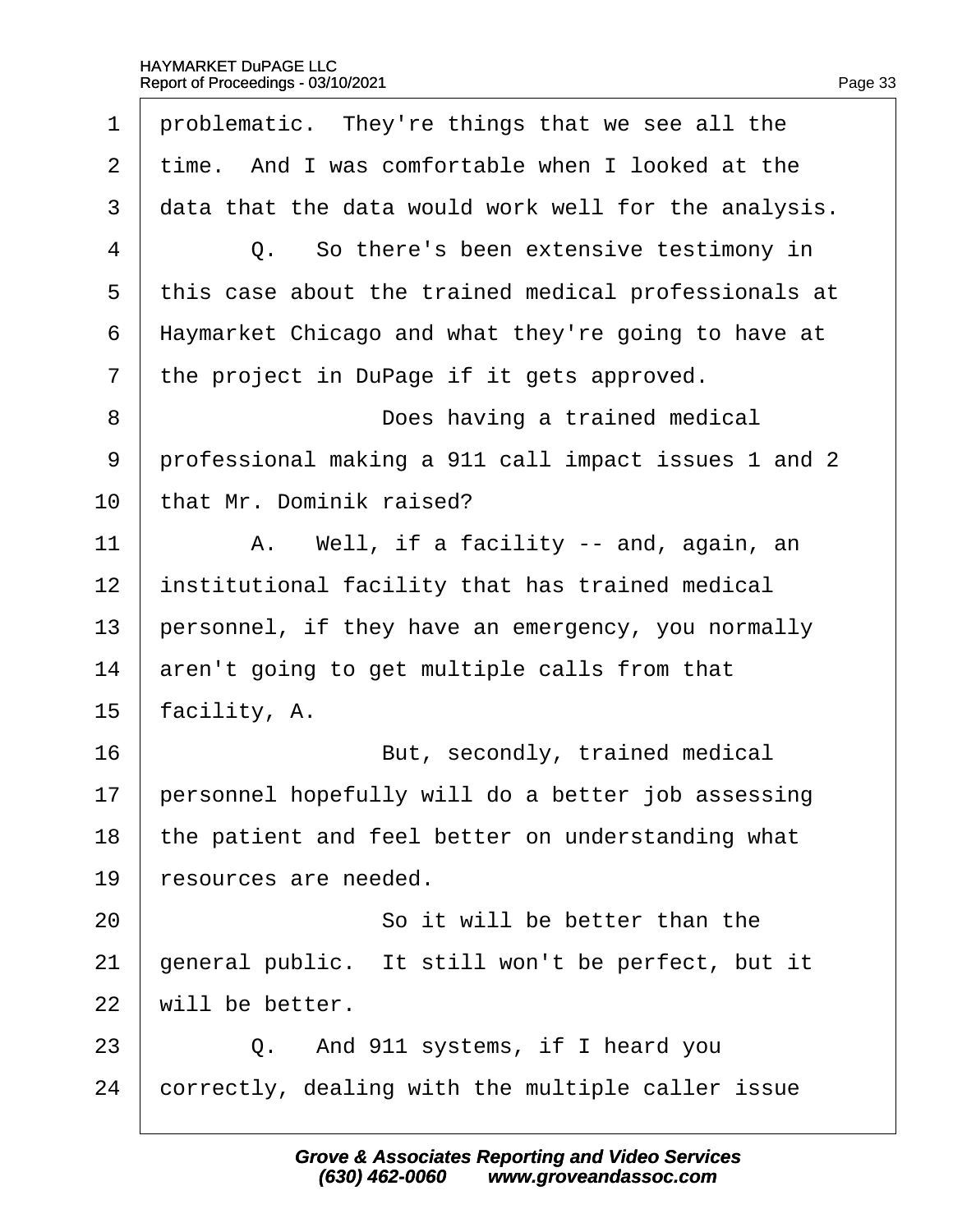1 problematic. They're things that we see all the
2 time. And I was comfortable when I looked at the
3 data that the data would work well for the analysis.
4 Q. So there's been extensive testimony in
5 this case about the trained medical professionals at
6 Haymarket Chicago and what they're going to have at
7 the project in DuPage if it gets approved.
8 Does having a trained medical
9 professional making a 911 call impact issues 1 and 2
10 that Mr. Dominik raised?
11 A. Well, if a facility -- and, again, an
12 institutional facility that has trained medical
13 personnel, if they have an emergency, you normally
14 aren't going to get multiple calls from that
15 facility, A.
16 But, secondly, trained medical
17 personnel hopefully will do a better job assessing
18 the patient and feel better on understanding what
19 resources are needed.
20 So it will be better than the
21 general public. It still won't be perfect, but it
22 will be better.
23 Q. And 911 systems, if I heard you
24 correctly, dealing with the multiple caller issue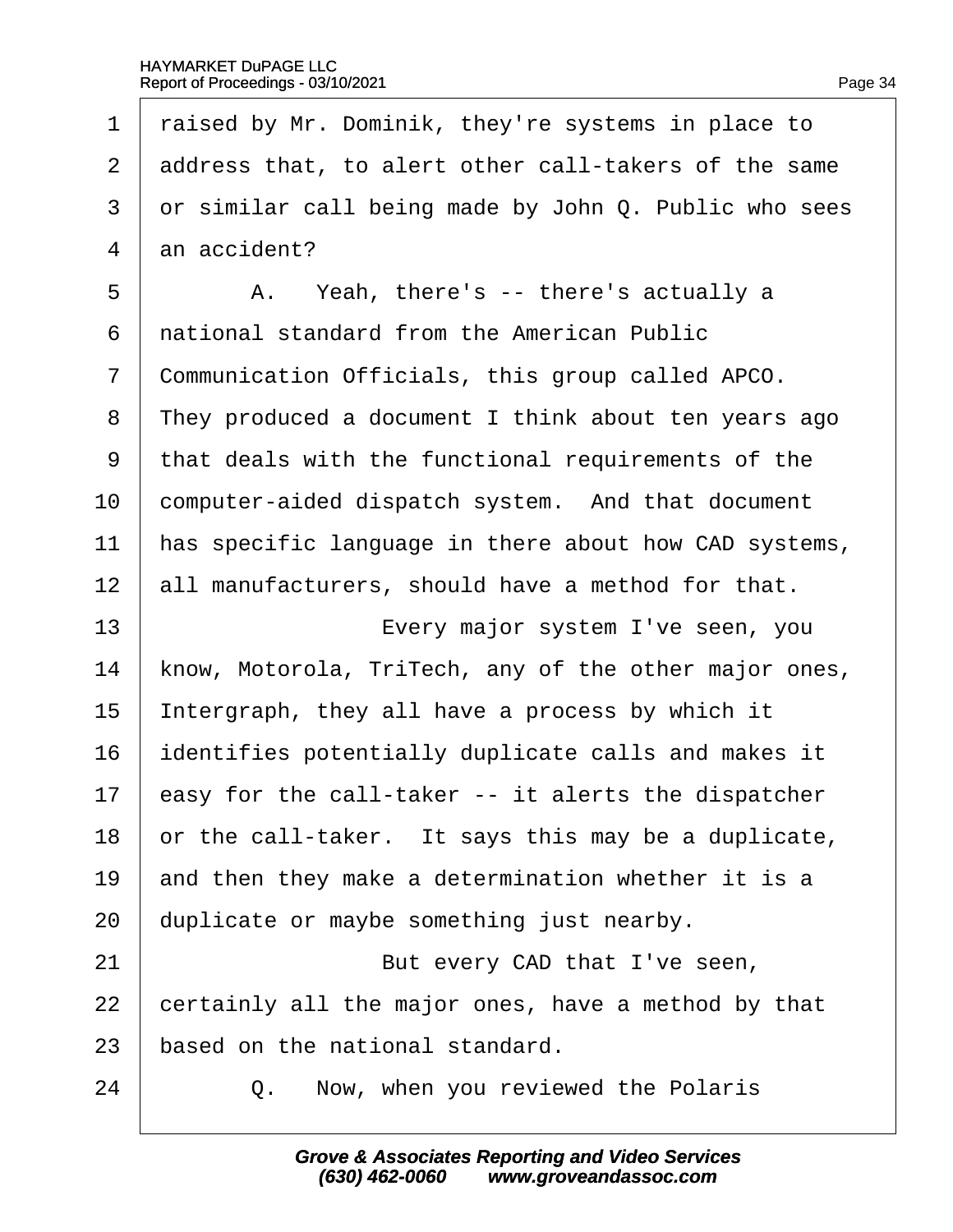1 raised by Mr. Dominik, they're systems in place to
2 address that, to alert other call-takers of the same
3 or similar call being made by John Q. Public who sees
4 an accident?
5 A. Yeah, there's -- there's actually a
6 national standard from the American Public
7 Communication Officials, this group called APCO.
8 They produced a document I think about ten years ago
9 that deals with the functional requirements of the
10 computer-aided dispatch system. And that document
11 has specific language in there about how CAD systems,
12 all manufacturers, should have a method for that.
13 Every major system I've seen, you
14 know, Motorola, TriTech, any of the other major ones,
15 Intergraph, they all have a process by which it
16 identifies potentially duplicate calls and makes it
17 easy for the call-taker -- it alerts the dispatcher
18 or the call-taker. It says this may be a duplicate,
19 and then they make a determination whether it is a
20 duplicate or maybe something just nearby.
21 But every CAD that I've seen,
22 certainly all the major ones, have a method by that
23 based on the national standard.
24 Q. Now, when you reviewed the Polaris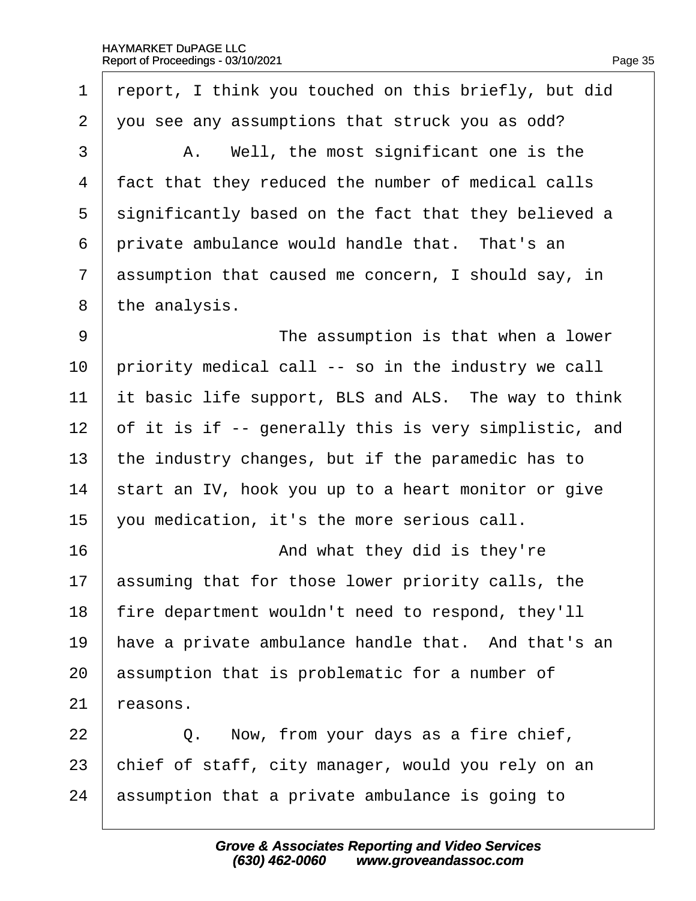1 report, I think you touched on this briefly, but did
2 you see any assumptions that struck you as odd?

3 A. Well, the most significant one is the
4 fact that they reduced the number of medical calls
5 significantly based on the fact that they believed a
6 private ambulance would handle that. That's an
7 assumption that caused me concern, I should say, in
8 the analysis.

9 The assumption is that when a lower
10 priority medical call -- so in the industry we call
11 it basic life support, BLS and ALS. The way to think
12 of it is if -- generally this is very simplistic, and
13 the industry changes, but if the paramedic has to
14 start an IV, hook you up to a heart monitor or give
15 you medication, it's the more serious call.

16 And what they did is they're
17 assuming that for those lower priority calls, the
18 fire department wouldn't need to respond, they'll
19 have a private ambulance handle that. And that's an
20 assumption that is problematic for a number of
21 reasons.

22 Q. Now, from your days as a fire chief,
23 chief of staff, city manager, would you rely on an
24 assumption that a private ambulance is going to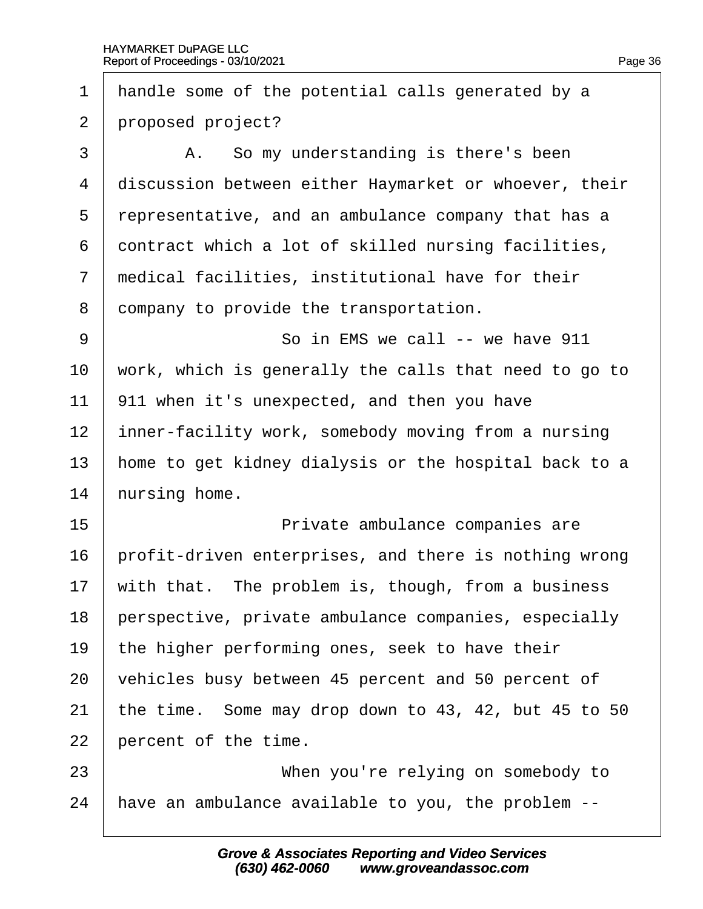handle some of the potential calls generated by a proposed project?

A. So my understanding is there's been discussion between either Haymarket or whoever, their representative, and an ambulance company that has a contract which a lot of skilled nursing facilities, medical facilities, institutional have for their company to provide the transportation.

So in EMS we call -- we have 911 work, which is generally the calls that need to go to 911 when it's unexpected, and then you have inner-facility work, somebody moving from a nursing home to get kidney dialysis or the hospital back to a nursing home.

Private ambulance companies are profit-driven enterprises, and there is nothing wrong with that. The problem is, though, from a business perspective, private ambulance companies, especially the higher performing ones, seek to have their vehicles busy between 45 percent and 50 percent of the time. Some may drop down to 43, 42, but 45 to 50 percent of the time.

When you're relying on somebody to have an ambulance available to you, the problem --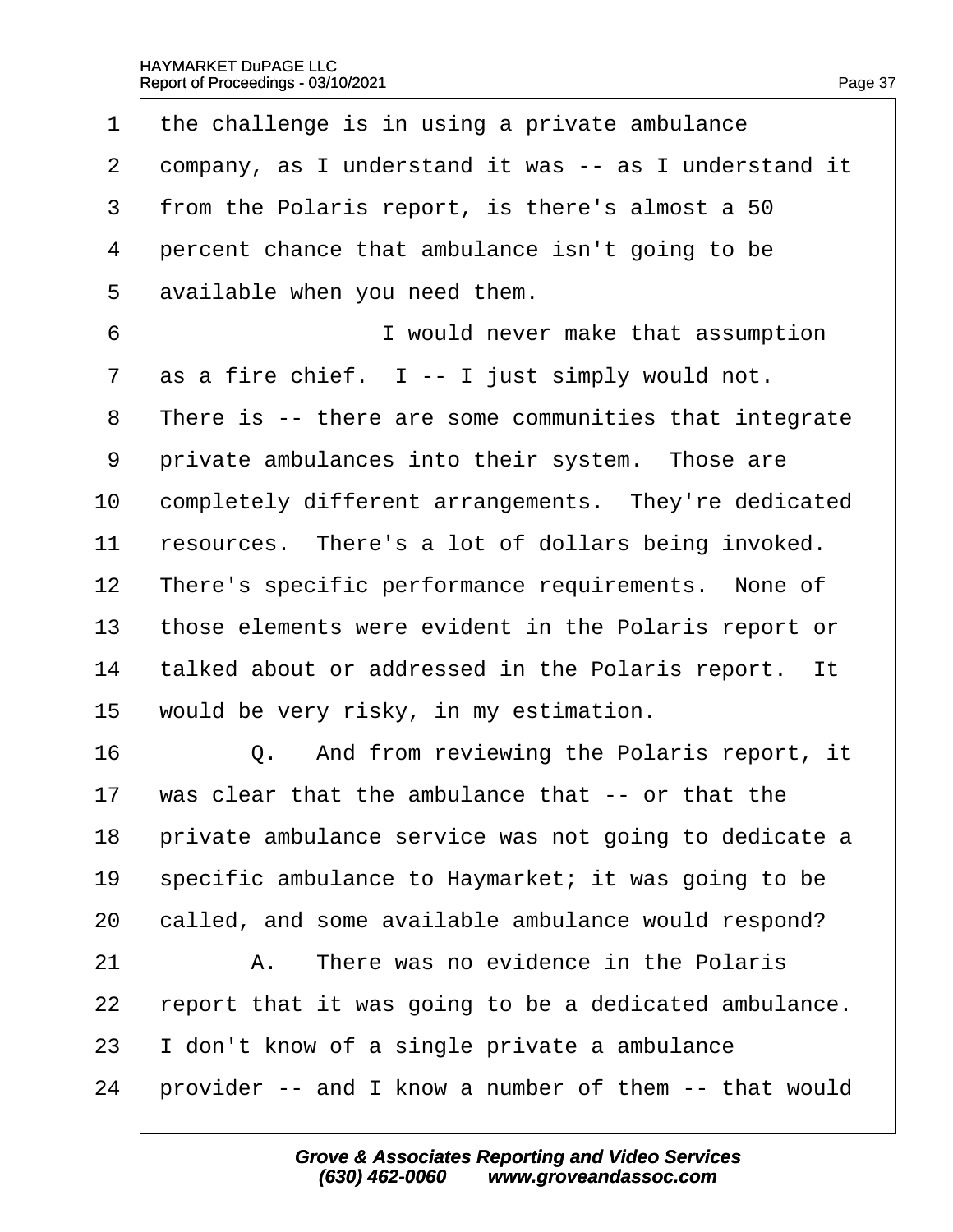1 the challenge is in using a private ambulance
2 company, as I understand it was -- as I understand it
3 from the Polaris report, is there's almost a 50
4 percent chance that ambulance isn't going to be
5 available when you need them.
6 I would never make that assumption
7 as a fire chief. I -- I just simply would not.
8 There is -- there are some communities that integrate
9 private ambulances into their system. Those are
10 completely different arrangements. They're dedicated
11 resources. There's a lot of dollars being invoked.
12 There's specific performance requirements. None of
13 those elements were evident in the Polaris report or
14 talked about or addressed in the Polaris report. It
15 would be very risky, in my estimation.
16 Q. And from reviewing the Polaris report, it
17 was clear that the ambulance that -- or that the
18 private ambulance service was not going to dedicate a
19 specific ambulance to Haymarket; it was going to be
20 called, and some available ambulance would respond?
21 A. There was no evidence in the Polaris
22 report that it was going to be a dedicated ambulance.
23 I don't know of a single private a ambulance
24 provider -- and I know a number of them -- that would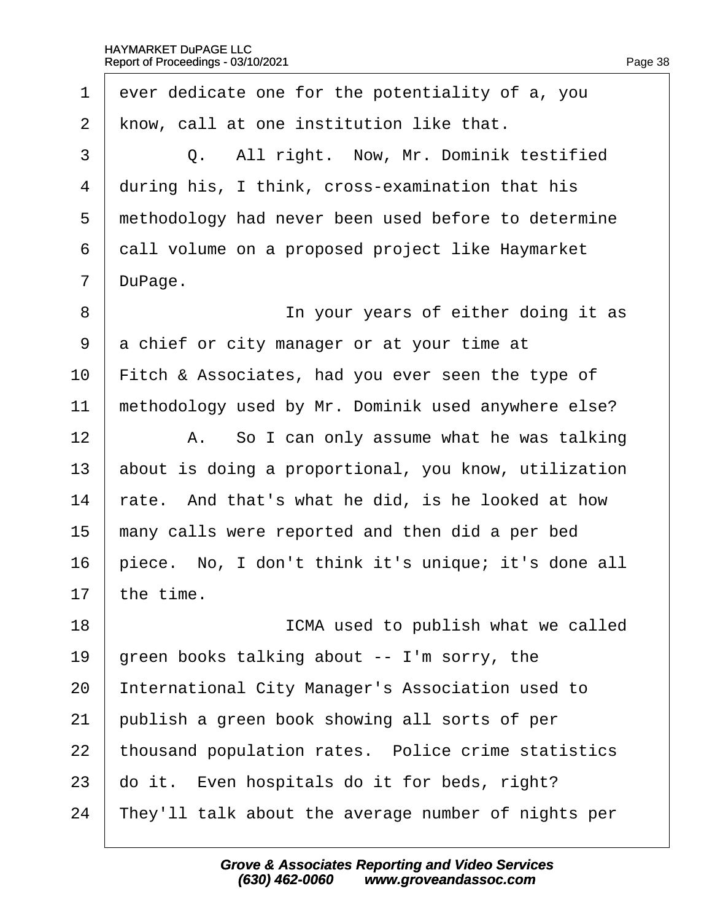1 ever dedicate one for the potentiality of a, you
2 know, call at one institution like that.
3 Q. All right. Now, Mr. Dominik testified
4 during his, I think, cross-examination that his
5 methodology had never been used before to determine
6 call volume on a proposed project like Haymarket
7 DuPage.
8 In your years of either doing it as
9 a chief or city manager or at your time at
10 Fitch & Associates, had you ever seen the type of
11 methodology used by Mr. Dominik used anywhere else?
12 A. So I can only assume what he was talking
13 about is doing a proportional, you know, utilization
14 rate. And that's what he did, is he looked at how
15 many calls were reported and then did a per bed
16 piece. No, I don't think it's unique; it's done all
17 the time.
18 ICMA used to publish what we called
19 green books talking about -- I'm sorry, the
20 International City Manager's Association used to
21 publish a green book showing all sorts of per
22 thousand population rates. Police crime statistics
23 do it. Even hospitals do it for beds, right?
24 They'll talk about the average number of nights per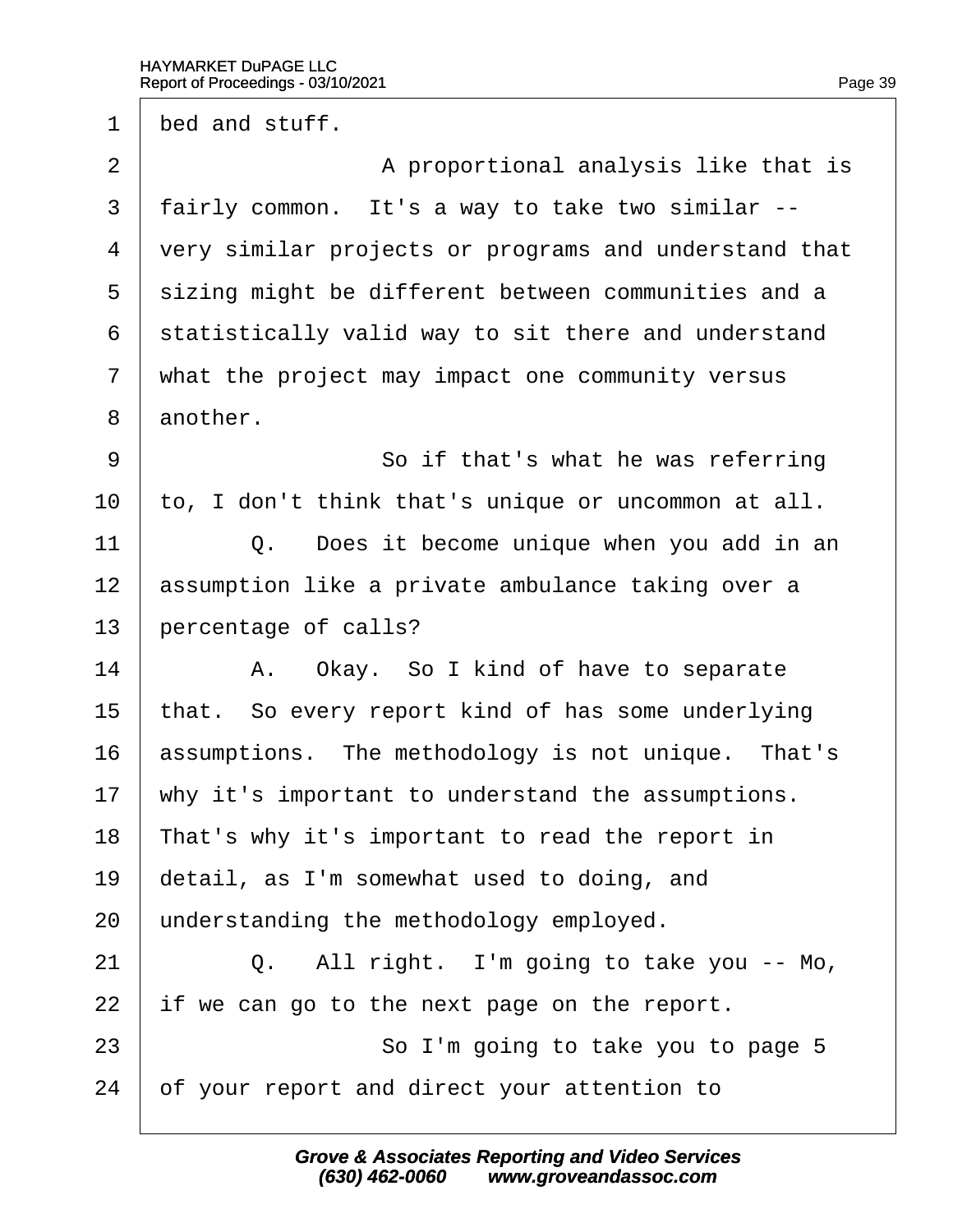1 bed and stuff.

2 A proportional analysis like that is

3 fairly common. It's a way to take two similar --

4 very similar projects or programs and understand that

5 sizing might be different between communities and a

6 statistically valid way to sit there and understand

7 what the project may impact one community versus

8 another.

9 So if that's what he was referring

10 to, I don't think that's unique or uncommon at all.

11 Q. Does it become unique when you add in an

12 assumption like a private ambulance taking over a

13 percentage of calls?

14 A. Okay. So I kind of have to separate

15 that. So every report kind of has some underlying

16 assumptions. The methodology is not unique. That's

17 why it's important to understand the assumptions.

18 That's why it's important to read the report in

19 detail, as I'm somewhat used to doing, and

20 understanding the methodology employed.

21 Q. All right. I'm going to take you -- Mo,

22 if we can go to the next page on the report.

23 So I'm going to take you to page 5

24 of your report and direct your attention to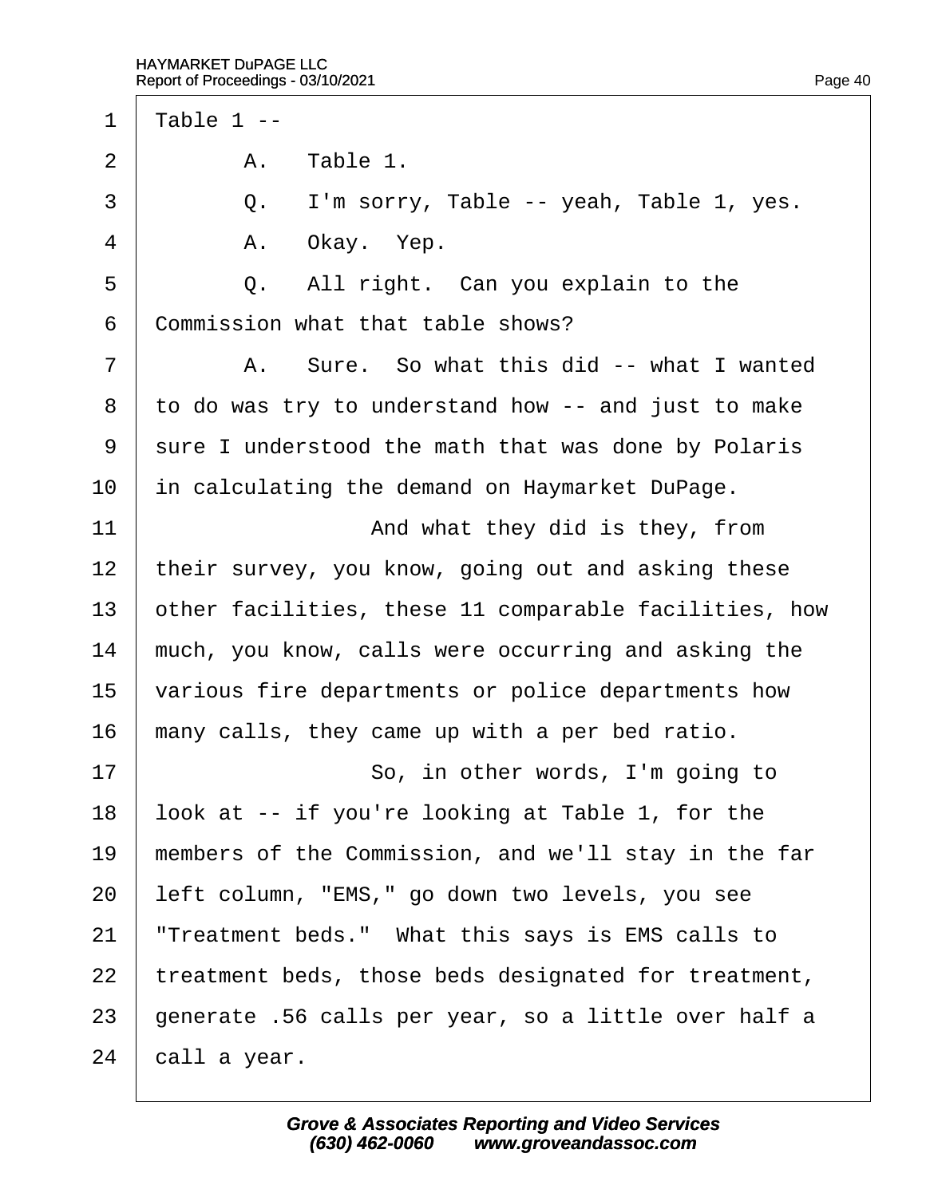1 Table 1 --

2 A. Table 1.

3 Q. I'm sorry, Table -- yeah, Table 1, yes.

4 A. Okay. Yep.

5 Q. All right. Can you explain to the

6 Commission what that table shows?

7 A. Sure. So what this did -- what I wanted

8 to do was try to understand how -- and just to make

9 sure I understood the math that was done by Polaris

10 in calculating the demand on Haymarket DuPage.

11 And what they did is they, from

12 their survey, you know, going out and asking these

13 other facilities, these 11 comparable facilities, how

14 much, you know, calls were occurring and asking the

15 various fire departments or police departments how

16 many calls, they came up with a per bed ratio.

17 So, in other words, I'm going to

18 look at -- if you're looking at Table 1, for the

19 members of the Commission, and we'll stay in the far

20 left column, "EMS," go down two levels, you see

21 "Treatment beds." What this says is EMS calls to

22 treatment beds, those beds designated for treatment,

23 generate .56 calls per year, so a little over half a

24 call a year.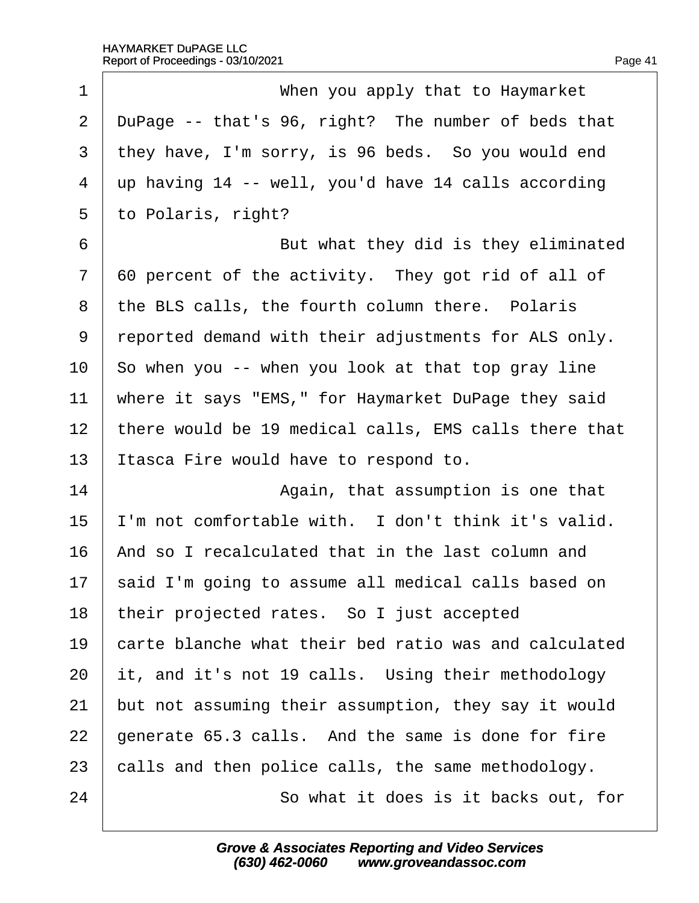When you apply that to Haymarket DuPage -- that's 96, right? The number of beds that they have, I'm sorry, is 96 beds. So you would end up having 14 -- well, you'd have 14 calls according to Polaris, right?

But what they did is they eliminated 60 percent of the activity. They got rid of all of the BLS calls, the fourth column there. Polaris reported demand with their adjustments for ALS only. So when you -- when you look at that top gray line where it says "EMS," for Haymarket DuPage they said there would be 19 medical calls, EMS calls there that Itasca Fire would have to respond to.

Again, that assumption is one that I'm not comfortable with. I don't think it's valid. And so I recalculated that in the last column and said I'm going to assume all medical calls based on their projected rates. So I just accepted carte blanche what their bed ratio was and calculated it, and it's not 19 calls. Using their methodology but not assuming their assumption, they say it would generate 65.3 calls. And the same is done for fire calls and then police calls, the same methodology.

So what it does is it backs out, for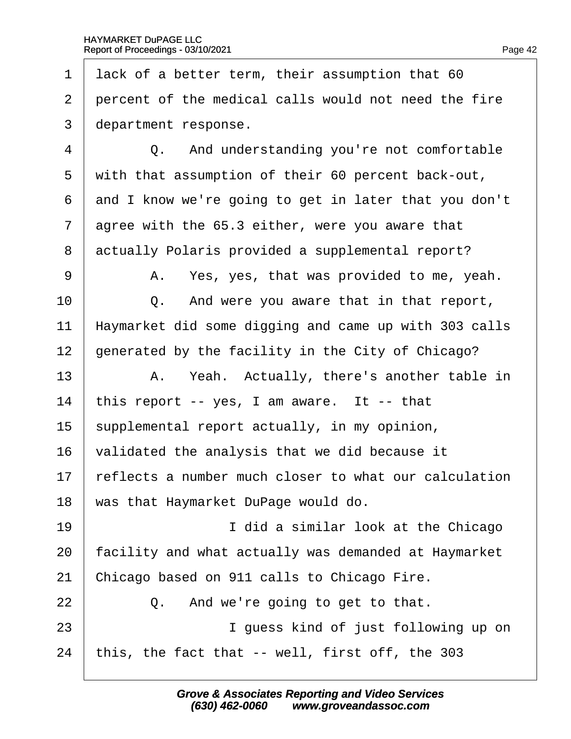1 lack of a better term, their assumption that 60
2 percent of the medical calls would not need the fire
3 department response.
4 Q. And understanding you're not comfortable
5 with that assumption of their 60 percent back-out,
6 and I know we're going to get in later that you don't
7 agree with the 65.3 either, were you aware that
8 actually Polaris provided a supplemental report?
9 A. Yes, yes, that was provided to me, yeah.
10 Q. And were you aware that in that report,
11 Haymarket did some digging and came up with 303 calls
12 generated by the facility in the City of Chicago?
13 A. Yeah. Actually, there's another table in
14 this report -- yes, I am aware. It -- that
15 supplemental report actually, in my opinion,
16 validated the analysis that we did because it
17 reflects a number much closer to what our calculation
18 was that Haymarket DuPage would do.
19 I did a similar look at the Chicago
20 facility and what actually was demanded at Haymarket
21 Chicago based on 911 calls to Chicago Fire.
22 Q. And we're going to get to that.
23 I guess kind of just following up on
24 this, the fact that -- well, first off, the 303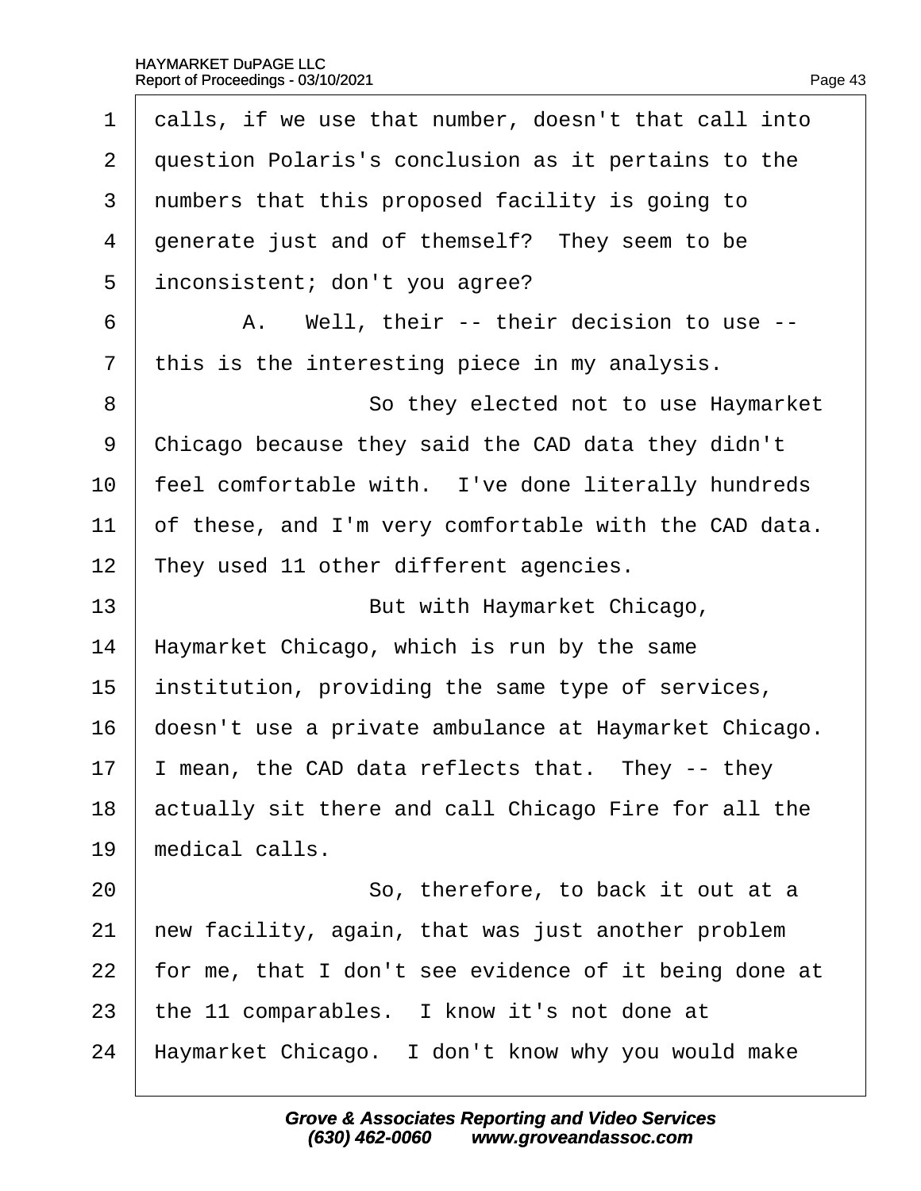1 calls, if we use that number, doesn't that call into
2 question Polaris's conclusion as it pertains to the
3 numbers that this proposed facility is going to
4 generate just and of themself? They seem to be
5 inconsistent; don't you agree?
6 A. Well, their -- their decision to use --
7 this is the interesting piece in my analysis.
8 So they elected not to use Haymarket
9 Chicago because they said the CAD data they didn't
10 feel comfortable with. I've done literally hundreds
11 of these, and I'm very comfortable with the CAD data.
12 They used 11 other different agencies.
13 But with Haymarket Chicago,
14 Haymarket Chicago, which is run by the same
15 institution, providing the same type of services,
16 doesn't use a private ambulance at Haymarket Chicago.
17 I mean, the CAD data reflects that. They -- they
18 actually sit there and call Chicago Fire for all the
19 medical calls.
20 So, therefore, to back it out at a
21 new facility, again, that was just another problem
22 for me, that I don't see evidence of it being done at
23 the 11 comparables. I know it's not done at
24 Haymarket Chicago. I don't know why you would make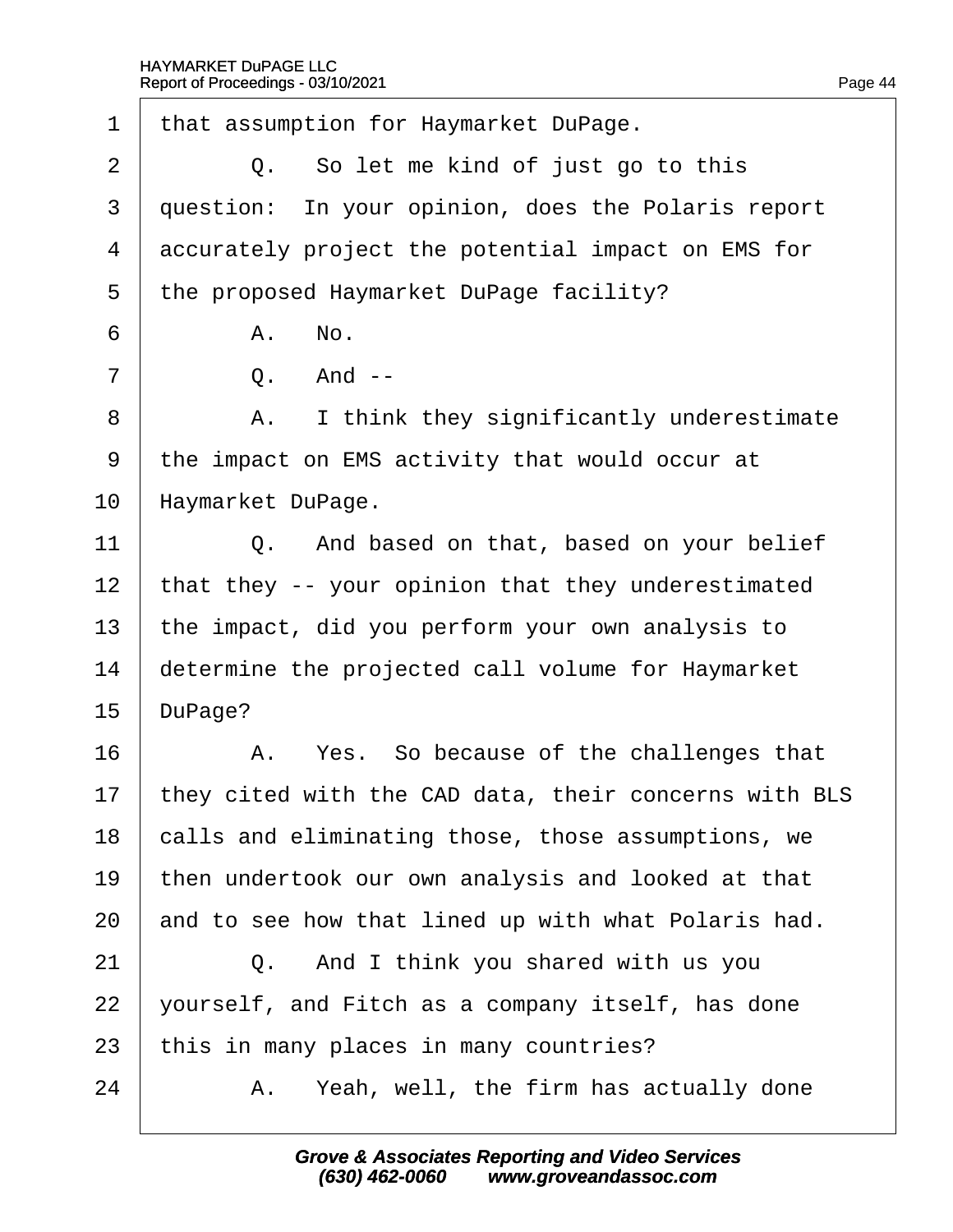1 that assumption for Haymarket DuPage.

2 Q. So let me kind of just go to this

3 question: In your opinion, does the Polaris report

4 accurately project the potential impact on EMS for

5 the proposed Haymarket DuPage facility?

6 A. No.

7 Q. And --

8 A. I think they significantly underestimate

9 the impact on EMS activity that would occur at

10 Haymarket DuPage.

11 Q. And based on that, based on your belief

12 that they -- your opinion that they underestimated

13 the impact, did you perform your own analysis to

14 determine the projected call volume for Haymarket

15 DuPage?

16 A. Yes. So because of the challenges that

17 they cited with the CAD data, their concerns with BLS

18 calls and eliminating those, those assumptions, we

19 then undertook our own analysis and looked at that

20 and to see how that lined up with what Polaris had.

21 Q. And I think you shared with us you

22 yourself, and Fitch as a company itself, has done

23 this in many places in many countries?

24 A. Yeah, well, the firm has actually done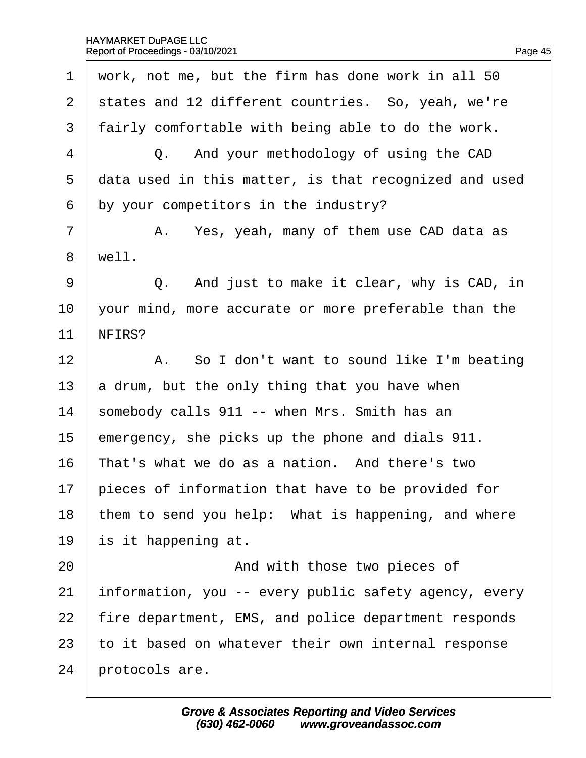work, not me, but the firm has done work in all 50 states and 12 different countries. So, yeah, we're fairly comfortable with being able to do the work.

Q. And your methodology of using the CAD data used in this matter, is that recognized and used by your competitors in the industry?

A. Yes, yeah, many of them use CAD data as well.

Q. And just to make it clear, why is CAD, in your mind, more accurate or more preferable than the NFIRS?

A. So I don't want to sound like I'm beating a drum, but the only thing that you have when somebody calls 911 -- when Mrs. Smith has an emergency, she picks up the phone and dials 911. That's what we do as a nation. And there's two pieces of information that have to be provided for them to send you help: What is happening, and where is it happening at.

And with those two pieces of information, you -- every public safety agency, every fire department, EMS, and police department responds to it based on whatever their own internal response protocols are.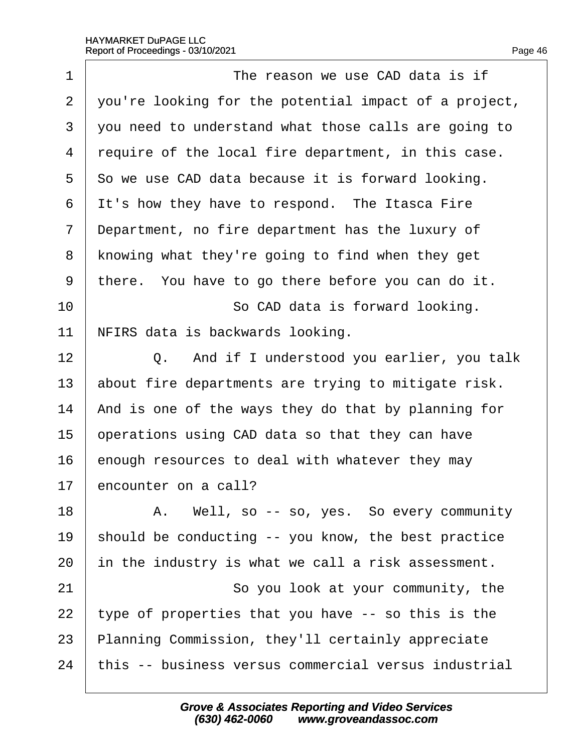1 The reason we use CAD data is if
2 you're looking for the potential impact of a project,
3 you need to understand what those calls are going to
4 require of the local fire department, in this case.
5 So we use CAD data because it is forward looking.
6 It's how they have to respond. The Itasca Fire
7 Department, no fire department has the luxury of
8 knowing what they're going to find when they get
9 there. You have to go there before you can do it.
10 So CAD data is forward looking.
11 NFIRS data is backwards looking.
12 Q. And if I understood you earlier, you talk
13 about fire departments are trying to mitigate risk.
14 And is one of the ways they do that by planning for
15 operations using CAD data so that they can have
16 enough resources to deal with whatever they may
17 encounter on a call?
18 A. Well, so -- so, yes. So every community
19 should be conducting -- you know, the best practice
20 in the industry is what we call a risk assessment.
21 So you look at your community, the
22 type of properties that you have -- so this is the
23 Planning Commission, they'll certainly appreciate
24 this -- business versus commercial versus industrial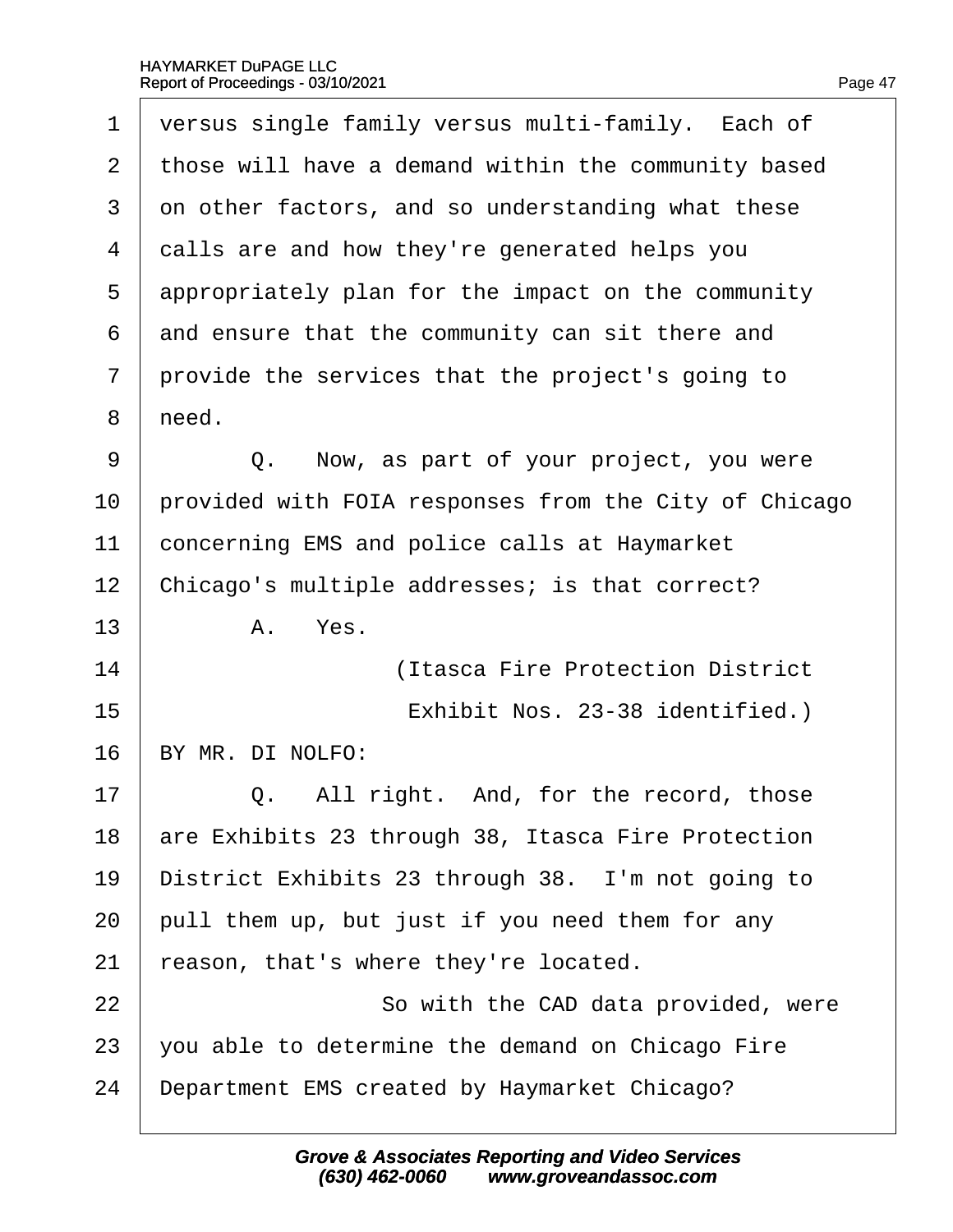1 versus single family versus multi-family. Each of
2 those will have a demand within the community based
3 on other factors, and so understanding what these
4 calls are and how they're generated helps you
5 appropriately plan for the impact on the community
6 and ensure that the community can sit there and
7 provide the services that the project's going to
8 need.

9 Q. Now, as part of your project, you were
10 provided with FOIA responses from the City of Chicago
11 concerning EMS and police calls at Haymarket
12 Chicago's multiple addresses; is that correct?

13 A. Yes.

14 (Itasca Fire Protection District
15 Exhibit Nos. 23-38 identified.)

16 BY MR. DI NOLFO:

17 Q. All right. And, for the record, those
18 are Exhibits 23 through 38, Itasca Fire Protection
19 District Exhibits 23 through 38. I'm not going to
20 pull them up, but just if you need them for any
21 reason, that's where they're located.

22 So with the CAD data provided, were
23 you able to determine the demand on Chicago Fire
24 Department EMS created by Haymarket Chicago?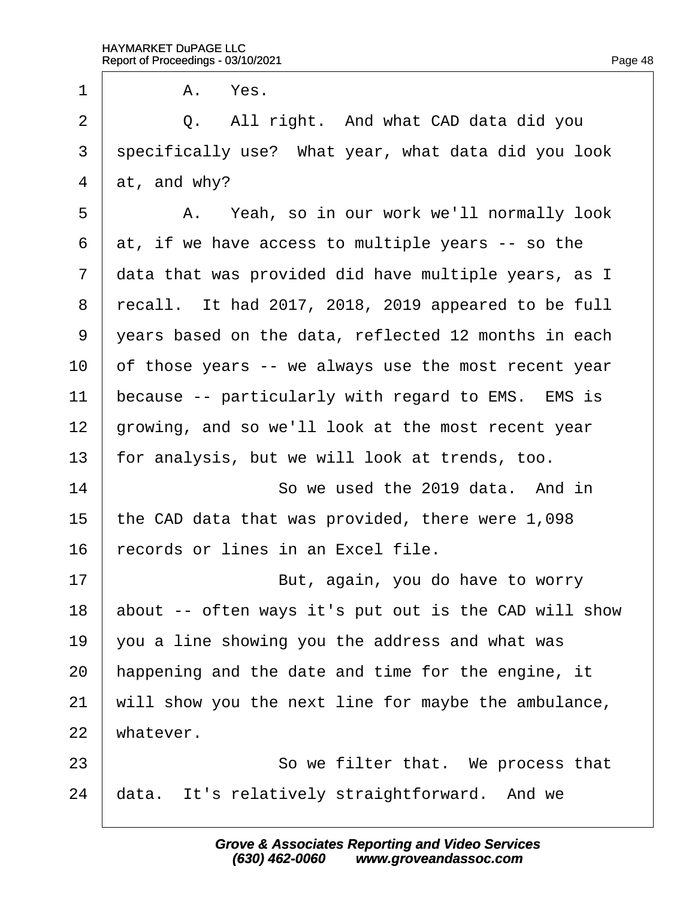1 A. Yes.

2 Q. All right. And what CAD data did you

3 specifically use? What year, what data did you look

4 at, and why?

5 A. Yeah, so in our work we'll normally look

6 at, if we have access to multiple years -- so the

7 data that was provided did have multiple years, as I

8 recall. It had 2017, 2018, 2019 appeared to be full

9 years based on the data, reflected 12 months in each

10 of those years -- we always use the most recent year

11 because -- particularly with regard to EMS. EMS is

12 growing, and so we'll look at the most recent year

13 for analysis, but we will look at trends, too.

14 So we used the 2019 data. And in

15 the CAD data that was provided, there were 1,098

16 records or lines in an Excel file.

17 But, again, you do have to worry

18 about -- often ways it's put out is the CAD will show

19 you a line showing you the address and what was

20 happening and the date and time for the engine, it

21 will show you the next line for maybe the ambulance,

22 whatever.

23 So we filter that. We process that

24 data. It's relatively straightforward. And we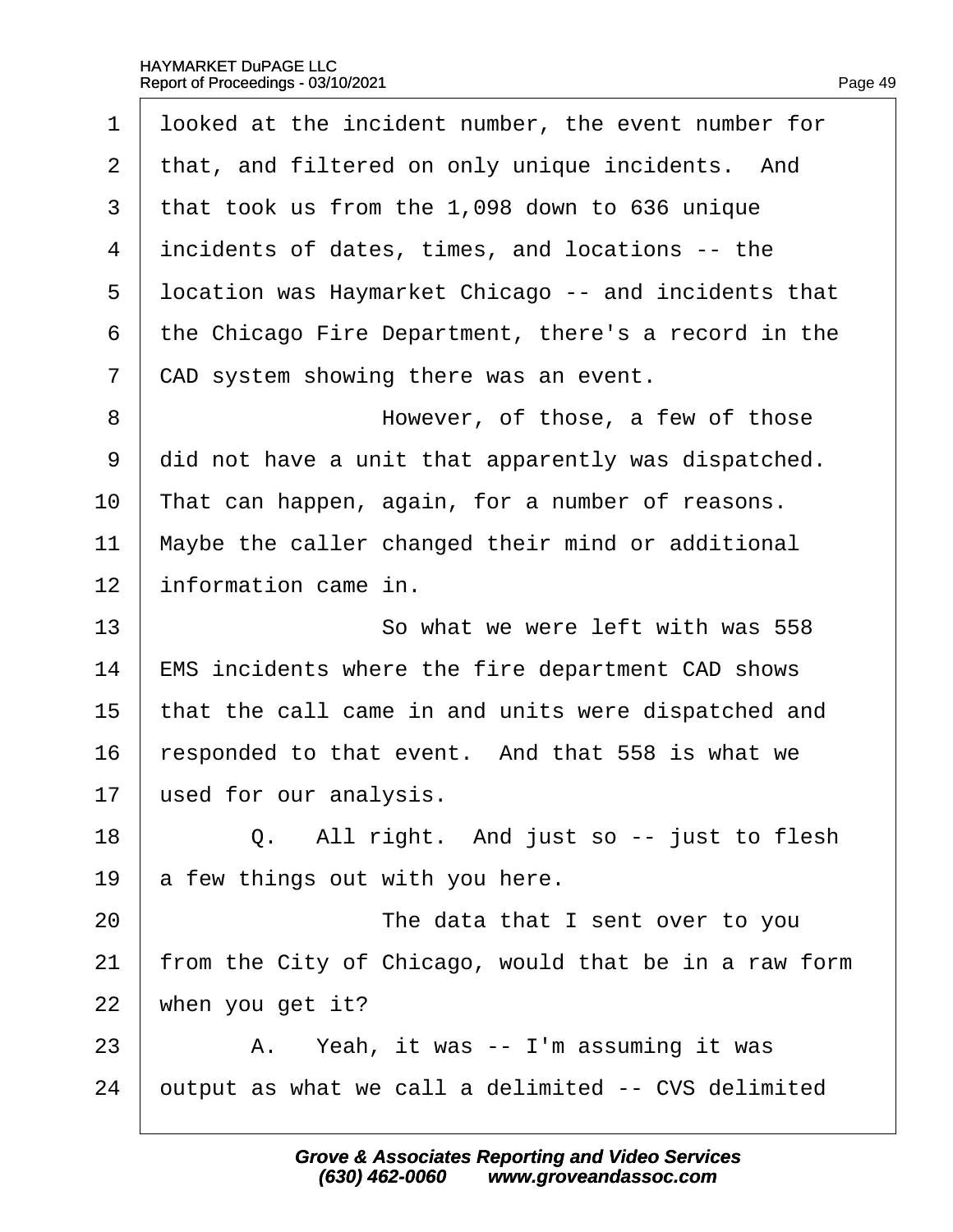1 looked at the incident number, the event number for
2 that, and filtered on only unique incidents. And
3 that took us from the 1,098 down to 636 unique
4 incidents of dates, times, and locations -- the
5 location was Haymarket Chicago -- and incidents that
6 the Chicago Fire Department, there's a record in the
7 CAD system showing there was an event.
8 However, of those, a few of those
9 did not have a unit that apparently was dispatched.
10 That can happen, again, for a number of reasons.
11 Maybe the caller changed their mind or additional
12 information came in.
13 So what we were left with was 558
14 EMS incidents where the fire department CAD shows
15 that the call came in and units were dispatched and
16 responded to that event. And that 558 is what we
17 used for our analysis.
18 Q. All right. And just so -- just to flesh
19 a few things out with you here.
20 The data that I sent over to you
21 from the City of Chicago, would that be in a raw form
22 when you get it?
23 A. Yeah, it was -- I'm assuming it was
24 output as what we call a delimited -- CVS delimited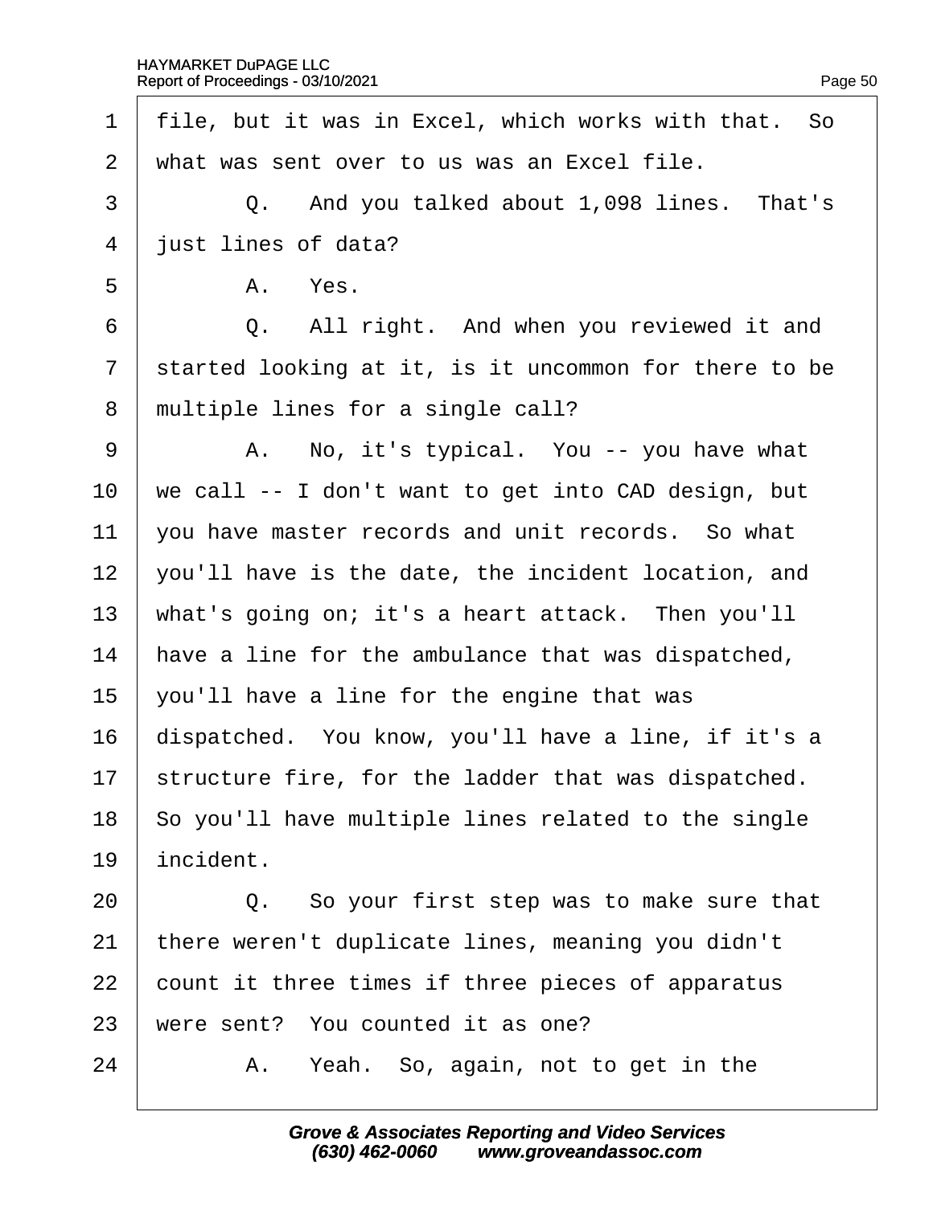1 file, but it was in Excel, which works with that. So
2 what was sent over to us was an Excel file.
3 Q. And you talked about 1,098 lines. That's
4 just lines of data?
5 A. Yes.
6 Q. All right. And when you reviewed it and
7 started looking at it, is it uncommon for there to be
8 multiple lines for a single call?
9 A. No, it's typical. You -- you have what
10 we call -- I don't want to get into CAD design, but
11 you have master records and unit records. So what
12 you'll have is the date, the incident location, and
13 what's going on; it's a heart attack. Then you'll
14 have a line for the ambulance that was dispatched,
15 you'll have a line for the engine that was
16 dispatched. You know, you'll have a line, if it's a
17 structure fire, for the ladder that was dispatched.
18 So you'll have multiple lines related to the single
19 incident.
20 Q. So your first step was to make sure that
21 there weren't duplicate lines, meaning you didn't
22 count it three times if three pieces of apparatus
23 were sent? You counted it as one?
24 A. Yeah. So, again, not to get in the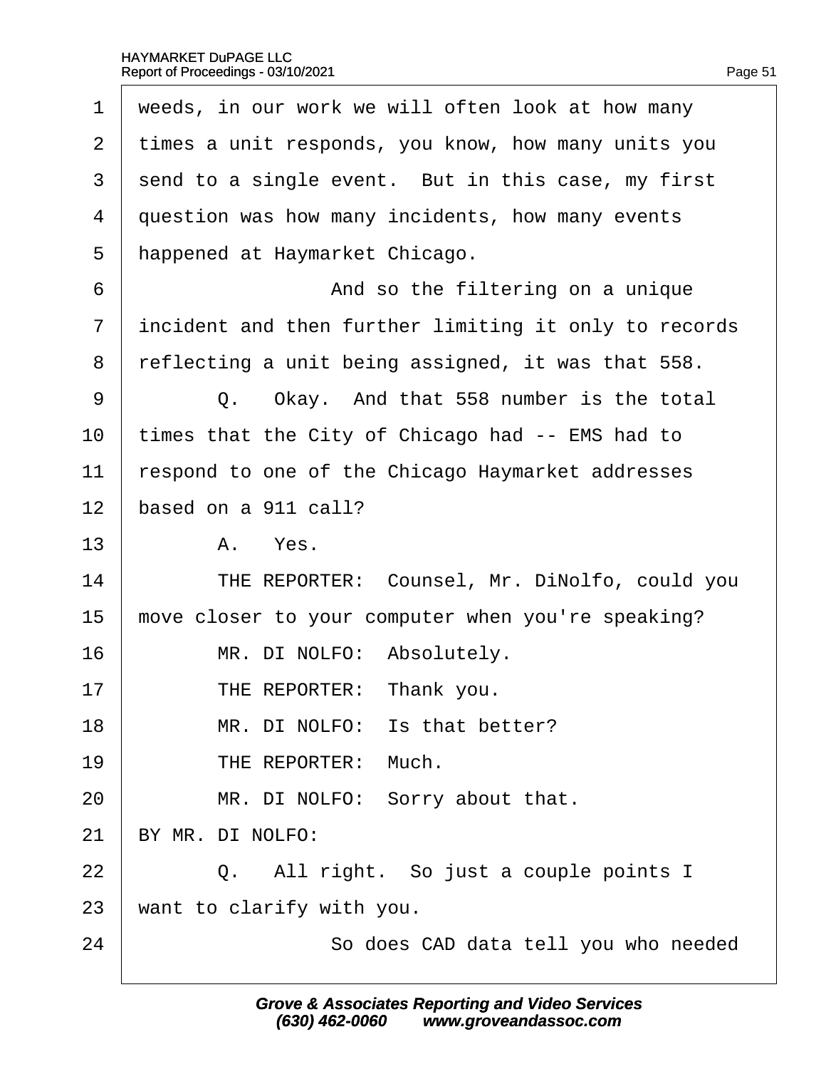1 weeds, in our work we will often look at how many
2 times a unit responds, you know, how many units you
3 send to a single event. But in this case, my first
4 question was how many incidents, how many events
5 happened at Haymarket Chicago.
6 And so the filtering on a unique
7 incident and then further limiting it only to records
8 reflecting a unit being assigned, it was that 558.
9 Q. Okay. And that 558 number is the total
10 times that the City of Chicago had -- EMS had to
11 respond to one of the Chicago Haymarket addresses
12 based on a 911 call?
13 A. Yes.
14 THE REPORTER: Counsel, Mr. DiNolfo, could you
15 move closer to your computer when you're speaking?
16 MR. DI NOLFO: Absolutely.
17 THE REPORTER: Thank you.
18 MR. DI NOLFO: Is that better?
19 THE REPORTER: Much.
20 MR. DI NOLFO: Sorry about that.
21 BY MR. DI NOLFO:
22 Q. All right. So just a couple points I
23 want to clarify with you.
24 So does CAD data tell you who needed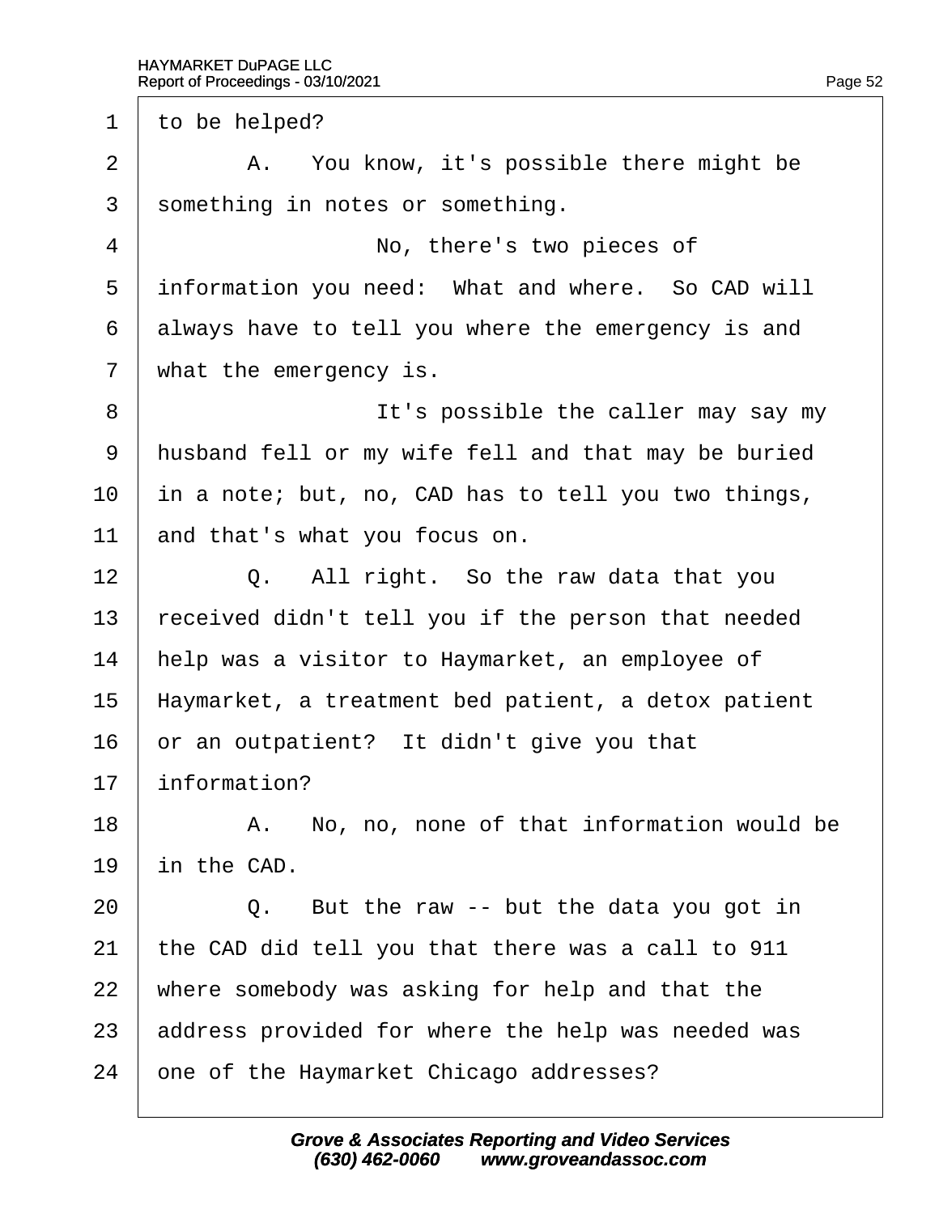1 to be helped?

2 A. You know, it's possible there might be

3 something in notes or something.

4 No, there's two pieces of

5 information you need: What and where. So CAD will

6 always have to tell you where the emergency is and

7 what the emergency is.

8 It's possible the caller may say my

9 husband fell or my wife fell and that may be buried

10 in a note; but, no, CAD has to tell you two things,

11 and that's what you focus on.

12 Q. All right. So the raw data that you

13 received didn't tell you if the person that needed

14 help was a visitor to Haymarket, an employee of

15 Haymarket, a treatment bed patient, a detox patient

16 or an outpatient? It didn't give you that

17 information?

18 A. No, no, none of that information would be

19 in the CAD.

20 Q. But the raw -- but the data you got in

21 the CAD did tell you that there was a call to 911

22 where somebody was asking for help and that the

23 address provided for where the help was needed was

24 one of the Haymarket Chicago addresses?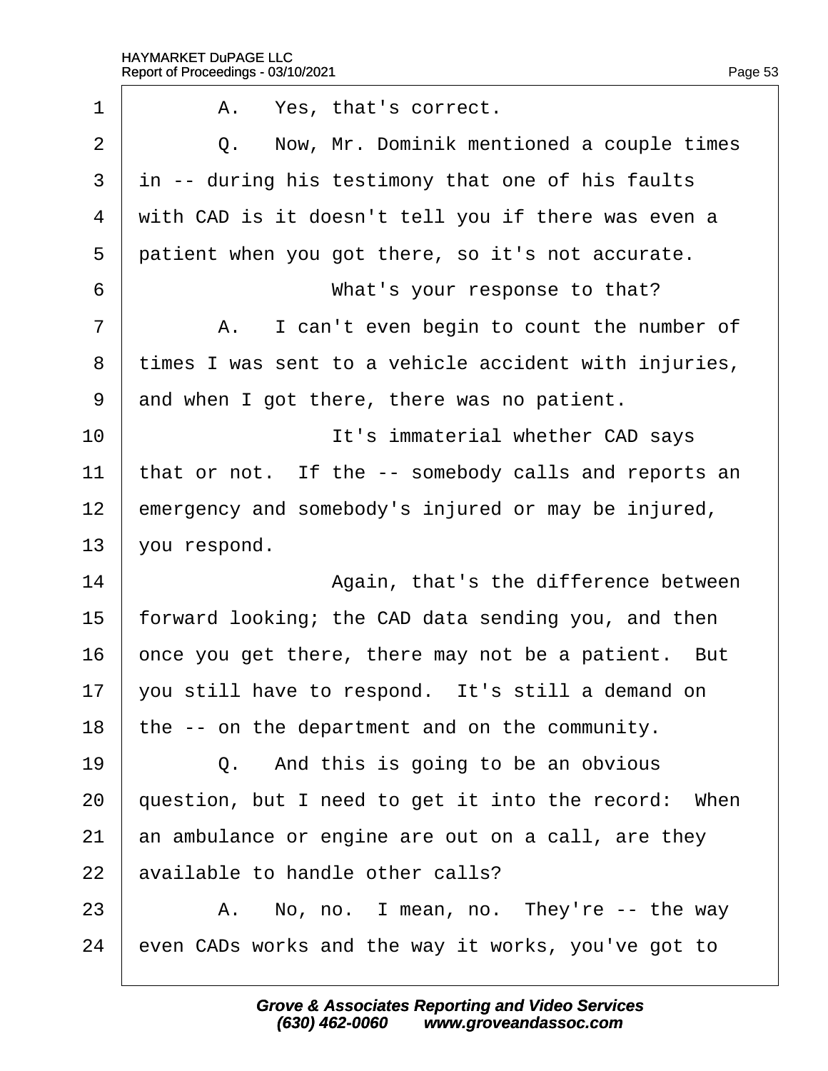1 A. Yes, that's correct.

2 Q. Now, Mr. Dominik mentioned a couple times

3 in -- during his testimony that one of his faults

4 with CAD is it doesn't tell you if there was even a

5 patient when you got there, so it's not accurate.

6 What's your response to that?

7 A. I can't even begin to count the number of

8 times I was sent to a vehicle accident with injuries,

9 and when I got there, there was no patient.

10 It's immaterial whether CAD says

11 that or not. If the -- somebody calls and reports an

12 emergency and somebody's injured or may be injured,

13 you respond.

14 Again, that's the difference between

15 forward looking; the CAD data sending you, and then

16 once you get there, there may not be a patient. But

17 you still have to respond. It's still a demand on

18 the -- on the department and on the community.

19 Q. And this is going to be an obvious

20 question, but I need to get it into the record: When

21 an ambulance or engine are out on a call, are they

22 available to handle other calls?

23 A. No, no. I mean, no. They're -- the way

24 even CADs works and the way it works, you've got to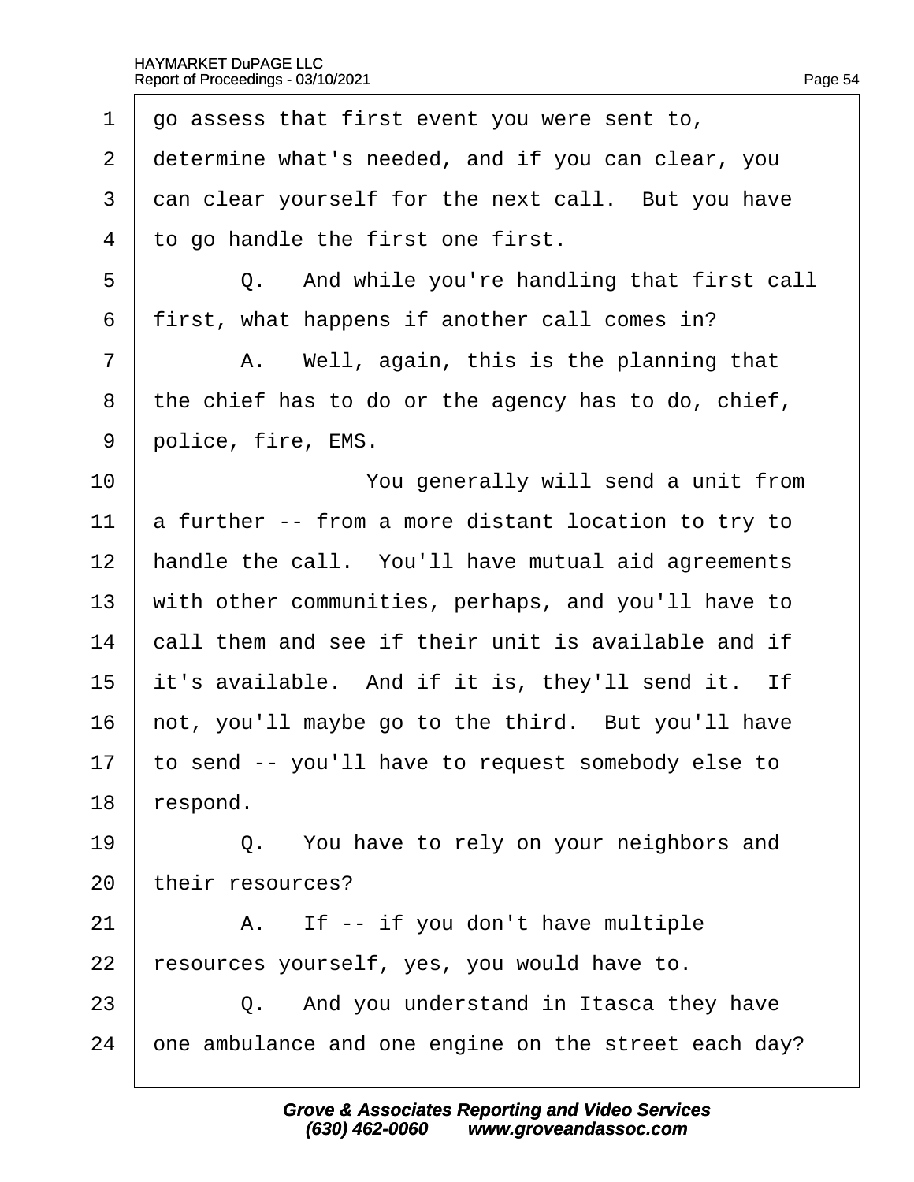1 go assess that first event you were sent to,
2 determine what's needed, and if you can clear, you
3 can clear yourself for the next call. But you have
4 to go handle the first one first.

5 Q. And while you're handling that first call
6 first, what happens if another call comes in?

7 A. Well, again, this is the planning that
8 the chief has to do or the agency has to do, chief,
9 police, fire, EMS.

10 You generally will send a unit from
11 a further -- from a more distant location to try to
12 handle the call. You'll have mutual aid agreements
13 with other communities, perhaps, and you'll have to
14 call them and see if their unit is available and if
15 it's available. And if it is, they'll send it. If
16 not, you'll maybe go to the third. But you'll have
17 to send -- you'll have to request somebody else to
18 respond.

19 Q. You have to rely on your neighbors and
20 their resources?

21 A. If -- if you don't have multiple
22 resources yourself, yes, you would have to.

23 Q. And you understand in Itasca they have
24 one ambulance and one engine on the street each day?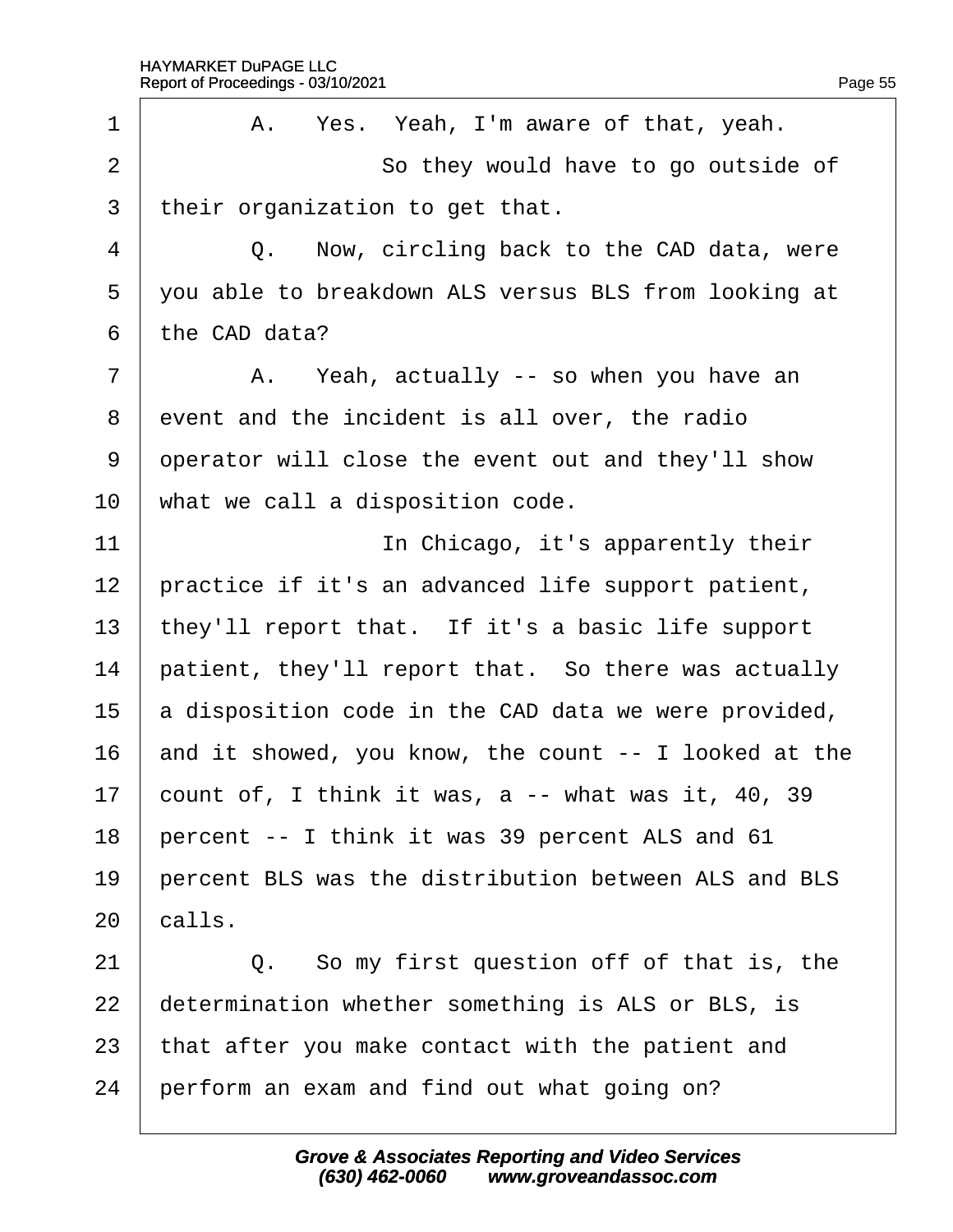1 A. Yes. Yeah, I'm aware of that, yeah.
2 So they would have to go outside of
3 their organization to get that.
4 Q. Now, circling back to the CAD data, were
5 you able to breakdown ALS versus BLS from looking at
6 the CAD data?
7 A. Yeah, actually -- so when you have an
8 event and the incident is all over, the radio
9 operator will close the event out and they'll show
10 what we call a disposition code.
11 In Chicago, it's apparently their
12 practice if it's an advanced life support patient,
13 they'll report that. If it's a basic life support
14 patient, they'll report that. So there was actually
15 a disposition code in the CAD data we were provided,
16 and it showed, you know, the count -- I looked at the
17 count of, I think it was, a -- what was it, 40, 39
18 percent -- I think it was 39 percent ALS and 61
19 percent BLS was the distribution between ALS and BLS
20 calls.
21 Q. So my first question off of that is, the
22 determination whether something is ALS or BLS, is
23 that after you make contact with the patient and
24 perform an exam and find out what going on?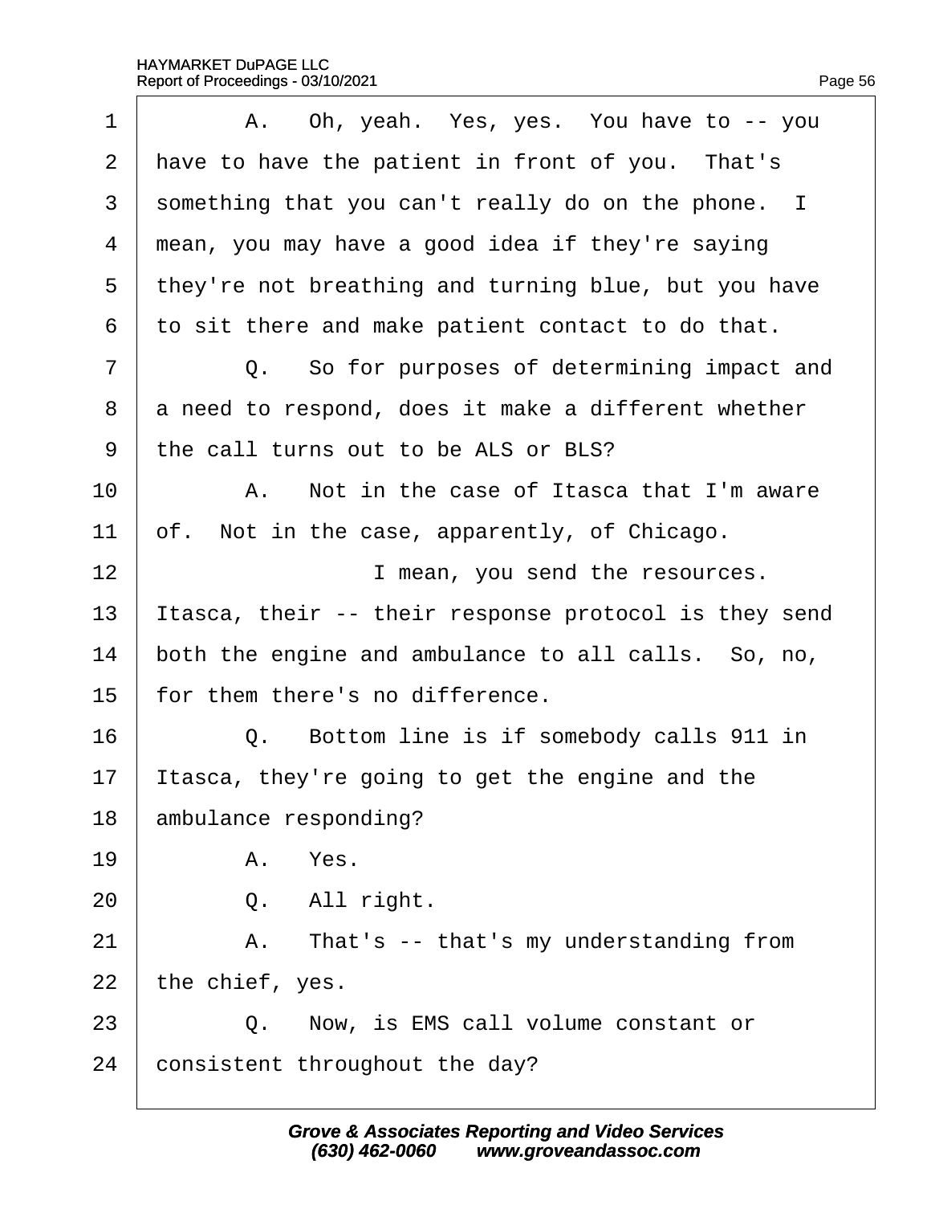1 A. Oh, yeah. Yes, yes. You have to -- you
2 have to have the patient in front of you. That's
3 something that you can't really do on the phone. I
4 mean, you may have a good idea if they're saying
5 they're not breathing and turning blue, but you have
6 to sit there and make patient contact to do that.
7 Q. So for purposes of determining impact and
8 a need to respond, does it make a different whether
9 the call turns out to be ALS or BLS?
10 A. Not in the case of Itasca that I'm aware
11 of. Not in the case, apparently, of Chicago.
12 I mean, you send the resources.
13 Itasca, their -- their response protocol is they send
14 both the engine and ambulance to all calls. So, no,
15 for them there's no difference.
16 Q. Bottom line is if somebody calls 911 in
17 Itasca, they're going to get the engine and the
18 ambulance responding?
19 A. Yes.
20 Q. All right.
21 A. That's -- that's my understanding from
22 the chief, yes.
23 Q. Now, is EMS call volume constant or
24 consistent throughout the day?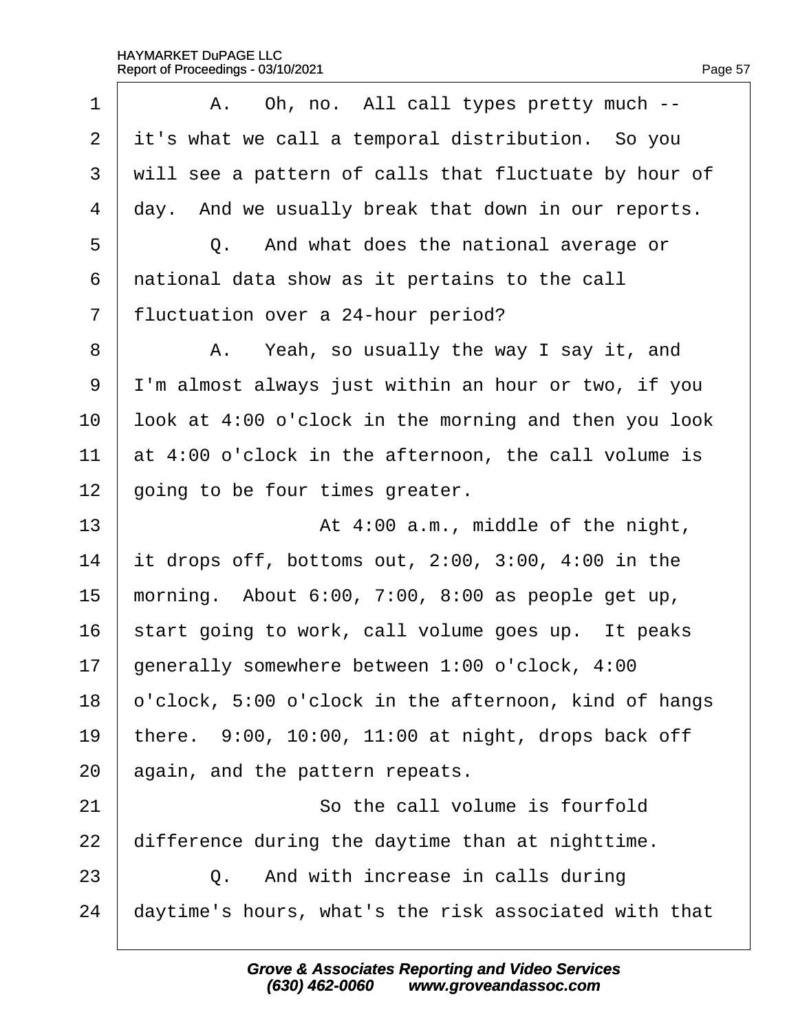A. Oh, no. All call types pretty much -- it's what we call a temporal distribution. So you will see a pattern of calls that fluctuate by hour of day. And we usually break that down in our reports.

Q. And what does the national average or national data show as it pertains to the call fluctuation over a 24-hour period?

A. Yeah, so usually the way I say it, and I'm almost always just within an hour or two, if you look at 4:00 o'clock in the morning and then you look at 4:00 o'clock in the afternoon, the call volume is going to be four times greater.

At 4:00 a.m., middle of the night, it drops off, bottoms out, 2:00, 3:00, 4:00 in the morning. About 6:00, 7:00, 8:00 as people get up, start going to work, call volume goes up. It peaks generally somewhere between 1:00 o'clock, 4:00 o'clock, 5:00 o'clock in the afternoon, kind of hangs there. 9:00, 10:00, 11:00 at night, drops back off again, and the pattern repeats.

So the call volume is fourfold difference during the daytime than at nighttime.

Q. And with increase in calls during daytime's hours, what's the risk associated with that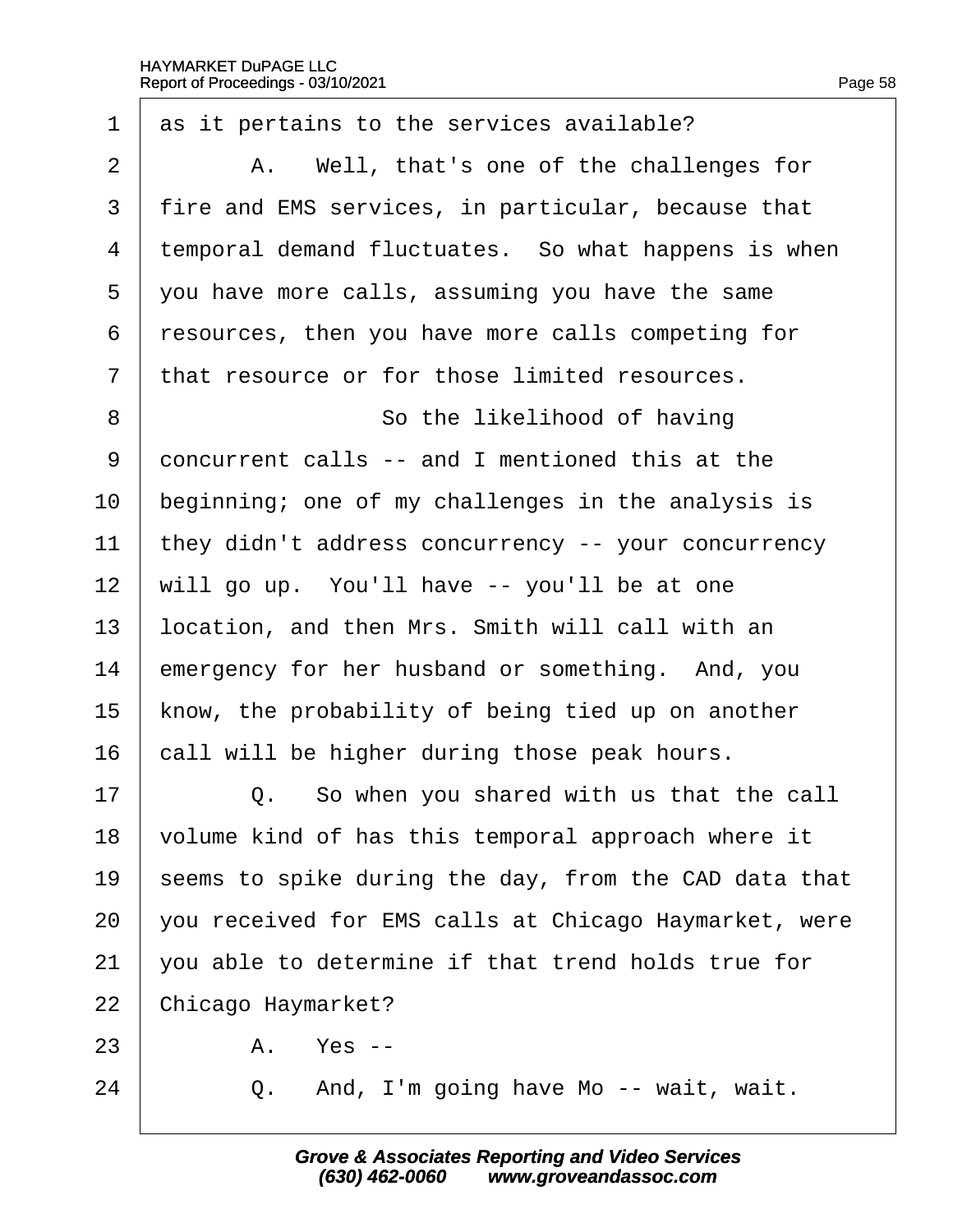1 as it pertains to the services available?

2 A. Well, that's one of the challenges for

3 fire and EMS services, in particular, because that

4 temporal demand fluctuates. So what happens is when

5 you have more calls, assuming you have the same

6 resources, then you have more calls competing for

7 that resource or for those limited resources.

8 So the likelihood of having

9 concurrent calls -- and I mentioned this at the

10 beginning; one of my challenges in the analysis is

11 they didn't address concurrency -- your concurrency

12 will go up. You'll have -- you'll be at one

13 location, and then Mrs. Smith will call with an

14 emergency for her husband or something. And, you

15 know, the probability of being tied up on another

16 call will be higher during those peak hours.

17 Q. So when you shared with us that the call

18 volume kind of has this temporal approach where it

19 seems to spike during the day, from the CAD data that

20 you received for EMS calls at Chicago Haymarket, were

21 you able to determine if that trend holds true for

22 Chicago Haymarket?

23 A. Yes --

24 Q. And, I'm going have Mo -- wait, wait.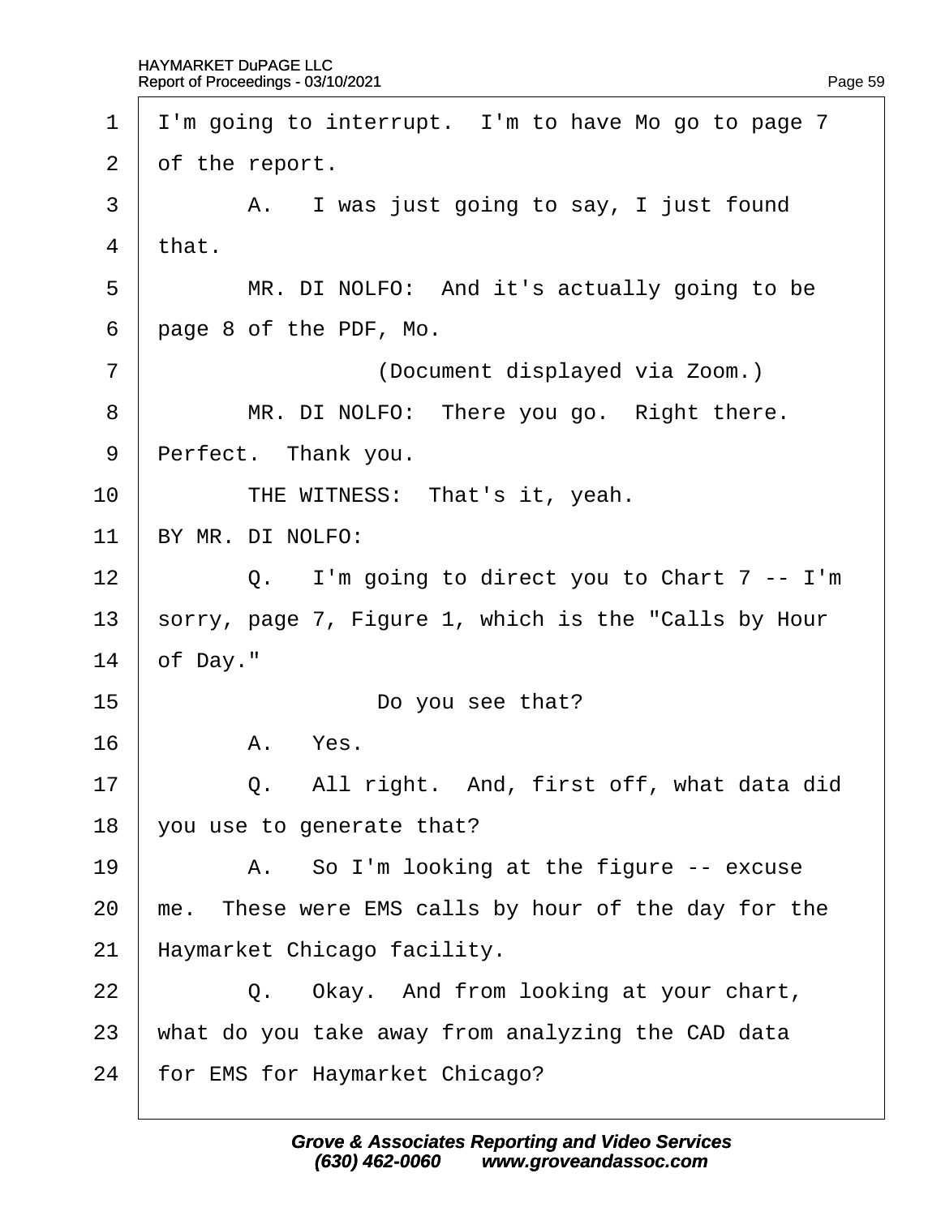1 I'm going to interrupt. I'm to have Mo go to page 7
2 of the report.
3 A. I was just going to say, I just found
4 that.
5 MR. DI NOLFO: And it's actually going to be
6 page 8 of the PDF, Mo.
7 (Document displayed via Zoom.)
8 MR. DI NOLFO: There you go. Right there.
9 Perfect. Thank you.
10 THE WITNESS: That's it, yeah.
11 BY MR. DI NOLFO:
12 Q. I'm going to direct you to Chart 7 -- I'm
13 sorry, page 7, Figure 1, which is the "Calls by Hour
14 of Day."
15 Do you see that?
16 A. Yes.
17 Q. All right. And, first off, what data did
18 you use to generate that?
19 A. So I'm looking at the figure -- excuse
20 me. These were EMS calls by hour of the day for the
21 Haymarket Chicago facility.
22 Q. Okay. And from looking at your chart,
23 what do you take away from analyzing the CAD data
24 for EMS for Haymarket Chicago?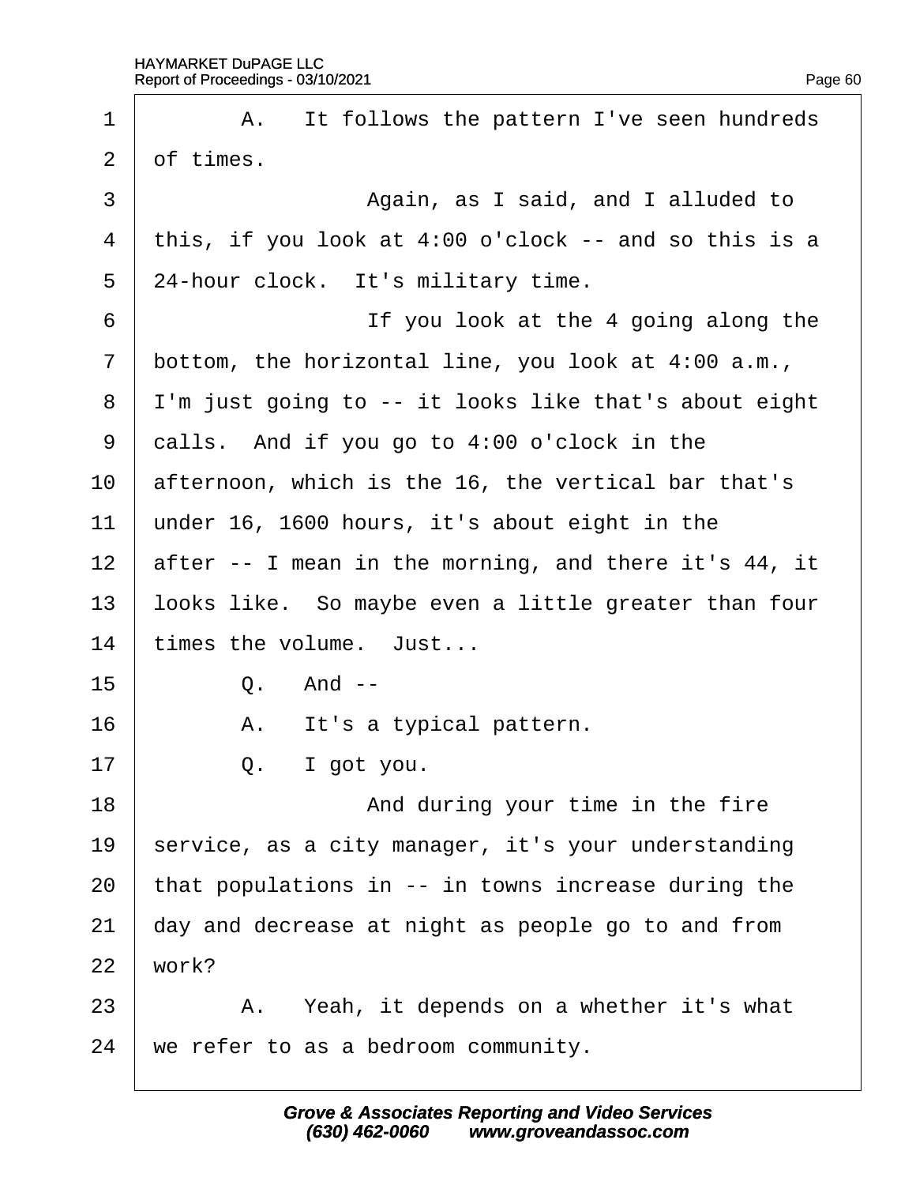A. It follows the pattern I've seen hundreds of times.

Again, as I said, and I alluded to this, if you look at 4:00 o'clock -- and so this is a 24-hour clock. It's military time.

If you look at the 4 going along the bottom, the horizontal line, you look at 4:00 a.m., I'm just going to -- it looks like that's about eight calls. And if you go to 4:00 o'clock in the afternoon, which is the 16, the vertical bar that's under 16, 1600 hours, it's about eight in the after -- I mean in the morning, and there it's 44, it looks like. So maybe even a little greater than four times the volume. Just...

Q. And --

A. It's a typical pattern.

Q. I got you.

And during your time in the fire service, as a city manager, it's your understanding that populations in -- in towns increase during the day and decrease at night as people go to and from work?

A. Yeah, it depends on a whether it's what we refer to as a bedroom community.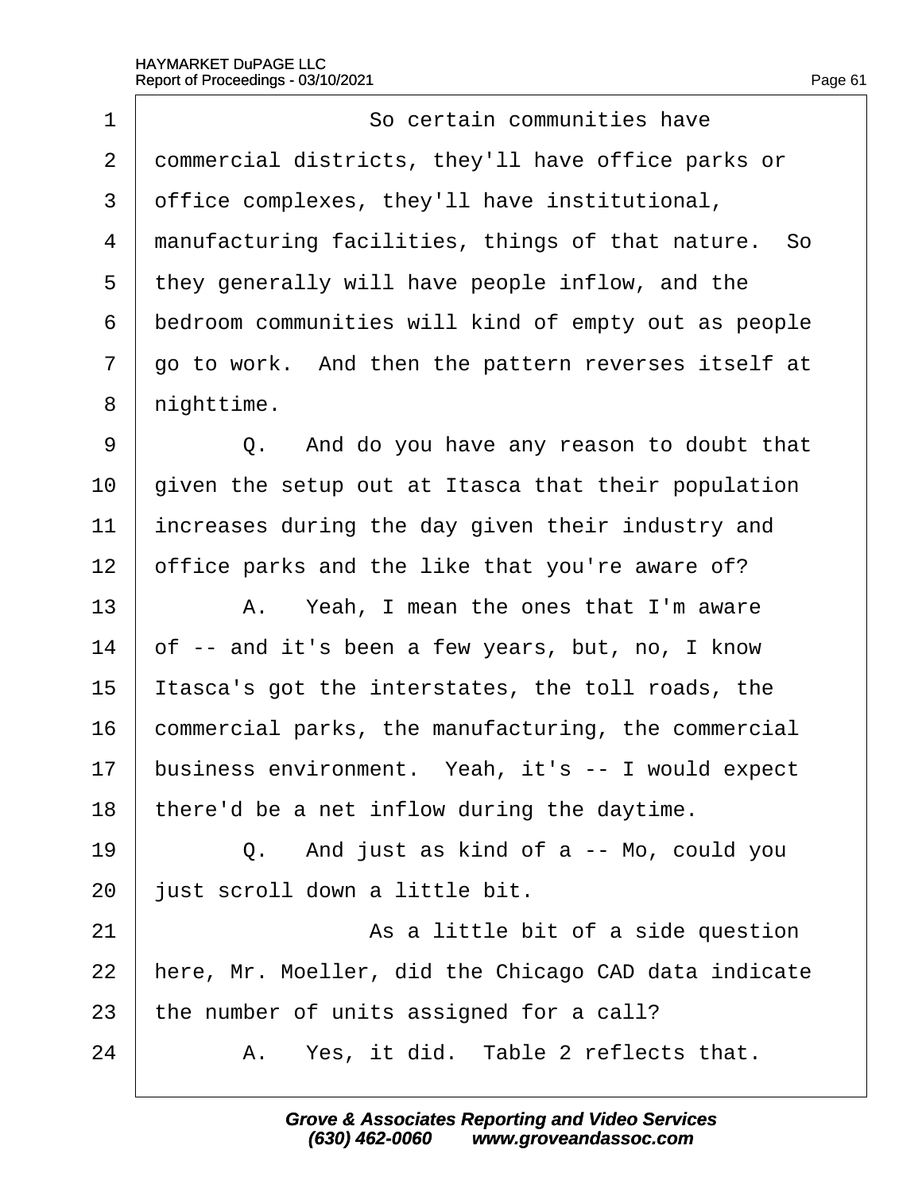1 So certain communities have
2 commercial districts, they'll have office parks or
3 office complexes, they'll have institutional,
4 manufacturing facilities, things of that nature. So
5 they generally will have people inflow, and the
6 bedroom communities will kind of empty out as people
7 go to work. And then the pattern reverses itself at
8 nighttime.
9 Q. And do you have any reason to doubt that
10 given the setup out at Itasca that their population
11 increases during the day given their industry and
12 office parks and the like that you're aware of?
13 A. Yeah, I mean the ones that I'm aware
14 of -- and it's been a few years, but, no, I know
15 Itasca's got the interstates, the toll roads, the
16 commercial parks, the manufacturing, the commercial
17 business environment. Yeah, it's -- I would expect
18 there'd be a net inflow during the daytime.
19 Q. And just as kind of a -- Mo, could you
20 just scroll down a little bit.
21 As a little bit of a side question
22 here, Mr. Moeller, did the Chicago CAD data indicate
23 the number of units assigned for a call?
24 A. Yes, it did. Table 2 reflects that.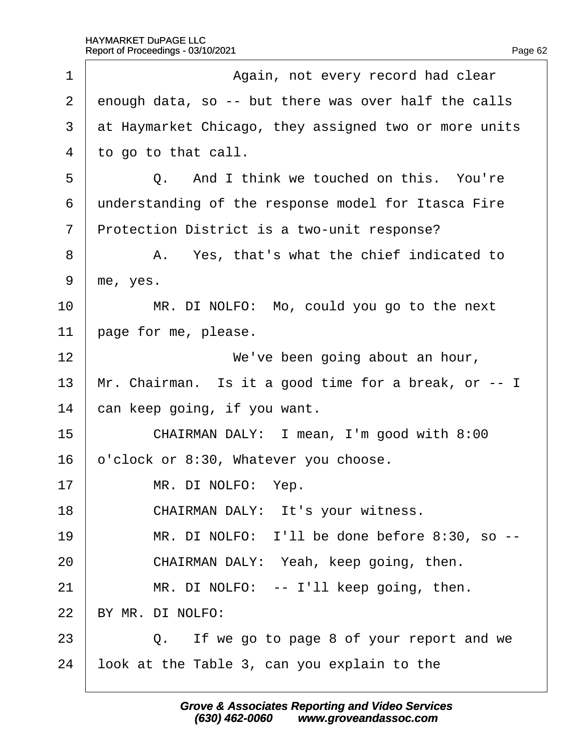1 Again, not every record had clear

2 enough data, so -- but there was over half the calls

3 at Haymarket Chicago, they assigned two or more units

4 to go to that call.

5 Q. And I think we touched on this. You're

6 understanding of the response model for Itasca Fire

7 Protection District is a two-unit response?

8 A. Yes, that's what the chief indicated to

9 me, yes.

10 MR. DI NOLFO: Mo, could you go to the next

11 page for me, please.

12 We've been going about an hour,

13 Mr. Chairman. Is it a good time for a break, or -- I

14 can keep going, if you want.

15 CHAIRMAN DALY: I mean, I'm good with 8:00

16 o'clock or 8:30, Whatever you choose.

17 MR. DI NOLFO: Yep.

18 CHAIRMAN DALY: It's your witness.

19 MR. DI NOLFO: I'll be done before 8:30, so --

20 CHAIRMAN DALY: Yeah, keep going, then.

21 MR. DI NOLFO: -- I'll keep going, then.

22 BY MR. DI NOLFO:

23 Q. If we go to page 8 of your report and we

24 look at the Table 3, can you explain to the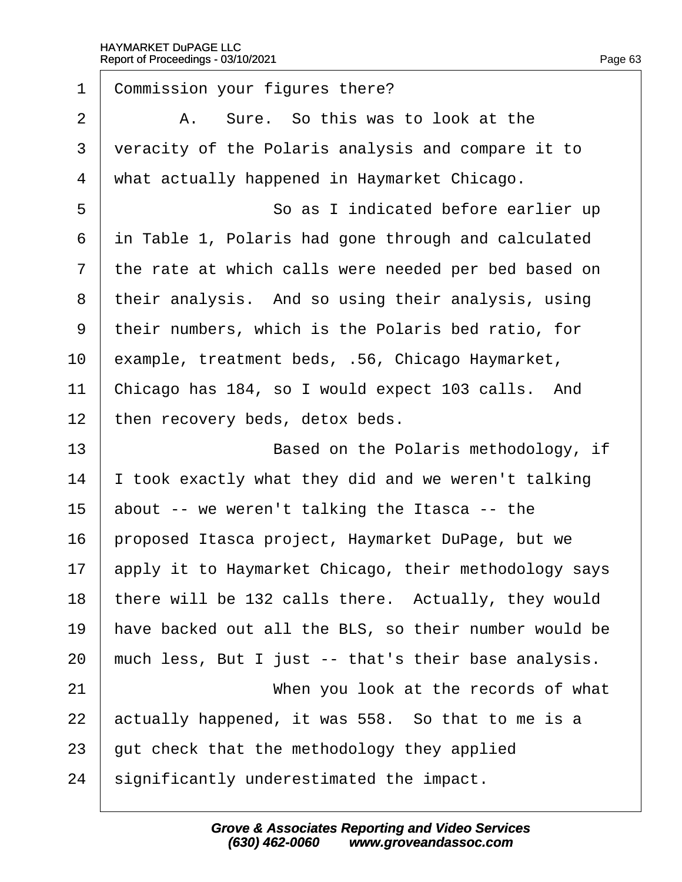Commission your figures there?

A. Sure. So this was to look at the veracity of the Polaris analysis and compare it to what actually happened in Haymarket Chicago.

So as I indicated before earlier up in Table 1, Polaris had gone through and calculated the rate at which calls were needed per bed based on their analysis. And so using their analysis, using their numbers, which is the Polaris bed ratio, for example, treatment beds, .56, Chicago Haymarket, Chicago has 184, so I would expect 103 calls. And then recovery beds, detox beds.

Based on the Polaris methodology, if I took exactly what they did and we weren't talking about -- we weren't talking the Itasca -- the proposed Itasca project, Haymarket DuPage, but we apply it to Haymarket Chicago, their methodology says there will be 132 calls there. Actually, they would have backed out all the BLS, so their number would be much less, But I just -- that's their base analysis.

When you look at the records of what actually happened, it was 558. So that to me is a gut check that the methodology they applied significantly underestimated the impact.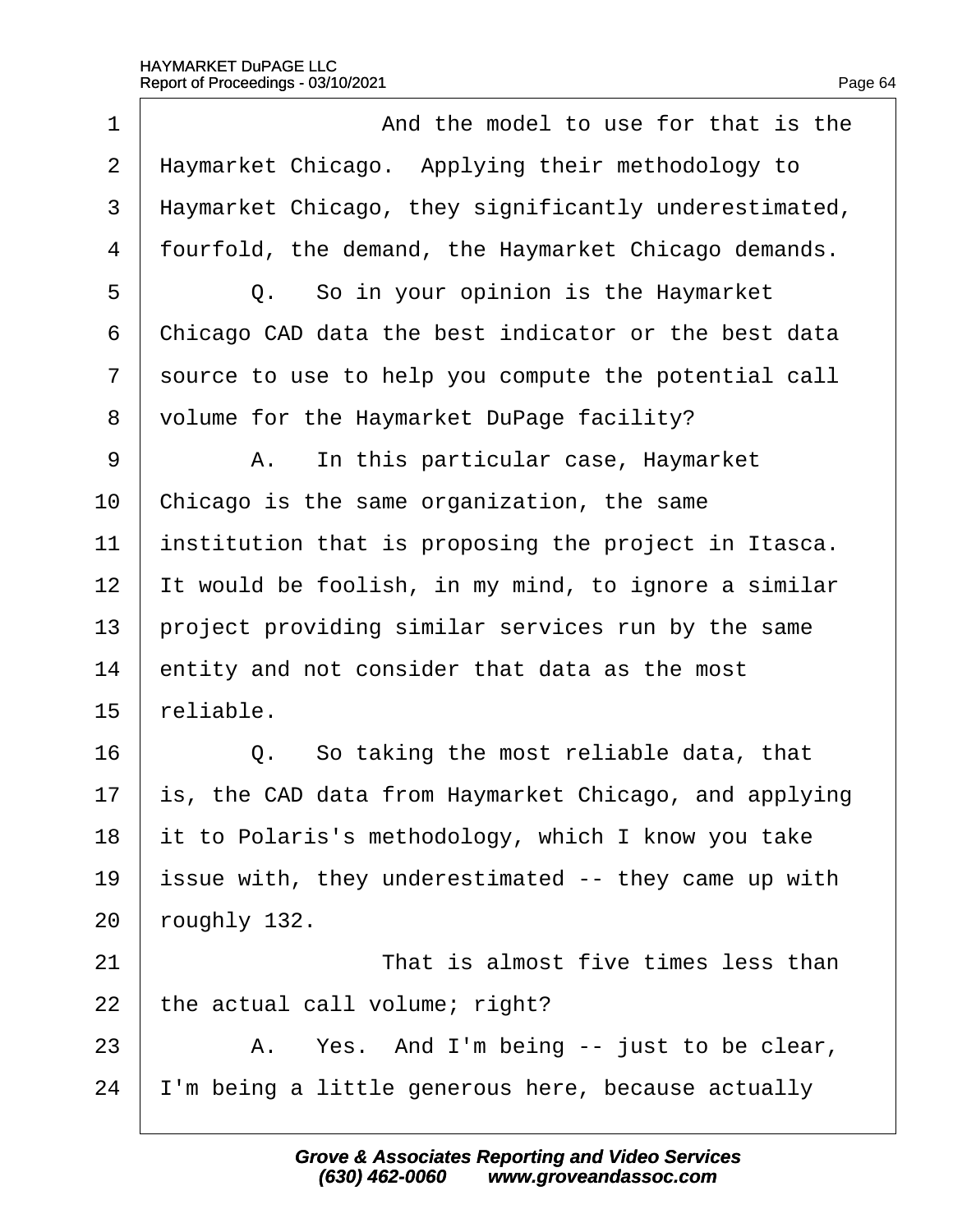1 And the model to use for that is the
2 Haymarket Chicago. Applying their methodology to
3 Haymarket Chicago, they significantly underestimated,
4 fourfold, the demand, the Haymarket Chicago demands.
5 Q. So in your opinion is the Haymarket
6 Chicago CAD data the best indicator or the best data
7 source to use to help you compute the potential call
8 volume for the Haymarket DuPage facility?
9 A. In this particular case, Haymarket
10 Chicago is the same organization, the same
11 institution that is proposing the project in Itasca.
12 It would be foolish, in my mind, to ignore a similar
13 project providing similar services run by the same
14 entity and not consider that data as the most
15 reliable.
16 Q. So taking the most reliable data, that
17 is, the CAD data from Haymarket Chicago, and applying
18 it to Polaris's methodology, which I know you take
19 issue with, they underestimated -- they came up with
20 roughly 132.
21 That is almost five times less than
22 the actual call volume; right?
23 A. Yes. And I'm being -- just to be clear,
24 I'm being a little generous here, because actually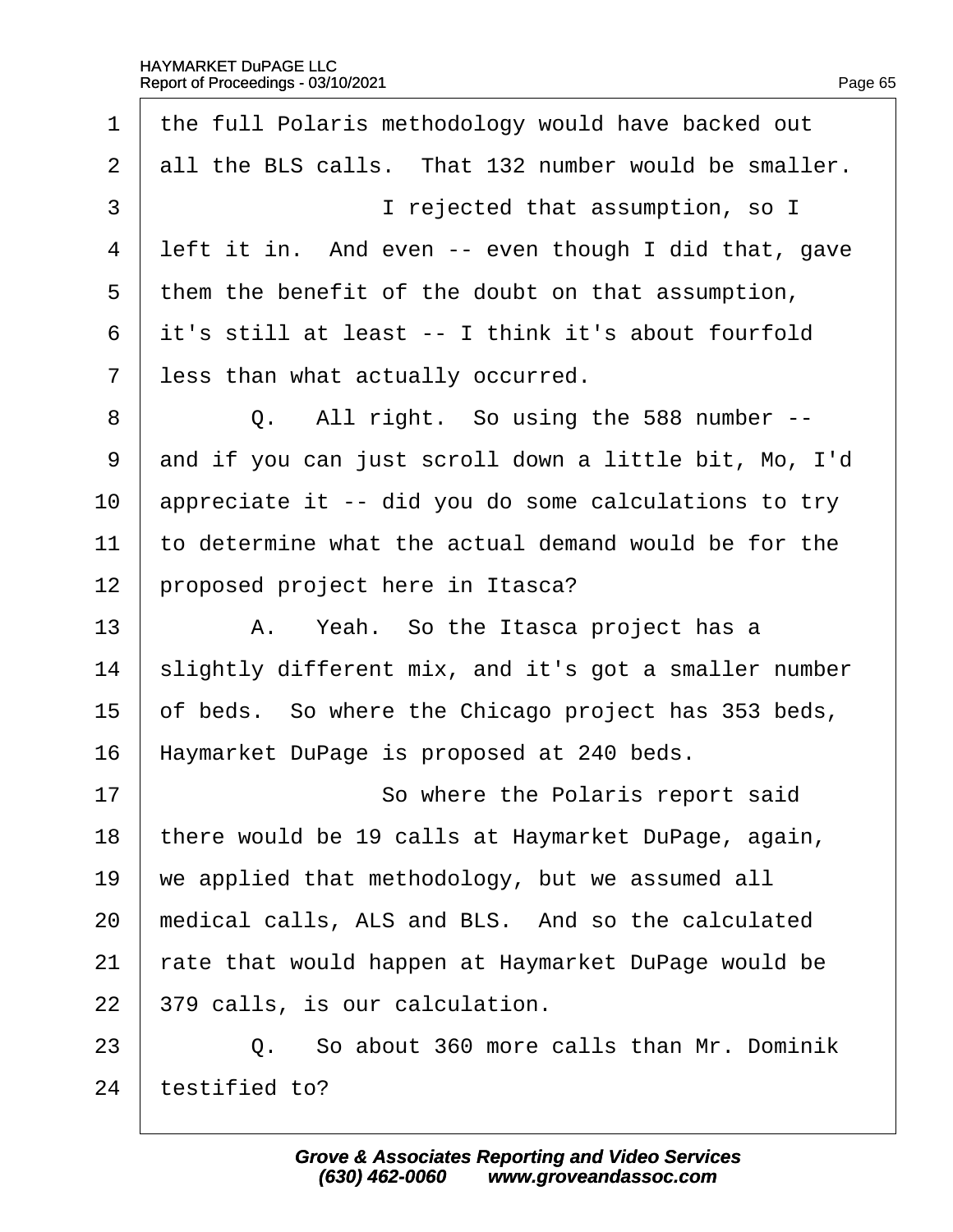1 the full Polaris methodology would have backed out
2 all the BLS calls. That 132 number would be smaller.
3 I rejected that assumption, so I
4 left it in. And even -- even though I did that, gave
5 them the benefit of the doubt on that assumption,
6 it's still at least -- I think it's about fourfold
7 less than what actually occurred.
8 Q. All right. So using the 588 number --
9 and if you can just scroll down a little bit, Mo, I'd
10 appreciate it -- did you do some calculations to try
11 to determine what the actual demand would be for the
12 proposed project here in Itasca?
13 A. Yeah. So the Itasca project has a
14 slightly different mix, and it's got a smaller number
15 of beds. So where the Chicago project has 353 beds,
16 Haymarket DuPage is proposed at 240 beds.
17 So where the Polaris report said
18 there would be 19 calls at Haymarket DuPage, again,
19 we applied that methodology, but we assumed all
20 medical calls, ALS and BLS. And so the calculated
21 rate that would happen at Haymarket DuPage would be
22 379 calls, is our calculation.
23 Q. So about 360 more calls than Mr. Dominik
24 testified to?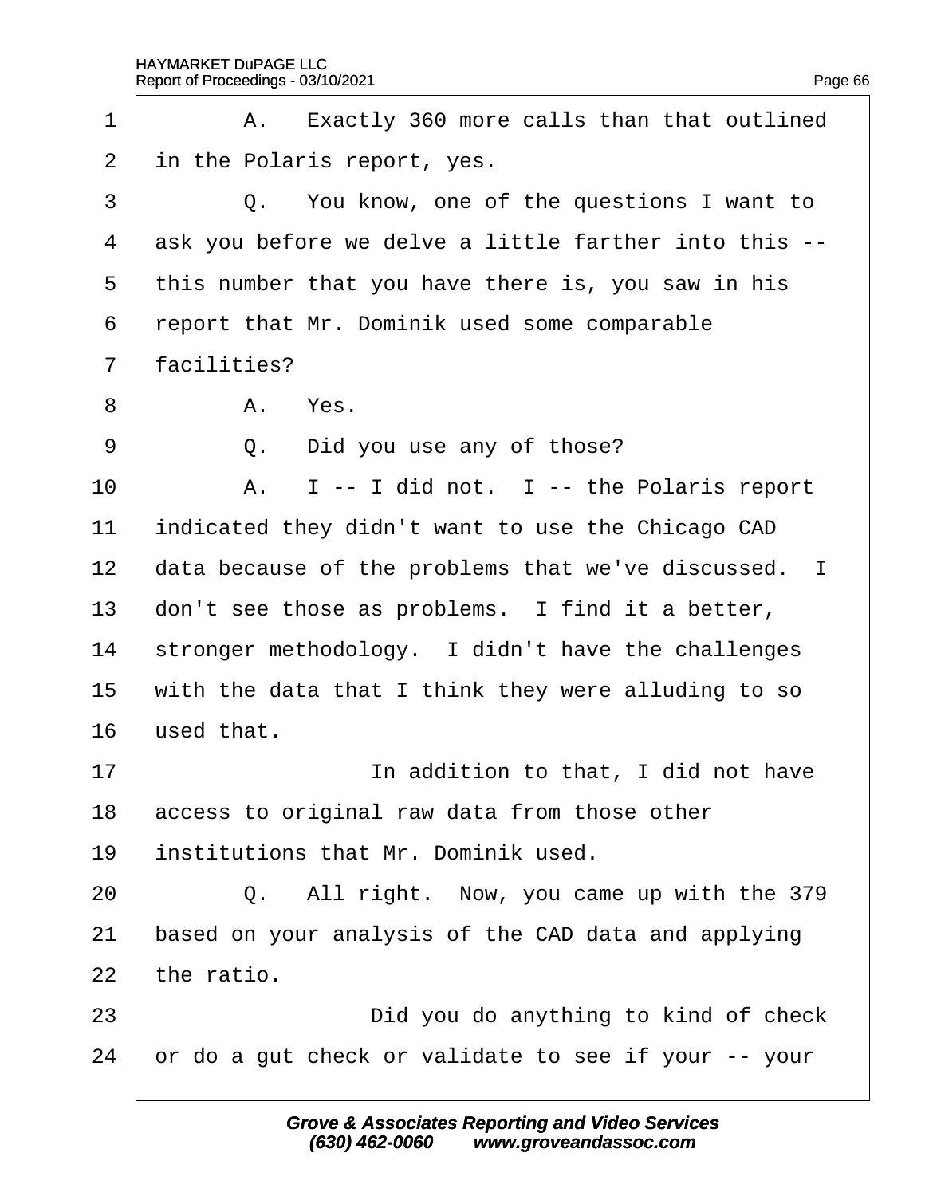A. Exactly 360 more calls than that outlined in the Polaris report, yes.

Q. You know, one of the questions I want to ask you before we delve a little farther into this -- this number that you have there is, you saw in his report that Mr. Dominik used some comparable facilities?

A. Yes.

Q. Did you use any of those?

A. I -- I did not. I -- the Polaris report indicated they didn't want to use the Chicago CAD data because of the problems that we've discussed. I don't see those as problems. I find it a better, stronger methodology. I didn't have the challenges with the data that I think they were alluding to so used that.

In addition to that, I did not have access to original raw data from those other institutions that Mr. Dominik used.

Q. All right. Now, you came up with the 379 based on your analysis of the CAD data and applying the ratio.

Did you do anything to kind of check or do a gut check or validate to see if your -- your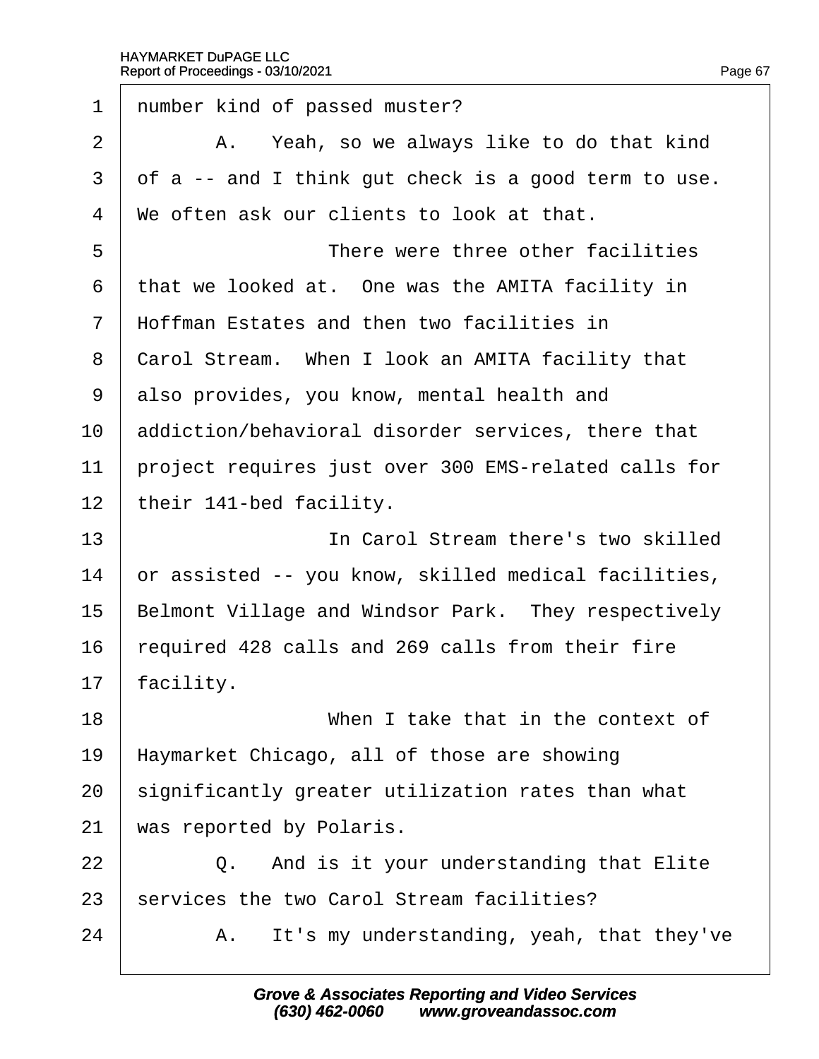1 number kind of passed muster?

2 A. Yeah, so we always like to do that kind

3 of a -- and I think gut check is a good term to use.

4 We often ask our clients to look at that.

5 There were three other facilities

6 that we looked at. One was the AMITA facility in

7 Hoffman Estates and then two facilities in

8 Carol Stream. When I look an AMITA facility that

9 also provides, you know, mental health and

10 addiction/behavioral disorder services, there that

11 project requires just over 300 EMS-related calls for

12 their 141-bed facility.

13 In Carol Stream there's two skilled

14 or assisted -- you know, skilled medical facilities,

15 Belmont Village and Windsor Park. They respectively

16 required 428 calls and 269 calls from their fire

17 facility.

18 When I take that in the context of

19 Haymarket Chicago, all of those are showing

20 significantly greater utilization rates than what

21 was reported by Polaris.

22 Q. And is it your understanding that Elite

23 services the two Carol Stream facilities?

24 A. It's my understanding, yeah, that they've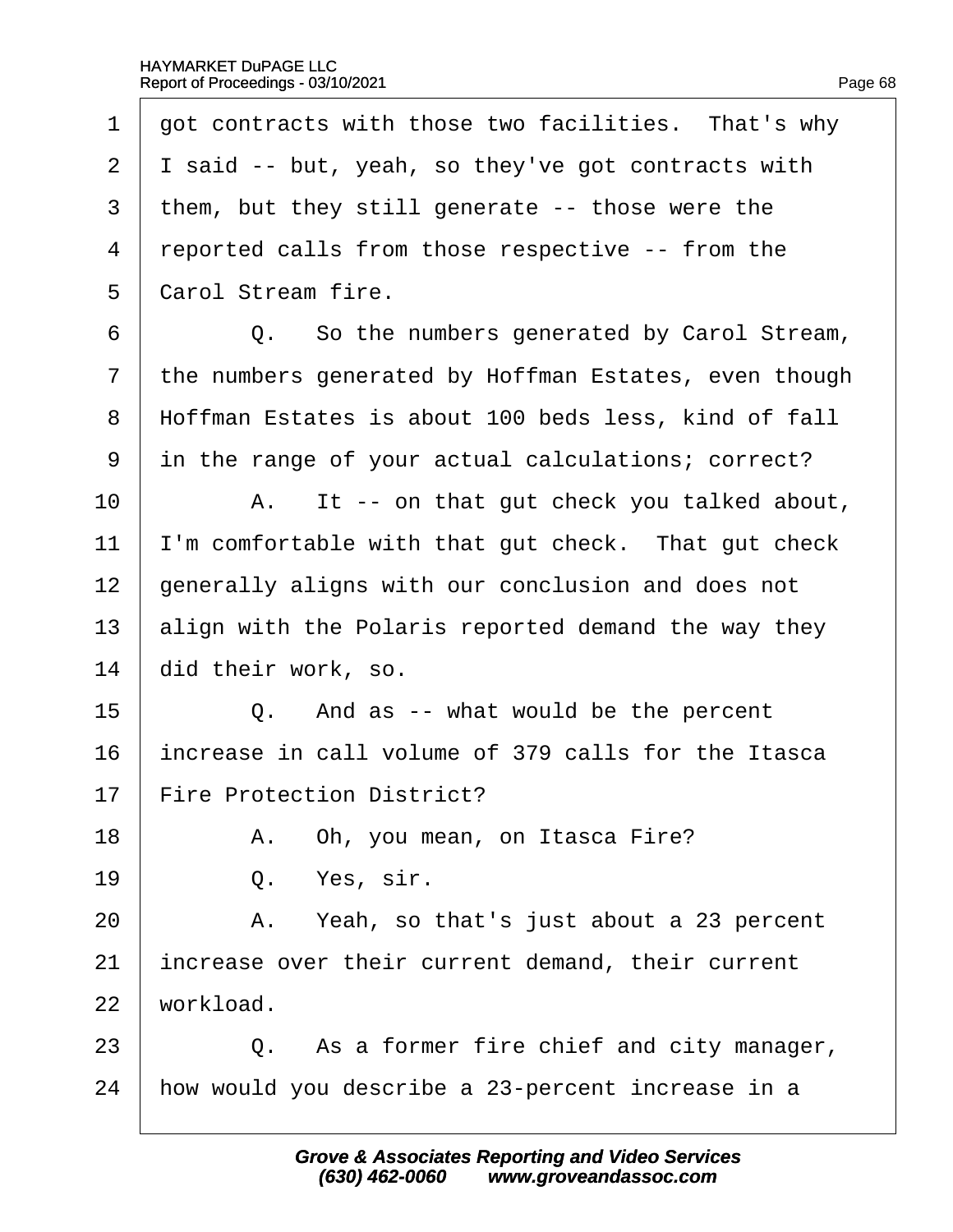1 got contracts with those two facilities. That's why
2 I said -- but, yeah, so they've got contracts with
3 them, but they still generate -- those were the
4 reported calls from those respective -- from the
5 Carol Stream fire.

6 Q. So the numbers generated by Carol Stream,
7 the numbers generated by Hoffman Estates, even though
8 Hoffman Estates is about 100 beds less, kind of fall
9 in the range of your actual calculations; correct?

10 A. It -- on that gut check you talked about,
11 I'm comfortable with that gut check. That gut check
12 generally aligns with our conclusion and does not
13 align with the Polaris reported demand the way they
14 did their work, so.

15 Q. And as -- what would be the percent
16 increase in call volume of 379 calls for the Itasca
17 Fire Protection District?

18 A. Oh, you mean, on Itasca Fire?

19 Q. Yes, sir.

20 A. Yeah, so that's just about a 23 percent
21 increase over their current demand, their current
22 workload.

23 Q. As a former fire chief and city manager,
24 how would you describe a 23-percent increase in a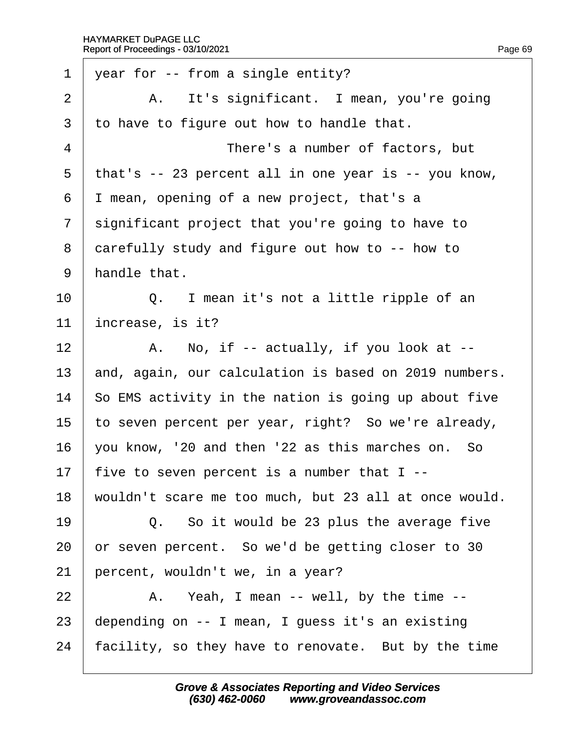1 year for -- from a single entity?

2 A. It's significant. I mean, you're going

3 to have to figure out how to handle that.

4 There's a number of factors, but

5 that's -- 23 percent all in one year is -- you know,

6 I mean, opening of a new project, that's a

7 significant project that you're going to have to

8 carefully study and figure out how to -- how to

9 handle that.

10 Q. I mean it's not a little ripple of an

11 increase, is it?

12 A. No, if -- actually, if you look at --

13 and, again, our calculation is based on 2019 numbers.

14 So EMS activity in the nation is going up about five

15 to seven percent per year, right? So we're already,

16 you know, '20 and then '22 as this marches on. So

17 five to seven percent is a number that I --

18 wouldn't scare me too much, but 23 all at once would.

19 Q. So it would be 23 plus the average five

20 or seven percent. So we'd be getting closer to 30

21 percent, wouldn't we, in a year?

22 A. Yeah, I mean -- well, by the time --

23 depending on -- I mean, I guess it's an existing

24 facility, so they have to renovate. But by the time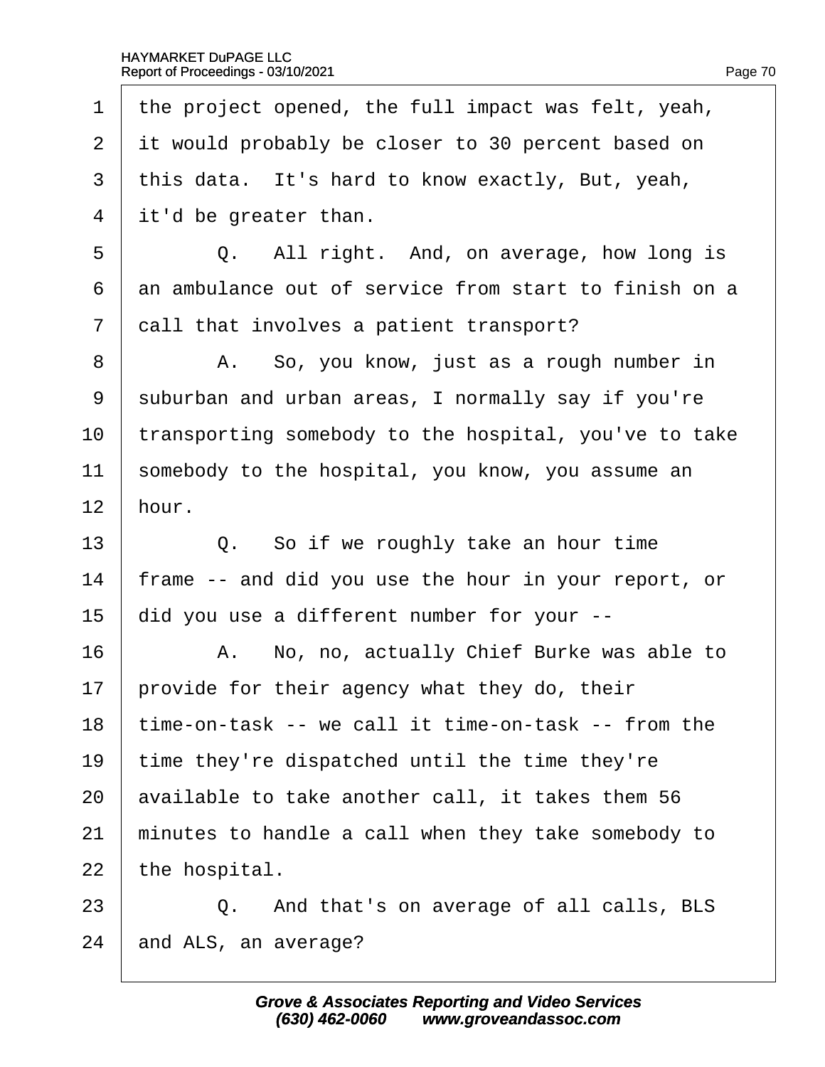1 the project opened, the full impact was felt, yeah,
2 it would probably be closer to 30 percent based on
3 this data. It's hard to know exactly, But, yeah,
4 it'd be greater than.
5 Q. All right. And, on average, how long is
6 an ambulance out of service from start to finish on a
7 call that involves a patient transport?
8 A. So, you know, just as a rough number in
9 suburban and urban areas, I normally say if you're
10 transporting somebody to the hospital, you've to take
11 somebody to the hospital, you know, you assume an
12 hour.
13 Q. So if we roughly take an hour time
14 frame -- and did you use the hour in your report, or
15 did you use a different number for your --
16 A. No, no, actually Chief Burke was able to
17 provide for their agency what they do, their
18 time-on-task -- we call it time-on-task -- from the
19 time they're dispatched until the time they're
20 available to take another call, it takes them 56
21 minutes to handle a call when they take somebody to
22 the hospital.
23 Q. And that's on average of all calls, BLS
24 and ALS, an average?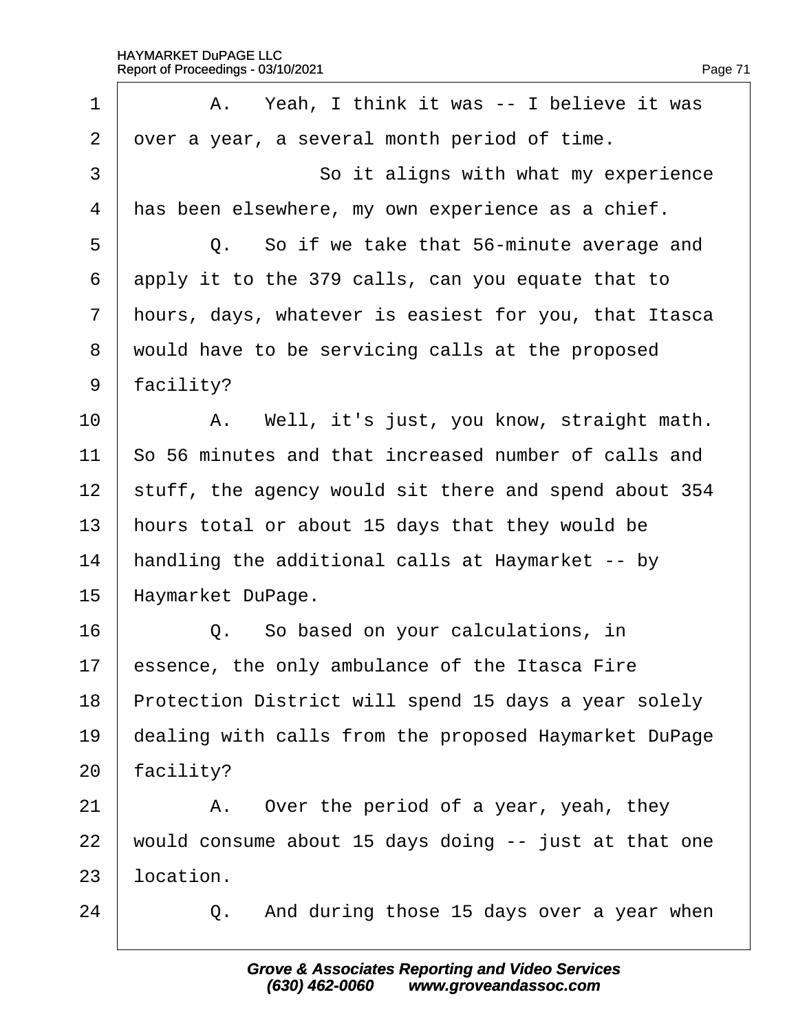1 A. Yeah, I think it was -- I believe it was
2 over a year, a several month period of time.
3 So it aligns with what my experience
4 has been elsewhere, my own experience as a chief.
5 Q. So if we take that 56-minute average and
6 apply it to the 379 calls, can you equate that to
7 hours, days, whatever is easiest for you, that Itasca
8 would have to be servicing calls at the proposed
9 facility?
10 A. Well, it's just, you know, straight math.
11 So 56 minutes and that increased number of calls and
12 stuff, the agency would sit there and spend about 354
13 hours total or about 15 days that they would be
14 handling the additional calls at Haymarket -- by
15 Haymarket DuPage.
16 Q. So based on your calculations, in
17 essence, the only ambulance of the Itasca Fire
18 Protection District will spend 15 days a year solely
19 dealing with calls from the proposed Haymarket DuPage
20 facility?
21 A. Over the period of a year, yeah, they
22 would consume about 15 days doing -- just at that one
23 location.
24 Q. And during those 15 days over a year when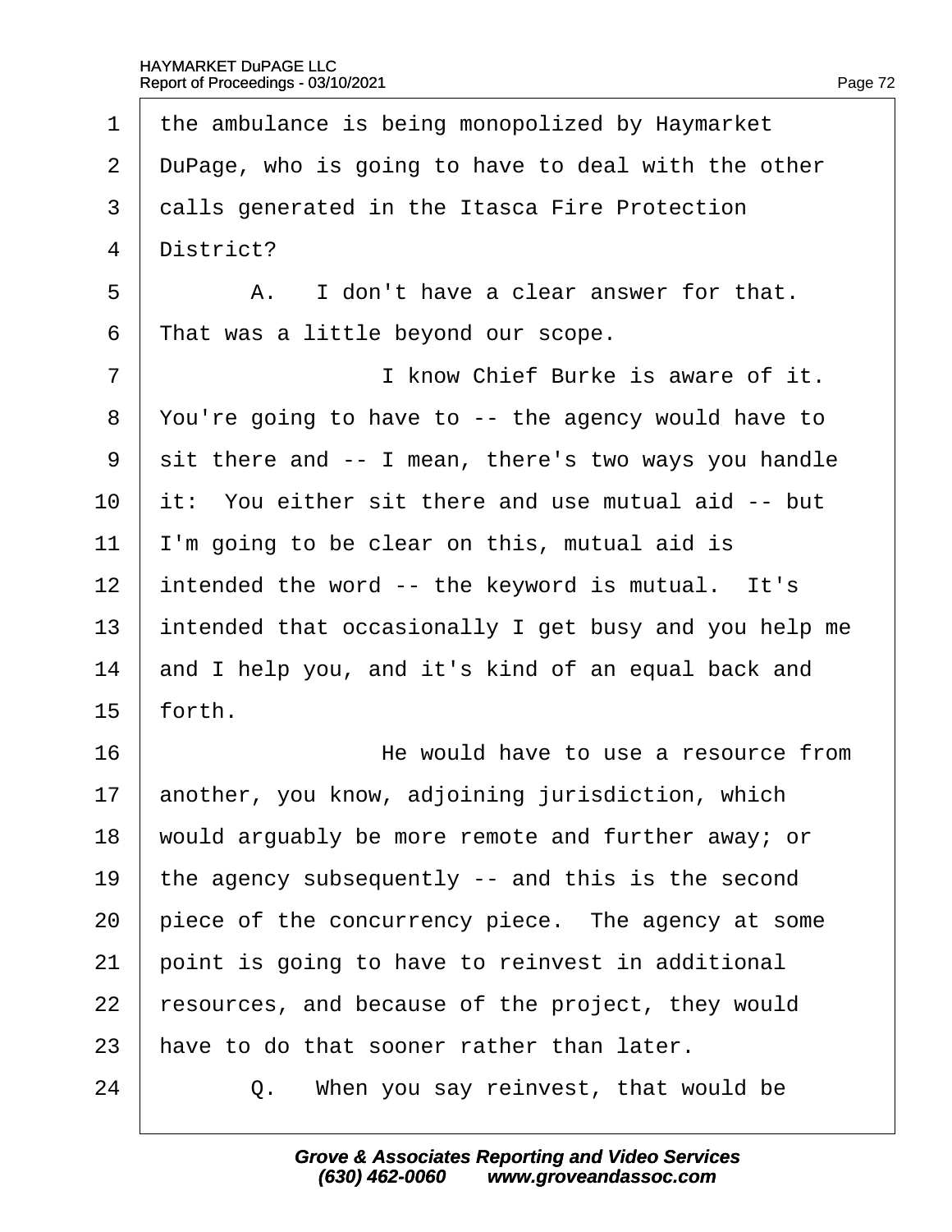the ambulance is being monopolized by Haymarket DuPage, who is going to have to deal with the other calls generated in the Itasca Fire Protection District?

A. I don't have a clear answer for that. That was a little beyond our scope.

I know Chief Burke is aware of it. You're going to have to -- the agency would have to sit there and -- I mean, there's two ways you handle it: You either sit there and use mutual aid -- but I'm going to be clear on this, mutual aid is intended the word -- the keyword is mutual. It's intended that occasionally I get busy and you help me and I help you, and it's kind of an equal back and forth.

He would have to use a resource from another, you know, adjoining jurisdiction, which would arguably be more remote and further away; or the agency subsequently -- and this is the second piece of the concurrency piece. The agency at some point is going to have to reinvest in additional resources, and because of the project, they would have to do that sooner rather than later.

Q. When you say reinvest, that would be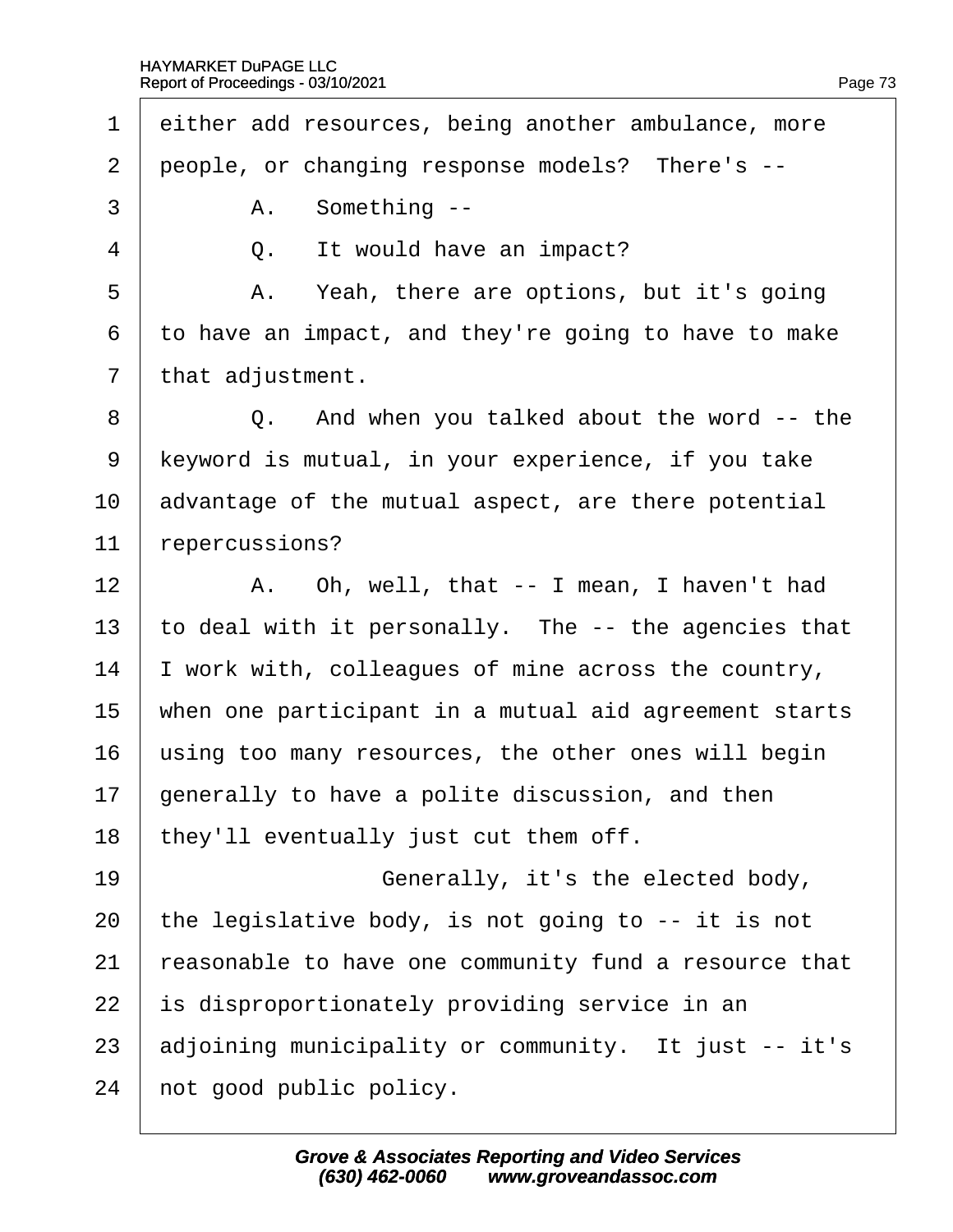1 either add resources, being another ambulance, more
2 people, or changing response models? There's --
3 A. Something --
4 Q. It would have an impact?
5 A. Yeah, there are options, but it's going
6 to have an impact, and they're going to have to make
7 that adjustment.
8 Q. And when you talked about the word -- the
9 keyword is mutual, in your experience, if you take
10 advantage of the mutual aspect, are there potential
11 repercussions?
12 A. Oh, well, that -- I mean, I haven't had
13 to deal with it personally. The -- the agencies that
14 I work with, colleagues of mine across the country,
15 when one participant in a mutual aid agreement starts
16 using too many resources, the other ones will begin
17 generally to have a polite discussion, and then
18 they'll eventually just cut them off.
19 Generally, it's the elected body,
20 the legislative body, is not going to -- it is not
21 reasonable to have one community fund a resource that
22 is disproportionately providing service in an
23 adjoining municipality or community. It just -- it's
24 not good public policy.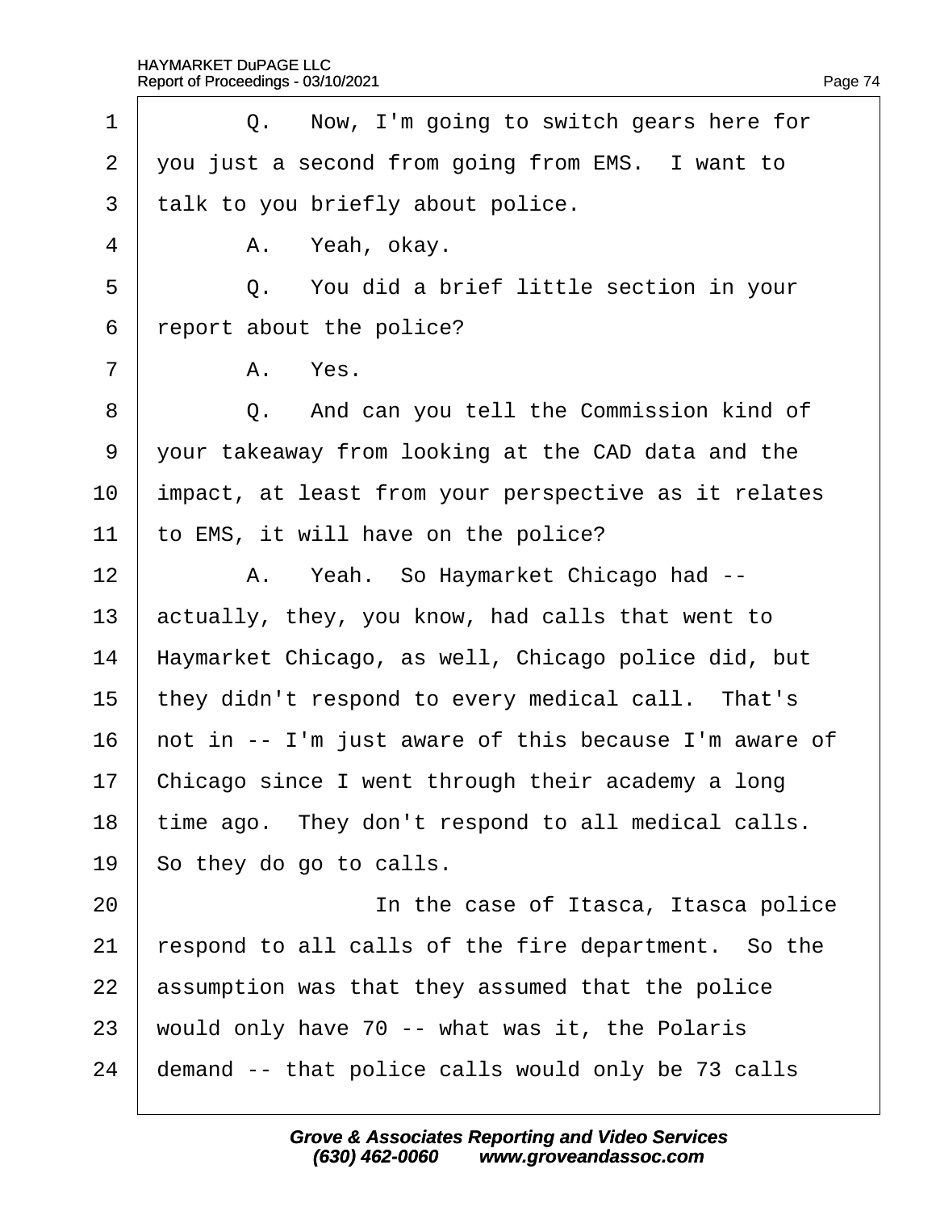1 Q. Now, I'm going to switch gears here for
2 you just a second from going from EMS. I want to
3 talk to you briefly about police.
4 A. Yeah, okay.
5 Q. You did a brief little section in your
6 report about the police?
7 A. Yes.
8 Q. And can you tell the Commission kind of
9 your takeaway from looking at the CAD data and the
10 impact, at least from your perspective as it relates
11 to EMS, it will have on the police?
12 A. Yeah. So Haymarket Chicago had --
13 actually, they, you know, had calls that went to
14 Haymarket Chicago, as well, Chicago police did, but
15 they didn't respond to every medical call. That's
16 not in -- I'm just aware of this because I'm aware of
17 Chicago since I went through their academy a long
18 time ago. They don't respond to all medical calls.
19 So they do go to calls.
20 In the case of Itasca, Itasca police
21 respond to all calls of the fire department. So the
22 assumption was that they assumed that the police
23 would only have 70 -- what was it, the Polaris
24 demand -- that police calls would only be 73 calls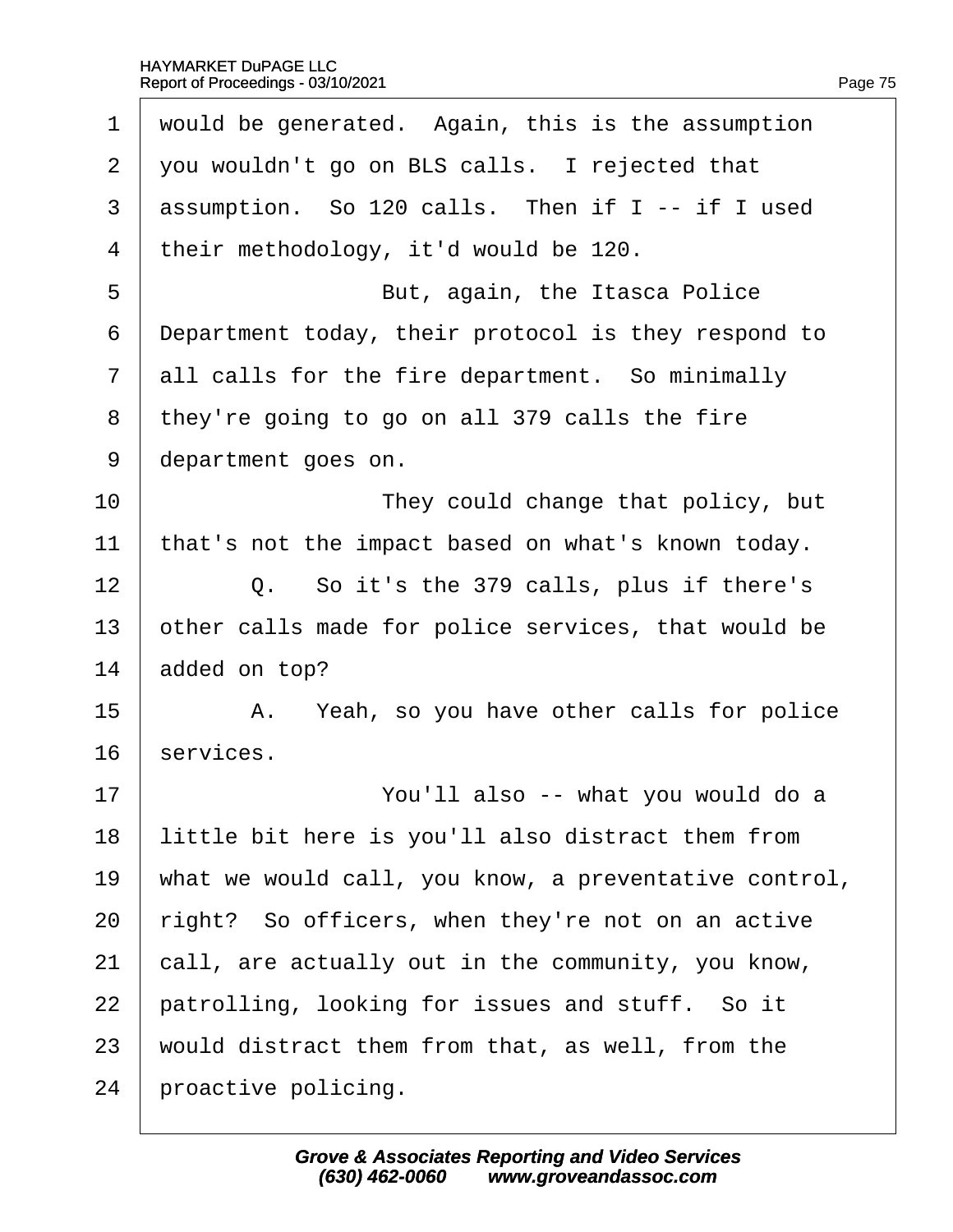1 would be generated. Again, this is the assumption
2 you wouldn't go on BLS calls. I rejected that
3 assumption. So 120 calls. Then if I -- if I used
4 their methodology, it'd would be 120.
5 But, again, the Itasca Police
6 Department today, their protocol is they respond to
7 all calls for the fire department. So minimally
8 they're going to go on all 379 calls the fire
9 department goes on.
10 They could change that policy, but
11 that's not the impact based on what's known today.
12 Q. So it's the 379 calls, plus if there's
13 other calls made for police services, that would be
14 added on top?
15 A. Yeah, so you have other calls for police
16 services.
17 You'll also -- what you would do a
18 little bit here is you'll also distract them from
19 what we would call, you know, a preventative control,
20 right? So officers, when they're not on an active
21 call, are actually out in the community, you know,
22 patrolling, looking for issues and stuff. So it
23 would distract them from that, as well, from the
24 proactive policing.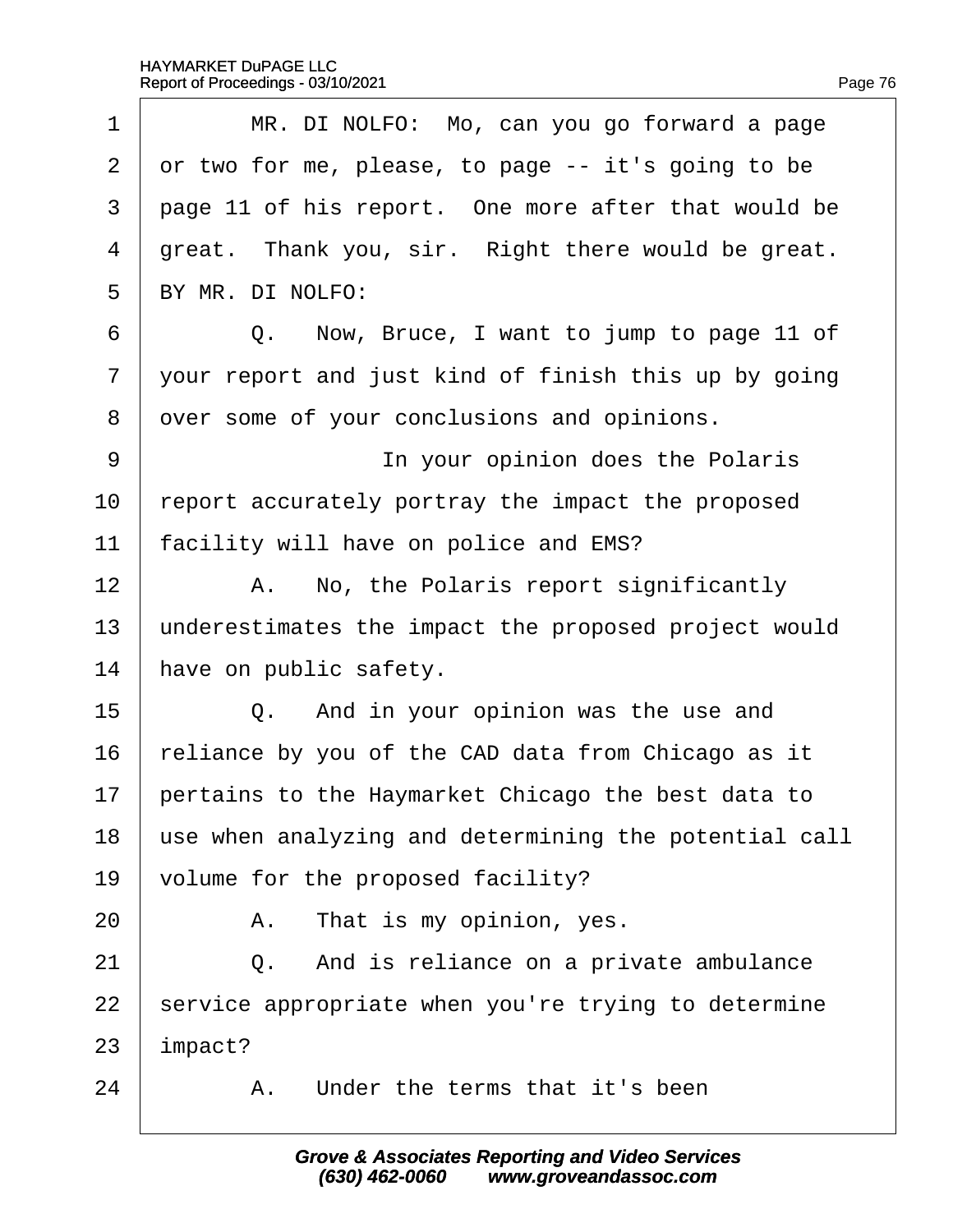1 MR. DI NOLFO: Mo, can you go forward a page
2 or two for me, please, to page -- it's going to be
3 page 11 of his report. One more after that would be
4 great. Thank you, sir. Right there would be great.
5 BY MR. DI NOLFO:
6 Q. Now, Bruce, I want to jump to page 11 of
7 your report and just kind of finish this up by going
8 over some of your conclusions and opinions.
9 In your opinion does the Polaris
10 report accurately portray the impact the proposed
11 facility will have on police and EMS?
12 A. No, the Polaris report significantly
13 underestimates the impact the proposed project would
14 have on public safety.
15 Q. And in your opinion was the use and
16 reliance by you of the CAD data from Chicago as it
17 pertains to the Haymarket Chicago the best data to
18 use when analyzing and determining the potential call
19 volume for the proposed facility?
20 A. That is my opinion, yes.
21 Q. And is reliance on a private ambulance
22 service appropriate when you're trying to determine
23 impact?
24 A. Under the terms that it's been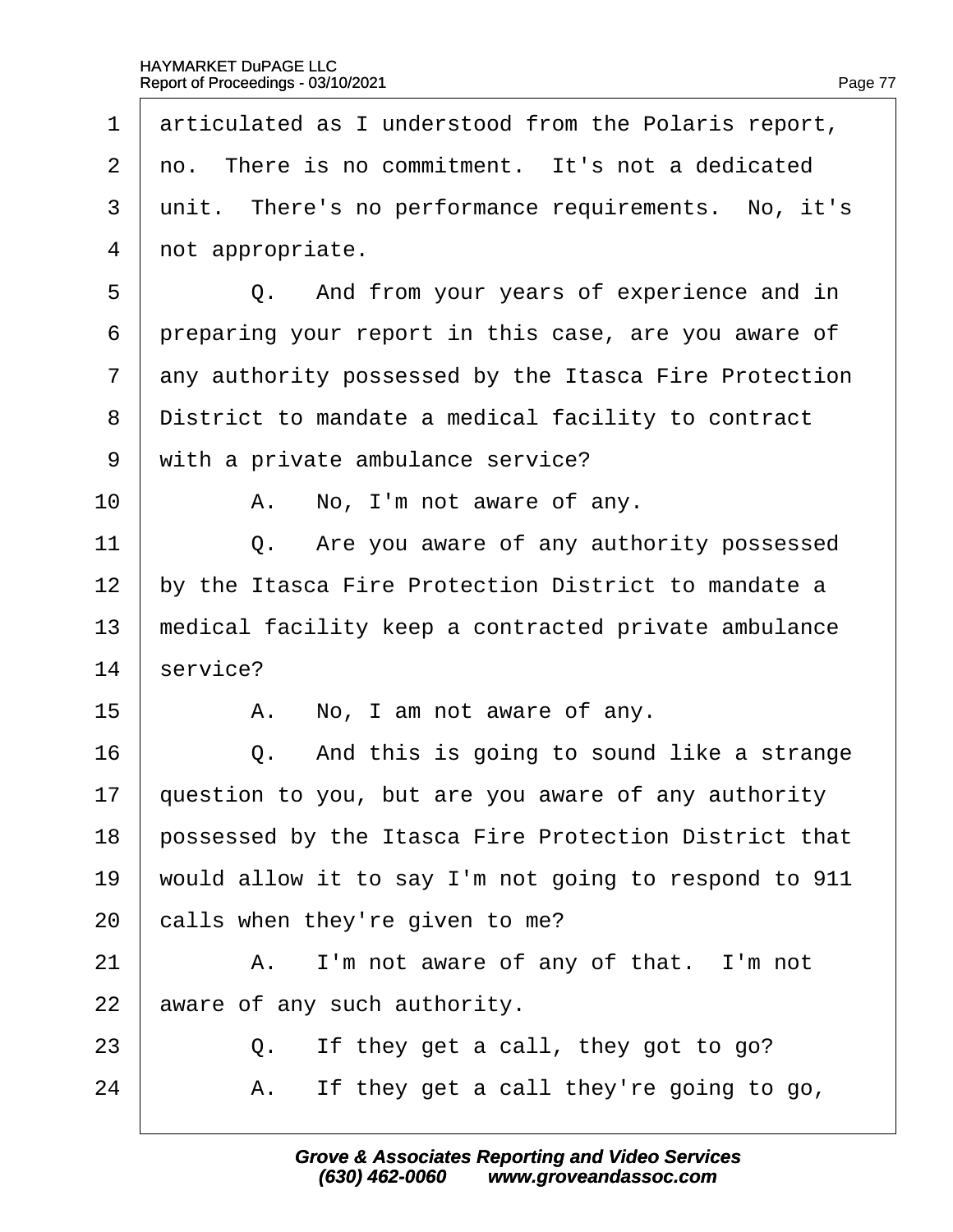1 articulated as I understood from the Polaris report,
2 no. There is no commitment. It's not a dedicated
3 unit. There's no performance requirements. No, it's
4 not appropriate.
5 Q. And from your years of experience and in
6 preparing your report in this case, are you aware of
7 any authority possessed by the Itasca Fire Protection
8 District to mandate a medical facility to contract
9 with a private ambulance service?
10 A. No, I'm not aware of any.
11 Q. Are you aware of any authority possessed
12 by the Itasca Fire Protection District to mandate a
13 medical facility keep a contracted private ambulance
14 service?
15 A. No, I am not aware of any.
16 Q. And this is going to sound like a strange
17 question to you, but are you aware of any authority
18 possessed by the Itasca Fire Protection District that
19 would allow it to say I'm not going to respond to 911
20 calls when they're given to me?
21 A. I'm not aware of any of that. I'm not
22 aware of any such authority.
23 Q. If they get a call, they got to go?
24 A. If they get a call they're going to go,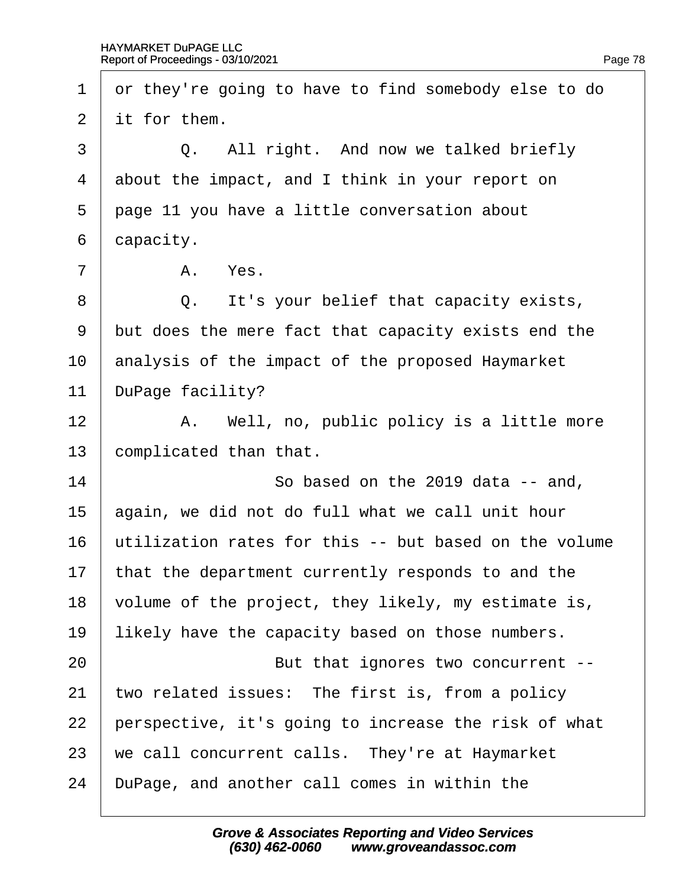1 or they're going to have to find somebody else to do
2 it for them.
3 Q. All right. And now we talked briefly
4 about the impact, and I think in your report on
5 page 11 you have a little conversation about
6 capacity.
7 A. Yes.
8 Q. It's your belief that capacity exists,
9 but does the mere fact that capacity exists end the
10 analysis of the impact of the proposed Haymarket
11 DuPage facility?
12 A. Well, no, public policy is a little more
13 complicated than that.
14 So based on the 2019 data -- and,
15 again, we did not do full what we call unit hour
16 utilization rates for this -- but based on the volume
17 that the department currently responds to and the
18 volume of the project, they likely, my estimate is,
19 likely have the capacity based on those numbers.
20 But that ignores two concurrent --
21 two related issues: The first is, from a policy
22 perspective, it's going to increase the risk of what
23 we call concurrent calls. They're at Haymarket
24 DuPage, and another call comes in within the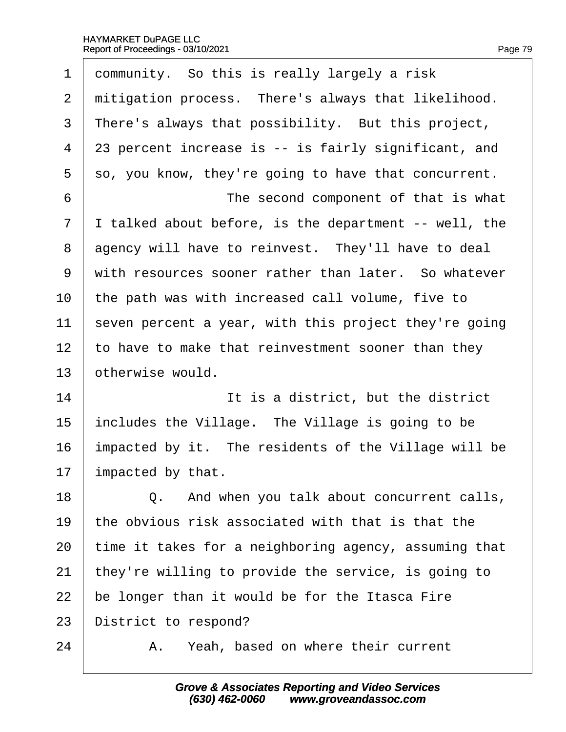1 community. So this is really largely a risk
2 mitigation process. There's always that likelihood.
3 There's always that possibility. But this project,
4 23 percent increase is -- is fairly significant, and
5 so, you know, they're going to have that concurrent.
6 The second component of that is what
7 I talked about before, is the department -- well, the
8 agency will have to reinvest. They'll have to deal
9 with resources sooner rather than later. So whatever
10 the path was with increased call volume, five to
11 seven percent a year, with this project they're going
12 to have to make that reinvestment sooner than they
13 otherwise would.
14 It is a district, but the district
15 includes the Village. The Village is going to be
16 impacted by it. The residents of the Village will be
17 impacted by that.
18 Q. And when you talk about concurrent calls,
19 the obvious risk associated with that is that the
20 time it takes for a neighboring agency, assuming that
21 they're willing to provide the service, is going to
22 be longer than it would be for the Itasca Fire
23 District to respond?
24 A. Yeah, based on where their current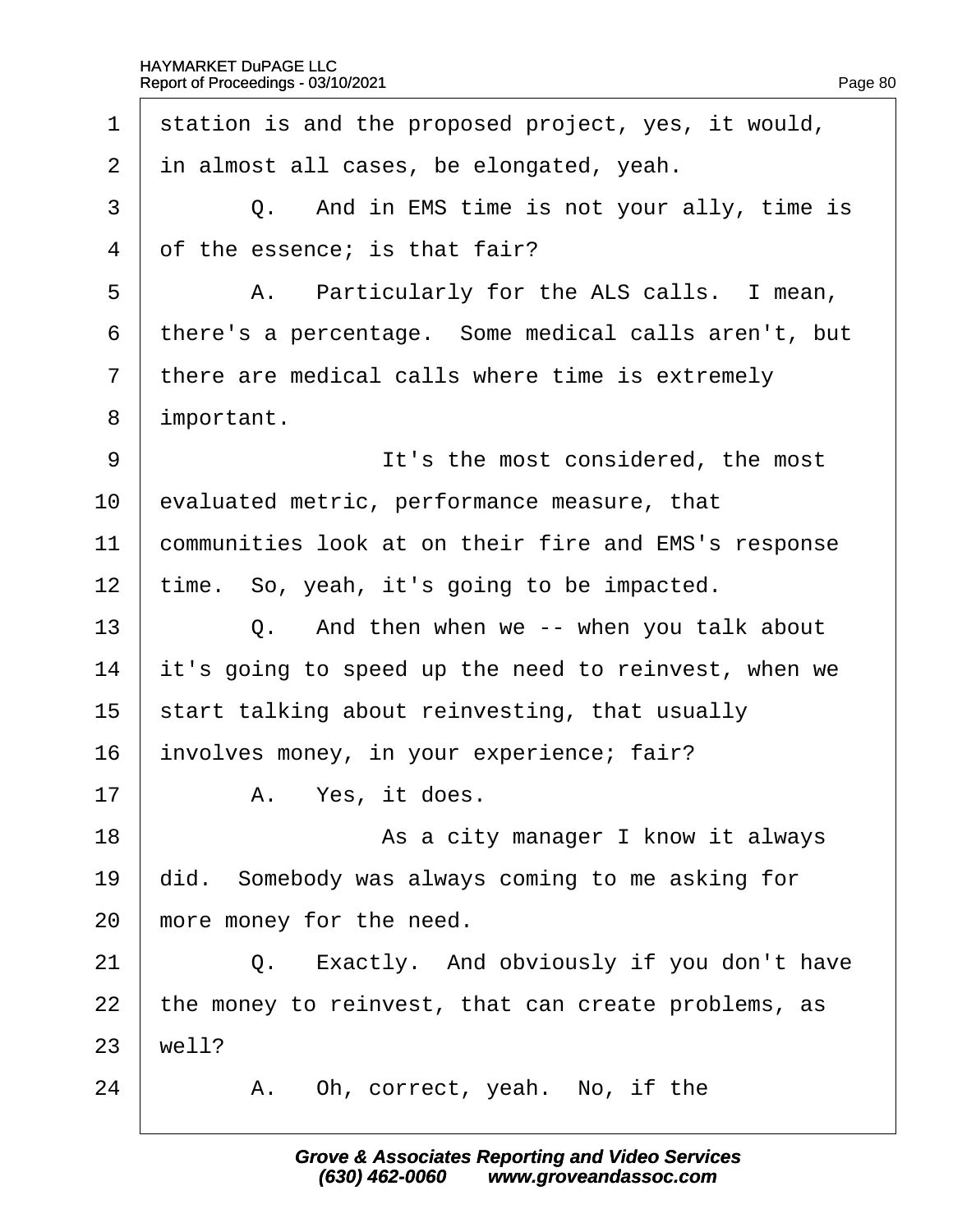1 station is and the proposed project, yes, it would,
2 in almost all cases, be elongated, yeah.
3 Q. And in EMS time is not your ally, time is
4 of the essence; is that fair?
5 A. Particularly for the ALS calls. I mean,
6 there's a percentage. Some medical calls aren't, but
7 there are medical calls where time is extremely
8 important.
9 It's the most considered, the most
10 evaluated metric, performance measure, that
11 communities look at on their fire and EMS's response
12 time. So, yeah, it's going to be impacted.
13 Q. And then when we -- when you talk about
14 it's going to speed up the need to reinvest, when we
15 start talking about reinvesting, that usually
16 involves money, in your experience; fair?
17 A. Yes, it does.
18 As a city manager I know it always
19 did. Somebody was always coming to me asking for
20 more money for the need.
21 Q. Exactly. And obviously if you don't have
22 the money to reinvest, that can create problems, as
23 well?
24 A. Oh, correct, yeah. No, if the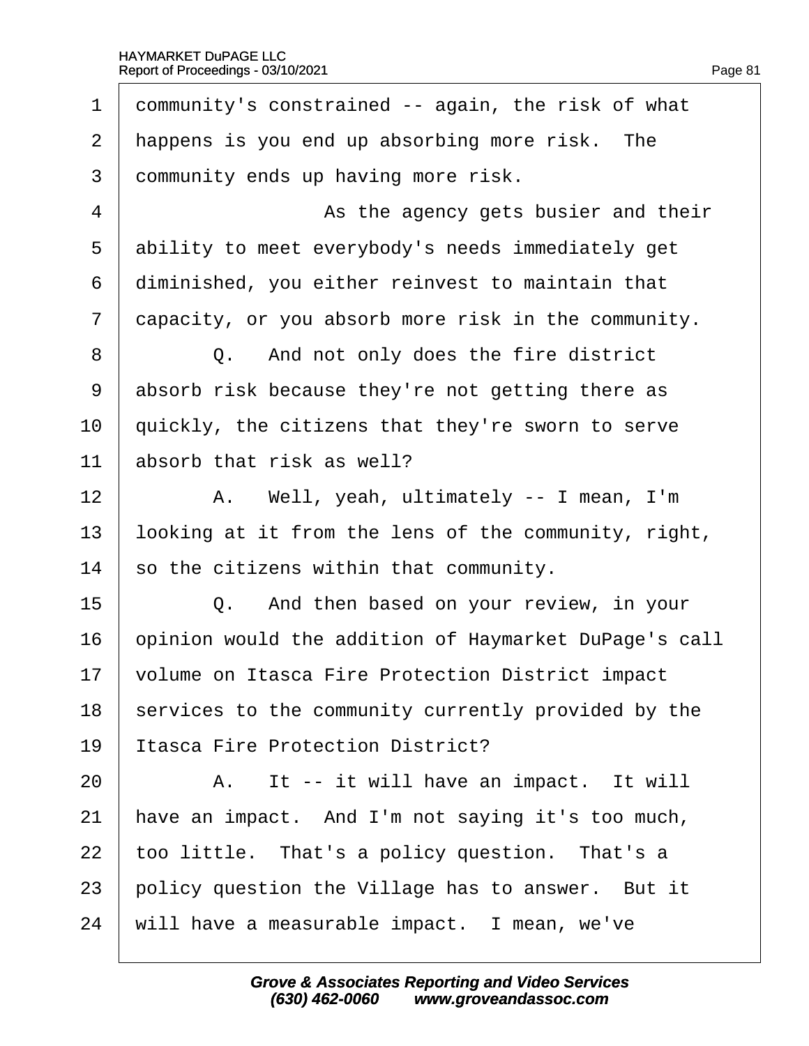1 community's constrained -- again, the risk of what
2 happens is you end up absorbing more risk. The
3 community ends up having more risk.
4 As the agency gets busier and their
5 ability to meet everybody's needs immediately get
6 diminished, you either reinvest to maintain that
7 capacity, or you absorb more risk in the community.
8 Q. And not only does the fire district
9 absorb risk because they're not getting there as
10 quickly, the citizens that they're sworn to serve
11 absorb that risk as well?
12 A. Well, yeah, ultimately -- I mean, I'm
13 looking at it from the lens of the community, right,
14 so the citizens within that community.
15 Q. And then based on your review, in your
16 opinion would the addition of Haymarket DuPage's call
17 volume on Itasca Fire Protection District impact
18 services to the community currently provided by the
19 Itasca Fire Protection District?
20 A. It -- it will have an impact. It will
21 have an impact. And I'm not saying it's too much,
22 too little. That's a policy question. That's a
23 policy question the Village has to answer. But it
24 will have a measurable impact. I mean, we've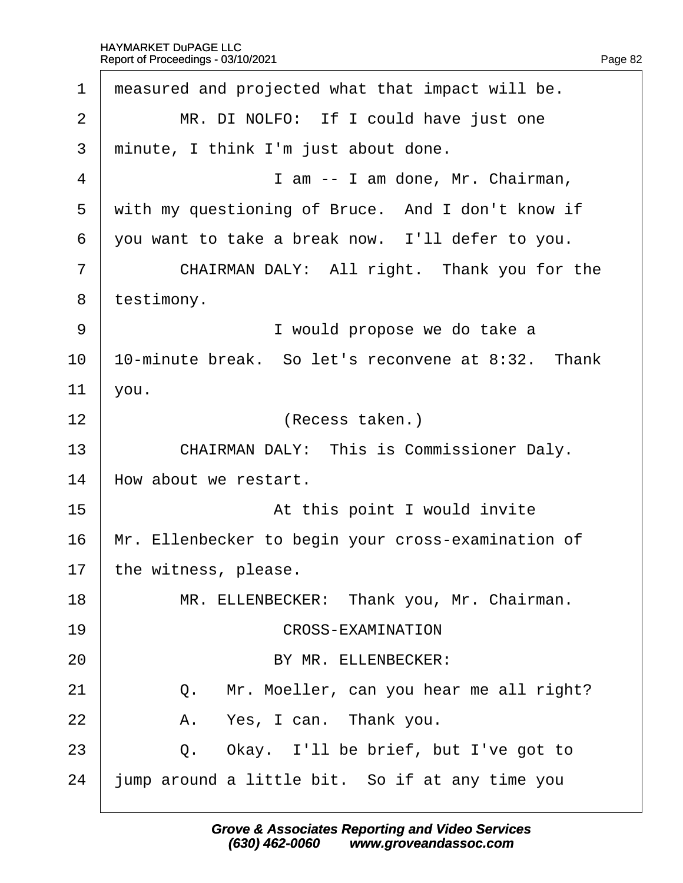1 measured and projected what that impact will be.

2 MR. DI NOLFO: If I could have just one

3 minute, I think I'm just about done.

4 I am -- I am done, Mr. Chairman,

5 with my questioning of Bruce. And I don't know if

6 you want to take a break now. I'll defer to you.

7 CHAIRMAN DALY: All right. Thank you for the

8 testimony.

9 I would propose we do take a

10 10-minute break. So let's reconvene at 8:32. Thank

11 you.

12 (Recess taken.)

13 CHAIRMAN DALY: This is Commissioner Daly.

14 How about we restart.

15 At this point I would invite

16 Mr. Ellenbecker to begin your cross-examination of

17 the witness, please.

18 MR. ELLENBECKER: Thank you, Mr. Chairman.

19 CROSS-EXAMINATION

20 BY MR. ELLENBECKER:

21 Q. Mr. Moeller, can you hear me all right?

22 A. Yes, I can. Thank you.

23 Q. Okay. I'll be brief, but I've got to

24 jump around a little bit. So if at any time you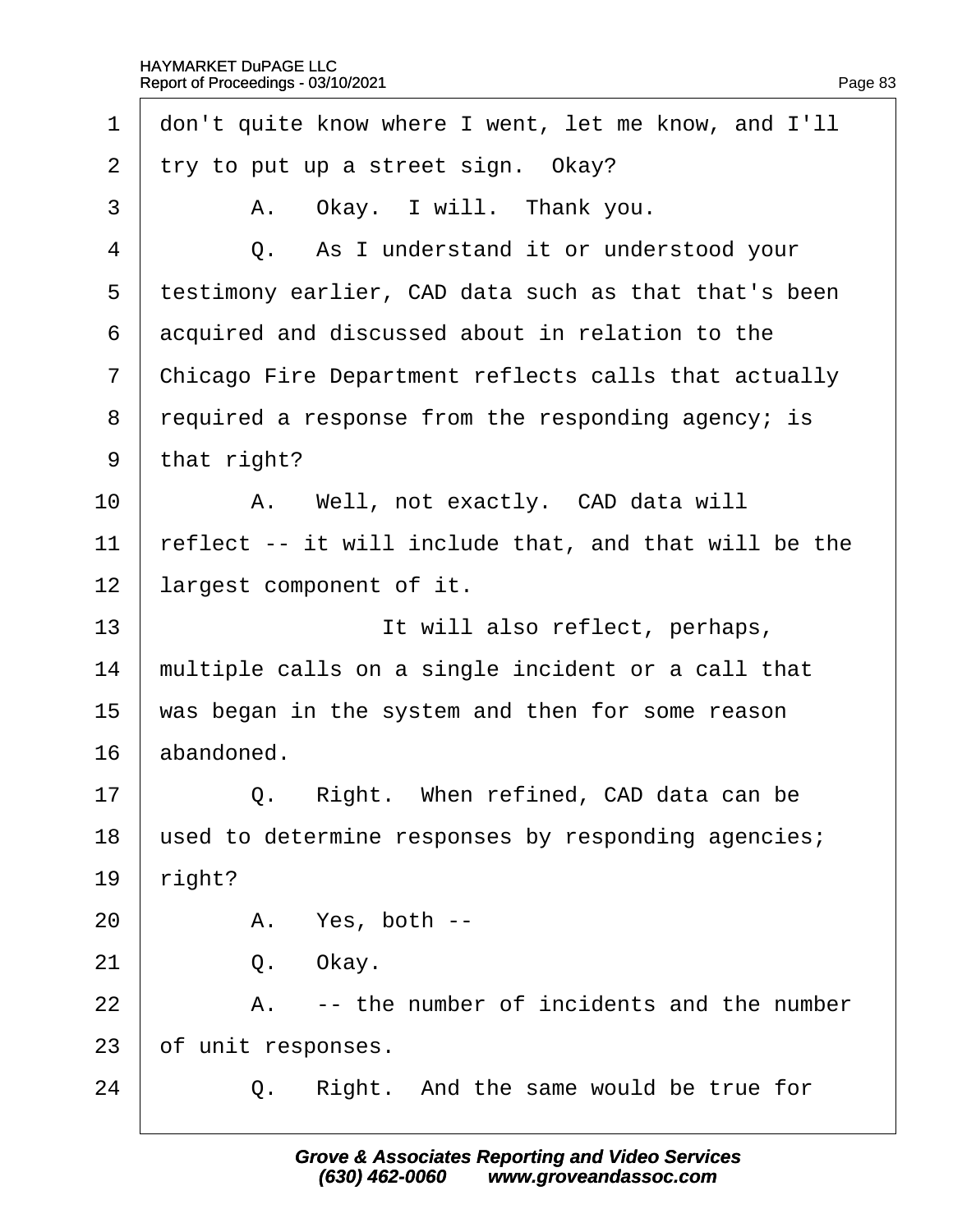1 don't quite know where I went, let me know, and I'll
2 try to put up a street sign. Okay?
3 A. Okay. I will. Thank you.
4 Q. As I understand it or understood your
5 testimony earlier, CAD data such as that that's been
6 acquired and discussed about in relation to the
7 Chicago Fire Department reflects calls that actually
8 required a response from the responding agency; is
9 that right?
10 A. Well, not exactly. CAD data will
11 reflect -- it will include that, and that will be the
12 largest component of it.
13 It will also reflect, perhaps,
14 multiple calls on a single incident or a call that
15 was began in the system and then for some reason
16 abandoned.
17 Q. Right. When refined, CAD data can be
18 used to determine responses by responding agencies;
19 right?
20 A. Yes, both --
21 Q. Okay.
22 A. -- the number of incidents and the number
23 of unit responses.
24 Q. Right. And the same would be true for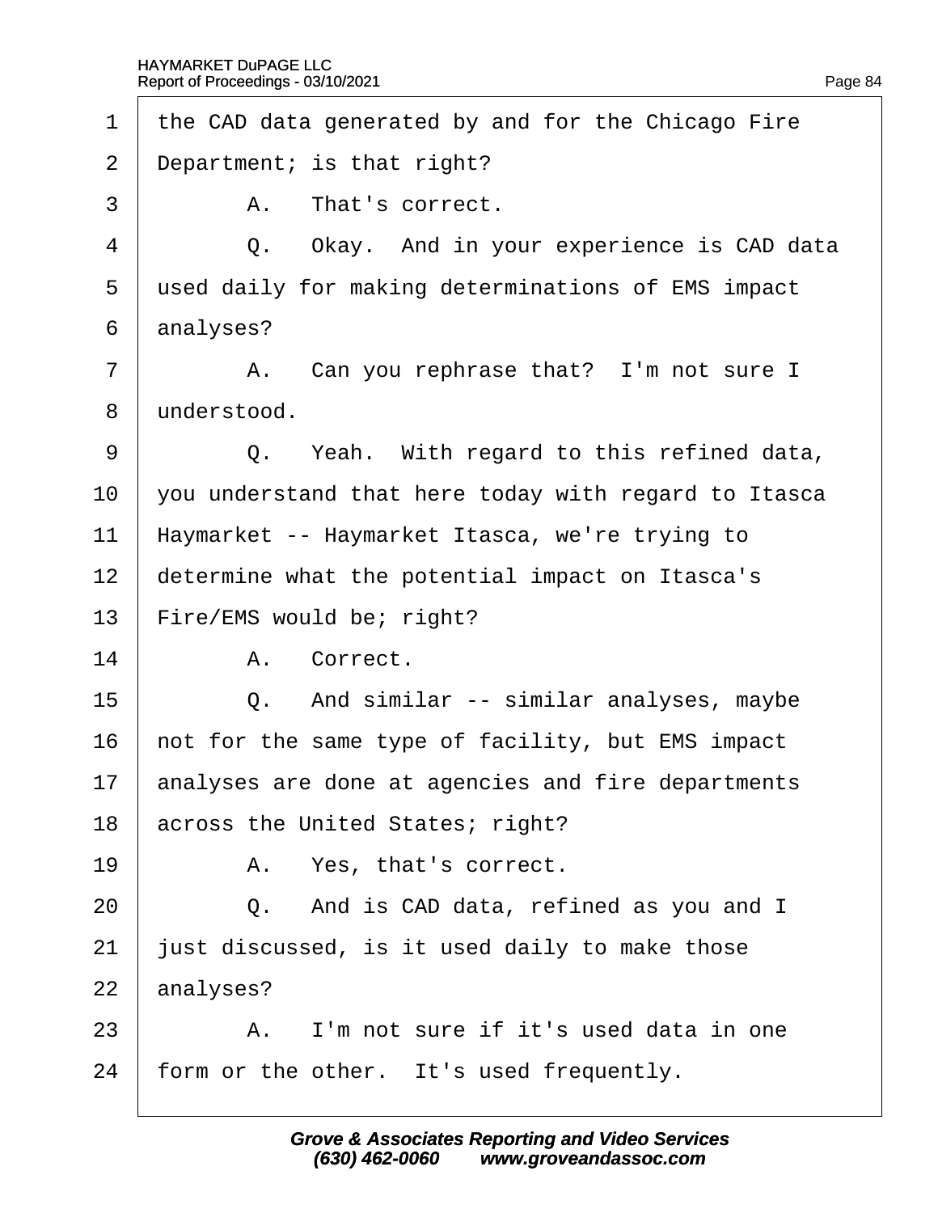1 the CAD data generated by and for the Chicago Fire
2 Department; is that right?
3 A. That's correct.
4 Q. Okay. And in your experience is CAD data
5 used daily for making determinations of EMS impact
6 analyses?
7 A. Can you rephrase that? I'm not sure I
8 understood.
9 Q. Yeah. With regard to this refined data,
10 you understand that here today with regard to Itasca
11 Haymarket -- Haymarket Itasca, we're trying to
12 determine what the potential impact on Itasca's
13 Fire/EMS would be; right?
14 A. Correct.
15 Q. And similar -- similar analyses, maybe
16 not for the same type of facility, but EMS impact
17 analyses are done at agencies and fire departments
18 across the United States; right?
19 A. Yes, that's correct.
20 Q. And is CAD data, refined as you and I
21 just discussed, is it used daily to make those
22 analyses?
23 A. I'm not sure if it's used data in one
24 form or the other. It's used frequently.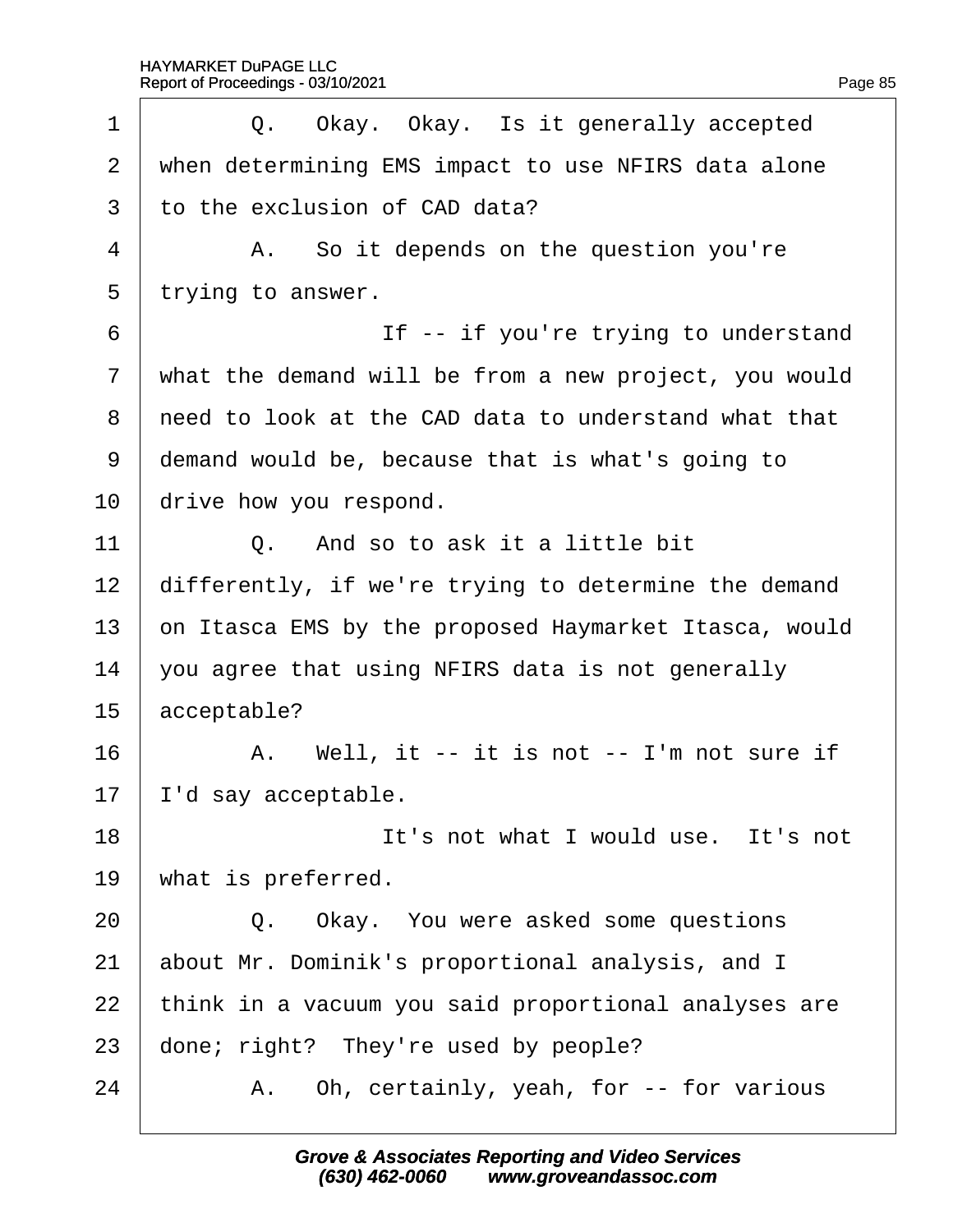1 Q. Okay. Okay. Is it generally accepted
2 when determining EMS impact to use NFIRS data alone
3 to the exclusion of CAD data?
4 A. So it depends on the question you're
5 trying to answer.
6 If -- if you're trying to understand
7 what the demand will be from a new project, you would
8 need to look at the CAD data to understand what that
9 demand would be, because that is what's going to
10 drive how you respond.
11 Q. And so to ask it a little bit
12 differently, if we're trying to determine the demand
13 on Itasca EMS by the proposed Haymarket Itasca, would
14 you agree that using NFIRS data is not generally
15 acceptable?
16 A. Well, it -- it is not -- I'm not sure if
17 I'd say acceptable.
18 It's not what I would use. It's not
19 what is preferred.
20 Q. Okay. You were asked some questions
21 about Mr. Dominik's proportional analysis, and I
22 think in a vacuum you said proportional analyses are
23 done; right? They're used by people?
24 A. Oh, certainly, yeah, for -- for various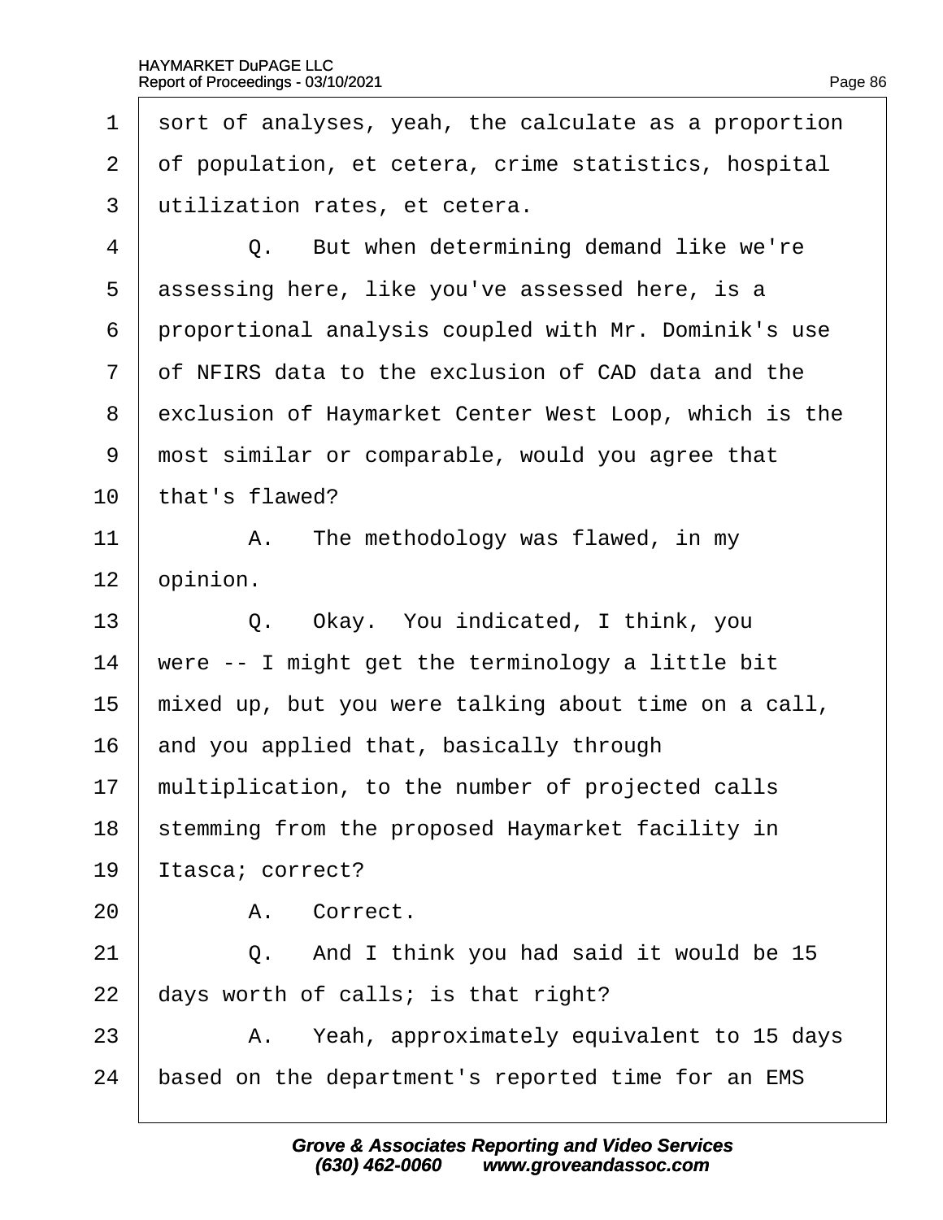1 sort of analyses, yeah, the calculate as a proportion
2 of population, et cetera, crime statistics, hospital
3 utilization rates, et cetera.
4 Q. But when determining demand like we're
5 assessing here, like you've assessed here, is a
6 proportional analysis coupled with Mr. Dominik's use
7 of NFIRS data to the exclusion of CAD data and the
8 exclusion of Haymarket Center West Loop, which is the
9 most similar or comparable, would you agree that
10 that's flawed?
11 A. The methodology was flawed, in my
12 opinion.
13 Q. Okay. You indicated, I think, you
14 were -- I might get the terminology a little bit
15 mixed up, but you were talking about time on a call,
16 and you applied that, basically through
17 multiplication, to the number of projected calls
18 stemming from the proposed Haymarket facility in
19 Itasca; correct?
20 A. Correct.
21 Q. And I think you had said it would be 15
22 days worth of calls; is that right?
23 A. Yeah, approximately equivalent to 15 days
24 based on the department's reported time for an EMS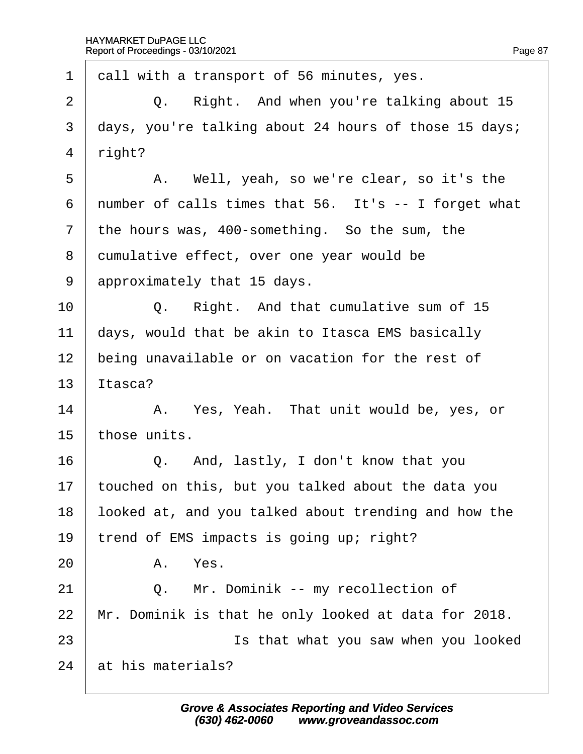1 call with a transport of 56 minutes, yes.

2 Q. Right. And when you're talking about 15

3 days, you're talking about 24 hours of those 15 days;

4 right?

5 A. Well, yeah, so we're clear, so it's the

6 number of calls times that 56. It's -- I forget what

7 the hours was, 400-something. So the sum, the

8 cumulative effect, over one year would be

9 approximately that 15 days.

10 Q. Right. And that cumulative sum of 15

11 days, would that be akin to Itasca EMS basically

12 being unavailable or on vacation for the rest of

13 Itasca?

14 A. Yes, Yeah. That unit would be, yes, or

15 those units.

16 Q. And, lastly, I don't know that you

17 touched on this, but you talked about the data you

18 looked at, and you talked about trending and how the

19 trend of EMS impacts is going up; right?

20 A. Yes.

21 Q. Mr. Dominik -- my recollection of

22 Mr. Dominik is that he only looked at data for 2018.

23 Is that what you saw when you looked

24 at his materials?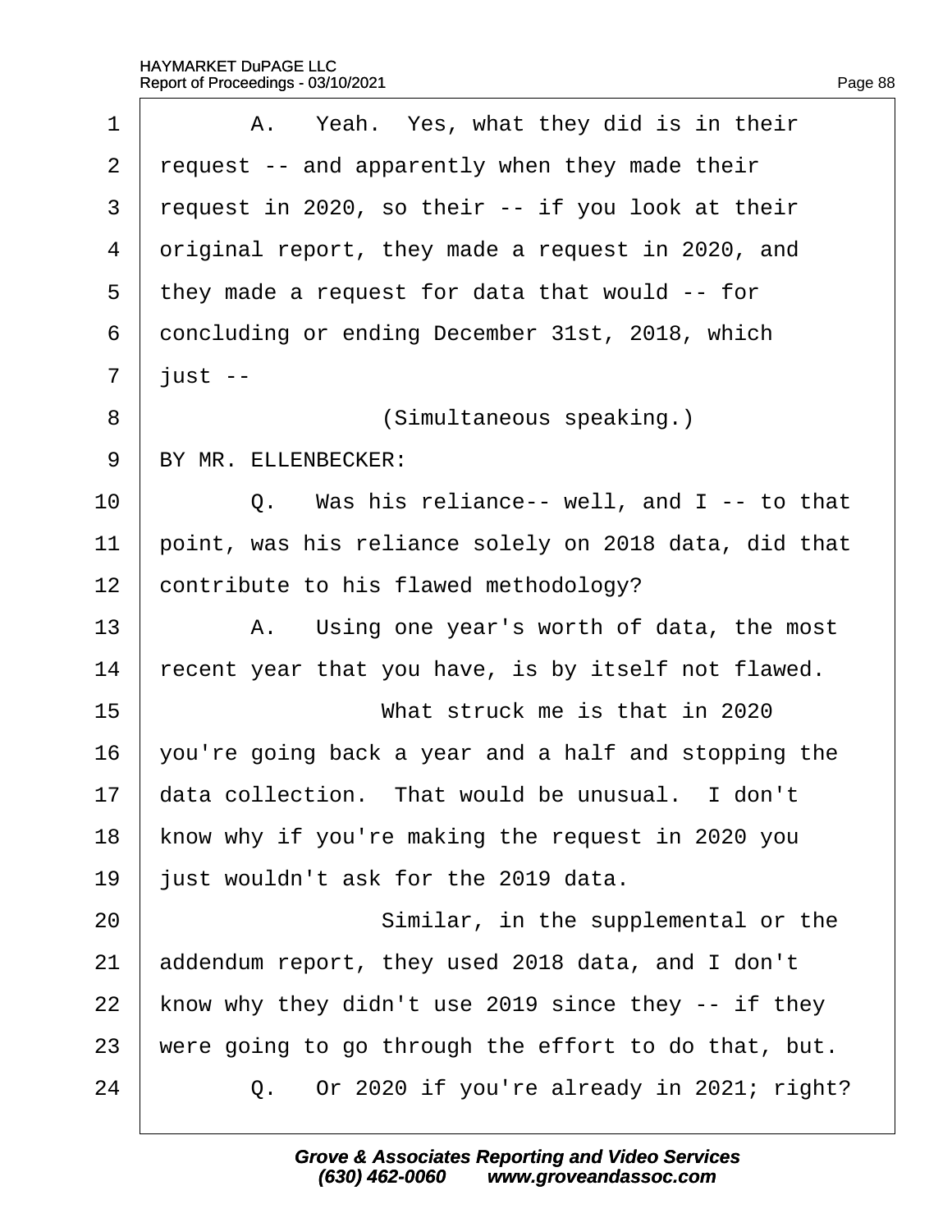A. Yeah. Yes, what they did is in their request -- and apparently when they made their request in 2020, so their -- if you look at their original report, they made a request in 2020, and they made a request for data that would -- for concluding or ending December 31st, 2018, which just --

(Simultaneous speaking.)

BY MR. ELLENBECKER:

Q. Was his reliance-- well, and I -- to that point, was his reliance solely on 2018 data, did that contribute to his flawed methodology?

A. Using one year's worth of data, the most recent year that you have, is by itself not flawed.

What struck me is that in 2020 you're going back a year and a half and stopping the data collection. That would be unusual. I don't know why if you're making the request in 2020 you just wouldn't ask for the 2019 data.

Similar, in the supplemental or the addendum report, they used 2018 data, and I don't know why they didn't use 2019 since they -- if they were going to go through the effort to do that, but.

Q. Or 2020 if you're already in 2021; right?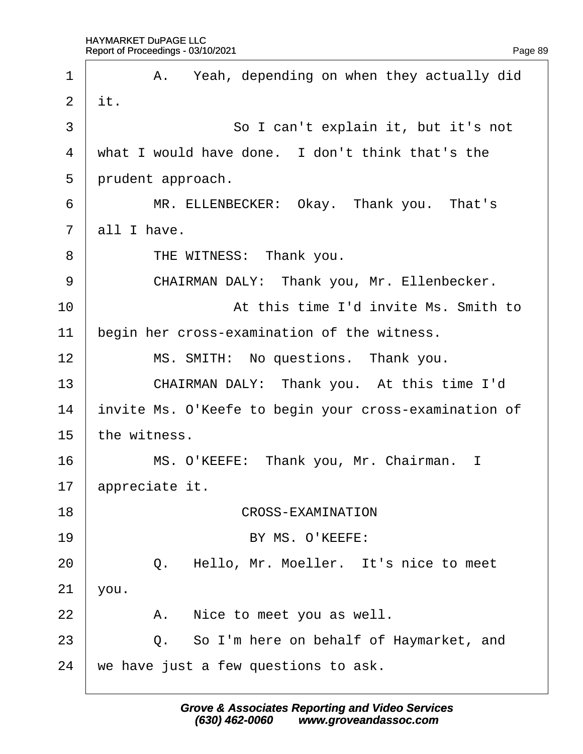A. Yeah, depending on when they actually did it.

So I can't explain it, but it's not what I would have done. I don't think that's the prudent approach.

MR. ELLENBECKER: Okay. Thank you. That's all I have.

THE WITNESS: Thank you.

CHAIRMAN DALY: Thank you, Mr. Ellenbecker.

At this time I'd invite Ms. Smith to begin her cross-examination of the witness.

MS. SMITH: No questions. Thank you.

CHAIRMAN DALY: Thank you. At this time I'd invite Ms. O'Keefe to begin your cross-examination of the witness.

MS. O'KEEFE: Thank you, Mr. Chairman. I appreciate it.

CROSS-EXAMINATION

BY MS. O'KEEFE:

Q. Hello, Mr. Moeller. It's nice to meet you.

A. Nice to meet you as well.

Q. So I'm here on behalf of Haymarket, and we have just a few questions to ask.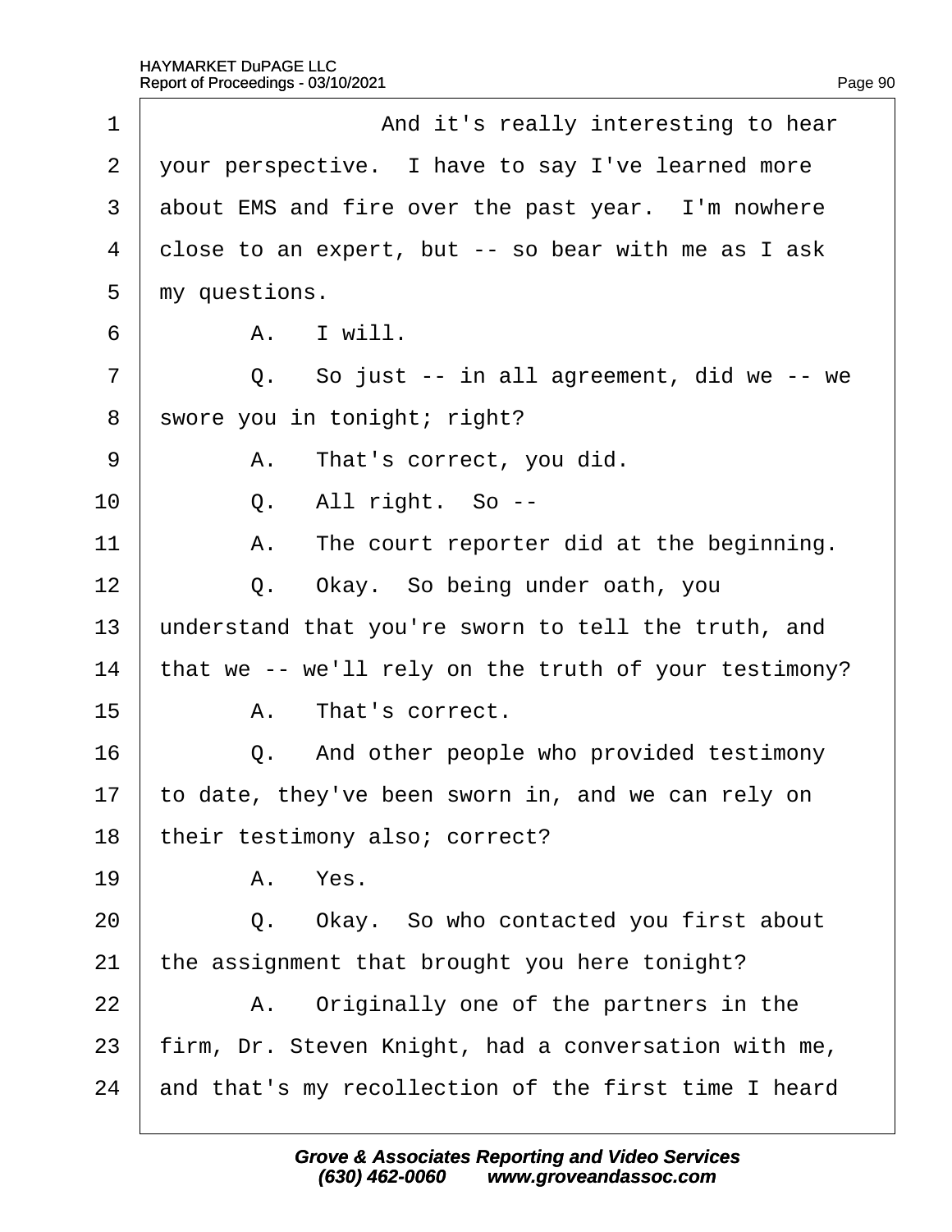1 And it's really interesting to hear
2 your perspective. I have to say I've learned more
3 about EMS and fire over the past year. I'm nowhere
4 close to an expert, but -- so bear with me as I ask
5 my questions.
6 A. I will.
7 Q. So just -- in all agreement, did we -- we
8 swore you in tonight; right?
9 A. That's correct, you did.
10 Q. All right. So --
11 A. The court reporter did at the beginning.
12 Q. Okay. So being under oath, you
13 understand that you're sworn to tell the truth, and
14 that we -- we'll rely on the truth of your testimony?
15 A. That's correct.
16 Q. And other people who provided testimony
17 to date, they've been sworn in, and we can rely on
18 their testimony also; correct?
19 A. Yes.
20 Q. Okay. So who contacted you first about
21 the assignment that brought you here tonight?
22 A. Originally one of the partners in the
23 firm, Dr. Steven Knight, had a conversation with me,
24 and that's my recollection of the first time I heard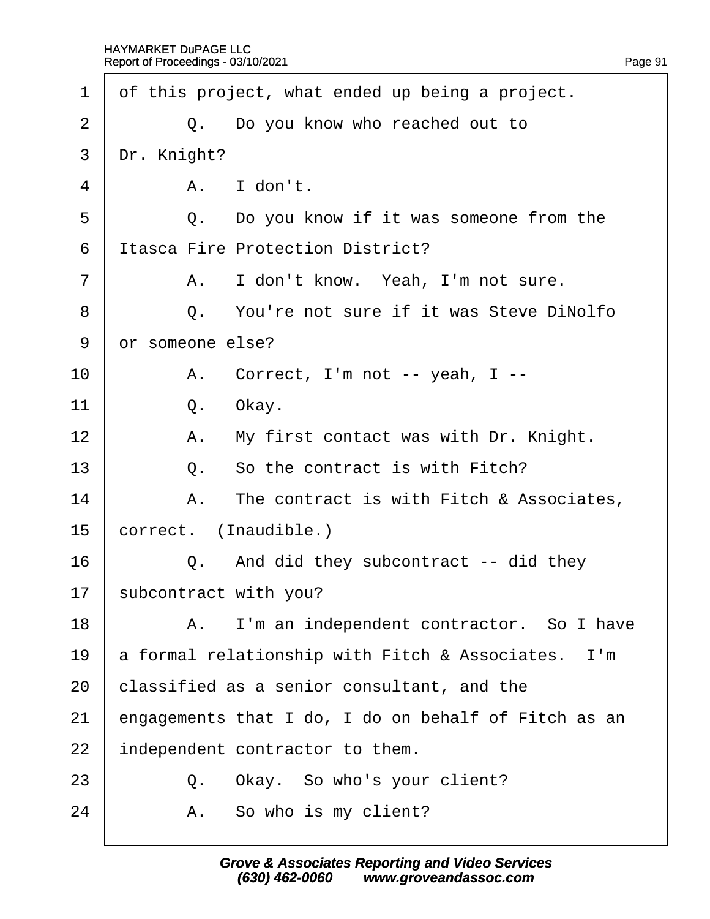1 of this project, what ended up being a project.

2 Q. Do you know who reached out to

3 Dr. Knight?

4 A. I don't.

5 Q. Do you know if it was someone from the

6 Itasca Fire Protection District?

7 A. I don't know. Yeah, I'm not sure.

8 Q. You're not sure if it was Steve DiNolfo

9 or someone else?

10 A. Correct, I'm not -- yeah, I --

11 Q. Okay.

12 A. My first contact was with Dr. Knight.

13 Q. So the contract is with Fitch?

14 A. The contract is with Fitch & Associates,

15 correct. (Inaudible.)

16 Q. And did they subcontract -- did they

17 subcontract with you?

18 A. I'm an independent contractor. So I have

19 a formal relationship with Fitch & Associates. I'm

20 classified as a senior consultant, and the

21 engagements that I do, I do on behalf of Fitch as an

22 independent contractor to them.

23 Q. Okay. So who's your client?

24 A. So who is my client?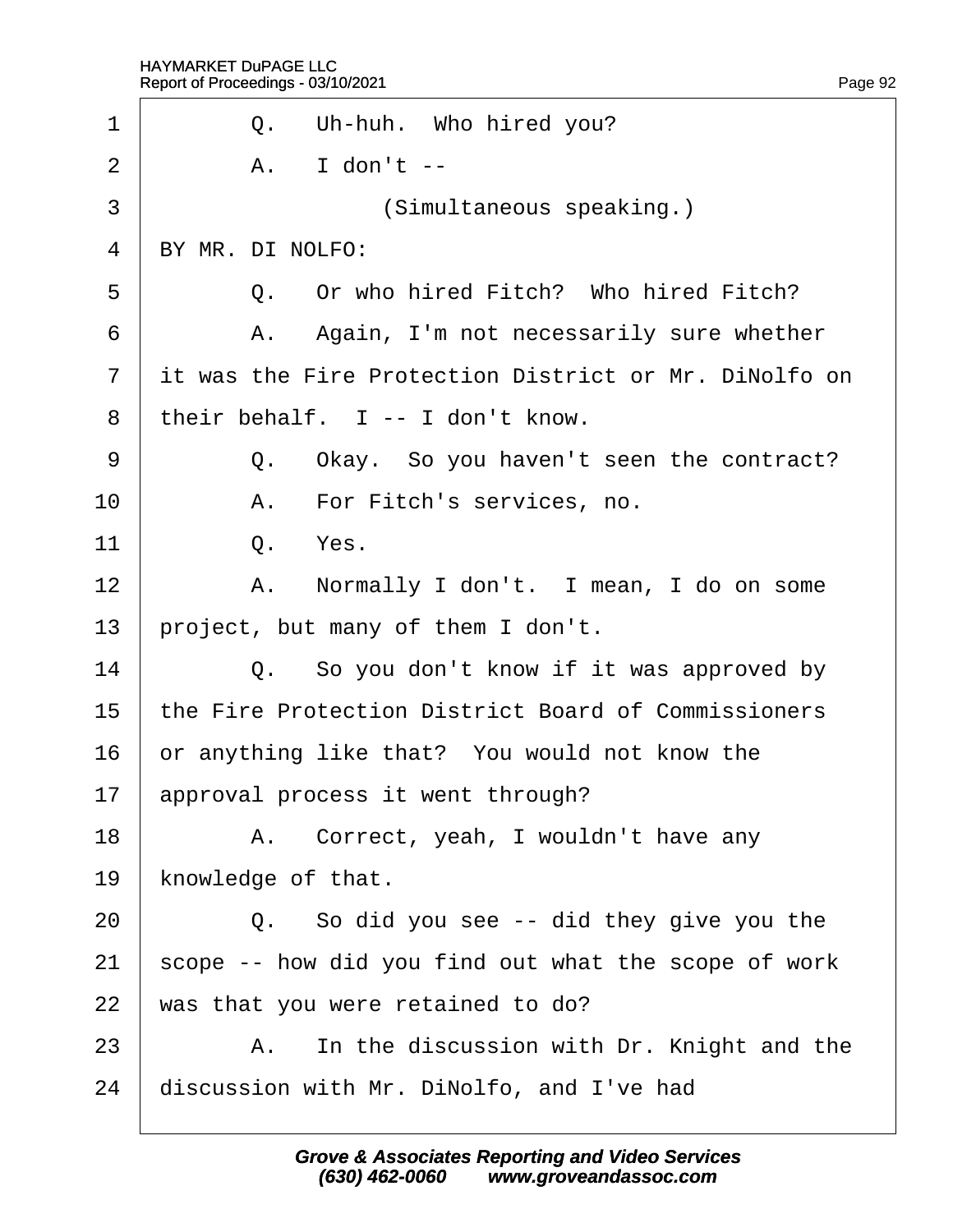1 Q. Uh-huh. Who hired you?

2 A. I don't --

3 (Simultaneous speaking.)

4 BY MR. DI NOLFO:

5 Q. Or who hired Fitch? Who hired Fitch?

6 A. Again, I'm not necessarily sure whether

7 it was the Fire Protection District or Mr. DiNolfo on

8 their behalf. I -- I don't know.

9 Q. Okay. So you haven't seen the contract?

10 A. For Fitch's services, no.

11 Q. Yes.

12 A. Normally I don't. I mean, I do on some

13 project, but many of them I don't.

14 Q. So you don't know if it was approved by

15 the Fire Protection District Board of Commissioners

16 or anything like that? You would not know the

17 approval process it went through?

18 A. Correct, yeah, I wouldn't have any

19 knowledge of that.

20 Q. So did you see -- did they give you the

21 scope -- how did you find out what the scope of work

22 was that you were retained to do?

23 A. In the discussion with Dr. Knight and the

24 discussion with Mr. DiNolfo, and I've had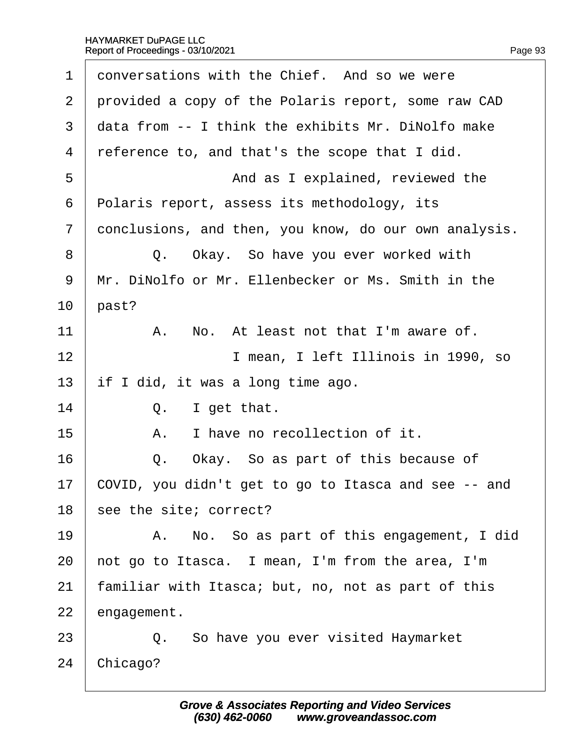1 conversations with the Chief. And so we were
2 provided a copy of the Polaris report, some raw CAD
3 data from -- I think the exhibits Mr. DiNolfo make
4 reference to, and that's the scope that I did.
5 And as I explained, reviewed the
6 Polaris report, assess its methodology, its
7 conclusions, and then, you know, do our own analysis.
8 Q. Okay. So have you ever worked with
9 Mr. DiNolfo or Mr. Ellenbecker or Ms. Smith in the
10 past?
11 A. No. At least not that I'm aware of.
12 I mean, I left Illinois in 1990, so
13 if I did, it was a long time ago.
14 Q. I get that.
15 A. I have no recollection of it.
16 Q. Okay. So as part of this because of
17 COVID, you didn't get to go to Itasca and see -- and
18 see the site; correct?
19 A. No. So as part of this engagement, I did
20 not go to Itasca. I mean, I'm from the area, I'm
21 familiar with Itasca; but, no, not as part of this
22 engagement.
23 Q. So have you ever visited Haymarket
24 Chicago?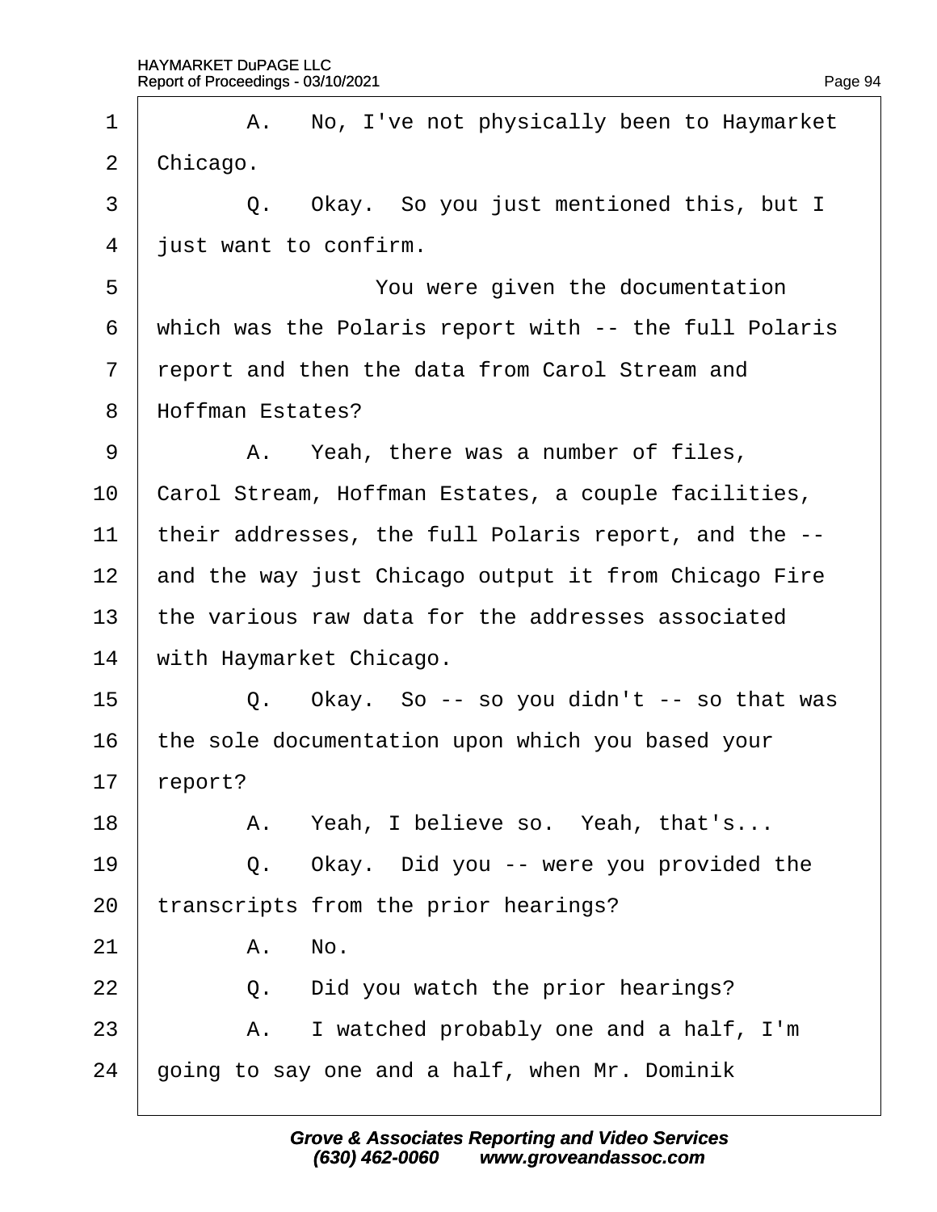1 A. No, I've not physically been to Haymarket
2 Chicago.
3 Q. Okay. So you just mentioned this, but I
4 just want to confirm.
5 You were given the documentation
6 which was the Polaris report with -- the full Polaris
7 report and then the data from Carol Stream and
8 Hoffman Estates?
9 A. Yeah, there was a number of files,
10 Carol Stream, Hoffman Estates, a couple facilities,
11 their addresses, the full Polaris report, and the --
12 and the way just Chicago output it from Chicago Fire
13 the various raw data for the addresses associated
14 with Haymarket Chicago.
15 Q. Okay. So -- so you didn't -- so that was
16 the sole documentation upon which you based your
17 report?
18 A. Yeah, I believe so. Yeah, that's...
19 Q. Okay. Did you -- were you provided the
20 transcripts from the prior hearings?
21 A. No.
22 Q. Did you watch the prior hearings?
23 A. I watched probably one and a half, I'm
24 going to say one and a half, when Mr. Dominik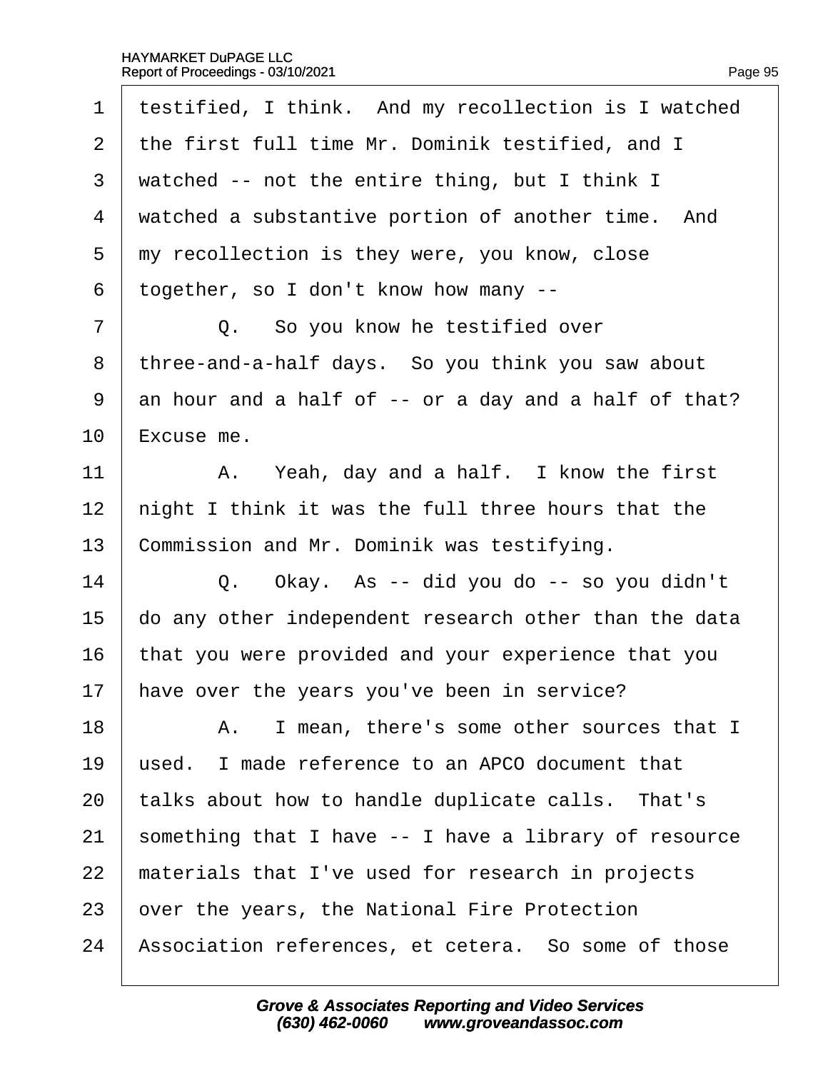1 testified, I think. And my recollection is I watched
2 the first full time Mr. Dominik testified, and I
3 watched -- not the entire thing, but I think I
4 watched a substantive portion of another time. And
5 my recollection is they were, you know, close
6 together, so I don't know how many --
7 Q. So you know he testified over
8 three-and-a-half days. So you think you saw about
9 an hour and a half of -- or a day and a half of that?
10 Excuse me.
11 A. Yeah, day and a half. I know the first
12 night I think it was the full three hours that the
13 Commission and Mr. Dominik was testifying.
14 Q. Okay. As -- did you do -- so you didn't
15 do any other independent research other than the data
16 that you were provided and your experience that you
17 have over the years you've been in service?
18 A. I mean, there's some other sources that I
19 used. I made reference to an APCO document that
20 talks about how to handle duplicate calls. That's
21 something that I have -- I have a library of resource
22 materials that I've used for research in projects
23 over the years, the National Fire Protection
24 Association references, et cetera. So some of those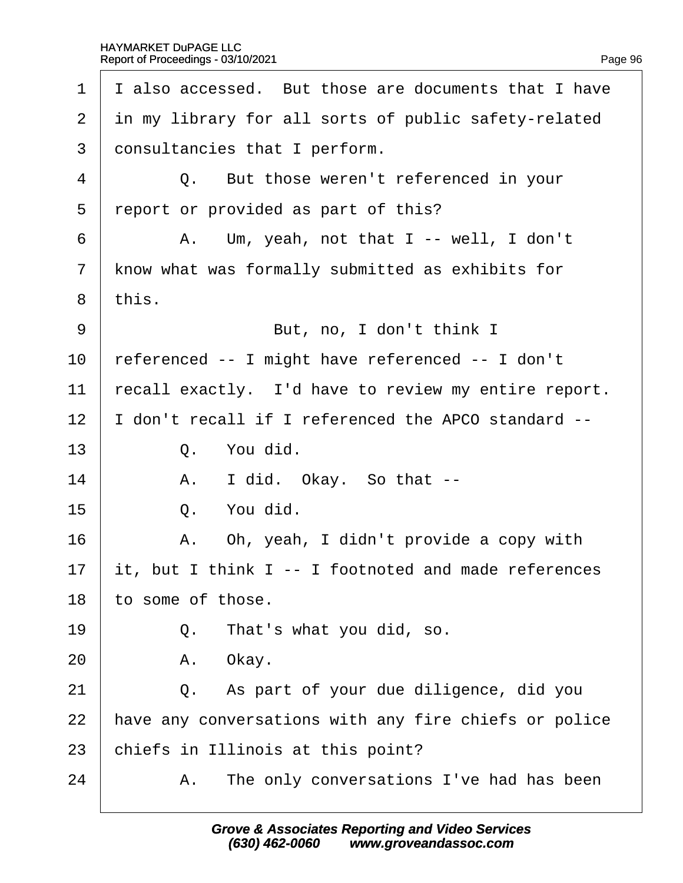1 I also accessed. But those are documents that I have
2 in my library for all sorts of public safety-related
3 consultancies that I perform.
4 Q. But those weren't referenced in your
5 report or provided as part of this?
6 A. Um, yeah, not that I -- well, I don't
7 know what was formally submitted as exhibits for
8 this.
9 But, no, I don't think I
10 referenced -- I might have referenced -- I don't
11 recall exactly. I'd have to review my entire report.
12 I don't recall if I referenced the APCO standard --
13 Q. You did.
14 A. I did. Okay. So that --
15 Q. You did.
16 A. Oh, yeah, I didn't provide a copy with
17 it, but I think I -- I footnoted and made references
18 to some of those.
19 Q. That's what you did, so.
20 A. Okay.
21 Q. As part of your due diligence, did you
22 have any conversations with any fire chiefs or police
23 chiefs in Illinois at this point?
24 A. The only conversations I've had has been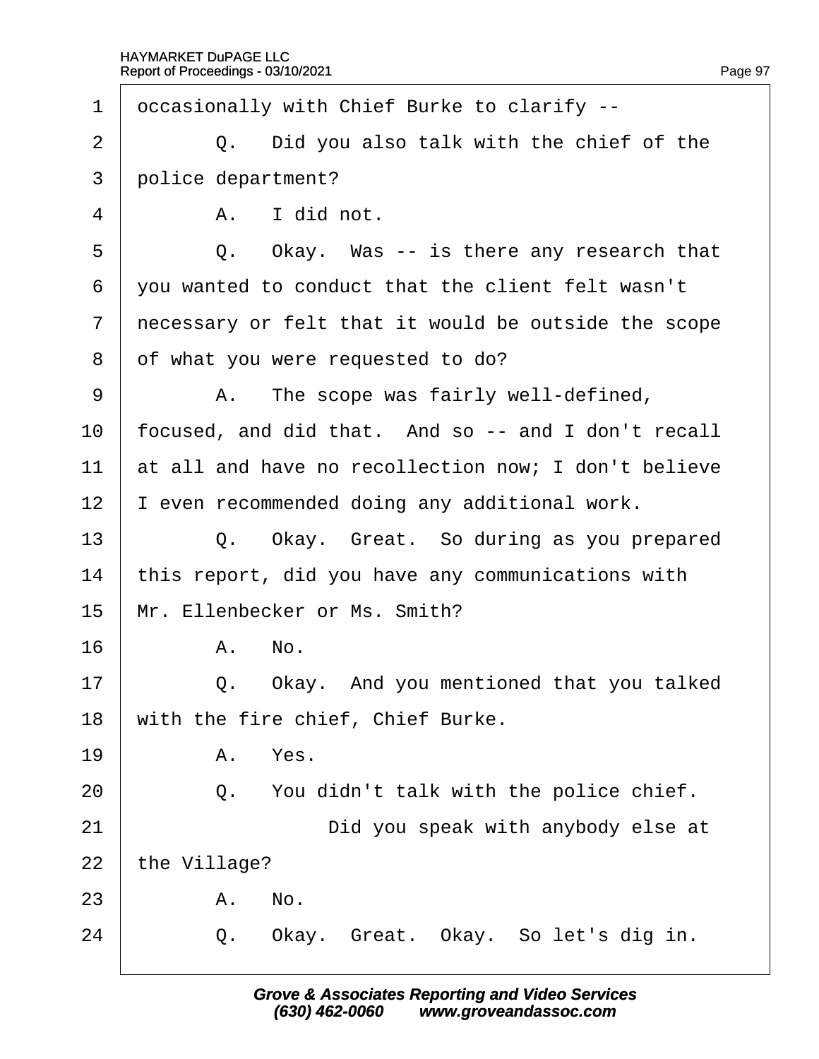1 occasionally with Chief Burke to clarify --

2 Q. Did you also talk with the chief of the

3 police department?

4 A. I did not.

5 Q. Okay. Was -- is there any research that

6 you wanted to conduct that the client felt wasn't

7 necessary or felt that it would be outside the scope

8 of what you were requested to do?

9 A. The scope was fairly well-defined,

10 focused, and did that. And so -- and I don't recall

11 at all and have no recollection now; I don't believe

12 I even recommended doing any additional work.

13 Q. Okay. Great. So during as you prepared

14 this report, did you have any communications with

15 Mr. Ellenbecker or Ms. Smith?

16 A. No.

17 Q. Okay. And you mentioned that you talked

18 with the fire chief, Chief Burke.

19 A. Yes.

20 Q. You didn't talk with the police chief.

21 Did you speak with anybody else at

22 the Village?

23 A. No.

24 Q. Okay. Great. Okay. So let's dig in.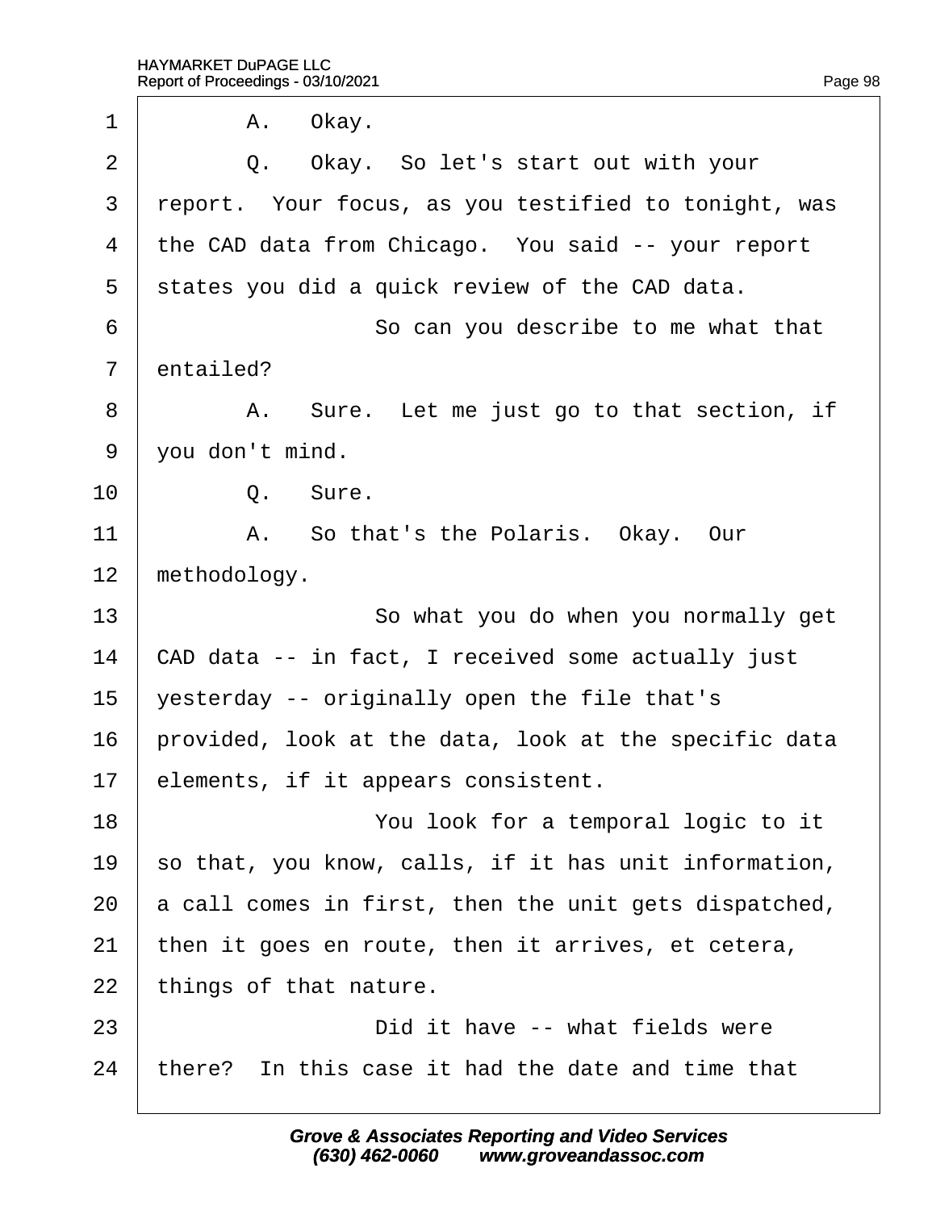1 A. Okay.

2 Q. Okay. So let's start out with your

3 report. Your focus, as you testified to tonight, was

4 the CAD data from Chicago. You said -- your report

5 states you did a quick review of the CAD data.

6 So can you describe to me what that

7 entailed?

8 A. Sure. Let me just go to that section, if

9 you don't mind.

10 Q. Sure.

11 A. So that's the Polaris. Okay. Our

12 methodology.

13 So what you do when you normally get

14 CAD data -- in fact, I received some actually just

15 yesterday -- originally open the file that's

16 provided, look at the data, look at the specific data

17 elements, if it appears consistent.

18 You look for a temporal logic to it

19 so that, you know, calls, if it has unit information,

20 a call comes in first, then the unit gets dispatched,

21 then it goes en route, then it arrives, et cetera,

22 things of that nature.

23 Did it have -- what fields were

24 there? In this case it had the date and time that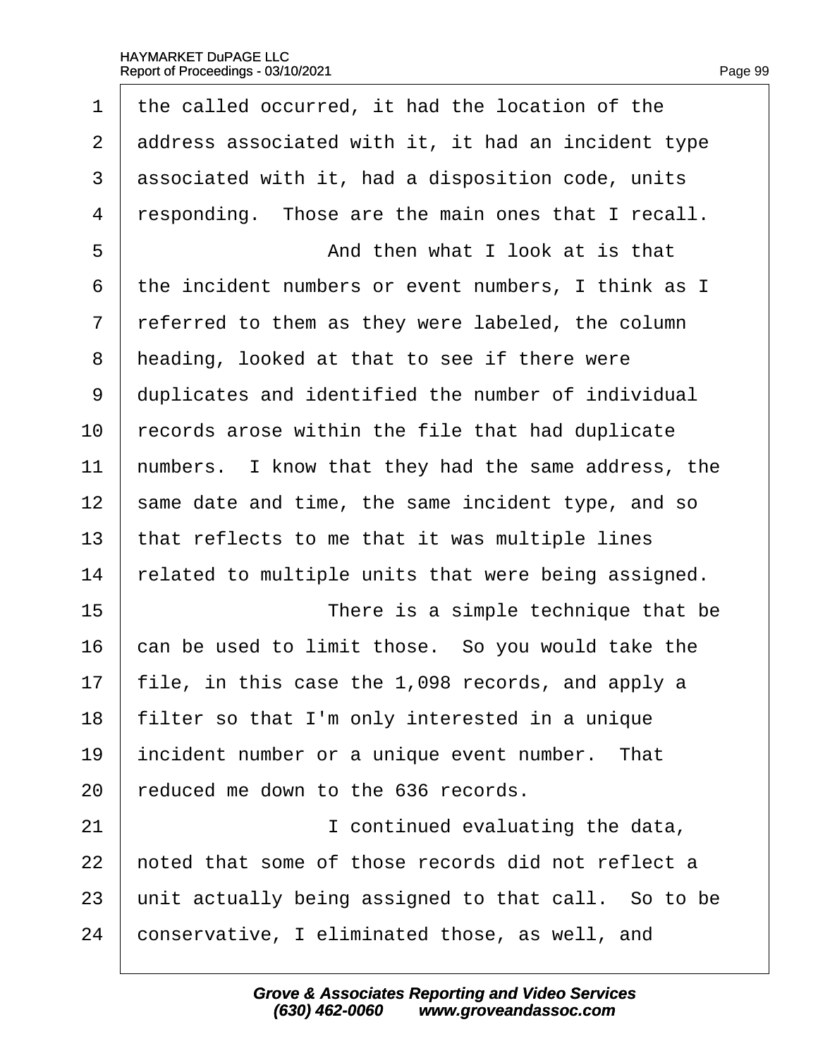1 the called occurred, it had the location of the
2 address associated with it, it had an incident type
3 associated with it, had a disposition code, units
4 responding. Those are the main ones that I recall.
5 And then what I look at is that
6 the incident numbers or event numbers, I think as I
7 referred to them as they were labeled, the column
8 heading, looked at that to see if there were
9 duplicates and identified the number of individual
10 records arose within the file that had duplicate
11 numbers. I know that they had the same address, the
12 same date and time, the same incident type, and so
13 that reflects to me that it was multiple lines
14 related to multiple units that were being assigned.
15 There is a simple technique that be
16 can be used to limit those. So you would take the
17 file, in this case the 1,098 records, and apply a
18 filter so that I'm only interested in a unique
19 incident number or a unique event number. That
20 reduced me down to the 636 records.
21 I continued evaluating the data,
22 noted that some of those records did not reflect a
23 unit actually being assigned to that call. So to be
24 conservative, I eliminated those, as well, and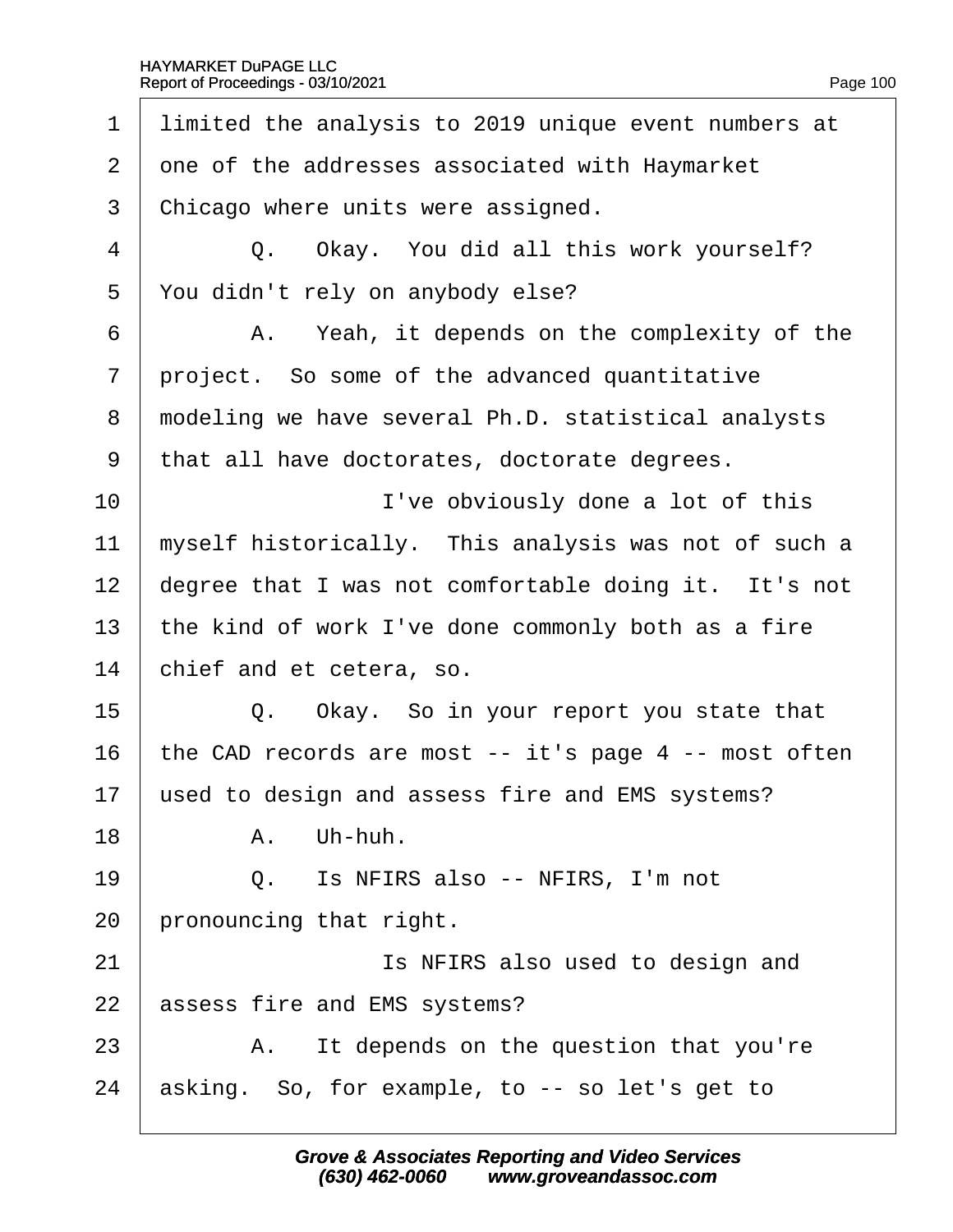1 limited the analysis to 2019 unique event numbers at
2 one of the addresses associated with Haymarket
3 Chicago where units were assigned.
4 Q. Okay. You did all this work yourself?
5 You didn't rely on anybody else?
6 A. Yeah, it depends on the complexity of the
7 project. So some of the advanced quantitative
8 modeling we have several Ph.D. statistical analysts
9 that all have doctorates, doctorate degrees.
10 I've obviously done a lot of this
11 myself historically. This analysis was not of such a
12 degree that I was not comfortable doing it. It's not
13 the kind of work I've done commonly both as a fire
14 chief and et cetera, so.
15 Q. Okay. So in your report you state that
16 the CAD records are most -- it's page 4 -- most often
17 used to design and assess fire and EMS systems?
18 A. Uh-huh.
19 Q. Is NFIRS also -- NFIRS, I'm not
20 pronouncing that right.
21 Is NFIRS also used to design and
22 assess fire and EMS systems?
23 A. It depends on the question that you're
24 asking. So, for example, to -- so let's get to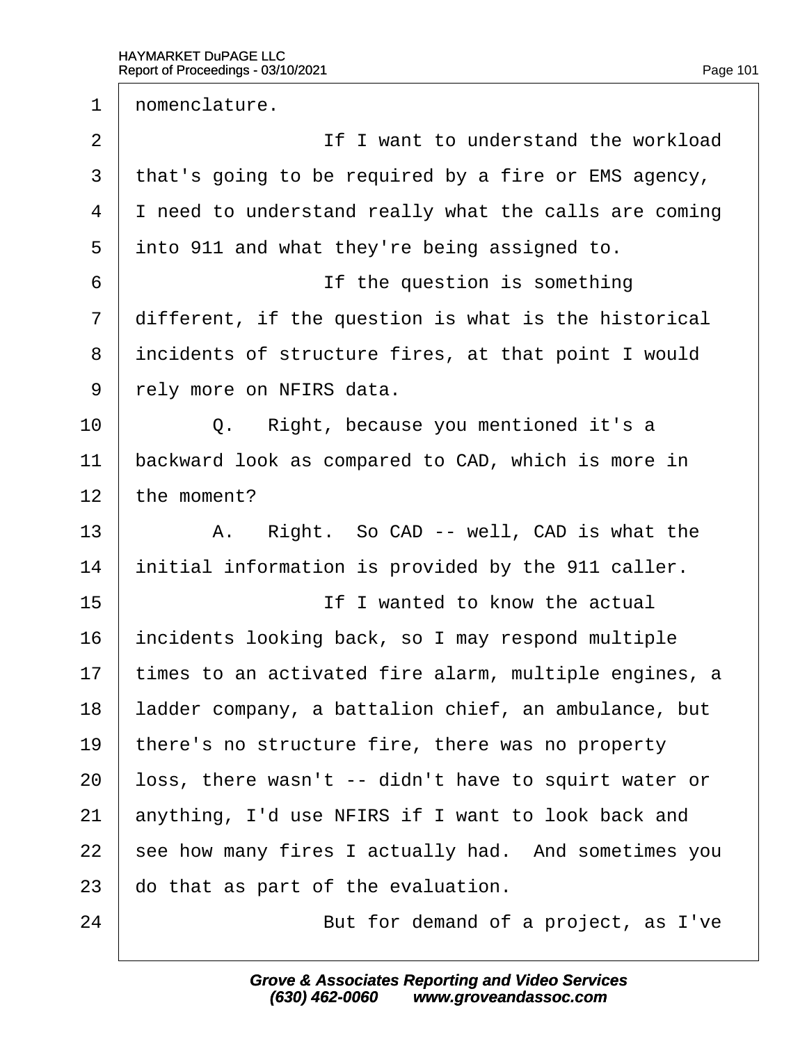1 nomenclature.

2 If I want to understand the workload

3 that's going to be required by a fire or EMS agency,

4 I need to understand really what the calls are coming

5 into 911 and what they're being assigned to.

6 If the question is something

7 different, if the question is what is the historical

8 incidents of structure fires, at that point I would

9 rely more on NFIRS data.

10 Q. Right, because you mentioned it's a

11 backward look as compared to CAD, which is more in

12 the moment?

13 A. Right. So CAD -- well, CAD is what the

14 initial information is provided by the 911 caller.

15 If I wanted to know the actual

16 incidents looking back, so I may respond multiple

17 times to an activated fire alarm, multiple engines, a

18 ladder company, a battalion chief, an ambulance, but

19 there's no structure fire, there was no property

20 loss, there wasn't -- didn't have to squirt water or

21 anything, I'd use NFIRS if I want to look back and

22 see how many fires I actually had. And sometimes you

23 do that as part of the evaluation.

24 But for demand of a project, as I've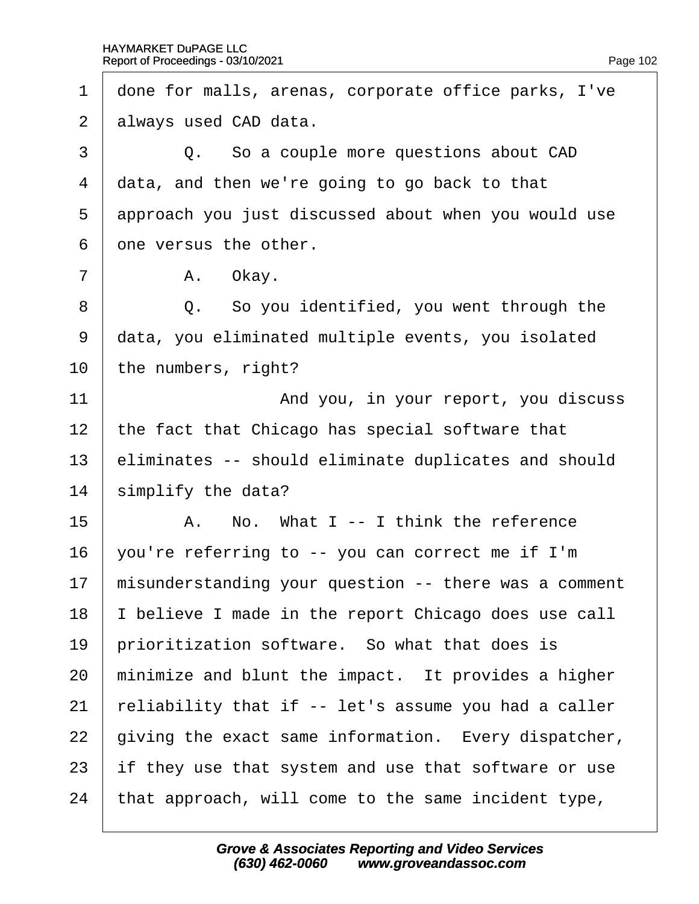1 done for malls, arenas, corporate office parks, I've
2 always used CAD data.
3 Q. So a couple more questions about CAD
4 data, and then we're going to go back to that
5 approach you just discussed about when you would use
6 one versus the other.
7 A. Okay.
8 Q. So you identified, you went through the
9 data, you eliminated multiple events, you isolated
10 the numbers, right?
11 And you, in your report, you discuss
12 the fact that Chicago has special software that
13 eliminates -- should eliminate duplicates and should
14 simplify the data?
15 A. No. What I -- I think the reference
16 you're referring to -- you can correct me if I'm
17 misunderstanding your question -- there was a comment
18 I believe I made in the report Chicago does use call
19 prioritization software. So what that does is
20 minimize and blunt the impact. It provides a higher
21 reliability that if -- let's assume you had a caller
22 giving the exact same information. Every dispatcher,
23 if they use that system and use that software or use
24 that approach, will come to the same incident type,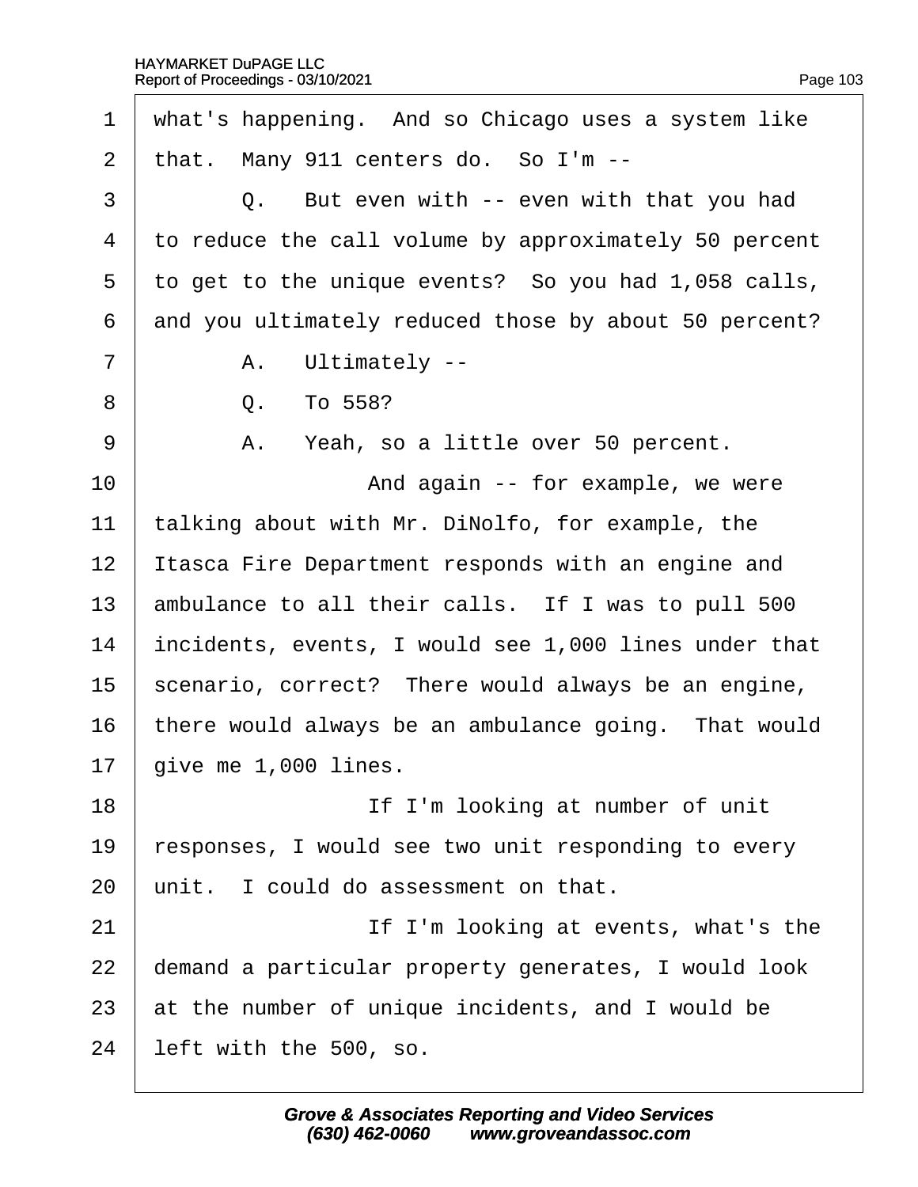1 what's happening. And so Chicago uses a system like
2 that. Many 911 centers do. So I'm --
3 Q. But even with -- even with that you had
4 to reduce the call volume by approximately 50 percent
5 to get to the unique events? So you had 1,058 calls,
6 and you ultimately reduced those by about 50 percent?
7 A. Ultimately --
8 Q. To 558?
9 A. Yeah, so a little over 50 percent.
10 And again -- for example, we were
11 talking about with Mr. DiNolfo, for example, the
12 Itasca Fire Department responds with an engine and
13 ambulance to all their calls. If I was to pull 500
14 incidents, events, I would see 1,000 lines under that
15 scenario, correct? There would always be an engine,
16 there would always be an ambulance going. That would
17 give me 1,000 lines.
18 If I'm looking at number of unit
19 responses, I would see two unit responding to every
20 unit. I could do assessment on that.
21 If I'm looking at events, what's the
22 demand a particular property generates, I would look
23 at the number of unique incidents, and I would be
24 left with the 500, so.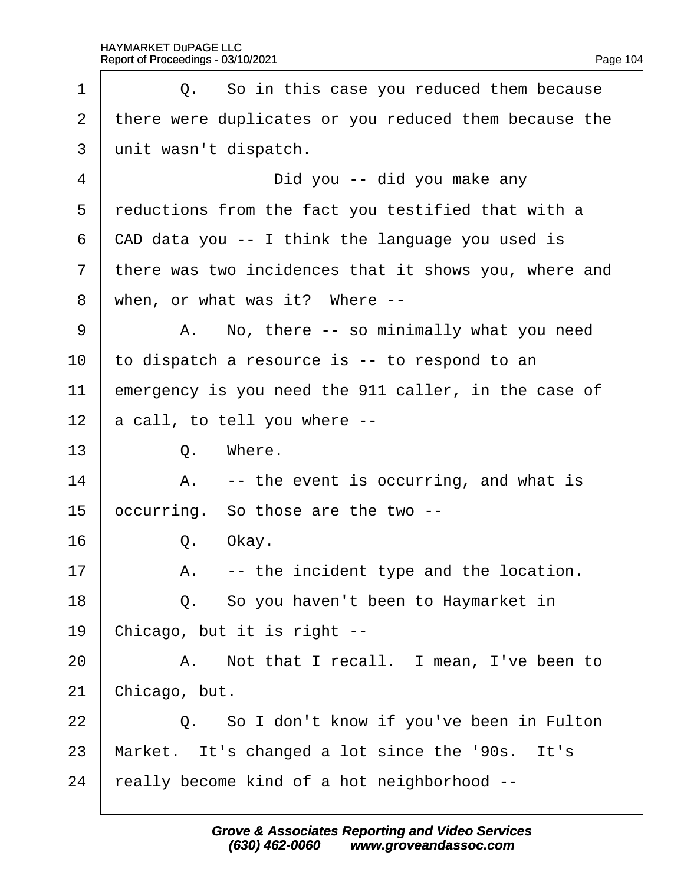1 Q. So in this case you reduced them because
2 there were duplicates or you reduced them because the
3 unit wasn't dispatch.
4 Did you -- did you make any
5 reductions from the fact you testified that with a
6 CAD data you -- I think the language you used is
7 there was two incidences that it shows you, where and
8 when, or what was it? Where --
9 A. No, there -- so minimally what you need
10 to dispatch a resource is -- to respond to an
11 emergency is you need the 911 caller, in the case of
12 a call, to tell you where --
13 Q. Where.
14 A. -- the event is occurring, and what is
15 occurring. So those are the two --
16 Q. Okay.
17 A. -- the incident type and the location.
18 Q. So you haven't been to Haymarket in
19 Chicago, but it is right --
20 A. Not that I recall. I mean, I've been to
21 Chicago, but.
22 Q. So I don't know if you've been in Fulton
23 Market. It's changed a lot since the '90s. It's
24 really become kind of a hot neighborhood --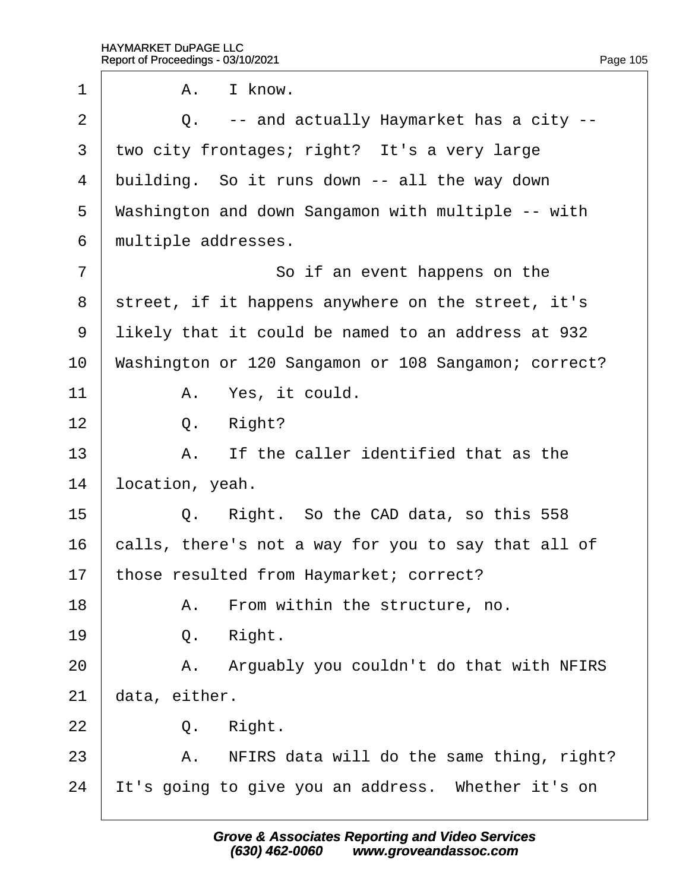1 A. I know.

2 Q. -- and actually Haymarket has a city --

3 two city frontages; right? It's a very large

4 building. So it runs down -- all the way down

5 Washington and down Sangamon with multiple -- with

6 multiple addresses.

7 So if an event happens on the

8 street, if it happens anywhere on the street, it's

9 likely that it could be named to an address at 932

10 Washington or 120 Sangamon or 108 Sangamon; correct?

11 A. Yes, it could.

12 Q. Right?

13 A. If the caller identified that as the

14 location, yeah.

15 Q. Right. So the CAD data, so this 558

16 calls, there's not a way for you to say that all of

17 those resulted from Haymarket; correct?

18 A. From within the structure, no.

19 Q. Right.

20 A. Arguably you couldn't do that with NFIRS

21 data, either.

22 Q. Right.

23 A. NFIRS data will do the same thing, right?

24 It's going to give you an address. Whether it's on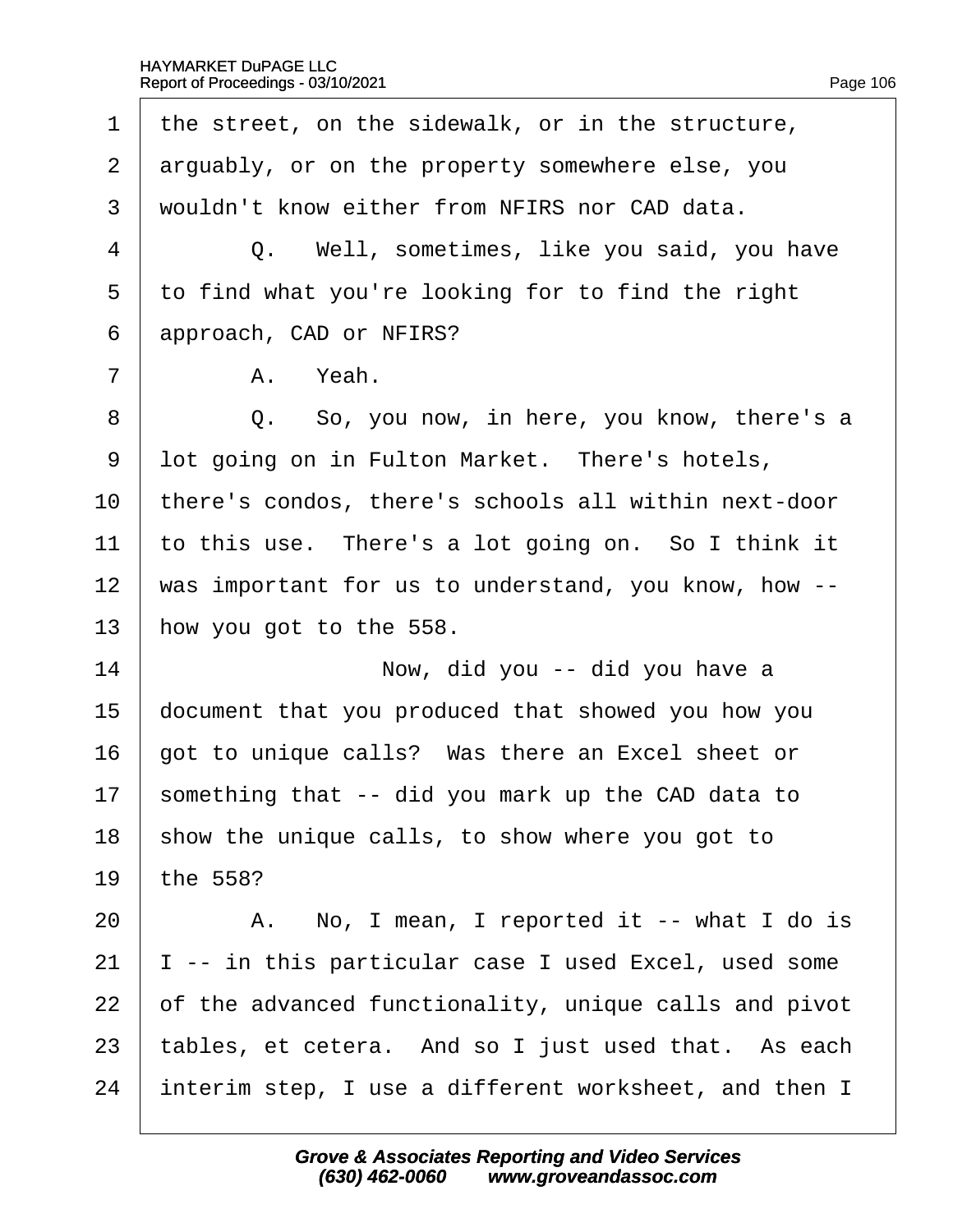1 the street, on the sidewalk, or in the structure,

2 arguably, or on the property somewhere else, you

3 wouldn't know either from NFIRS nor CAD data.

4 Q. Well, sometimes, like you said, you have

5 to find what you're looking for to find the right

6 approach, CAD or NFIRS?

7 A. Yeah.

8 Q. So, you now, in here, you know, there's a

9 lot going on in Fulton Market. There's hotels,

10 there's condos, there's schools all within next-door

11 to this use. There's a lot going on. So I think it

12 was important for us to understand, you know, how --

13 how you got to the 558.

14 Now, did you -- did you have a

15 document that you produced that showed you how you

16 got to unique calls? Was there an Excel sheet or

17 something that -- did you mark up the CAD data to

18 show the unique calls, to show where you got to

19 the 558?

20 A. No, I mean, I reported it -- what I do is

21 I -- in this particular case I used Excel, used some

22 of the advanced functionality, unique calls and pivot

23 tables, et cetera. And so I just used that. As each

24 interim step, I use a different worksheet, and then I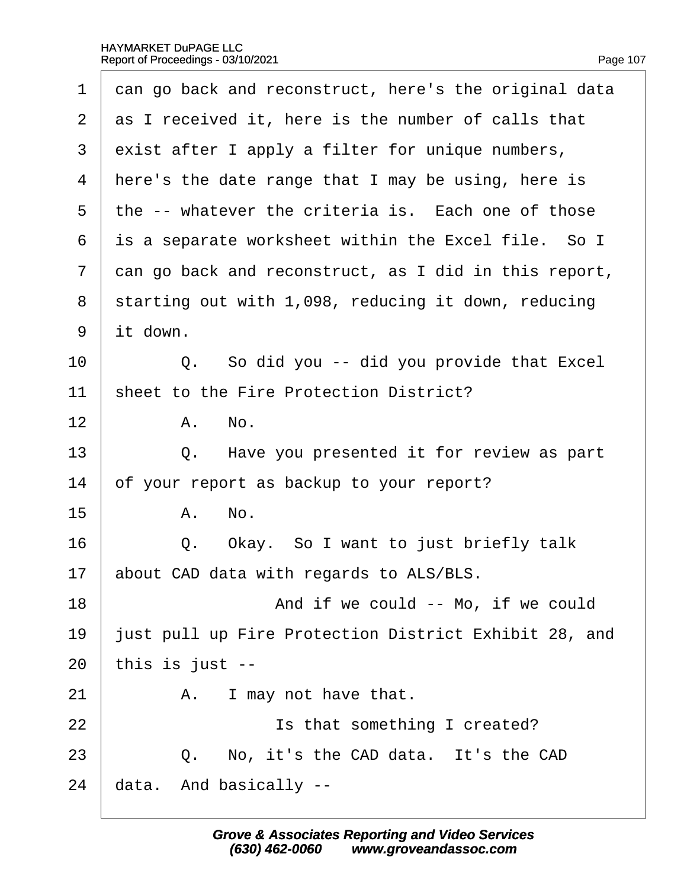1 can go back and reconstruct, here's the original data
2 as I received it, here is the number of calls that
3 exist after I apply a filter for unique numbers,
4 here's the date range that I may be using, here is
5 the -- whatever the criteria is. Each one of those
6 is a separate worksheet within the Excel file. So I
7 can go back and reconstruct, as I did in this report,
8 starting out with 1,098, reducing it down, reducing
9 it down.
10 Q. So did you -- did you provide that Excel
11 sheet to the Fire Protection District?
12 A. No.
13 Q. Have you presented it for review as part
14 of your report as backup to your report?
15 A. No.
16 Q. Okay. So I want to just briefly talk
17 about CAD data with regards to ALS/BLS.
18 And if we could -- Mo, if we could
19 just pull up Fire Protection District Exhibit 28, and
20 this is just --
21 A. I may not have that.
22 Is that something I created?
23 Q. No, it's the CAD data. It's the CAD
24 data. And basically --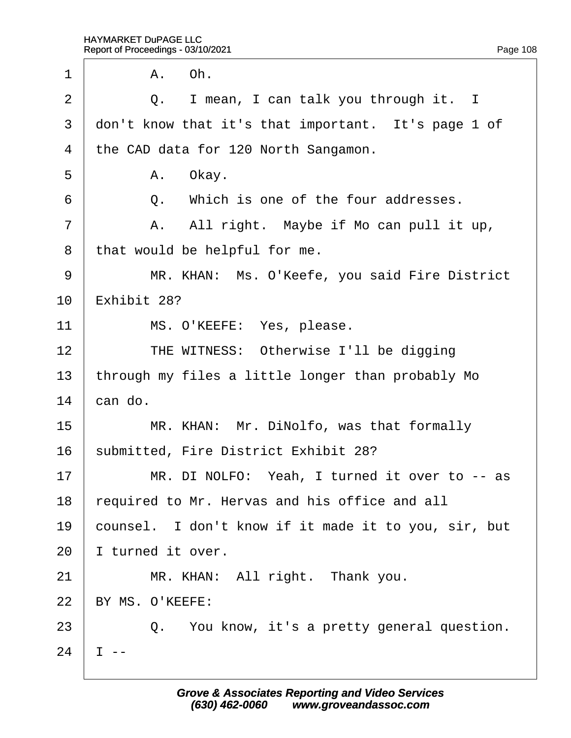1 A. Oh.

2 Q. I mean, I can talk you through it. I

3 don't know that it's that important. It's page 1 of

4 the CAD data for 120 North Sangamon.

5 A. Okay.

6 Q. Which is one of the four addresses.

7 A. All right. Maybe if Mo can pull it up,

8 that would be helpful for me.

9 MR. KHAN: Ms. O'Keefe, you said Fire District

10 Exhibit 28?

11 MS. O'KEEFE: Yes, please.

12 THE WITNESS: Otherwise I'll be digging

13 through my files a little longer than probably Mo

14 can do.

15 MR. KHAN: Mr. DiNolfo, was that formally

16 submitted, Fire District Exhibit 28?

17 MR. DI NOLFO: Yeah, I turned it over to -- as

18 required to Mr. Hervas and his office and all

19 counsel. I don't know if it made it to you, sir, but

20 I turned it over.

21 MR. KHAN: All right. Thank you.

22 BY MS. O'KEEFE:

23 Q. You know, it's a pretty general question.

24 I --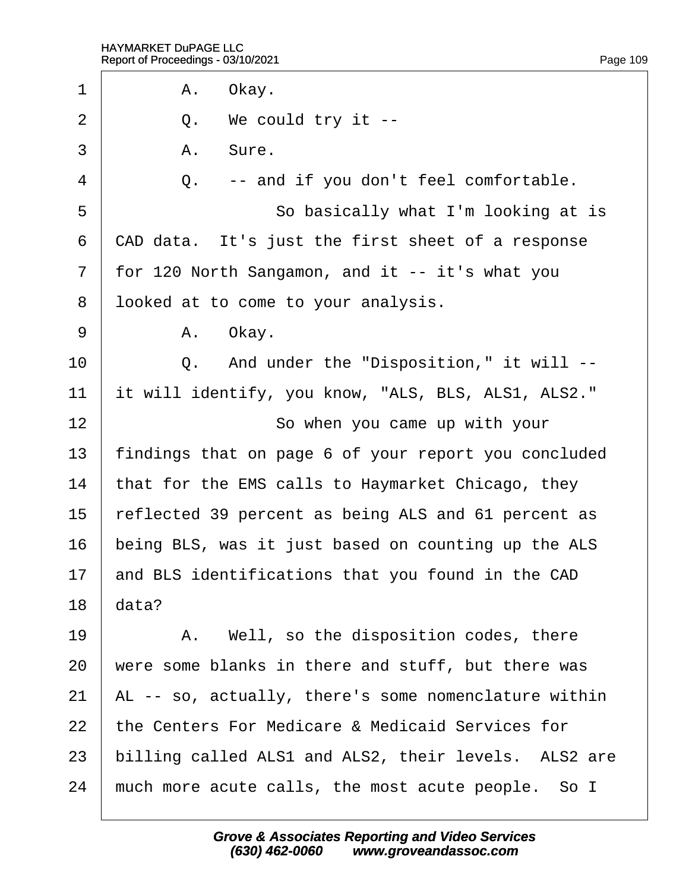1 A. Okay.

2 Q. We could try it --

3 A. Sure.

4 Q. -- and if you don't feel comfortable.

5 So basically what I'm looking at is

6 CAD data. It's just the first sheet of a response

7 for 120 North Sangamon, and it -- it's what you

8 looked at to come to your analysis.

9 A. Okay.

10 Q. And under the "Disposition," it will --

11 it will identify, you know, "ALS, BLS, ALS1, ALS2."

12 So when you came up with your

13 findings that on page 6 of your report you concluded

14 that for the EMS calls to Haymarket Chicago, they

15 reflected 39 percent as being ALS and 61 percent as

16 being BLS, was it just based on counting up the ALS

17 and BLS identifications that you found in the CAD

18 data?

19 A. Well, so the disposition codes, there

20 were some blanks in there and stuff, but there was

21 AL -- so, actually, there's some nomenclature within

22 the Centers For Medicare & Medicaid Services for

23 billing called ALS1 and ALS2, their levels. ALS2 are

24 much more acute calls, the most acute people. So I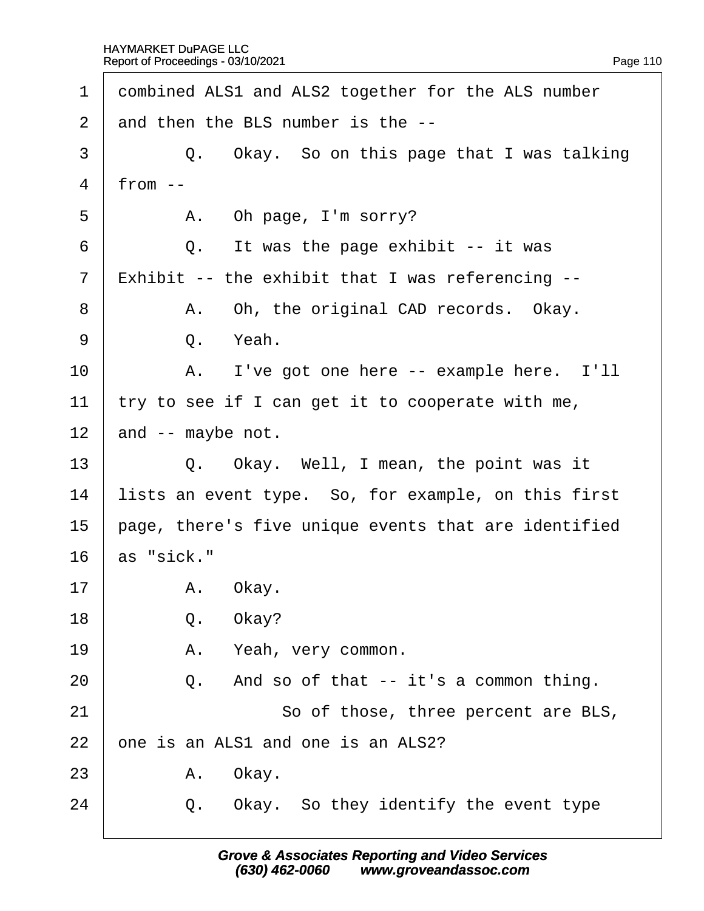1 combined ALS1 and ALS2 together for the ALS number
2 and then the BLS number is the --
3 Q. Okay. So on this page that I was talking
4 from --
5 A. Oh page, I'm sorry?
6 Q. It was the page exhibit -- it was
7 Exhibit -- the exhibit that I was referencing --
8 A. Oh, the original CAD records. Okay.
9 Q. Yeah.
10 A. I've got one here -- example here. I'll
11 try to see if I can get it to cooperate with me,
12 and -- maybe not.
13 Q. Okay. Well, I mean, the point was it
14 lists an event type. So, for example, on this first
15 page, there's five unique events that are identified
16 as "sick."
17 A. Okay.
18 Q. Okay?
19 A. Yeah, very common.
20 Q. And so of that -- it's a common thing.
21 So of those, three percent are BLS,
22 one is an ALS1 and one is an ALS2?
23 A. Okay.
24 Q. Okay. So they identify the event type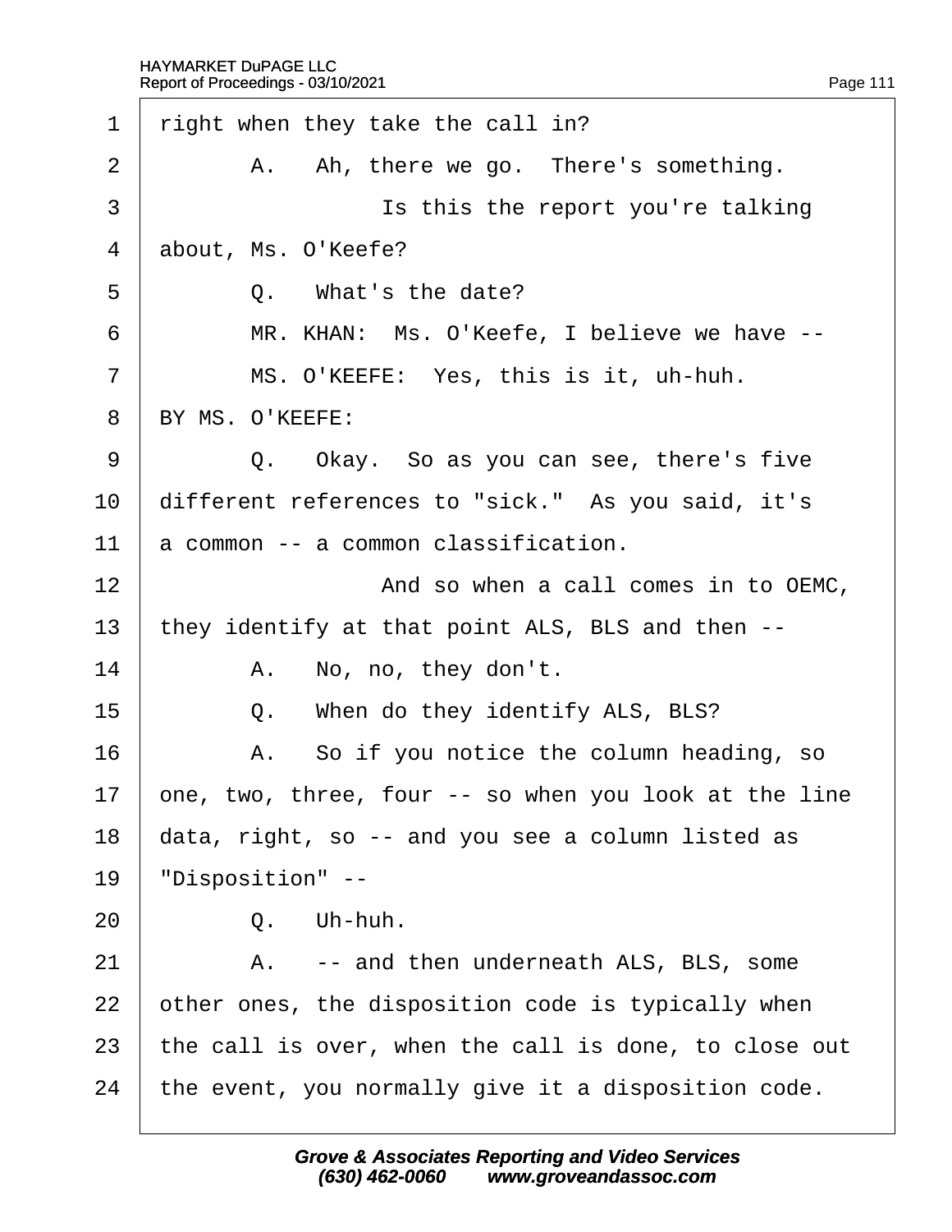1 right when they take the call in?

2 A. Ah, there we go. There's something.

3 Is this the report you're talking

4 about, Ms. O'Keefe?

5 Q. What's the date?

6 MR. KHAN: Ms. O'Keefe, I believe we have --

7 MS. O'KEEFE: Yes, this is it, uh-huh.

8 BY MS. O'KEEFE:

9 Q. Okay. So as you can see, there's five

10 different references to "sick." As you said, it's

11 a common -- a common classification.

12 And so when a call comes in to OEMC,

13 they identify at that point ALS, BLS and then --

14 A. No, no, they don't.

15 Q. When do they identify ALS, BLS?

16 A. So if you notice the column heading, so

17 one, two, three, four -- so when you look at the line

18 data, right, so -- and you see a column listed as

19 "Disposition" --

20 Q. Uh-huh.

21 A. -- and then underneath ALS, BLS, some

22 other ones, the disposition code is typically when

23 the call is over, when the call is done, to close out

24 the event, you normally give it a disposition code.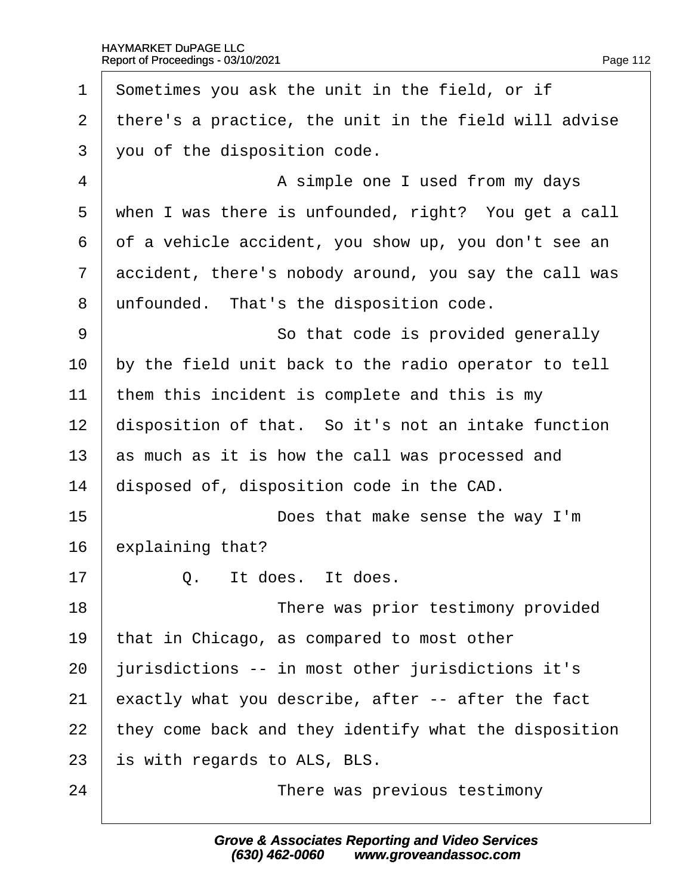1 Sometimes you ask the unit in the field, or if
2 there's a practice, the unit in the field will advise
3 you of the disposition code.
4 A simple one I used from my days
5 when I was there is unfounded, right? You get a call
6 of a vehicle accident, you show up, you don't see an
7 accident, there's nobody around, you say the call was
8 unfounded. That's the disposition code.
9 So that code is provided generally
10 by the field unit back to the radio operator to tell
11 them this incident is complete and this is my
12 disposition of that. So it's not an intake function
13 as much as it is how the call was processed and
14 disposed of, disposition code in the CAD.
15 Does that make sense the way I'm
16 explaining that?
17 Q. It does. It does.
18 There was prior testimony provided
19 that in Chicago, as compared to most other
20 jurisdictions -- in most other jurisdictions it's
21 exactly what you describe, after -- after the fact
22 they come back and they identify what the disposition
23 is with regards to ALS, BLS.
24 There was previous testimony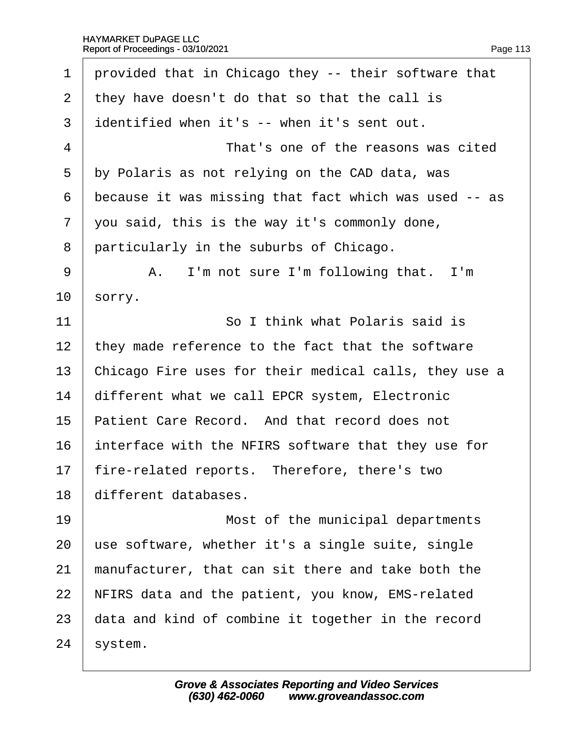provided that in Chicago they -- their software that they have doesn't do that so that the call is identified when it's -- when it's sent out.

That's one of the reasons was cited by Polaris as not relying on the CAD data, was because it was missing that fact which was used -- as you said, this is the way it's commonly done, particularly in the suburbs of Chicago.

A. I'm not sure I'm following that. I'm sorry.

So I think what Polaris said is they made reference to the fact that the software Chicago Fire uses for their medical calls, they use a different what we call EPCR system, Electronic Patient Care Record. And that record does not interface with the NFIRS software that they use for fire-related reports. Therefore, there's two different databases.

Most of the municipal departments use software, whether it's a single suite, single manufacturer, that can sit there and take both the NFIRS data and the patient, you know, EMS-related data and kind of combine it together in the record system.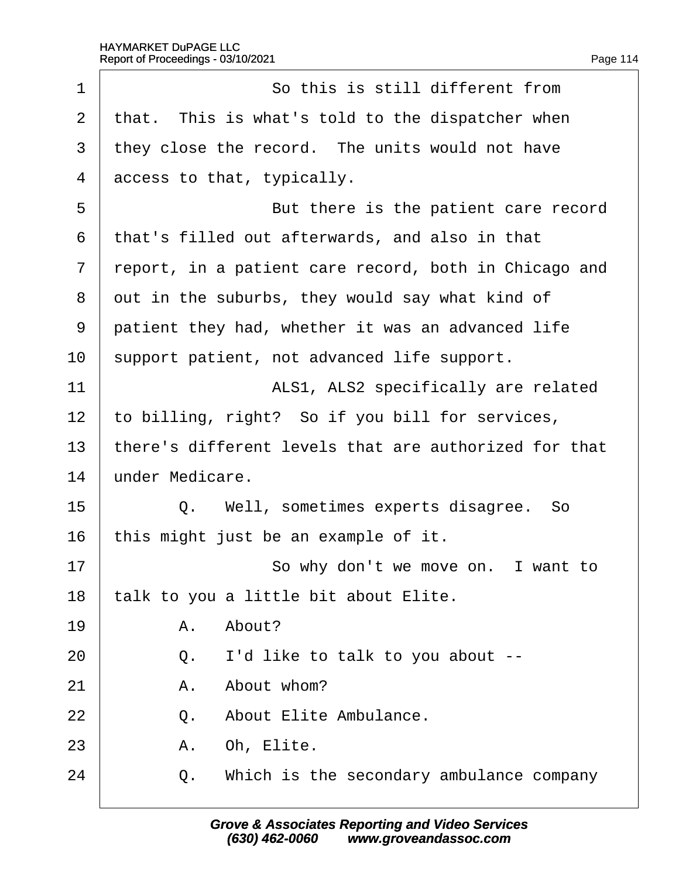1 So this is still different from
2 that. This is what's told to the dispatcher when
3 they close the record. The units would not have
4 access to that, typically.
5 But there is the patient care record
6 that's filled out afterwards, and also in that
7 report, in a patient care record, both in Chicago and
8 out in the suburbs, they would say what kind of
9 patient they had, whether it was an advanced life
10 support patient, not advanced life support.
11 ALS1, ALS2 specifically are related
12 to billing, right? So if you bill for services,
13 there's different levels that are authorized for that
14 under Medicare.
15 Q. Well, sometimes experts disagree. So
16 this might just be an example of it.
17 So why don't we move on. I want to
18 talk to you a little bit about Elite.
19 A. About?
20 Q. I'd like to talk to you about --
21 A. About whom?
22 Q. About Elite Ambulance.
23 A. Oh, Elite.
24 Q. Which is the secondary ambulance company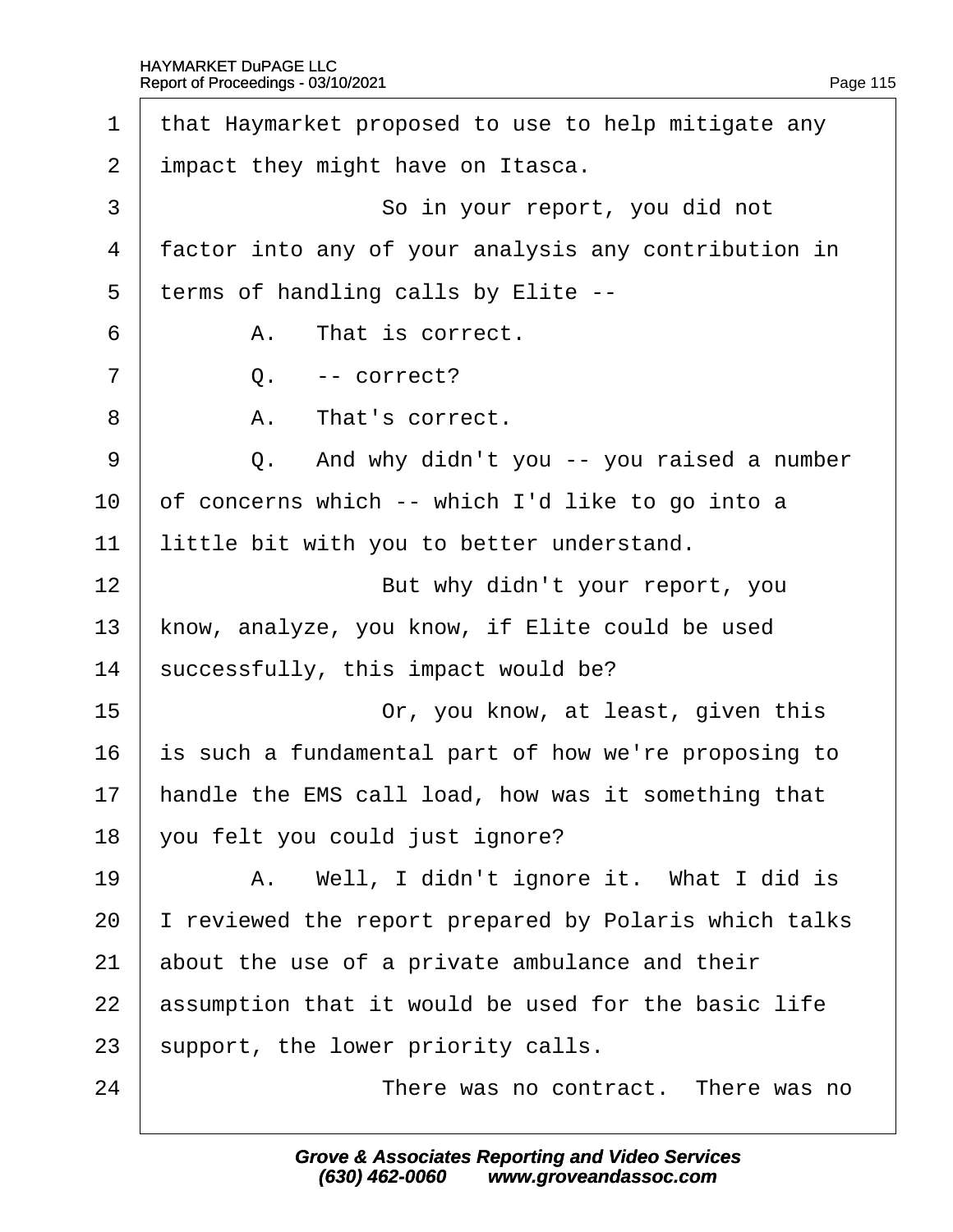1 that Haymarket proposed to use to help mitigate any
2 impact they might have on Itasca.
3 So in your report, you did not
4 factor into any of your analysis any contribution in
5 terms of handling calls by Elite --
6 A. That is correct.
7 Q. -- correct?
8 A. That's correct.
9 Q. And why didn't you -- you raised a number
10 of concerns which -- which I'd like to go into a
11 little bit with you to better understand.
12 But why didn't your report, you
13 know, analyze, you know, if Elite could be used
14 successfully, this impact would be?
15 Or, you know, at least, given this
16 is such a fundamental part of how we're proposing to
17 handle the EMS call load, how was it something that
18 you felt you could just ignore?
19 A. Well, I didn't ignore it. What I did is
20 I reviewed the report prepared by Polaris which talks
21 about the use of a private ambulance and their
22 assumption that it would be used for the basic life
23 support, the lower priority calls.
24 There was no contract. There was no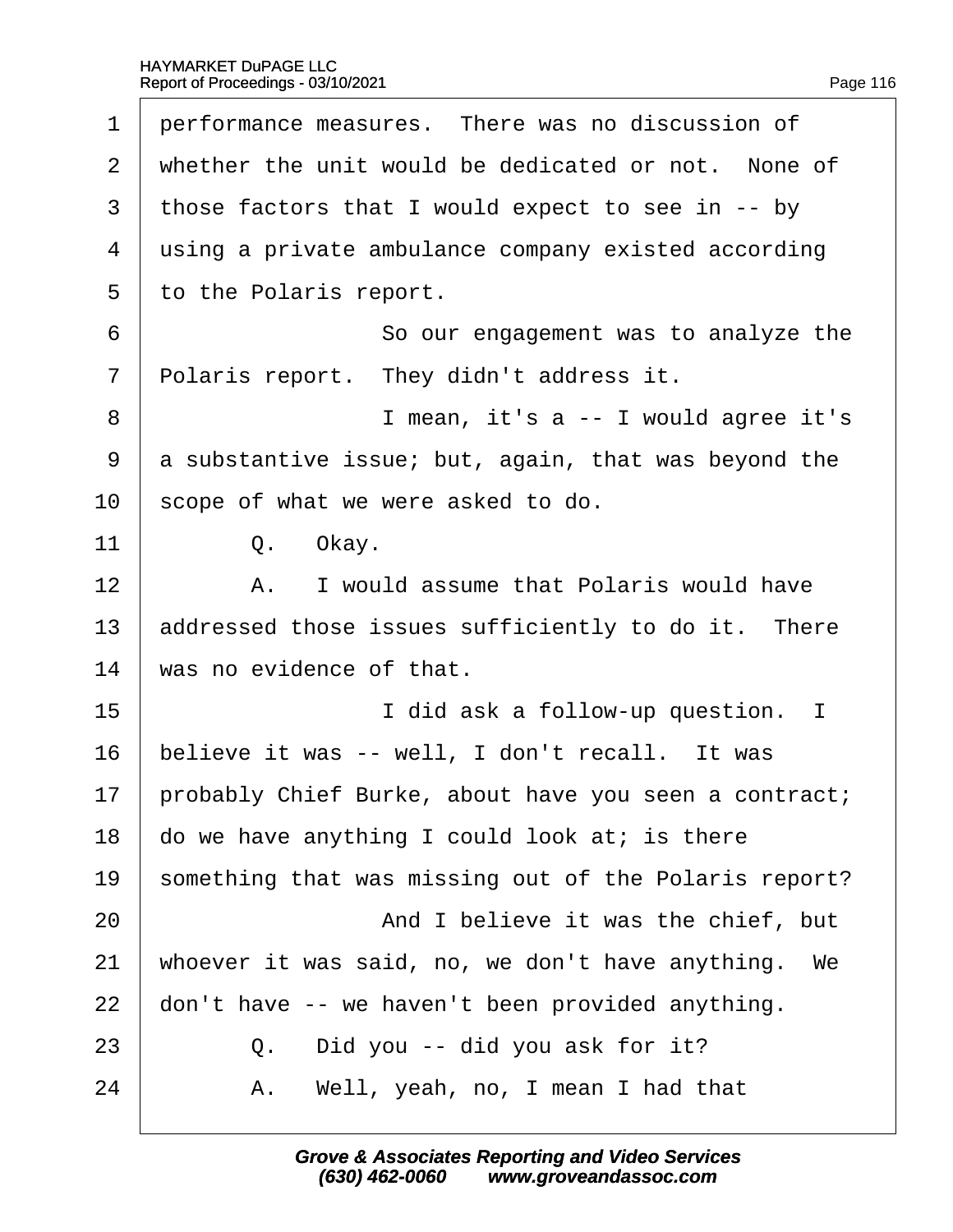performance measures. There was no discussion of whether the unit would be dedicated or not. None of those factors that I would expect to see in -- by using a private ambulance company existed according to the Polaris report.

So our engagement was to analyze the Polaris report. They didn't address it.

I mean, it's a -- I would agree it's a substantive issue; but, again, that was beyond the scope of what we were asked to do.

Q. Okay.

A. I would assume that Polaris would have addressed those issues sufficiently to do it. There was no evidence of that.

I did ask a follow-up question. I believe it was -- well, I don't recall. It was probably Chief Burke, about have you seen a contract; do we have anything I could look at; is there something that was missing out of the Polaris report?

And I believe it was the chief, but whoever it was said, no, we don't have anything. We don't have -- we haven't been provided anything.

Q. Did you -- did you ask for it?

A. Well, yeah, no, I mean I had that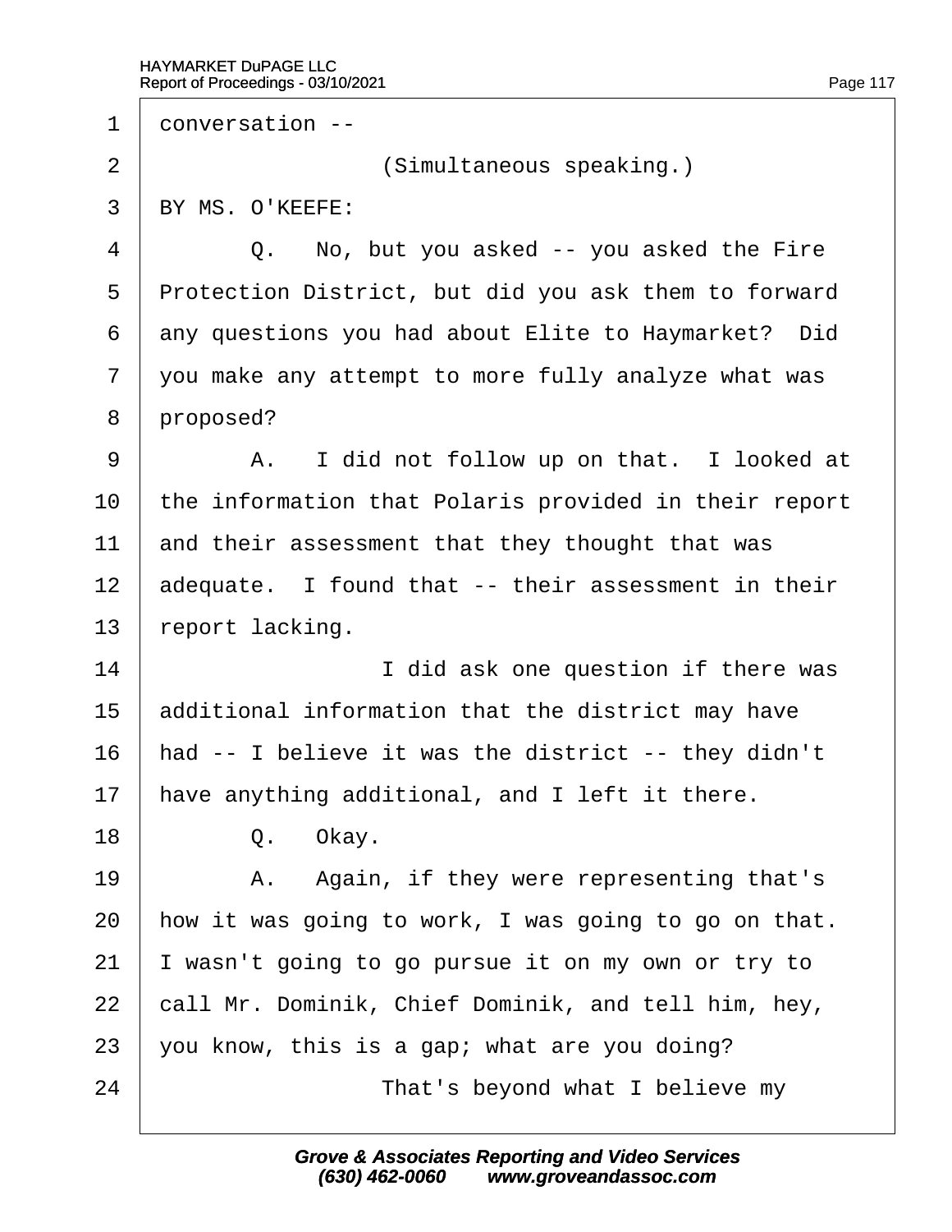conversation --

(Simultaneous speaking.)

BY MS. O'KEEFE:

Q. No, but you asked -- you asked the Fire Protection District, but did you ask them to forward any questions you had about Elite to Haymarket? Did you make any attempt to more fully analyze what was proposed?

A. I did not follow up on that. I looked at the information that Polaris provided in their report and their assessment that they thought that was adequate. I found that -- their assessment in their report lacking.

I did ask one question if there was additional information that the district may have had -- I believe it was the district -- they didn't have anything additional, and I left it there.

Q. Okay.

A. Again, if they were representing that's how it was going to work, I was going to go on that. I wasn't going to go pursue it on my own or try to call Mr. Dominik, Chief Dominik, and tell him, hey, you know, this is a gap; what are you doing?

That's beyond what I believe my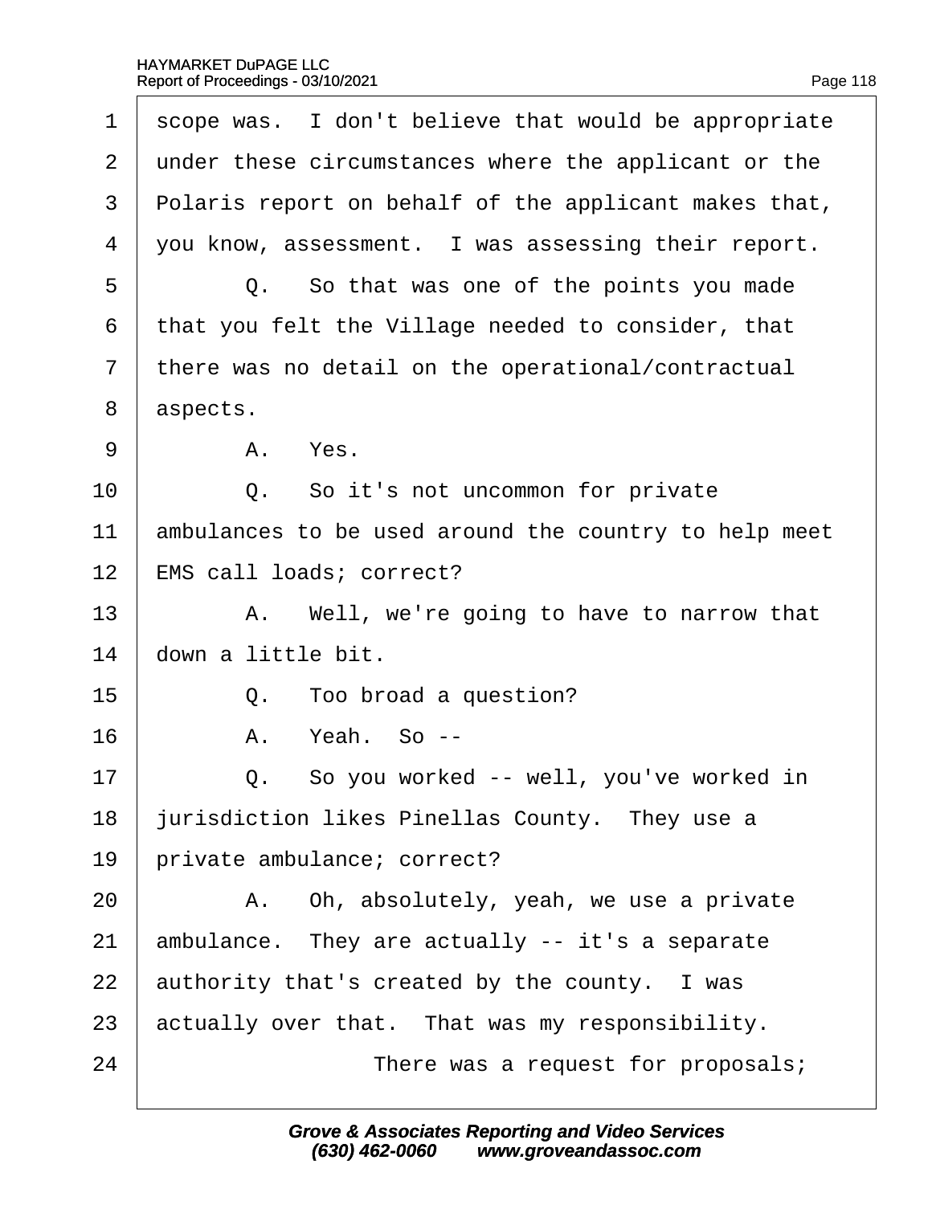1 scope was. I don't believe that would be appropriate
2 under these circumstances where the applicant or the
3 Polaris report on behalf of the applicant makes that,
4 you know, assessment. I was assessing their report.
5 Q. So that was one of the points you made
6 that you felt the Village needed to consider, that
7 there was no detail on the operational/contractual
8 aspects.
9 A. Yes.
10 Q. So it's not uncommon for private
11 ambulances to be used around the country to help meet
12 EMS call loads; correct?
13 A. Well, we're going to have to narrow that
14 down a little bit.
15 Q. Too broad a question?
16 A. Yeah. So --
17 Q. So you worked -- well, you've worked in
18 jurisdiction likes Pinellas County. They use a
19 private ambulance; correct?
20 A. Oh, absolutely, yeah, we use a private
21 ambulance. They are actually -- it's a separate
22 authority that's created by the county. I was
23 actually over that. That was my responsibility.
24 There was a request for proposals;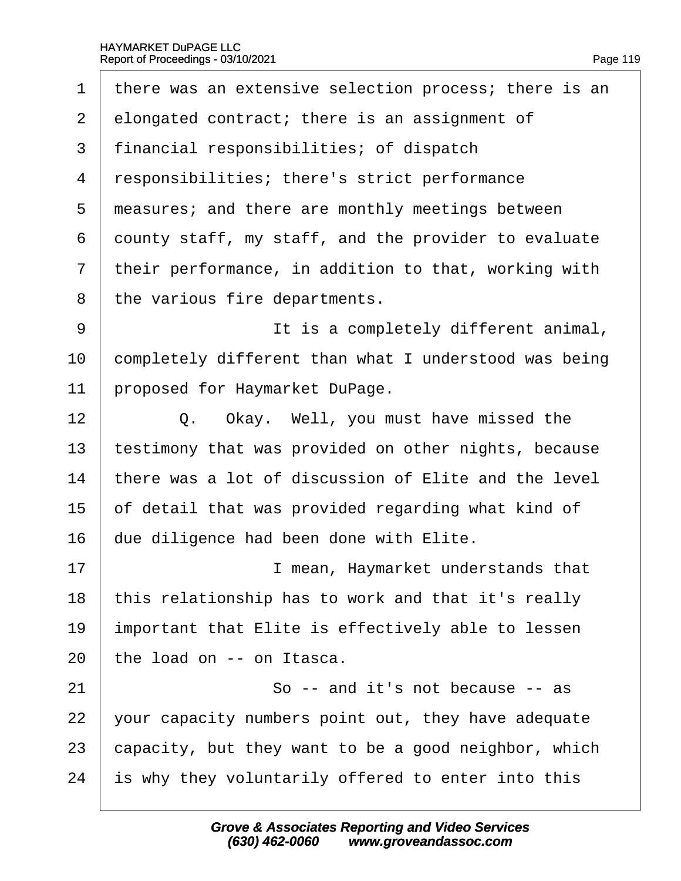there was an extensive selection process; there is an elongated contract; there is an assignment of financial responsibilities; of dispatch responsibilities; there's strict performance measures; and there are monthly meetings between county staff, my staff, and the provider to evaluate their performance, in addition to that, working with the various fire departments.

It is a completely different animal, completely different than what I understood was being proposed for Haymarket DuPage.

Q. Okay. Well, you must have missed the testimony that was provided on other nights, because there was a lot of discussion of Elite and the level of detail that was provided regarding what kind of due diligence had been done with Elite.

I mean, Haymarket understands that this relationship has to work and that it's really important that Elite is effectively able to lessen the load on -- on Itasca.

So -- and it's not because -- as your capacity numbers point out, they have adequate capacity, but they want to be a good neighbor, which is why they voluntarily offered to enter into this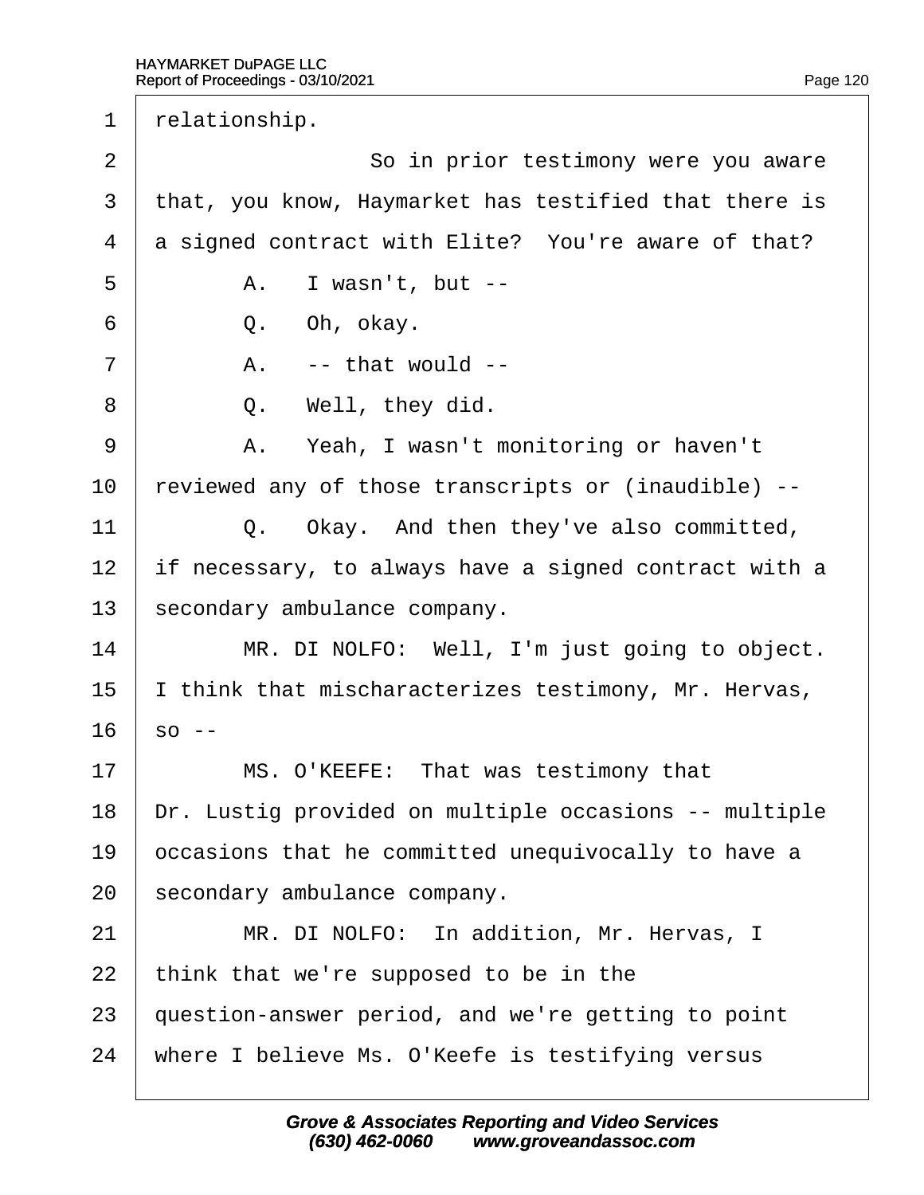relationship.

So in prior testimony were you aware that, you know, Haymarket has testified that there is a signed contract with Elite? You're aware of that?

A. I wasn't, but --

Q. Oh, okay.

A. -- that would --

Q. Well, they did.

A. Yeah, I wasn't monitoring or haven't reviewed any of those transcripts or (inaudible) --

Q. Okay. And then they've also committed, if necessary, to always have a signed contract with a secondary ambulance company.

MR. DI NOLFO: Well, I'm just going to object. I think that mischaracterizes testimony, Mr. Hervas, so --

MS. O'KEEFE: That was testimony that Dr. Lustig provided on multiple occasions -- multiple occasions that he committed unequivocally to have a secondary ambulance company.

MR. DI NOLFO: In addition, Mr. Hervas, I think that we're supposed to be in the question-answer period, and we're getting to point where I believe Ms. O'Keefe is testifying versus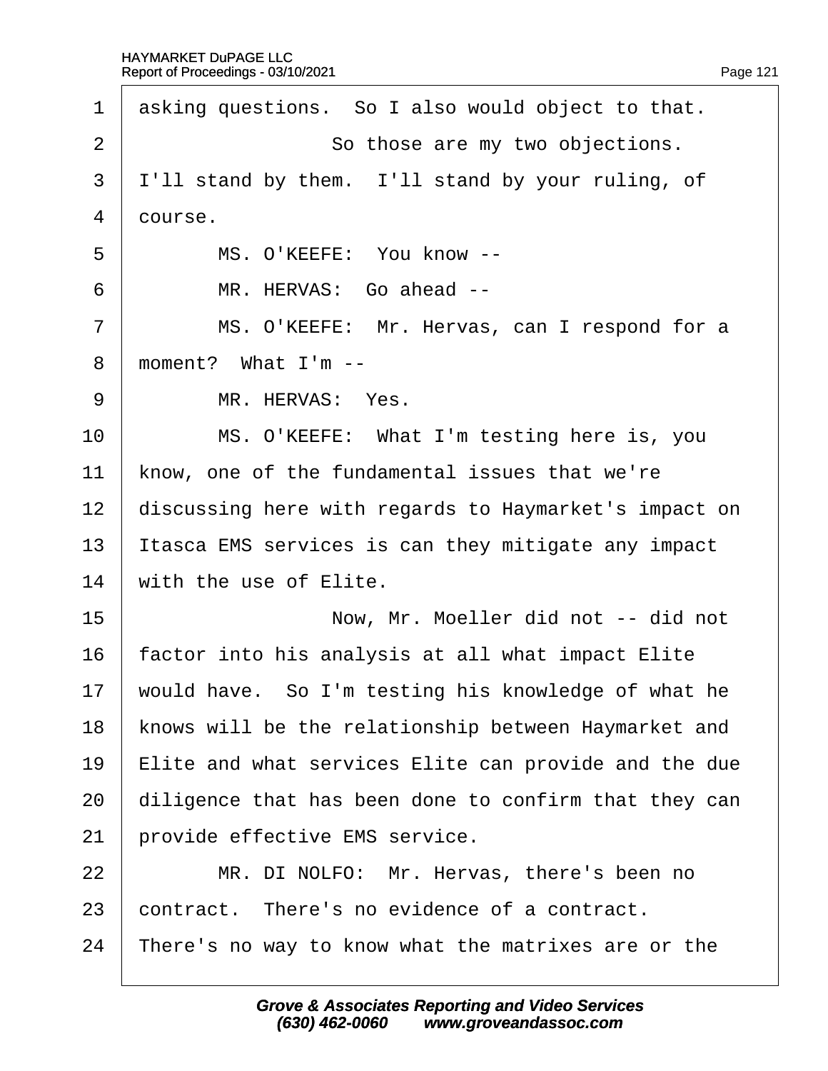1 asking questions. So I also would object to that.

2 So those are my two objections.

3 I'll stand by them. I'll stand by your ruling, of

4 course.

5 MS. O'KEEFE: You know --

6 MR. HERVAS: Go ahead --

7 MS. O'KEEFE: Mr. Hervas, can I respond for a

8 moment? What I'm --

9 MR. HERVAS: Yes.

10 MS. O'KEEFE: What I'm testing here is, you

11 know, one of the fundamental issues that we're

12 discussing here with regards to Haymarket's impact on

13 Itasca EMS services is can they mitigate any impact

14 with the use of Elite.

15 Now, Mr. Moeller did not -- did not

16 factor into his analysis at all what impact Elite

17 would have. So I'm testing his knowledge of what he

18 knows will be the relationship between Haymarket and

19 Elite and what services Elite can provide and the due

20 diligence that has been done to confirm that they can

21 provide effective EMS service.

22 MR. DI NOLFO: Mr. Hervas, there's been no

23 contract. There's no evidence of a contract.

24 There's no way to know what the matrixes are or the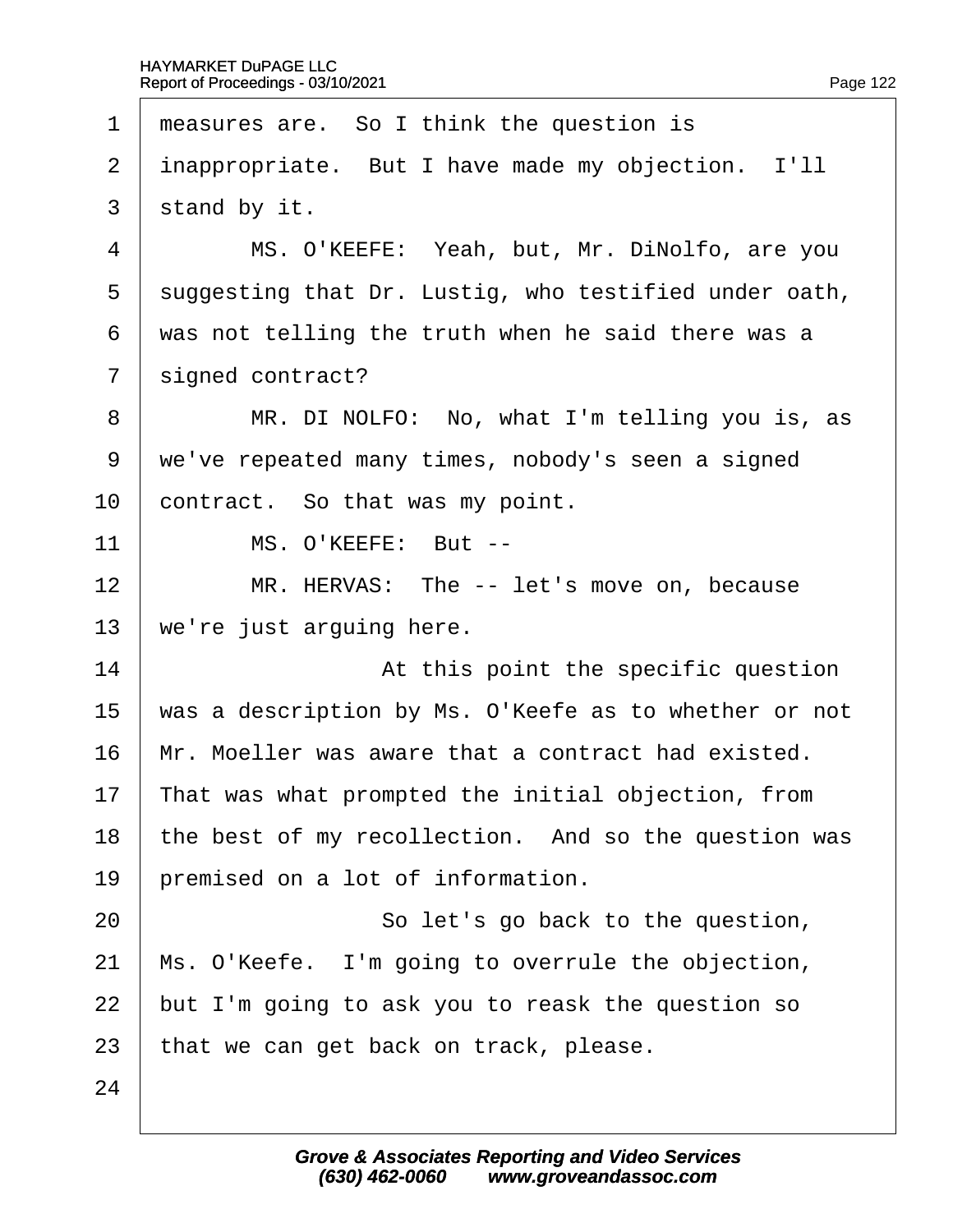1 measures are. So I think the question is

2 inappropriate. But I have made my objection. I'll

3 stand by it.

4 MS. O'KEEFE: Yeah, but, Mr. DiNolfo, are you

5 suggesting that Dr. Lustig, who testified under oath,

6 was not telling the truth when he said there was a

7 signed contract?

8 MR. DI NOLFO: No, what I'm telling you is, as

9 we've repeated many times, nobody's seen a signed

10 contract. So that was my point.

11 MS. O'KEEFE: But --

12 MR. HERVAS: The -- let's move on, because

13 we're just arguing here.

14 At this point the specific question

15 was a description by Ms. O'Keefe as to whether or not

16 Mr. Moeller was aware that a contract had existed.

17 That was what prompted the initial objection, from

18 the best of my recollection. And so the question was

19 premised on a lot of information.

20 So let's go back to the question,

21 Ms. O'Keefe. I'm going to overrule the objection,

22 but I'm going to ask you to reask the question so

23 that we can get back on track, please.

24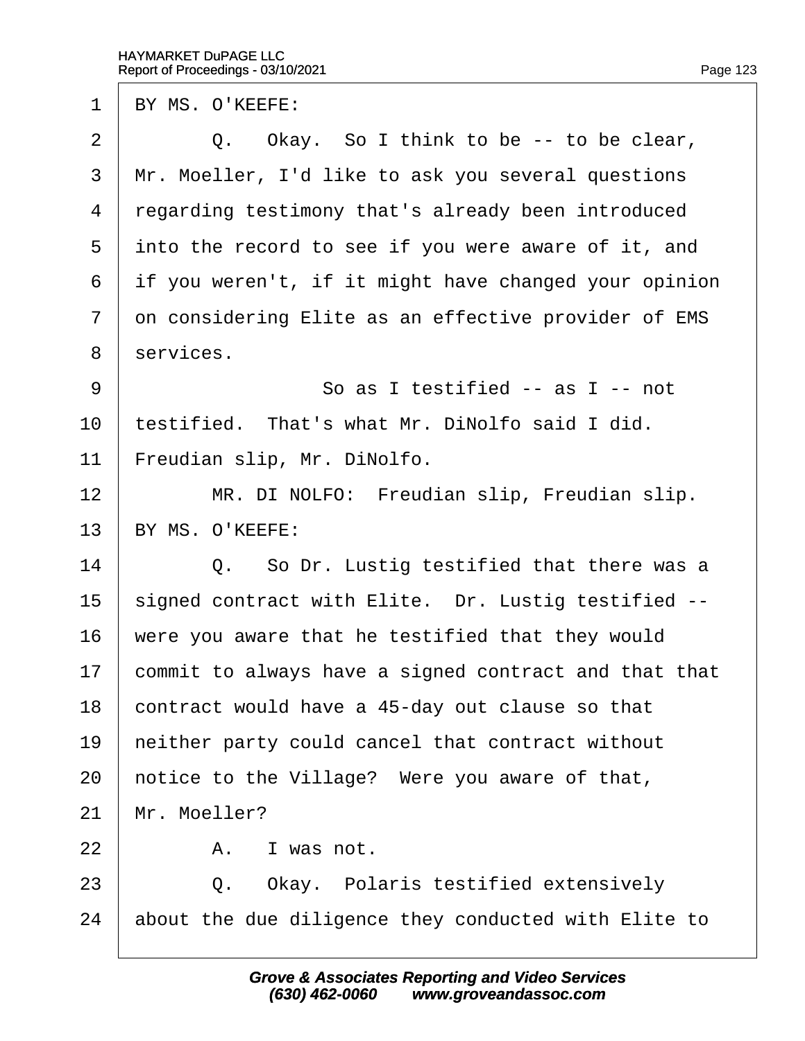1 BY MS. O'KEEFE:

2 Q. Okay. So I think to be -- to be clear,

3 Mr. Moeller, I'd like to ask you several questions

4 regarding testimony that's already been introduced

5 into the record to see if you were aware of it, and

6 if you weren't, if it might have changed your opinion

7 on considering Elite as an effective provider of EMS

8 services.

9 So as I testified -- as I -- not

10 testified. That's what Mr. DiNolfo said I did.

11 Freudian slip, Mr. DiNolfo.

12 MR. DI NOLFO: Freudian slip, Freudian slip.

13 BY MS. O'KEEFE:

14 Q. So Dr. Lustig testified that there was a

15 signed contract with Elite. Dr. Lustig testified --

16 were you aware that he testified that they would

17 commit to always have a signed contract and that that

18 contract would have a 45-day out clause so that

19 neither party could cancel that contract without

20 notice to the Village? Were you aware of that,

21 Mr. Moeller?

22 A. I was not.

23 Q. Okay. Polaris testified extensively

24 about the due diligence they conducted with Elite to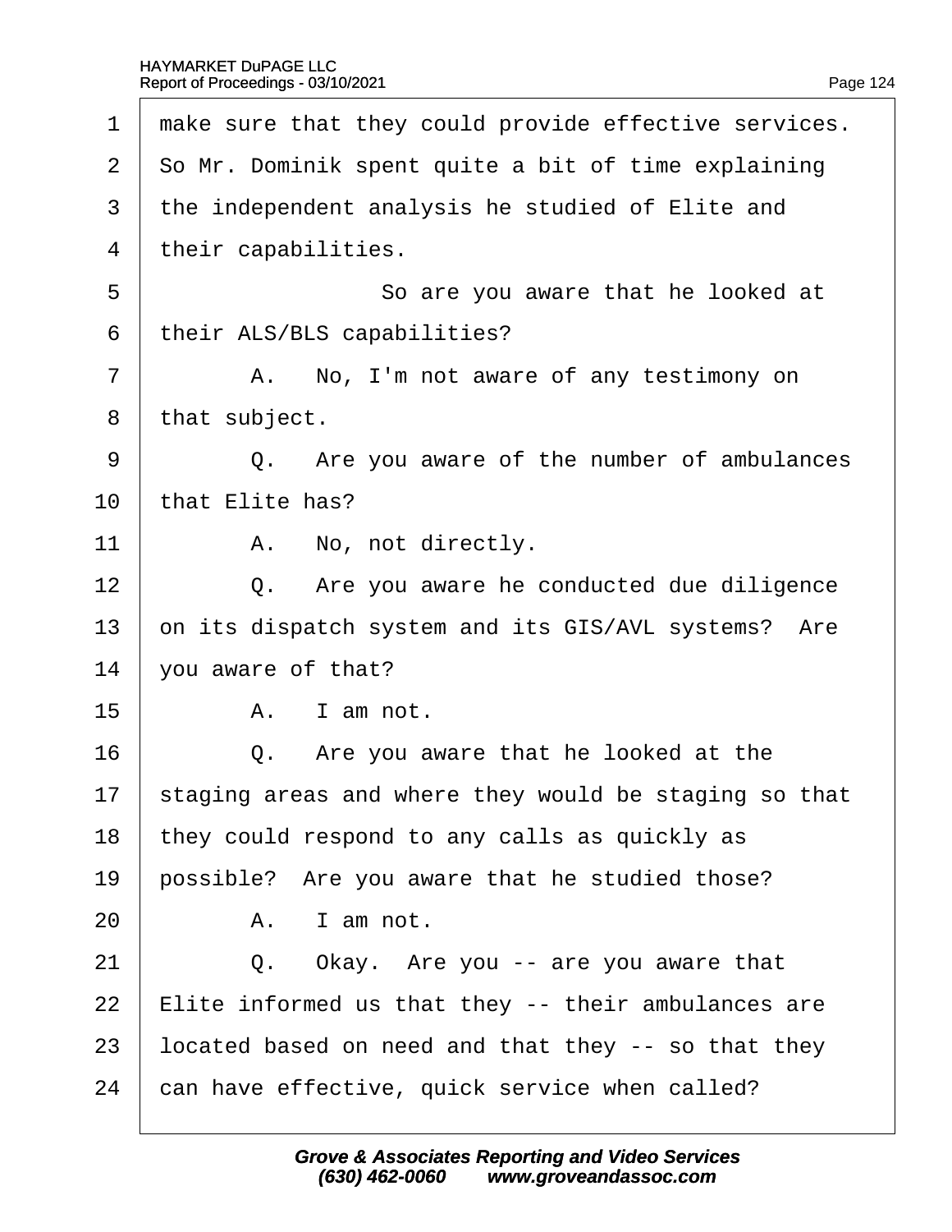1 make sure that they could provide effective services.
2 So Mr. Dominik spent quite a bit of time explaining
3 the independent analysis he studied of Elite and
4 their capabilities.
5 So are you aware that he looked at
6 their ALS/BLS capabilities?
7 A. No, I'm not aware of any testimony on
8 that subject.
9 Q. Are you aware of the number of ambulances
10 that Elite has?
11 A. No, not directly.
12 Q. Are you aware he conducted due diligence
13 on its dispatch system and its GIS/AVL systems? Are
14 you aware of that?
15 A. I am not.
16 Q. Are you aware that he looked at the
17 staging areas and where they would be staging so that
18 they could respond to any calls as quickly as
19 possible? Are you aware that he studied those?
20 A. I am not.
21 Q. Okay. Are you -- are you aware that
22 Elite informed us that they -- their ambulances are
23 located based on need and that they -- so that they
24 can have effective, quick service when called?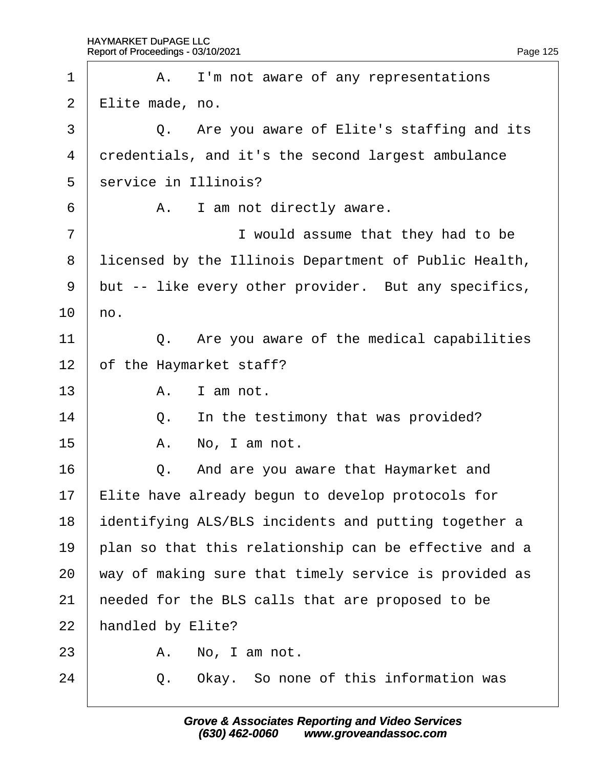1 A. I'm not aware of any representations
2 Elite made, no.
3 Q. Are you aware of Elite's staffing and its
4 credentials, and it's the second largest ambulance
5 service in Illinois?
6 A. I am not directly aware.
7 I would assume that they had to be
8 licensed by the Illinois Department of Public Health,
9 but -- like every other provider. But any specifics,
10 no.
11 Q. Are you aware of the medical capabilities
12 of the Haymarket staff?
13 A. I am not.
14 Q. In the testimony that was provided?
15 A. No, I am not.
16 Q. And are you aware that Haymarket and
17 Elite have already begun to develop protocols for
18 identifying ALS/BLS incidents and putting together a
19 plan so that this relationship can be effective and a
20 way of making sure that timely service is provided as
21 needed for the BLS calls that are proposed to be
22 handled by Elite?
23 A. No, I am not.
24 Q. Okay. So none of this information was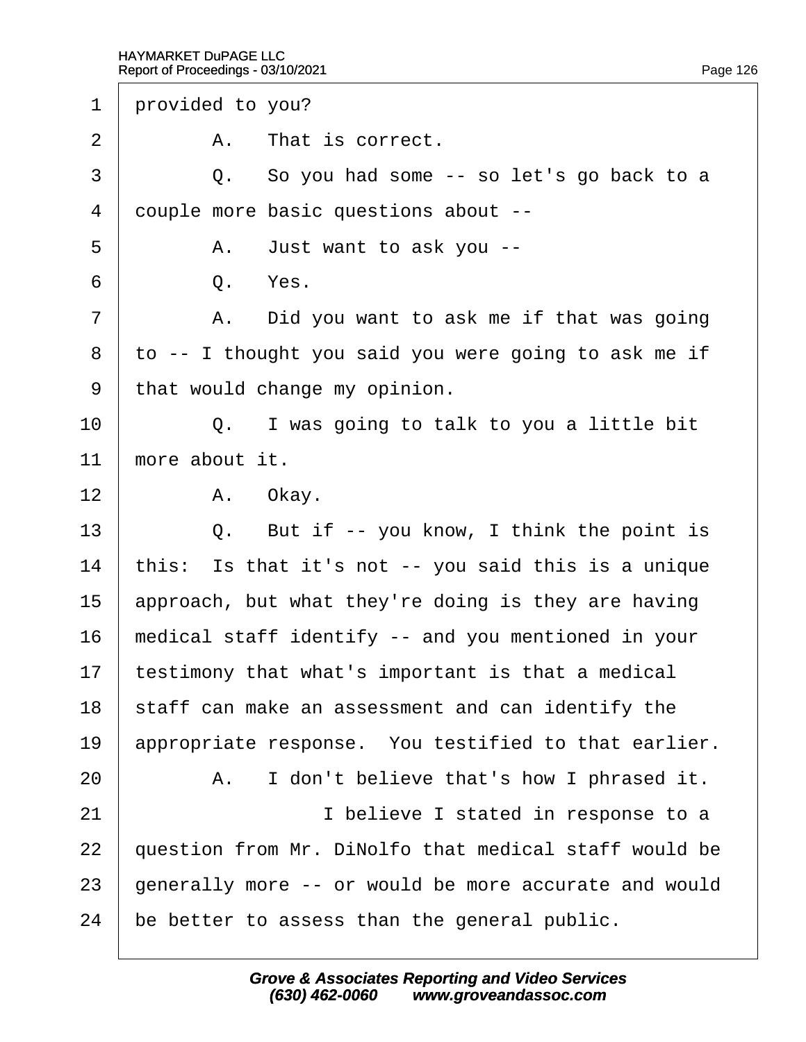1 provided to you?

2 A. That is correct.

3 Q. So you had some -- so let's go back to a

4 couple more basic questions about --

5 A. Just want to ask you --

6 Q. Yes.

7 A. Did you want to ask me if that was going

8 to -- I thought you said you were going to ask me if

9 that would change my opinion.

10 Q. I was going to talk to you a little bit

11 more about it.

12 A. Okay.

13 Q. But if -- you know, I think the point is

14 this: Is that it's not -- you said this is a unique

15 approach, but what they're doing is they are having

16 medical staff identify -- and you mentioned in your

17 testimony that what's important is that a medical

18 staff can make an assessment and can identify the

19 appropriate response. You testified to that earlier.

20 A. I don't believe that's how I phrased it.

21 I believe I stated in response to a

22 question from Mr. DiNolfo that medical staff would be

23 generally more -- or would be more accurate and would

24 be better to assess than the general public.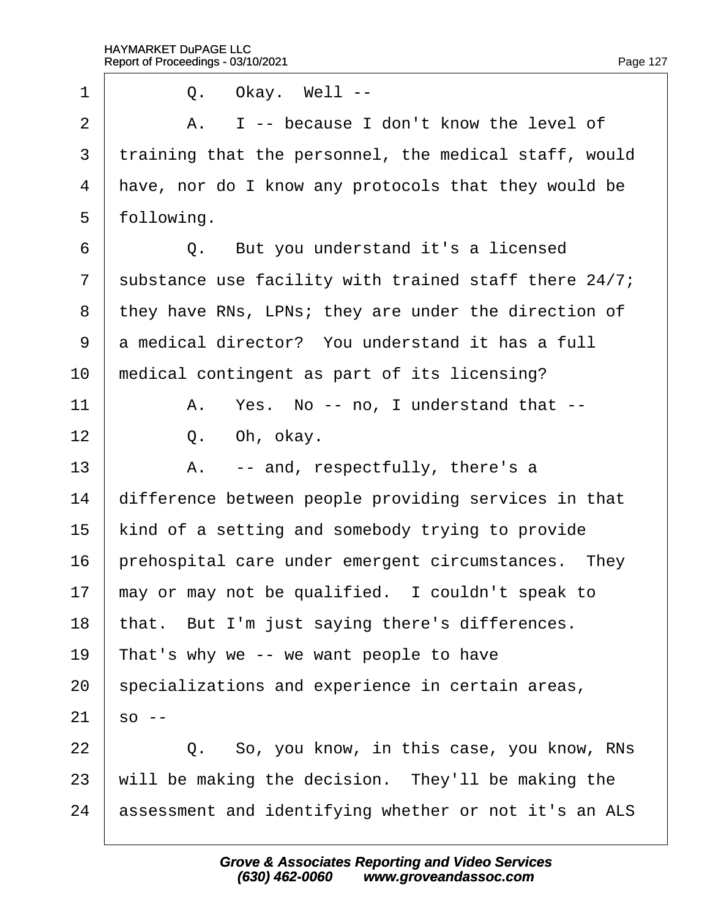1 Q. Okay. Well --

2 A. I -- because I don't know the level of

3 training that the personnel, the medical staff, would

4 have, nor do I know any protocols that they would be

5 following.

6 Q. But you understand it's a licensed

7 substance use facility with trained staff there 24/7;

8 they have RNs, LPNs; they are under the direction of

9 a medical director? You understand it has a full

10 medical contingent as part of its licensing?

11 A. Yes. No -- no, I understand that --

12 Q. Oh, okay.

13 A. -- and, respectfully, there's a

14 difference between people providing services in that

15 kind of a setting and somebody trying to provide

16 prehospital care under emergent circumstances. They

17 may or may not be qualified. I couldn't speak to

18 that. But I'm just saying there's differences.

19 That's why we -- we want people to have

20 specializations and experience in certain areas,

21 so --

22 Q. So, you know, in this case, you know, RNs

23 will be making the decision. They'll be making the

24 assessment and identifying whether or not it's an ALS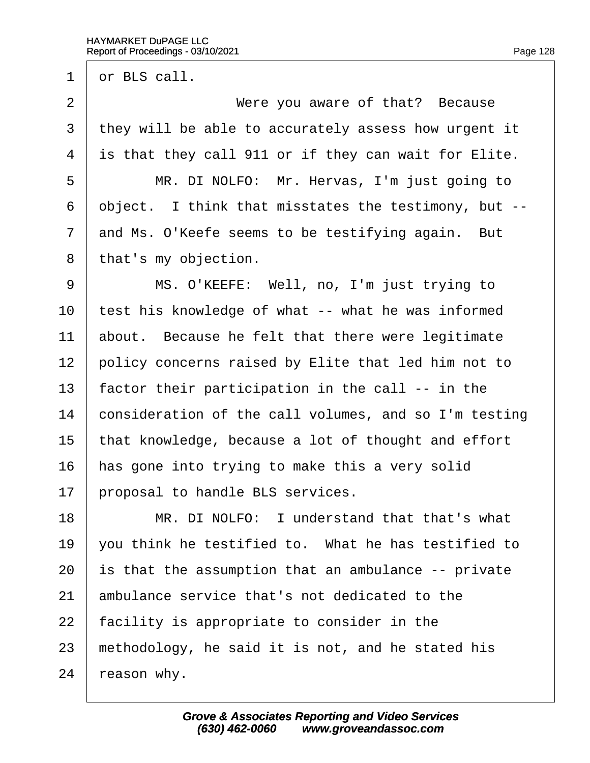1 or BLS call.

2 Were you aware of that? Because

3 they will be able to accurately assess how urgent it

4 is that they call 911 or if they can wait for Elite.

5 MR. DI NOLFO: Mr. Hervas, I'm just going to

6 object. I think that misstates the testimony, but --

7 and Ms. O'Keefe seems to be testifying again. But

8 that's my objection.

9 MS. O'KEEFE: Well, no, I'm just trying to

10 test his knowledge of what -- what he was informed

11 about. Because he felt that there were legitimate

12 policy concerns raised by Elite that led him not to

13 factor their participation in the call -- in the

14 consideration of the call volumes, and so I'm testing

15 that knowledge, because a lot of thought and effort

16 has gone into trying to make this a very solid

17 proposal to handle BLS services.

18 MR. DI NOLFO: I understand that that's what

19 you think he testified to. What he has testified to

20 is that the assumption that an ambulance -- private

21 ambulance service that's not dedicated to the

22 facility is appropriate to consider in the

23 methodology, he said it is not, and he stated his

24 reason why.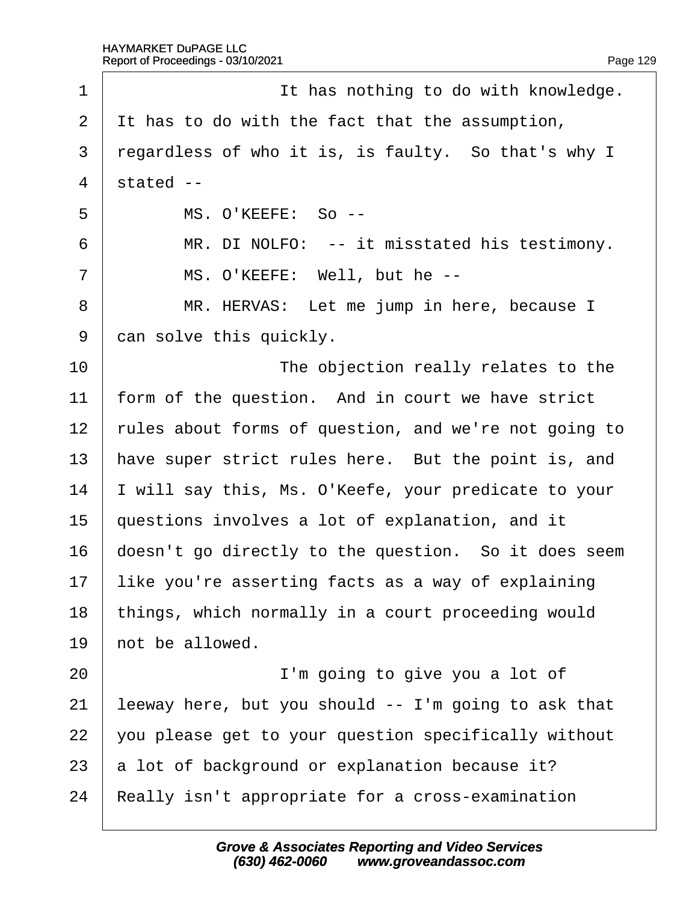1 It has nothing to do with knowledge.
2 It has to do with the fact that the assumption,
3 regardless of who it is, is faulty. So that's why I
4 stated --
5 MS. O'KEEFE: So --
6 MR. DI NOLFO: -- it misstated his testimony.
7 MS. O'KEEFE: Well, but he --
8 MR. HERVAS: Let me jump in here, because I
9 can solve this quickly.
10 The objection really relates to the
11 form of the question. And in court we have strict
12 rules about forms of question, and we're not going to
13 have super strict rules here. But the point is, and
14 I will say this, Ms. O'Keefe, your predicate to your
15 questions involves a lot of explanation, and it
16 doesn't go directly to the question. So it does seem
17 like you're asserting facts as a way of explaining
18 things, which normally in a court proceeding would
19 not be allowed.
20 I'm going to give you a lot of
21 leeway here, but you should -- I'm going to ask that
22 you please get to your question specifically without
23 a lot of background or explanation because it?
24 Really isn't appropriate for a cross-examination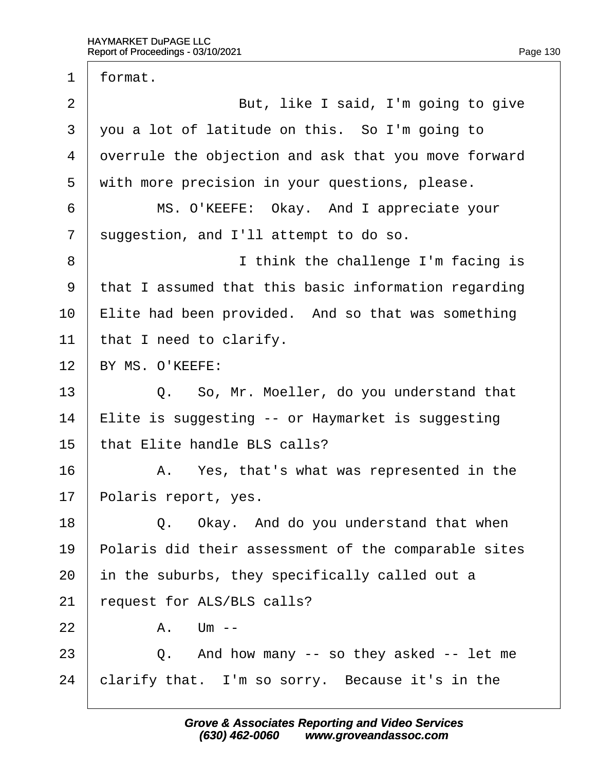1 format.

2 But, like I said, I'm going to give

3 you a lot of latitude on this. So I'm going to

4 overrule the objection and ask that you move forward

5 with more precision in your questions, please.

6 MS. O'KEEFE: Okay. And I appreciate your

7 suggestion, and I'll attempt to do so.

8 I think the challenge I'm facing is

9 that I assumed that this basic information regarding

10 Elite had been provided. And so that was something

11 that I need to clarify.

12 BY MS. O'KEEFE:

13 Q. So, Mr. Moeller, do you understand that

14 Elite is suggesting -- or Haymarket is suggesting

15 that Elite handle BLS calls?

16 A. Yes, that's what was represented in the

17 Polaris report, yes.

18 Q. Okay. And do you understand that when

19 Polaris did their assessment of the comparable sites

20 in the suburbs, they specifically called out a

21 request for ALS/BLS calls?

22 A. Um --

23 Q. And how many -- so they asked -- let me

24 clarify that. I'm so sorry. Because it's in the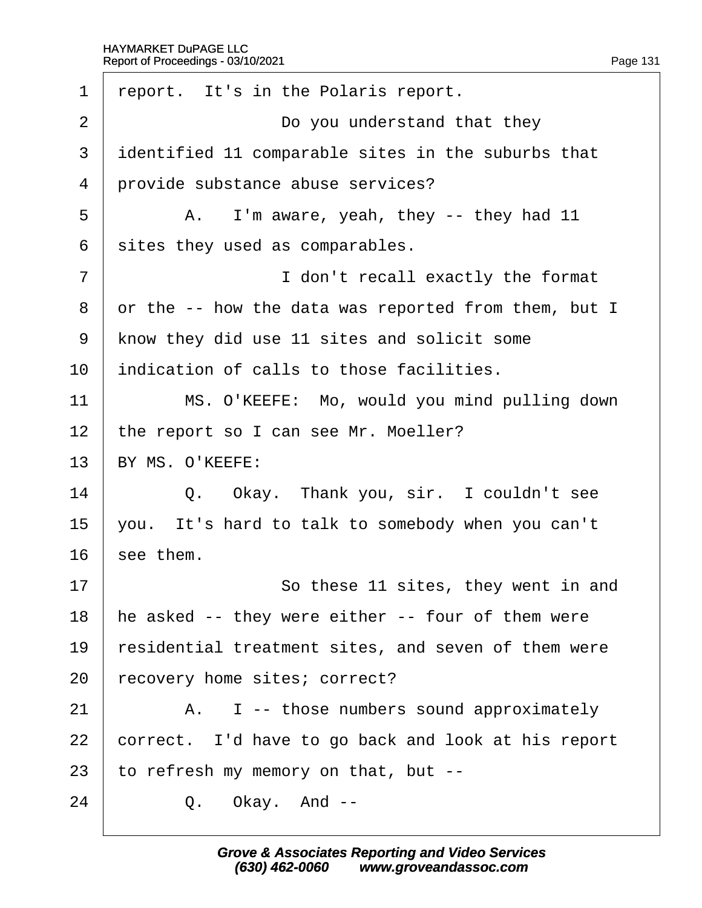1 report. It's in the Polaris report.

2 Do you understand that they

3 identified 11 comparable sites in the suburbs that

4 provide substance abuse services?

5 A. I'm aware, yeah, they -- they had 11

6 sites they used as comparables.

7 I don't recall exactly the format

8 or the -- how the data was reported from them, but I

9 know they did use 11 sites and solicit some

10 indication of calls to those facilities.

11 MS. O'KEEFE: Mo, would you mind pulling down

12 the report so I can see Mr. Moeller?

13 BY MS. O'KEEFE:

14 Q. Okay. Thank you, sir. I couldn't see

15 you. It's hard to talk to somebody when you can't

16 see them.

17 So these 11 sites, they went in and

18 he asked -- they were either -- four of them were

19 residential treatment sites, and seven of them were

20 recovery home sites; correct?

21 A. I -- those numbers sound approximately

22 correct. I'd have to go back and look at his report

23 to refresh my memory on that, but --

24 Q. Okay. And --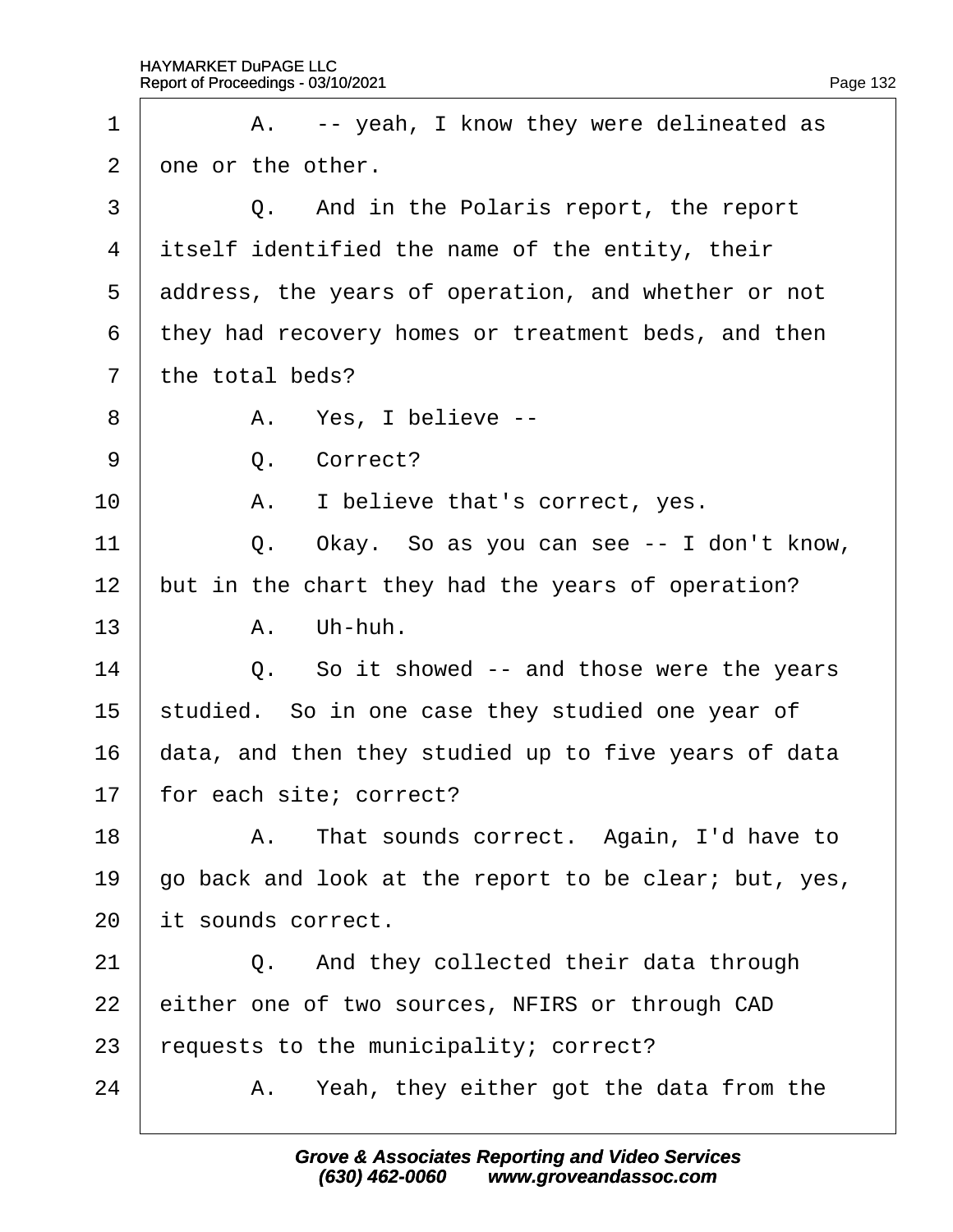1 A. -- yeah, I know they were delineated as

2 one or the other.

3 Q. And in the Polaris report, the report

4 itself identified the name of the entity, their

5 address, the years of operation, and whether or not

6 they had recovery homes or treatment beds, and then

7 the total beds?

8 A. Yes, I believe --

9 Q. Correct?

10 A. I believe that's correct, yes.

11 Q. Okay. So as you can see -- I don't know,

12 but in the chart they had the years of operation?

13 A. Uh-huh.

14 Q. So it showed -- and those were the years

15 studied. So in one case they studied one year of

16 data, and then they studied up to five years of data

17 for each site; correct?

18 A. That sounds correct. Again, I'd have to

19 go back and look at the report to be clear; but, yes,

20 it sounds correct.

21 Q. And they collected their data through

22 either one of two sources, NFIRS or through CAD

23 requests to the municipality; correct?

24 A. Yeah, they either got the data from the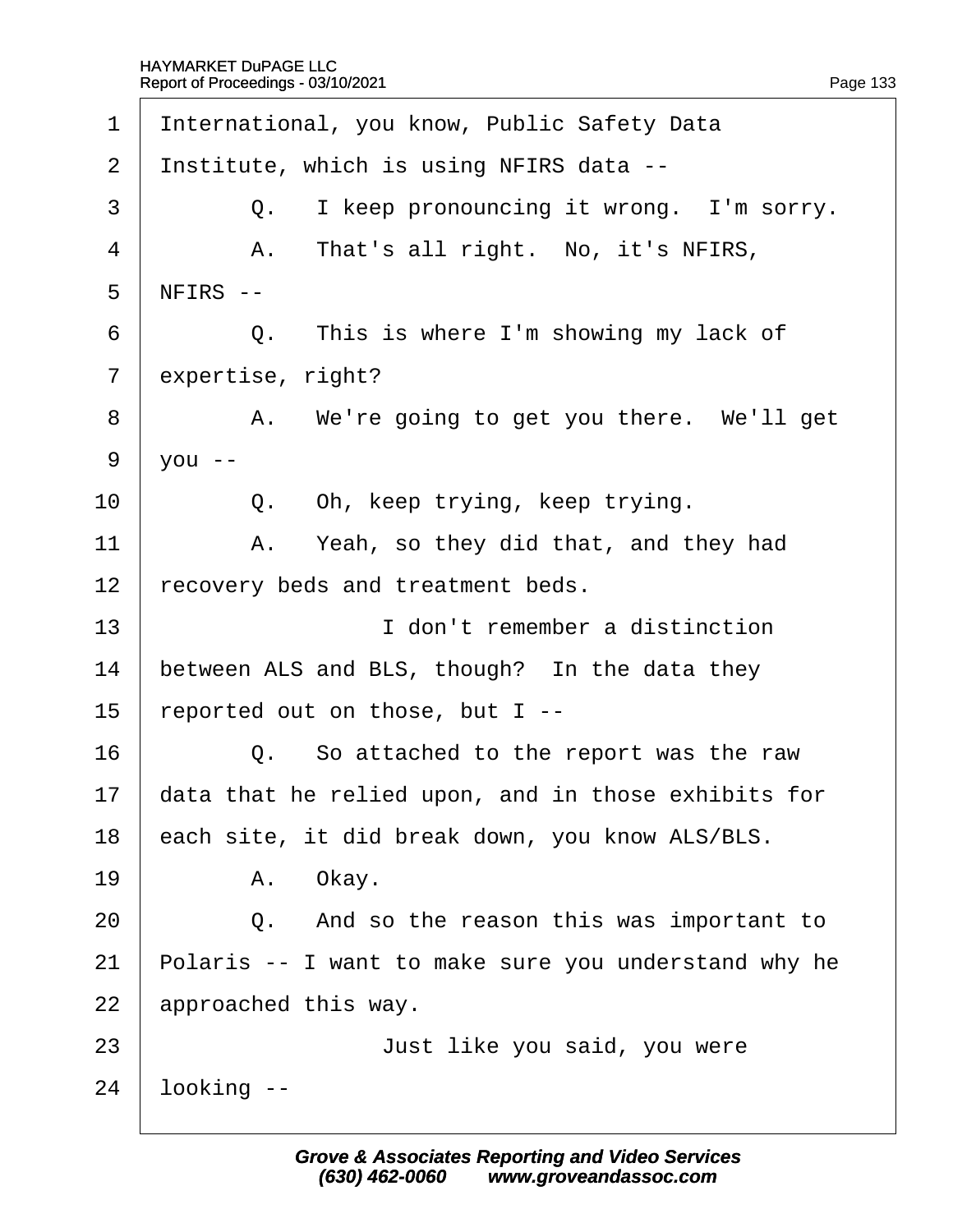1 International, you know, Public Safety Data

2 Institute, which is using NFIRS data --

3 Q. I keep pronouncing it wrong. I'm sorry.

4 A. That's all right. No, it's NFIRS,

5 NFIRS --

6 Q. This is where I'm showing my lack of

7 expertise, right?

8 A. We're going to get you there. We'll get

9 you --

10 Q. Oh, keep trying, keep trying.

11 A. Yeah, so they did that, and they had

12 recovery beds and treatment beds.

13 I don't remember a distinction

14 between ALS and BLS, though? In the data they

15 reported out on those, but I --

16 Q. So attached to the report was the raw

17 data that he relied upon, and in those exhibits for

18 each site, it did break down, you know ALS/BLS.

19 A. Okay.

20 Q. And so the reason this was important to

21 Polaris -- I want to make sure you understand why he

22 approached this way.

23 Just like you said, you were

24 looking --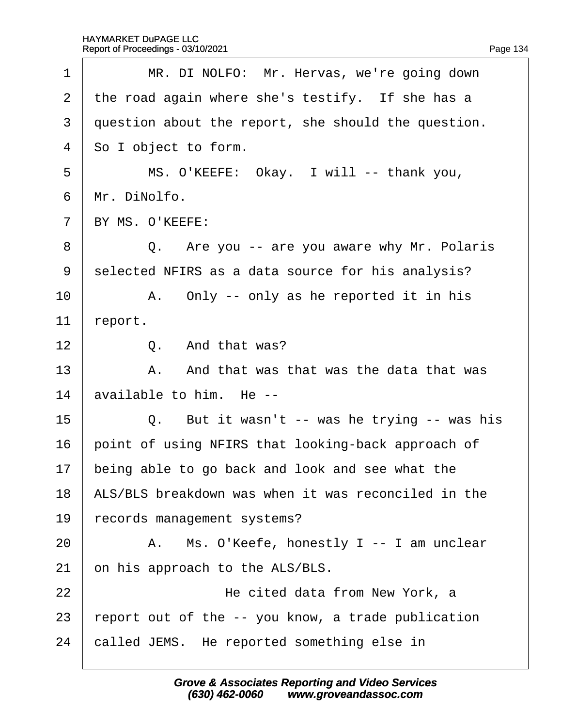1 MR. DI NOLFO: Mr. Hervas, we're going down
2 the road again where she's testify. If she has a
3 question about the report, she should the question.
4 So I object to form.
5 MS. O'KEEFE: Okay. I will -- thank you,
6 Mr. DiNolfo.
7 BY MS. O'KEEFE:
8 Q. Are you -- are you aware why Mr. Polaris
9 selected NFIRS as a data source for his analysis?
10 A. Only -- only as he reported it in his
11 report.
12 Q. And that was?
13 A. And that was that was the data that was
14 available to him. He --
15 Q. But it wasn't -- was he trying -- was his
16 point of using NFIRS that looking-back approach of
17 being able to go back and look and see what the
18 ALS/BLS breakdown was when it was reconciled in the
19 records management systems?
20 A. Ms. O'Keefe, honestly I -- I am unclear
21 on his approach to the ALS/BLS.
22 He cited data from New York, a
23 report out of the -- you know, a trade publication
24 called JEMS. He reported something else in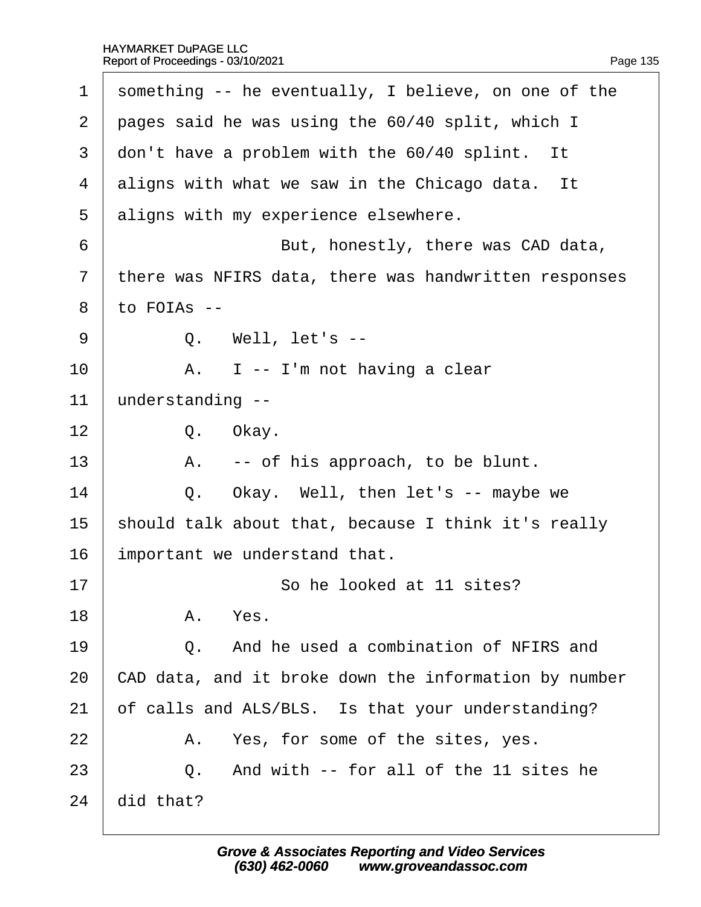1 something -- he eventually, I believe, on one of the
2 pages said he was using the 60/40 split, which I
3 don't have a problem with the 60/40 splint. It
4 aligns with what we saw in the Chicago data. It
5 aligns with my experience elsewhere.
6 But, honestly, there was CAD data,
7 there was NFIRS data, there was handwritten responses
8 to FOIAs --
9 Q. Well, let's --
10 A. I -- I'm not having a clear
11 understanding --
12 Q. Okay.
13 A. -- of his approach, to be blunt.
14 Q. Okay. Well, then let's -- maybe we
15 should talk about that, because I think it's really
16 important we understand that.
17 So he looked at 11 sites?
18 A. Yes.
19 Q. And he used a combination of NFIRS and
20 CAD data, and it broke down the information by number
21 of calls and ALS/BLS. Is that your understanding?
22 A. Yes, for some of the sites, yes.
23 Q. And with -- for all of the 11 sites he
24 did that?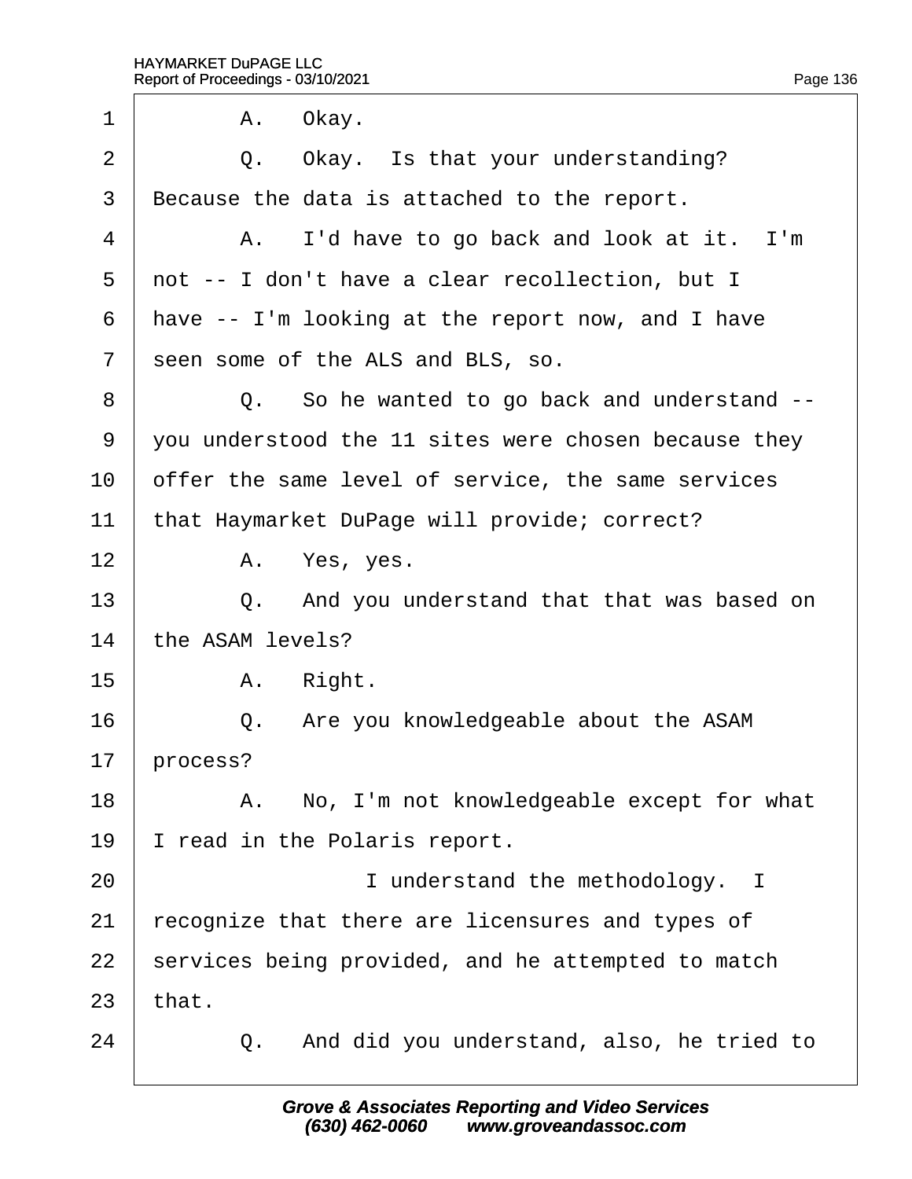1 A. Okay.

2 Q. Okay. Is that your understanding?

3 Because the data is attached to the report.

4 A. I'd have to go back and look at it. I'm

5 not -- I don't have a clear recollection, but I

6 have -- I'm looking at the report now, and I have

7 seen some of the ALS and BLS, so.

8 Q. So he wanted to go back and understand --

9 you understood the 11 sites were chosen because they

10 offer the same level of service, the same services

11 that Haymarket DuPage will provide; correct?

12 A. Yes, yes.

13 Q. And you understand that that was based on

14 the ASAM levels?

15 A. Right.

16 Q. Are you knowledgeable about the ASAM

17 process?

18 A. No, I'm not knowledgeable except for what

19 I read in the Polaris report.

20 I understand the methodology. I

21 recognize that there are licensures and types of

22 services being provided, and he attempted to match

23 that.

24 Q. And did you understand, also, he tried to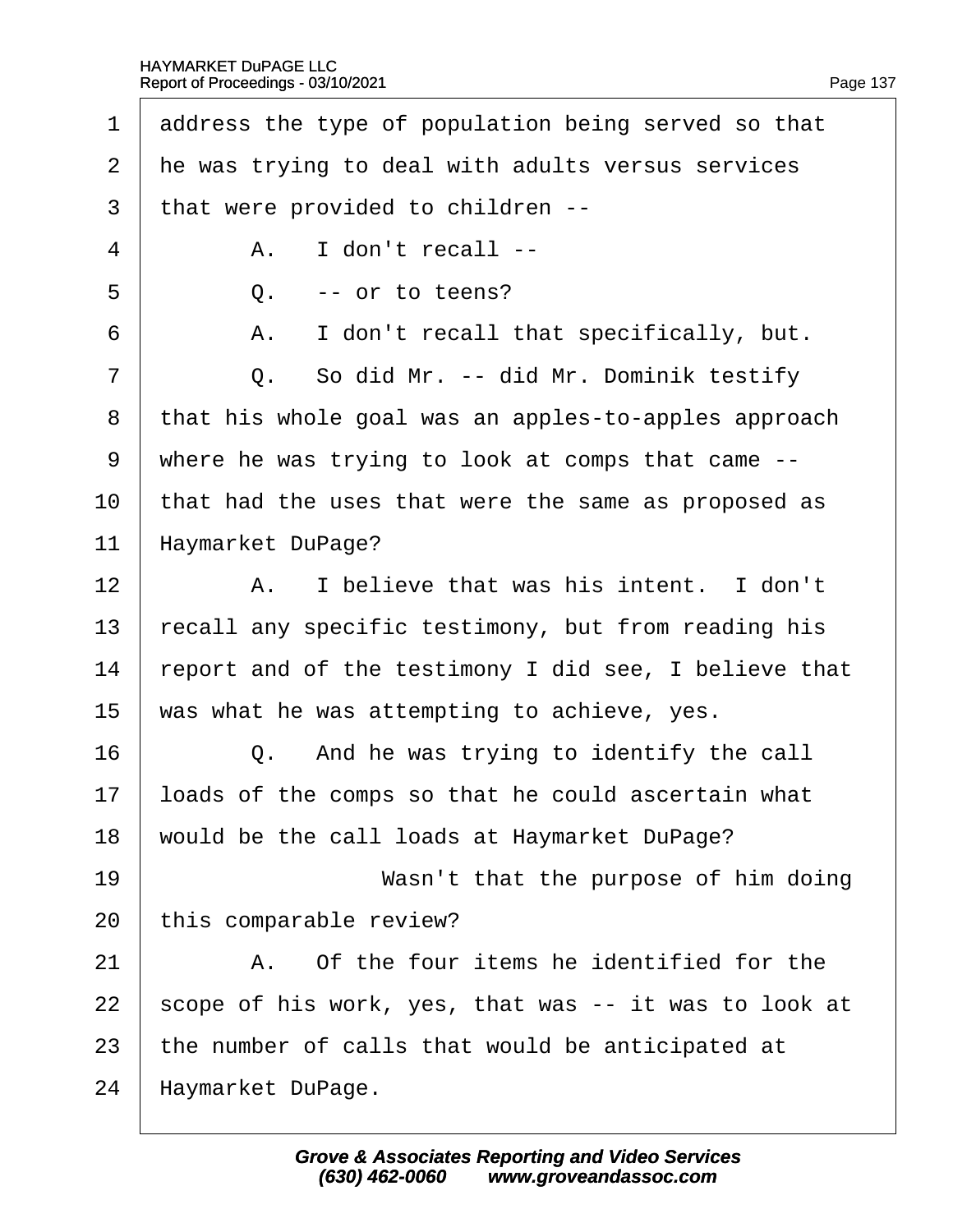1 address the type of population being served so that
2 he was trying to deal with adults versus services
3 that were provided to children --
4 A. I don't recall --
5 Q. -- or to teens?
6 A. I don't recall that specifically, but.
7 Q. So did Mr. -- did Mr. Dominik testify
8 that his whole goal was an apples-to-apples approach
9 where he was trying to look at comps that came --
10 that had the uses that were the same as proposed as
11 Haymarket DuPage?
12 A. I believe that was his intent. I don't
13 recall any specific testimony, but from reading his
14 report and of the testimony I did see, I believe that
15 was what he was attempting to achieve, yes.
16 Q. And he was trying to identify the call
17 loads of the comps so that he could ascertain what
18 would be the call loads at Haymarket DuPage?
19 Wasn't that the purpose of him doing
20 this comparable review?
21 A. Of the four items he identified for the
22 scope of his work, yes, that was -- it was to look at
23 the number of calls that would be anticipated at
24 Haymarket DuPage.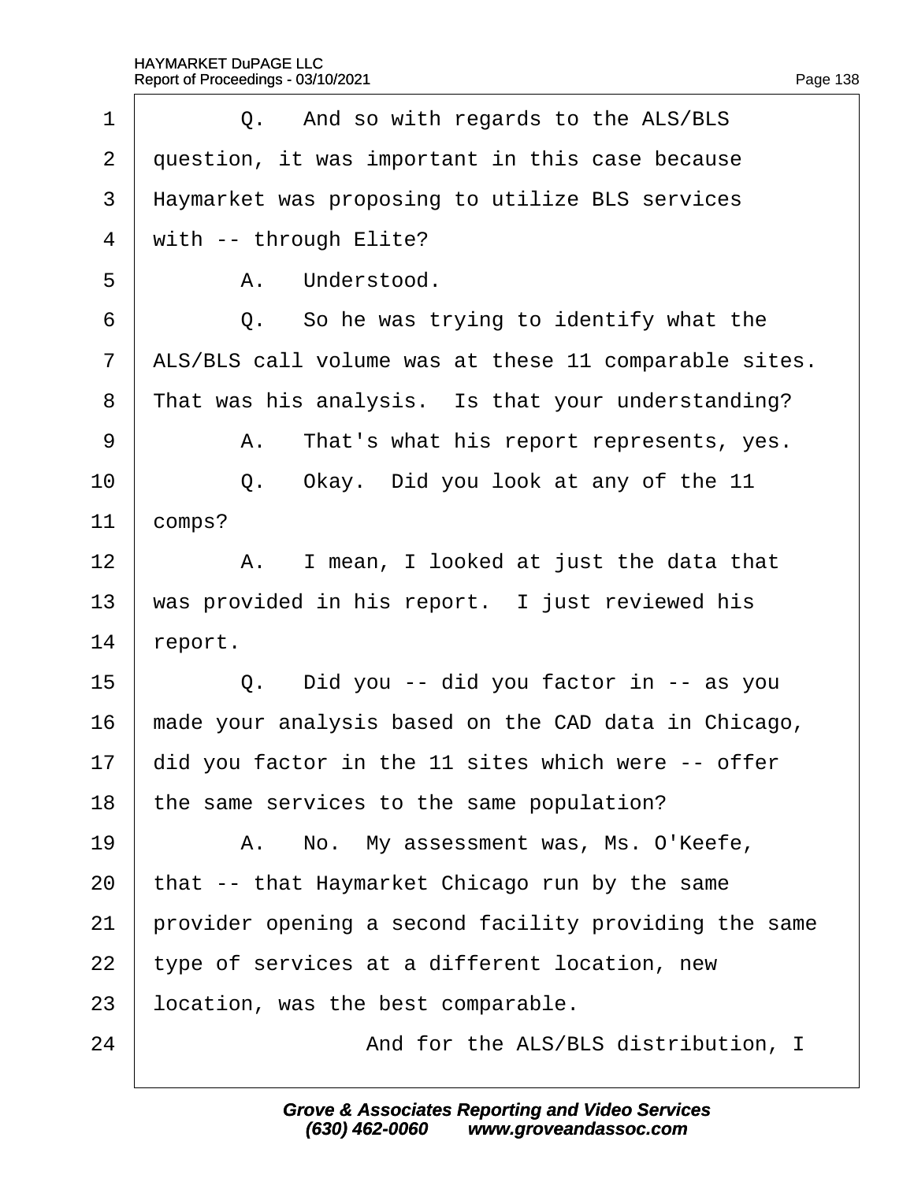1 Q. And so with regards to the ALS/BLS
2 question, it was important in this case because
3 Haymarket was proposing to utilize BLS services
4 with -- through Elite?
5 A. Understood.
6 Q. So he was trying to identify what the
7 ALS/BLS call volume was at these 11 comparable sites.
8 That was his analysis. Is that your understanding?
9 A. That's what his report represents, yes.
10 Q. Okay. Did you look at any of the 11
11 comps?
12 A. I mean, I looked at just the data that
13 was provided in his report. I just reviewed his
14 report.
15 Q. Did you -- did you factor in -- as you
16 made your analysis based on the CAD data in Chicago,
17 did you factor in the 11 sites which were -- offer
18 the same services to the same population?
19 A. No. My assessment was, Ms. O'Keefe,
20 that -- that Haymarket Chicago run by the same
21 provider opening a second facility providing the same
22 type of services at a different location, new
23 location, was the best comparable.
24 And for the ALS/BLS distribution, I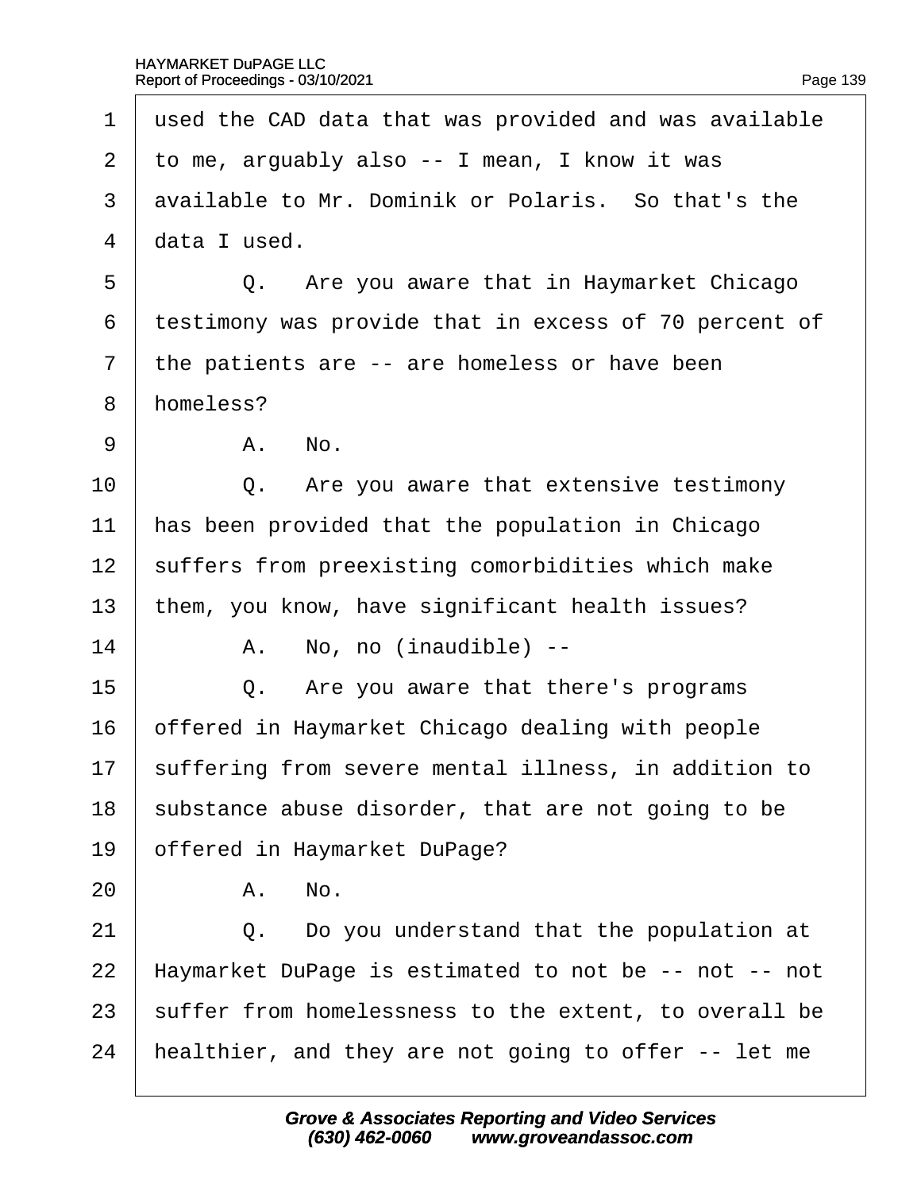1 used the CAD data that was provided and was available
2 to me, arguably also -- I mean, I know it was
3 available to Mr. Dominik or Polaris. So that's the
4 data I used.
5 Q. Are you aware that in Haymarket Chicago
6 testimony was provide that in excess of 70 percent of
7 the patients are -- are homeless or have been
8 homeless?
9 A. No.
10 Q. Are you aware that extensive testimony
11 has been provided that the population in Chicago
12 suffers from preexisting comorbidities which make
13 them, you know, have significant health issues?
14 A. No, no (inaudible) --
15 Q. Are you aware that there's programs
16 offered in Haymarket Chicago dealing with people
17 suffering from severe mental illness, in addition to
18 substance abuse disorder, that are not going to be
19 offered in Haymarket DuPage?
20 A. No.
21 Q. Do you understand that the population at
22 Haymarket DuPage is estimated to not be -- not -- not
23 suffer from homelessness to the extent, to overall be
24 healthier, and they are not going to offer -- let me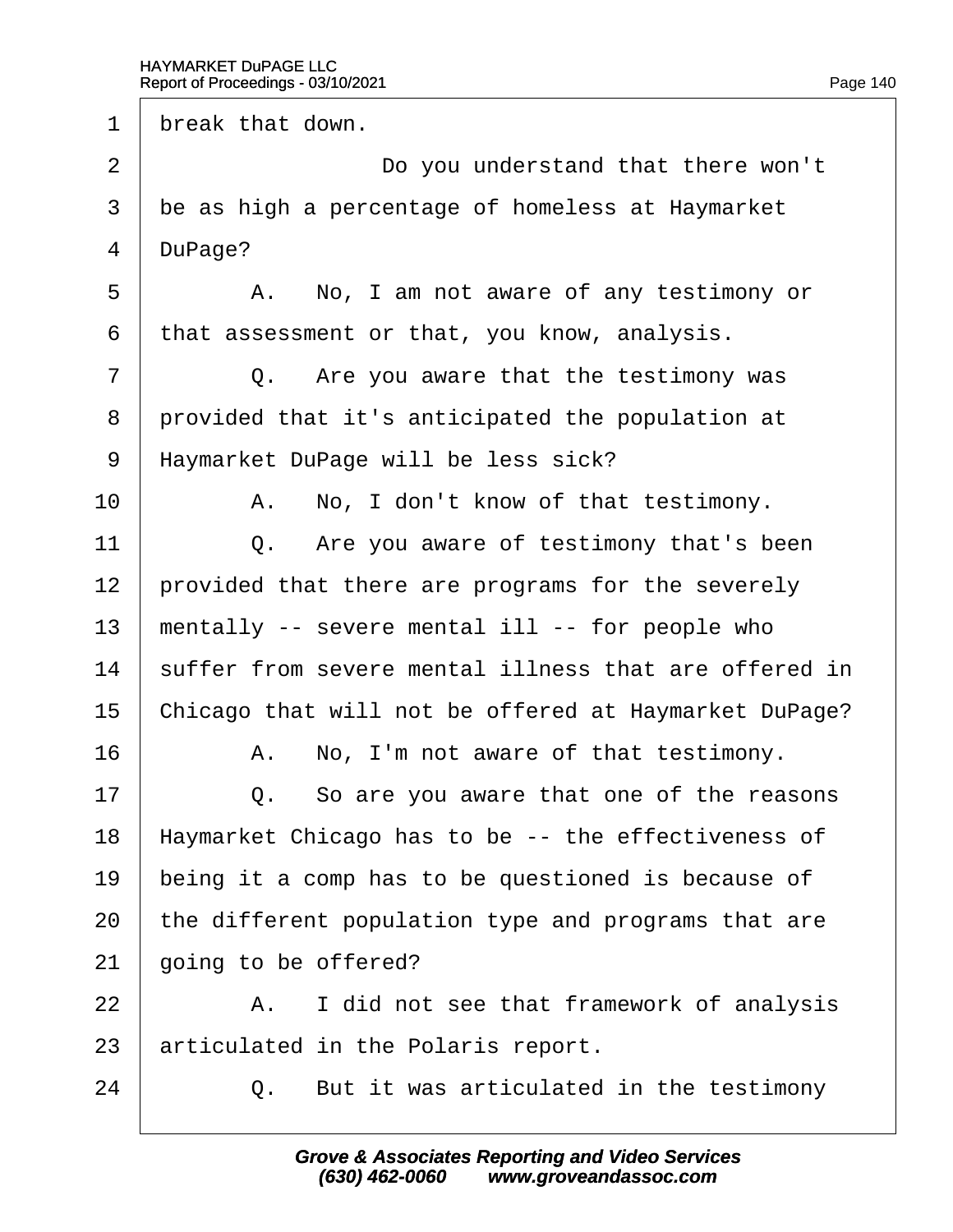1 break that down.

2 Do you understand that there won't

3 be as high a percentage of homeless at Haymarket

4 DuPage?

5 A. No, I am not aware of any testimony or

6 that assessment or that, you know, analysis.

7 Q. Are you aware that the testimony was

8 provided that it's anticipated the population at

9 Haymarket DuPage will be less sick?

10 A. No, I don't know of that testimony.

11 Q. Are you aware of testimony that's been

12 provided that there are programs for the severely

13 mentally -- severe mental ill -- for people who

14 suffer from severe mental illness that are offered in

15 Chicago that will not be offered at Haymarket DuPage?

16 A. No, I'm not aware of that testimony.

17 Q. So are you aware that one of the reasons

18 Haymarket Chicago has to be -- the effectiveness of

19 being it a comp has to be questioned is because of

20 the different population type and programs that are

21 going to be offered?

22 A. I did not see that framework of analysis

23 articulated in the Polaris report.

24 Q. But it was articulated in the testimony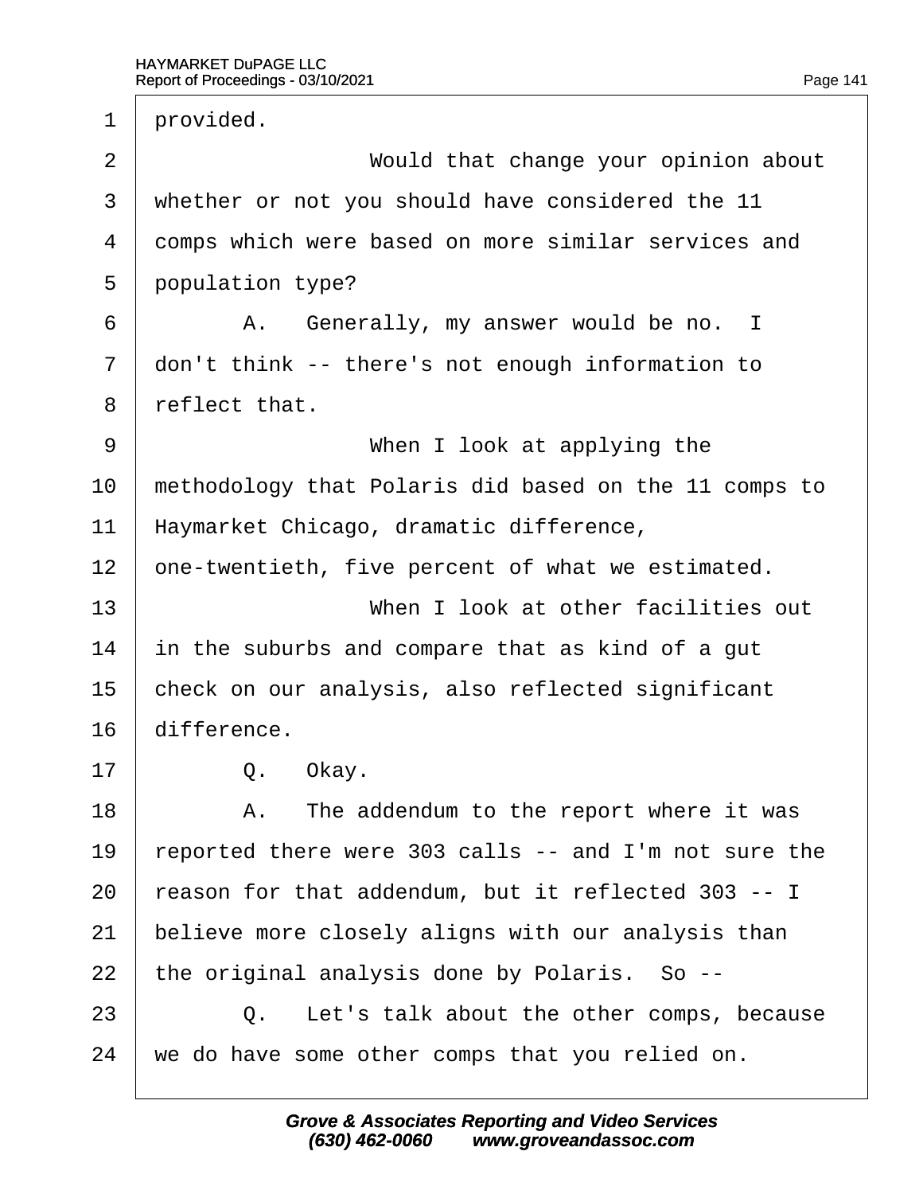1 provided.

2 Would that change your opinion about

3 whether or not you should have considered the 11

4 comps which were based on more similar services and

5 population type?

6 A. Generally, my answer would be no. I

7 don't think -- there's not enough information to

8 reflect that.

9 When I look at applying the

10 methodology that Polaris did based on the 11 comps to

11 Haymarket Chicago, dramatic difference,

12 one-twentieth, five percent of what we estimated.

13 When I look at other facilities out

14 in the suburbs and compare that as kind of a gut

15 check on our analysis, also reflected significant

16 difference.

17 Q. Okay.

18 A. The addendum to the report where it was

19 reported there were 303 calls -- and I'm not sure the

20 reason for that addendum, but it reflected 303 -- I

21 believe more closely aligns with our analysis than

22 the original analysis done by Polaris. So --

23 Q. Let's talk about the other comps, because

24 we do have some other comps that you relied on.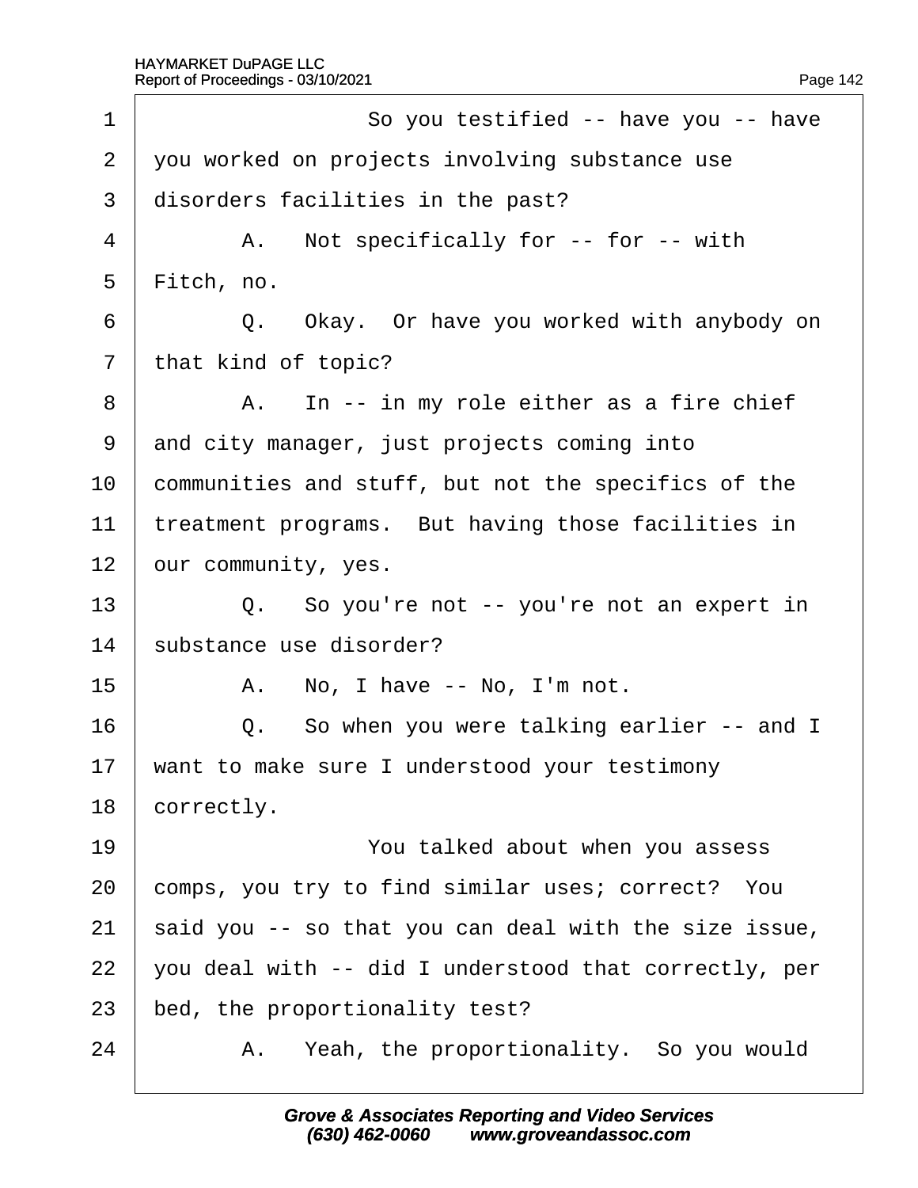1 So you testified -- have you -- have
2 you worked on projects involving substance use
3 disorders facilities in the past?
4 A. Not specifically for -- for -- with
5 Fitch, no.
6 Q. Okay. Or have you worked with anybody on
7 that kind of topic?
8 A. In -- in my role either as a fire chief
9 and city manager, just projects coming into
10 communities and stuff, but not the specifics of the
11 treatment programs. But having those facilities in
12 our community, yes.
13 Q. So you're not -- you're not an expert in
14 substance use disorder?
15 A. No, I have -- No, I'm not.
16 Q. So when you were talking earlier -- and I
17 want to make sure I understood your testimony
18 correctly.
19 You talked about when you assess
20 comps, you try to find similar uses; correct? You
21 said you -- so that you can deal with the size issue,
22 you deal with -- did I understood that correctly, per
23 bed, the proportionality test?
24 A. Yeah, the proportionality. So you would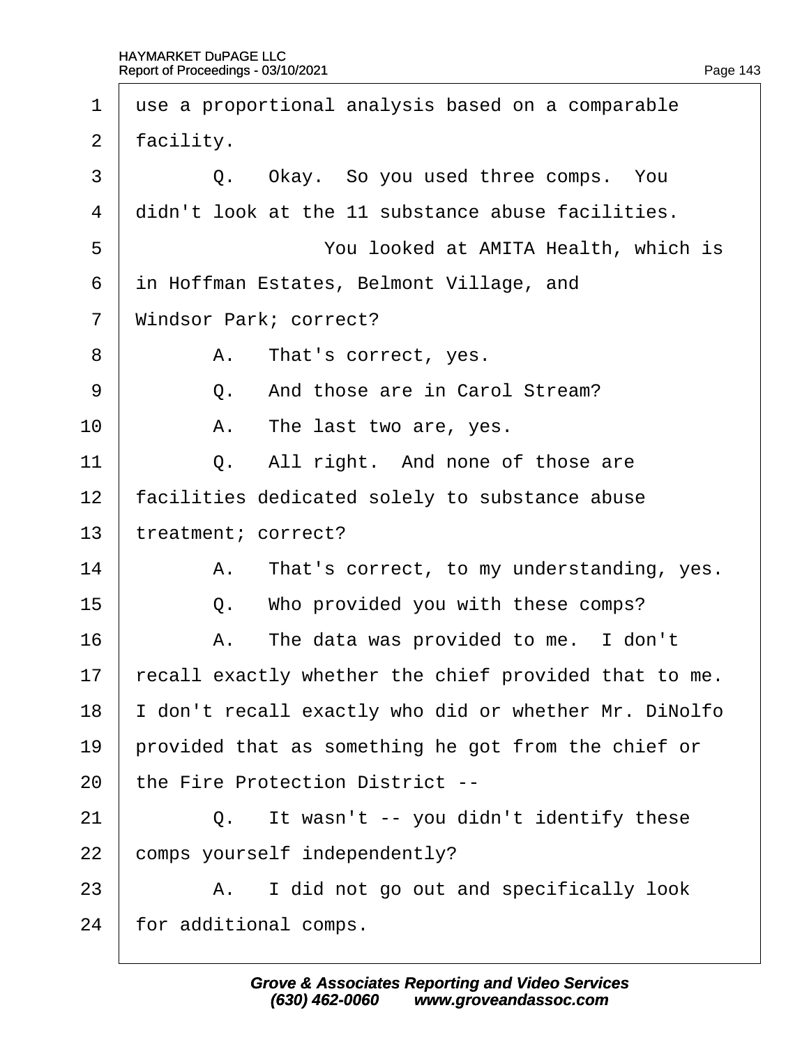1 use a proportional analysis based on a comparable
2 facility.
3 Q. Okay. So you used three comps. You
4 didn't look at the 11 substance abuse facilities.
5 You looked at AMITA Health, which is
6 in Hoffman Estates, Belmont Village, and
7 Windsor Park; correct?
8 A. That's correct, yes.
9 Q. And those are in Carol Stream?
10 A. The last two are, yes.
11 Q. All right. And none of those are
12 facilities dedicated solely to substance abuse
13 treatment; correct?
14 A. That's correct, to my understanding, yes.
15 Q. Who provided you with these comps?
16 A. The data was provided to me. I don't
17 recall exactly whether the chief provided that to me.
18 I don't recall exactly who did or whether Mr. DiNolfo
19 provided that as something he got from the chief or
20 the Fire Protection District --
21 Q. It wasn't -- you didn't identify these
22 comps yourself independently?
23 A. I did not go out and specifically look
24 for additional comps.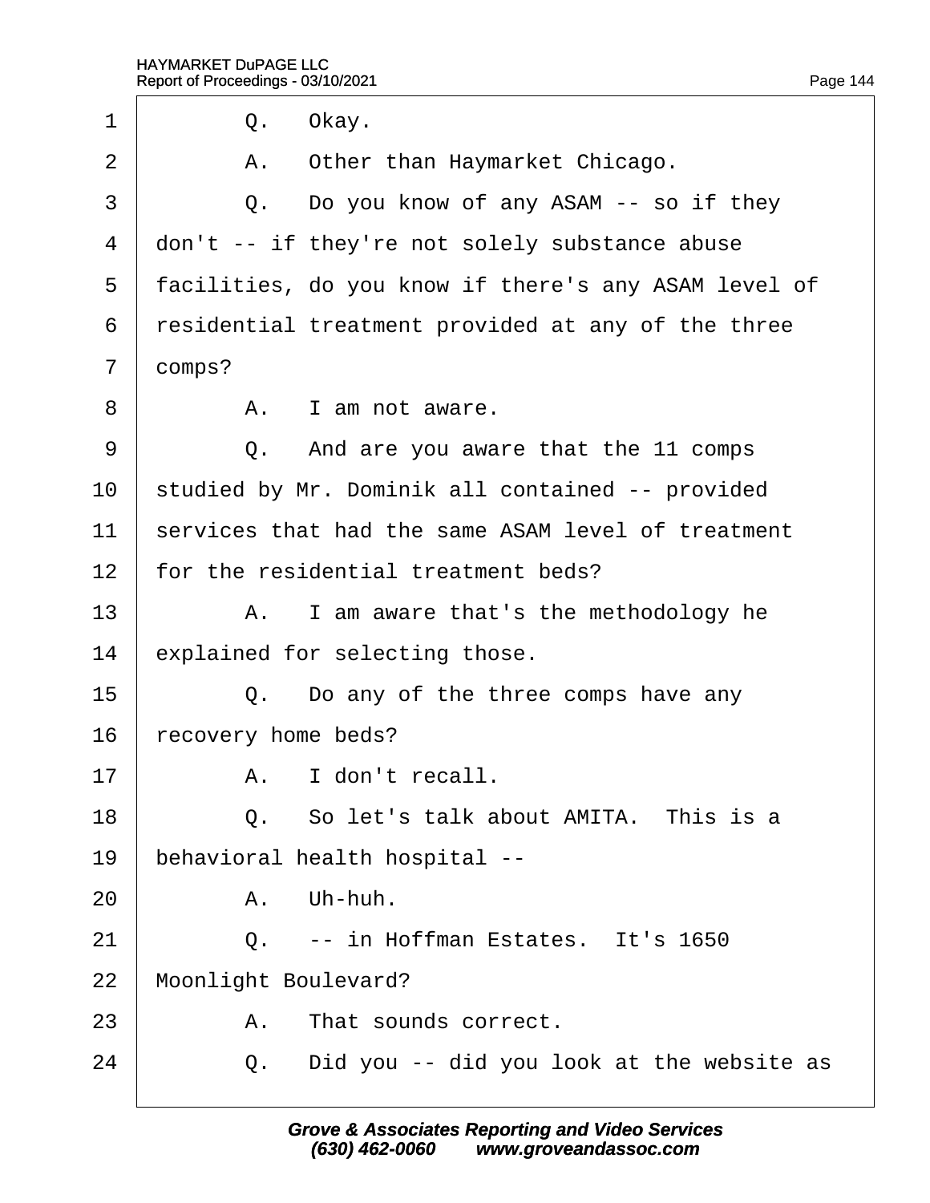1 Q. Okay.

2 A. Other than Haymarket Chicago.

3 Q. Do you know of any ASAM -- so if they

4 don't -- if they're not solely substance abuse

5 facilities, do you know if there's any ASAM level of

6 residential treatment provided at any of the three

7 comps?

8 A. I am not aware.

9 Q. And are you aware that the 11 comps

10 studied by Mr. Dominik all contained -- provided

11 services that had the same ASAM level of treatment

12 for the residential treatment beds?

13 A. I am aware that's the methodology he

14 explained for selecting those.

15 Q. Do any of the three comps have any

16 recovery home beds?

17 A. I don't recall.

18 Q. So let's talk about AMITA. This is a

19 behavioral health hospital --

20 A. Uh-huh.

21 Q. -- in Hoffman Estates. It's 1650

22 Moonlight Boulevard?

23 A. That sounds correct.

24 Q. Did you -- did you look at the website as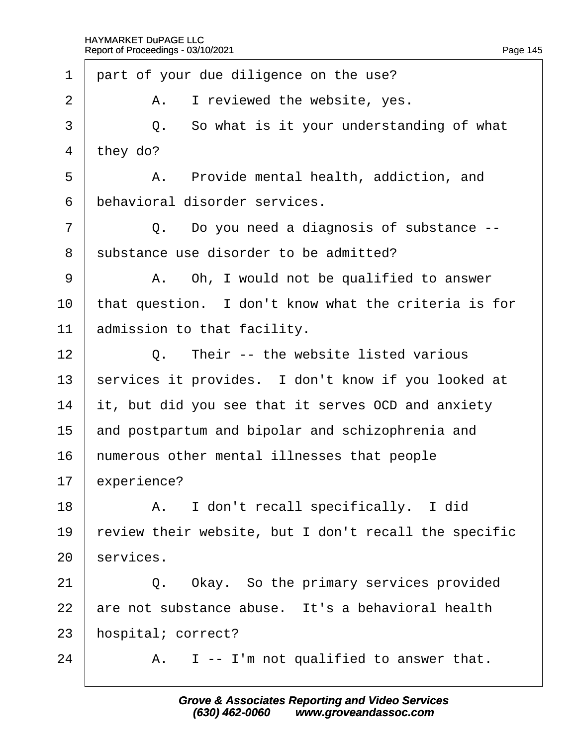1 part of your due diligence on the use?

2 A. I reviewed the website, yes.

3 Q. So what is it your understanding of what

4 they do?

5 A. Provide mental health, addiction, and

6 behavioral disorder services.

7 Q. Do you need a diagnosis of substance --

8 substance use disorder to be admitted?

9 A. Oh, I would not be qualified to answer

10 that question. I don't know what the criteria is for

11 admission to that facility.

12 Q. Their -- the website listed various

13 services it provides. I don't know if you looked at

14 it, but did you see that it serves OCD and anxiety

15 and postpartum and bipolar and schizophrenia and

16 numerous other mental illnesses that people

17 experience?

18 A. I don't recall specifically. I did

19 review their website, but I don't recall the specific

20 services.

21 Q. Okay. So the primary services provided

22 are not substance abuse. It's a behavioral health

23 hospital; correct?

24 A. I -- I'm not qualified to answer that.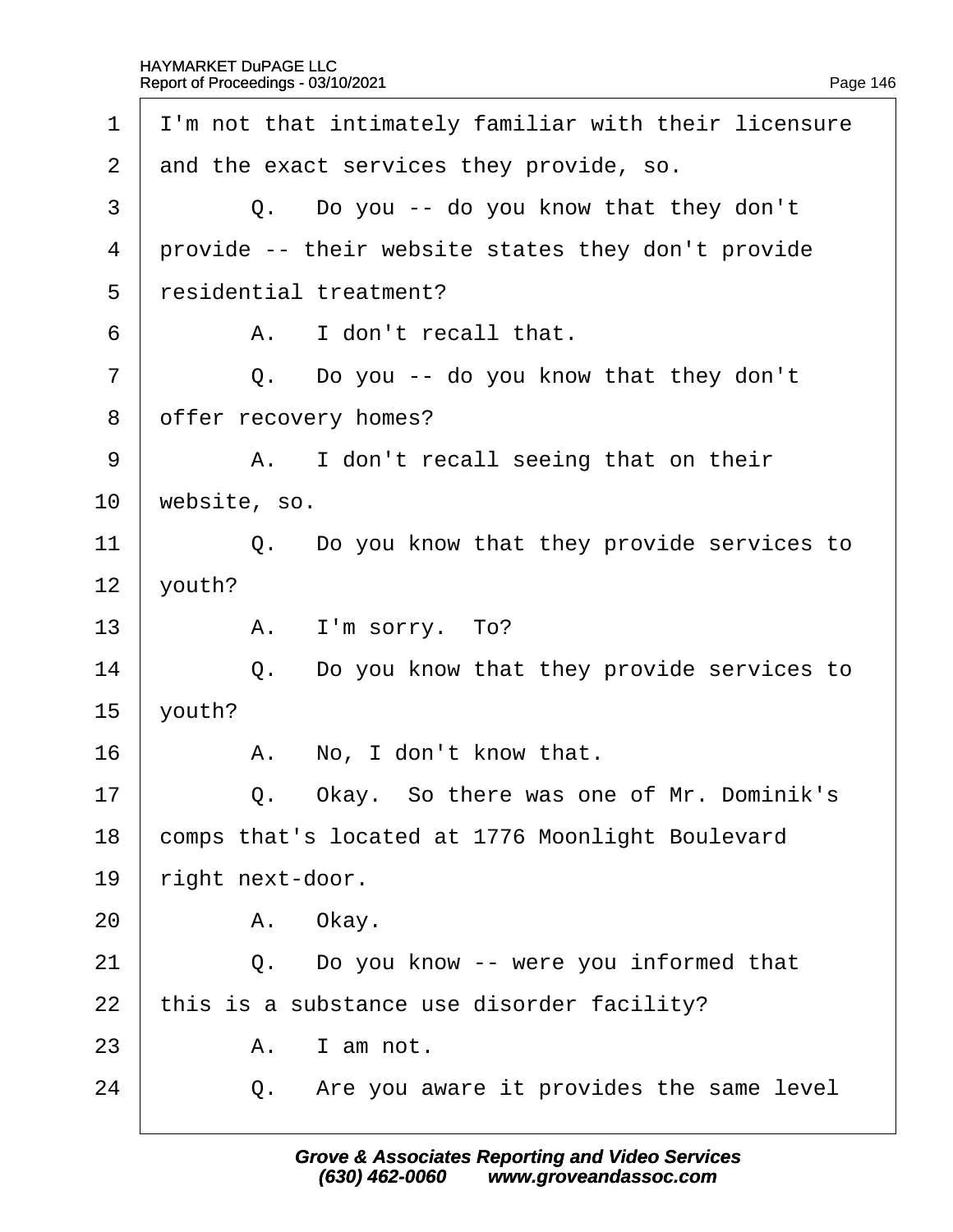1 I'm not that intimately familiar with their licensure
2 and the exact services they provide, so.
3 Q. Do you -- do you know that they don't
4 provide -- their website states they don't provide
5 residential treatment?
6 A. I don't recall that.
7 Q. Do you -- do you know that they don't
8 offer recovery homes?
9 A. I don't recall seeing that on their
10 website, so.
11 Q. Do you know that they provide services to
12 youth?
13 A. I'm sorry. To?
14 Q. Do you know that they provide services to
15 youth?
16 A. No, I don't know that.
17 Q. Okay. So there was one of Mr. Dominik's
18 comps that's located at 1776 Moonlight Boulevard
19 right next-door.
20 A. Okay.
21 Q. Do you know -- were you informed that
22 this is a substance use disorder facility?
23 A. I am not.
24 Q. Are you aware it provides the same level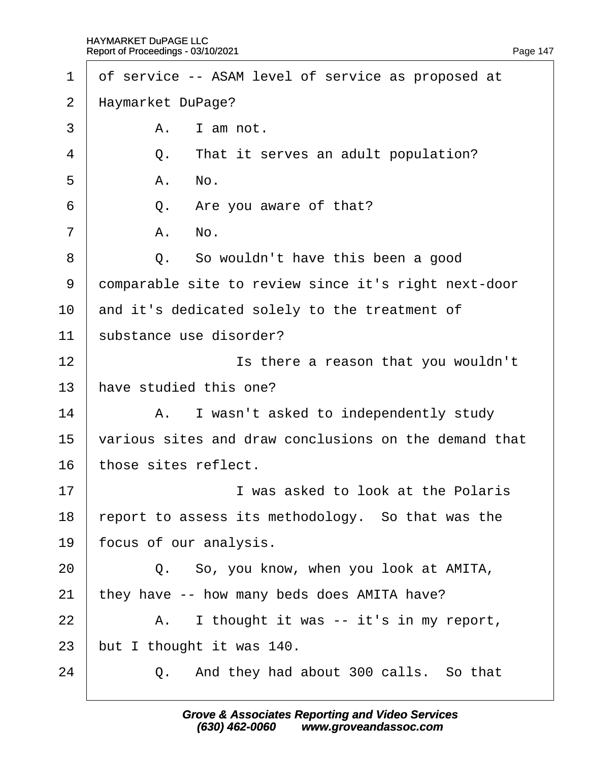1 of service -- ASAM level of service as proposed at
2 Haymarket DuPage?
3 A. I am not.
4 Q. That it serves an adult population?
5 A. No.
6 Q. Are you aware of that?
7 A. No.
8 Q. So wouldn't have this been a good
9 comparable site to review since it's right next-door
10 and it's dedicated solely to the treatment of
11 substance use disorder?
12 Is there a reason that you wouldn't
13 have studied this one?
14 A. I wasn't asked to independently study
15 various sites and draw conclusions on the demand that
16 those sites reflect.
17 I was asked to look at the Polaris
18 report to assess its methodology. So that was the
19 focus of our analysis.
20 Q. So, you know, when you look at AMITA,
21 they have -- how many beds does AMITA have?
22 A. I thought it was -- it's in my report,
23 but I thought it was 140.
24 Q. And they had about 300 calls. So that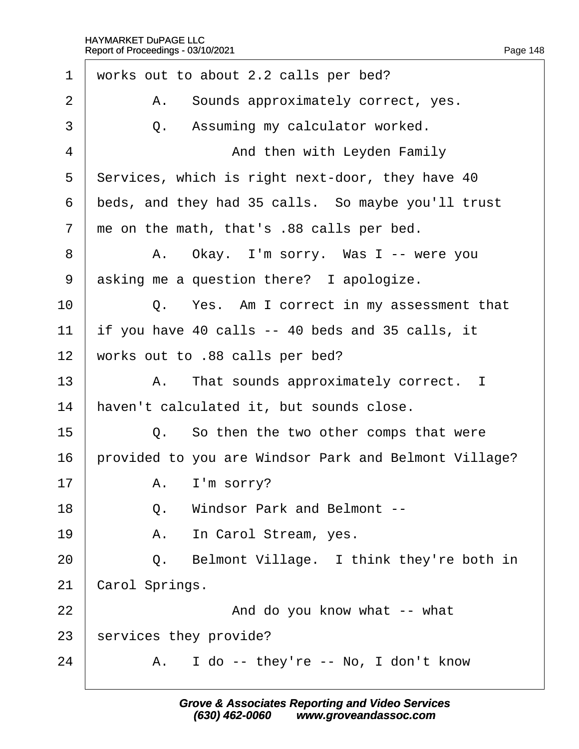1 works out to about 2.2 calls per bed?

2 A. Sounds approximately correct, yes.

3 Q. Assuming my calculator worked.

4 And then with Leyden Family

5 Services, which is right next-door, they have 40

6 beds, and they had 35 calls. So maybe you'll trust

7 me on the math, that's .88 calls per bed.

8 A. Okay. I'm sorry. Was I -- were you

9 asking me a question there? I apologize.

10 Q. Yes. Am I correct in my assessment that

11 if you have 40 calls -- 40 beds and 35 calls, it

12 works out to .88 calls per bed?

13 A. That sounds approximately correct. I

14 haven't calculated it, but sounds close.

15 Q. So then the two other comps that were

16 provided to you are Windsor Park and Belmont Village?

17 A. I'm sorry?

18 Q. Windsor Park and Belmont --

19 A. In Carol Stream, yes.

20 Q. Belmont Village. I think they're both in

21 Carol Springs.

22 And do you know what -- what

23 services they provide?

24 A. I do -- they're -- No, I don't know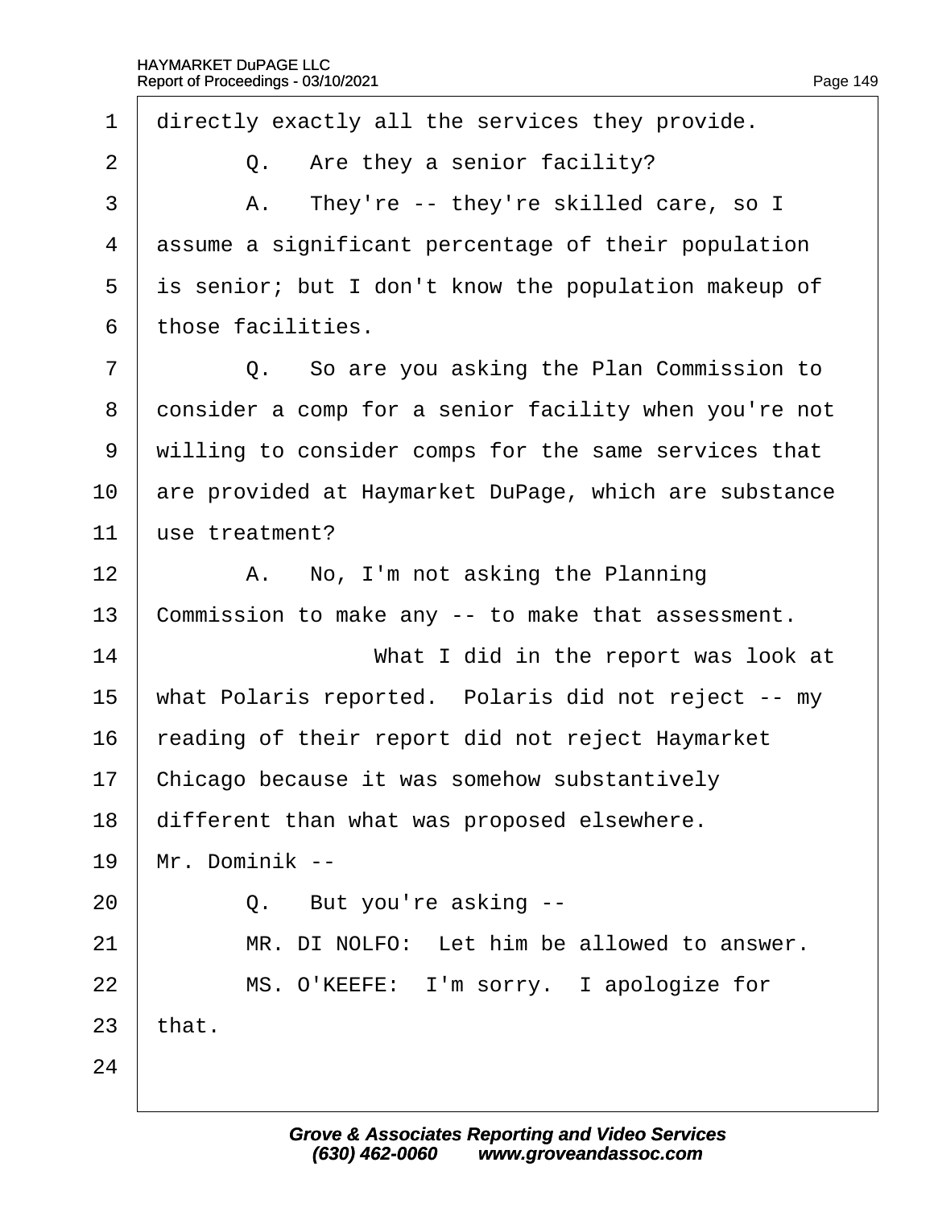1 directly exactly all the services they provide.

2 Q. Are they a senior facility?

3 A. They're -- they're skilled care, so I

4 assume a significant percentage of their population

5 is senior; but I don't know the population makeup of

6 those facilities.

7 Q. So are you asking the Plan Commission to

8 consider a comp for a senior facility when you're not

9 willing to consider comps for the same services that

10 are provided at Haymarket DuPage, which are substance

11 use treatment?

12 A. No, I'm not asking the Planning

13 Commission to make any -- to make that assessment.

14 What I did in the report was look at

15 what Polaris reported. Polaris did not reject -- my

16 reading of their report did not reject Haymarket

17 Chicago because it was somehow substantively

18 different than what was proposed elsewhere.

19 Mr. Dominik --

20 Q. But you're asking --

21 MR. DI NOLFO: Let him be allowed to answer.

22 MS. O'KEEFE: I'm sorry. I apologize for

23 that.

24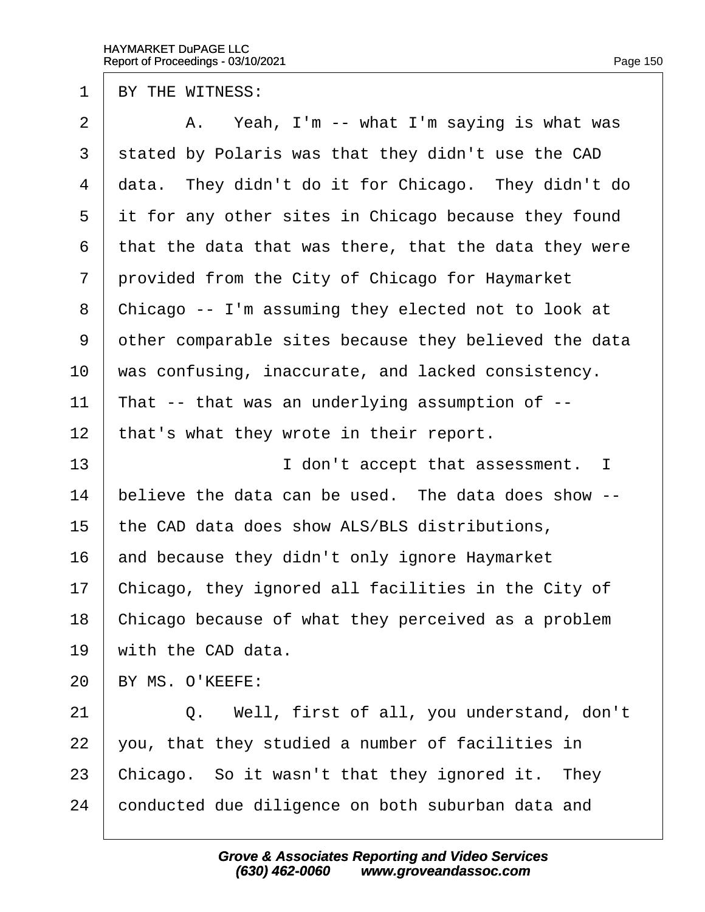1 BY THE WITNESS:

2 A. Yeah, I'm -- what I'm saying is what was

3 stated by Polaris was that they didn't use the CAD

4 data. They didn't do it for Chicago. They didn't do

5 it for any other sites in Chicago because they found

6 that the data that was there, that the data they were

7 provided from the City of Chicago for Haymarket

8 Chicago -- I'm assuming they elected not to look at

9 other comparable sites because they believed the data

10 was confusing, inaccurate, and lacked consistency.

11 That -- that was an underlying assumption of --

12 that's what they wrote in their report.

13 I don't accept that assessment. I

14 believe the data can be used. The data does show --

15 the CAD data does show ALS/BLS distributions,

16 and because they didn't only ignore Haymarket

17 Chicago, they ignored all facilities in the City of

18 Chicago because of what they perceived as a problem

19 with the CAD data.

20 BY MS. O'KEEFE:

21 Q. Well, first of all, you understand, don't

22 you, that they studied a number of facilities in

23 Chicago. So it wasn't that they ignored it. They

24 conducted due diligence on both suburban data and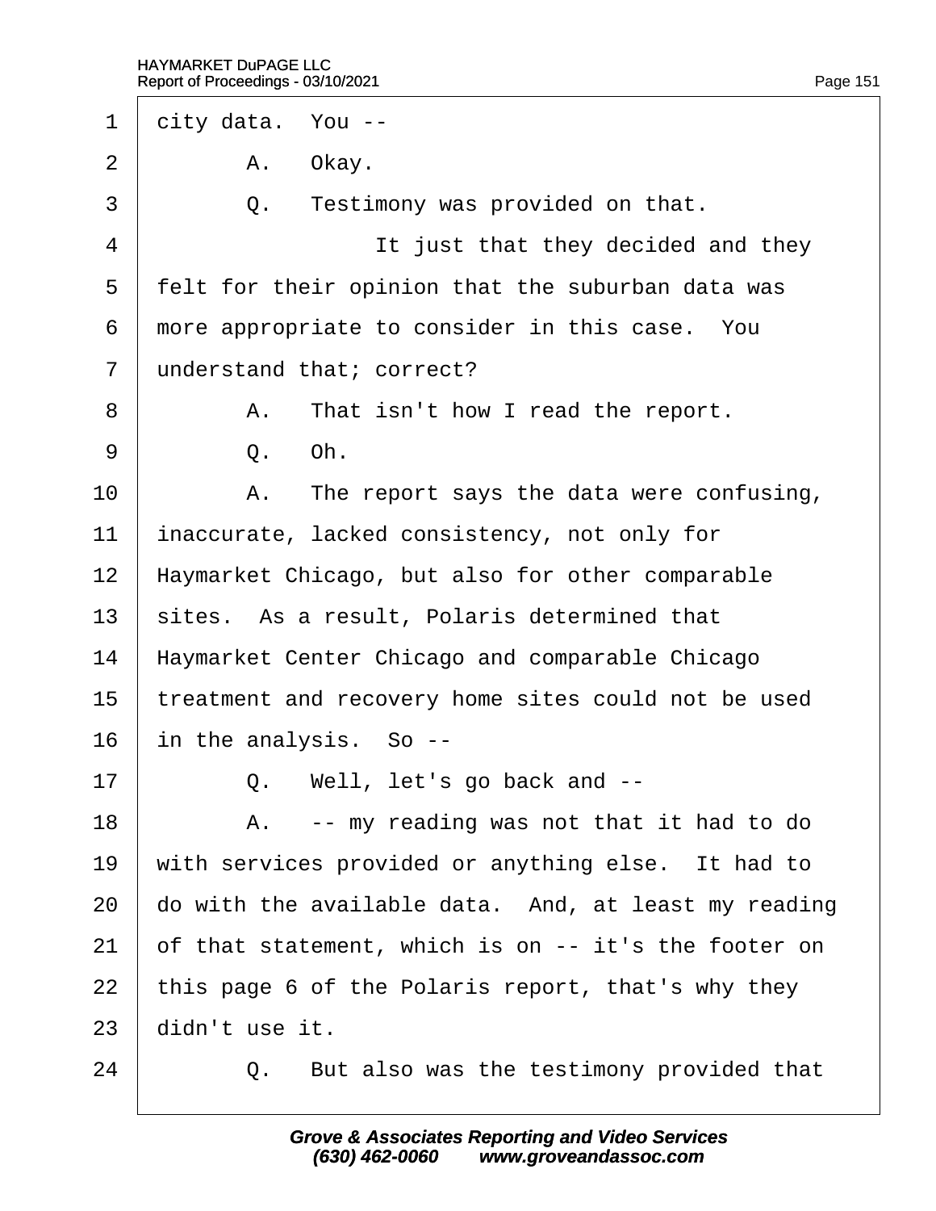1 city data. You --

2 A. Okay.

3 Q. Testimony was provided on that.

4 It just that they decided and they

5 felt for their opinion that the suburban data was

6 more appropriate to consider in this case. You

7 understand that; correct?

8 A. That isn't how I read the report.

9 Q. Oh.

10 A. The report says the data were confusing,

11 inaccurate, lacked consistency, not only for

12 Haymarket Chicago, but also for other comparable

13 sites. As a result, Polaris determined that

14 Haymarket Center Chicago and comparable Chicago

15 treatment and recovery home sites could not be used

16 in the analysis. So --

17 Q. Well, let's go back and --

18 A. -- my reading was not that it had to do

19 with services provided or anything else. It had to

20 do with the available data. And, at least my reading

21 of that statement, which is on -- it's the footer on

22 this page 6 of the Polaris report, that's why they

23 didn't use it.

24 Q. But also was the testimony provided that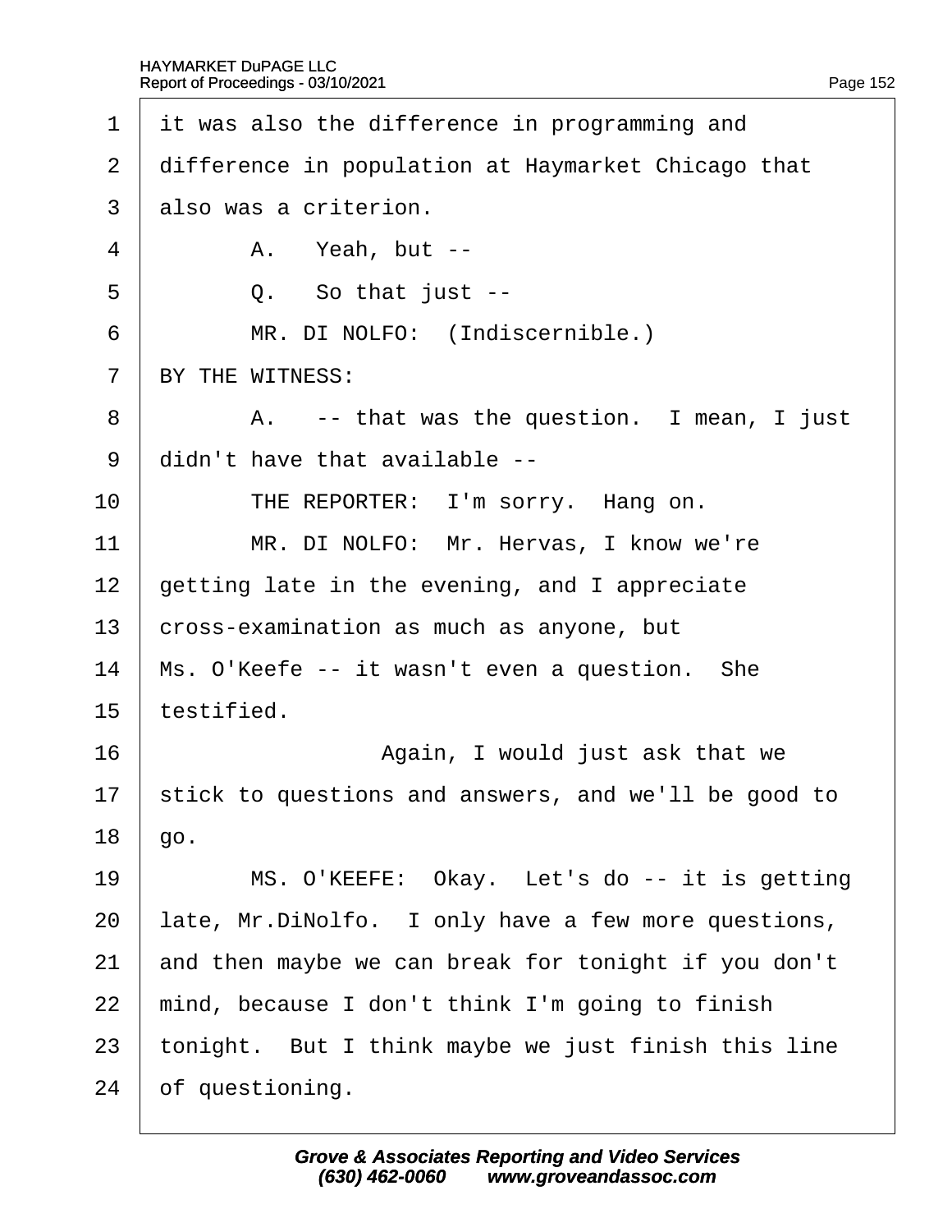1 it was also the difference in programming and
2 difference in population at Haymarket Chicago that
3 also was a criterion.
4 A. Yeah, but --
5 Q. So that just --
6 MR. DI NOLFO: (Indiscernible.)
7 BY THE WITNESS:
8 A. -- that was the question. I mean, I just
9 didn't have that available --
10 THE REPORTER: I'm sorry. Hang on.
11 MR. DI NOLFO: Mr. Hervas, I know we're
12 getting late in the evening, and I appreciate
13 cross-examination as much as anyone, but
14 Ms. O'Keefe -- it wasn't even a question. She
15 testified.
16 Again, I would just ask that we
17 stick to questions and answers, and we'll be good to
18 go.
19 MS. O'KEEFE: Okay. Let's do -- it is getting
20 late, Mr.DiNolfo. I only have a few more questions,
21 and then maybe we can break for tonight if you don't
22 mind, because I don't think I'm going to finish
23 tonight. But I think maybe we just finish this line
24 of questioning.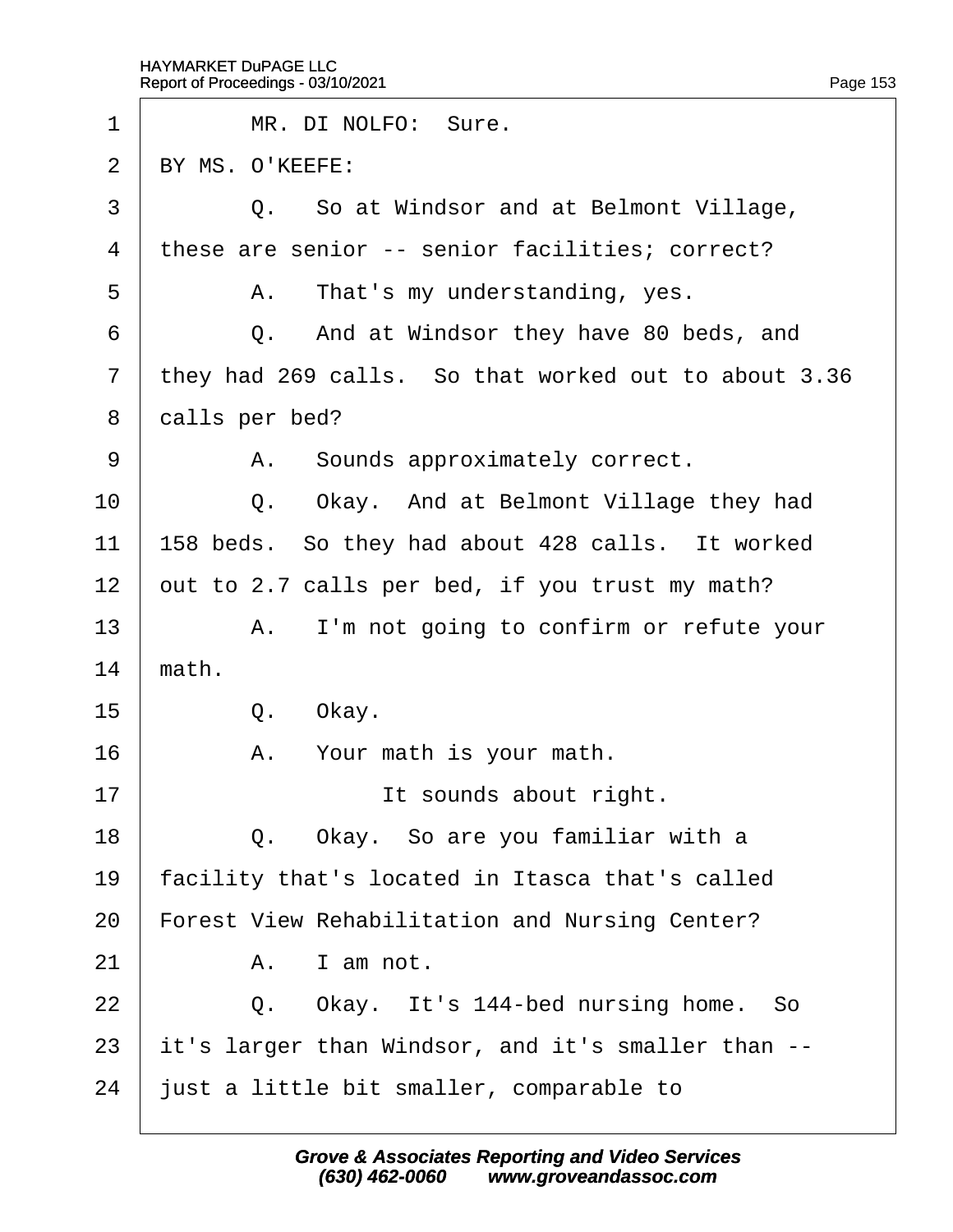1 MR. DI NOLFO: Sure.

2 BY MS. O'KEEFE:

3 Q. So at Windsor and at Belmont Village,

4 these are senior -- senior facilities; correct?

5 A. That's my understanding, yes.

6 Q. And at Windsor they have 80 beds, and

7 they had 269 calls. So that worked out to about 3.36

8 calls per bed?

9 A. Sounds approximately correct.

10 Q. Okay. And at Belmont Village they had

11 158 beds. So they had about 428 calls. It worked

12 out to 2.7 calls per bed, if you trust my math?

13 A. I'm not going to confirm or refute your

14 math.

15 Q. Okay.

16 A. Your math is your math.

17 It sounds about right.

18 Q. Okay. So are you familiar with a

19 facility that's located in Itasca that's called

20 Forest View Rehabilitation and Nursing Center?

21 A. I am not.

22 Q. Okay. It's 144-bed nursing home. So

23 it's larger than Windsor, and it's smaller than --

24 just a little bit smaller, comparable to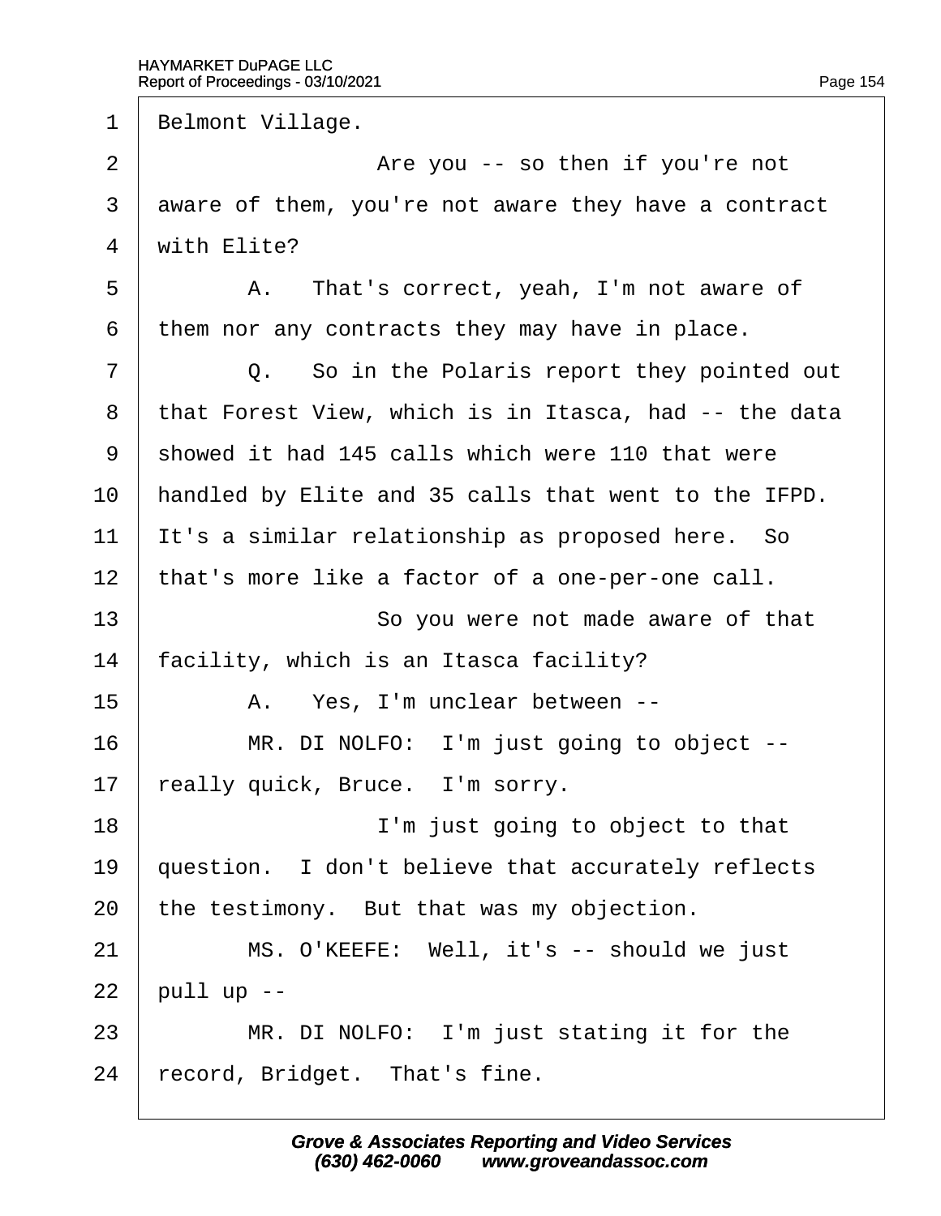1 Belmont Village.

2 Are you -- so then if you're not

3 aware of them, you're not aware they have a contract

4 with Elite?

5 A. That's correct, yeah, I'm not aware of

6 them nor any contracts they may have in place.

7 Q. So in the Polaris report they pointed out

8 that Forest View, which is in Itasca, had -- the data

9 showed it had 145 calls which were 110 that were

10 handled by Elite and 35 calls that went to the IFPD.

11 It's a similar relationship as proposed here. So

12 that's more like a factor of a one-per-one call.

13 So you were not made aware of that

14 facility, which is an Itasca facility?

15 A. Yes, I'm unclear between --

16 MR. DI NOLFO: I'm just going to object --

17 really quick, Bruce. I'm sorry.

18 I'm just going to object to that

19 question. I don't believe that accurately reflects

20 the testimony. But that was my objection.

21 MS. O'KEEFE: Well, it's -- should we just

22 pull up --

23 MR. DI NOLFO: I'm just stating it for the

24 record, Bridget. That's fine.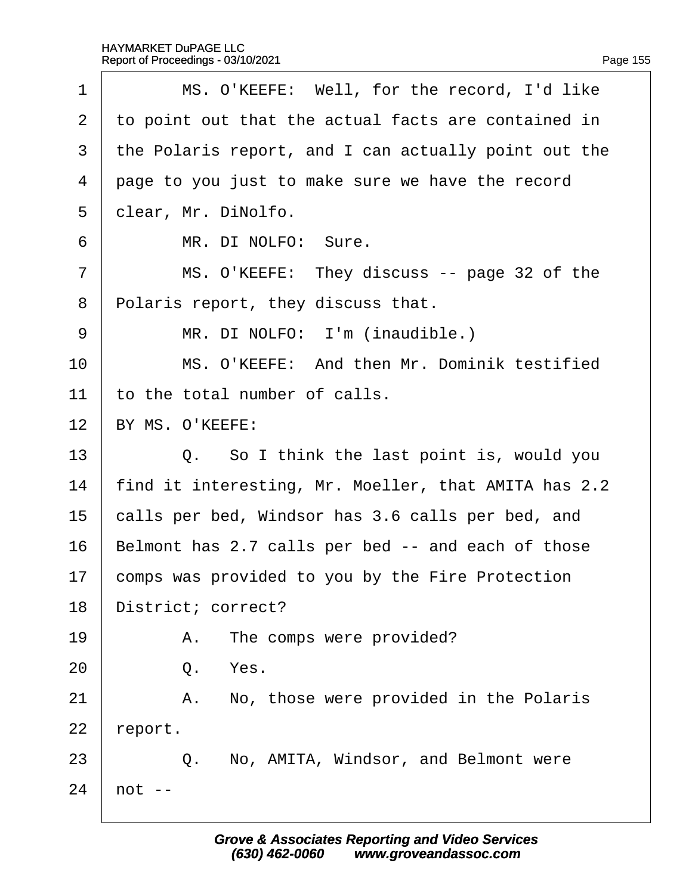1 MS. O'KEEFE: Well, for the record, I'd like
2 to point out that the actual facts are contained in
3 the Polaris report, and I can actually point out the
4 page to you just to make sure we have the record
5 clear, Mr. DiNolfo.
6 MR. DI NOLFO: Sure.
7 MS. O'KEEFE: They discuss -- page 32 of the
8 Polaris report, they discuss that.
9 MR. DI NOLFO: I'm (inaudible.)
10 MS. O'KEEFE: And then Mr. Dominik testified
11 to the total number of calls.
12 BY MS. O'KEEFE:
13 Q. So I think the last point is, would you
14 find it interesting, Mr. Moeller, that AMITA has 2.2
15 calls per bed, Windsor has 3.6 calls per bed, and
16 Belmont has 2.7 calls per bed -- and each of those
17 comps was provided to you by the Fire Protection
18 District; correct?
19 A. The comps were provided?
20 Q. Yes.
21 A. No, those were provided in the Polaris
22 report.
23 Q. No, AMITA, Windsor, and Belmont were
24 not --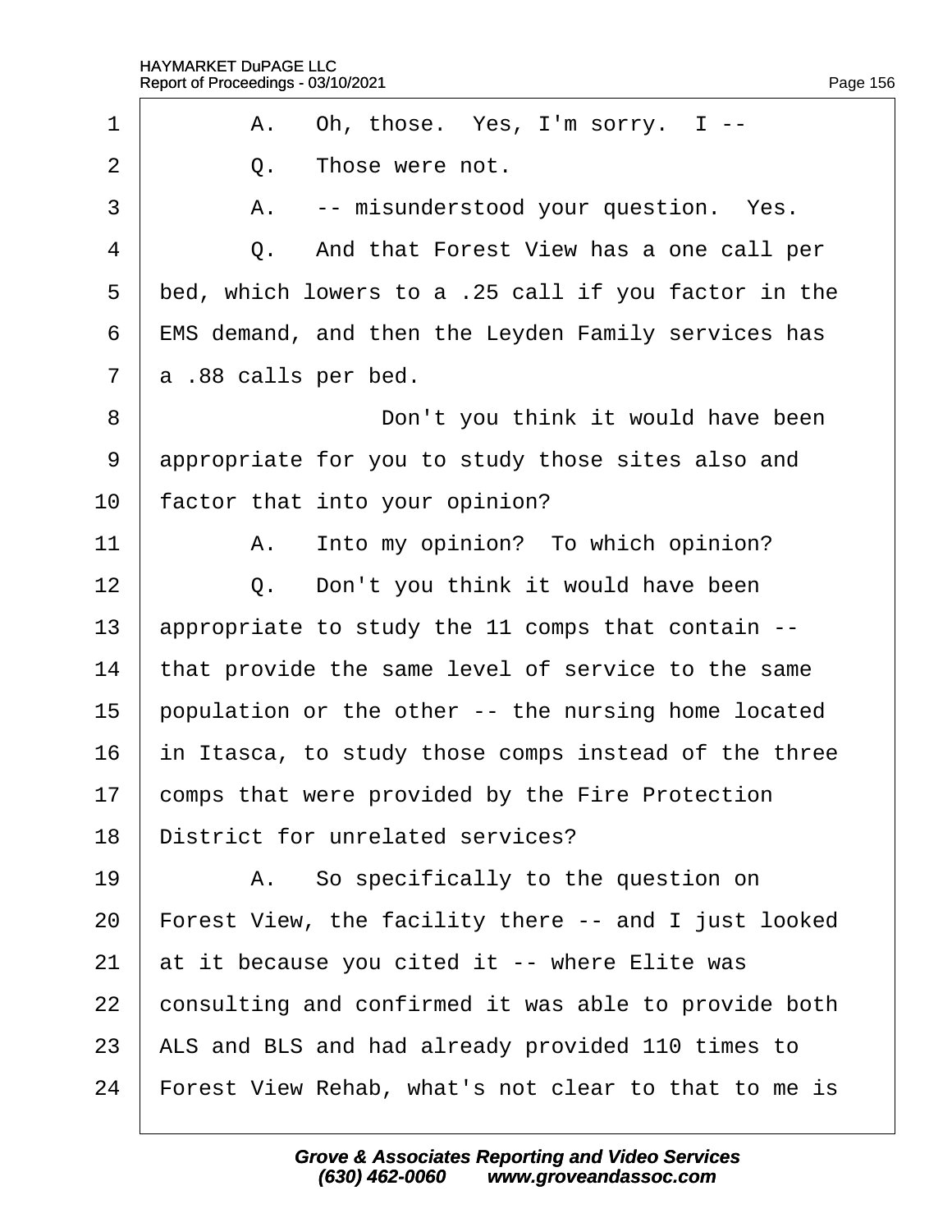1 A. Oh, those. Yes, I'm sorry. I --

2 Q. Those were not.

3 A. -- misunderstood your question. Yes.

4 Q. And that Forest View has a one call per

5 bed, which lowers to a .25 call if you factor in the

6 EMS demand, and then the Leyden Family services has

7 a .88 calls per bed.

8 Don't you think it would have been

9 appropriate for you to study those sites also and

10 factor that into your opinion?

11 A. Into my opinion? To which opinion?

12 Q. Don't you think it would have been

13 appropriate to study the 11 comps that contain --

14 that provide the same level of service to the same

15 population or the other -- the nursing home located

16 in Itasca, to study those comps instead of the three

17 comps that were provided by the Fire Protection

18 District for unrelated services?

19 A. So specifically to the question on

20 Forest View, the facility there -- and I just looked

21 at it because you cited it -- where Elite was

22 consulting and confirmed it was able to provide both

23 ALS and BLS and had already provided 110 times to

24 Forest View Rehab, what's not clear to that to me is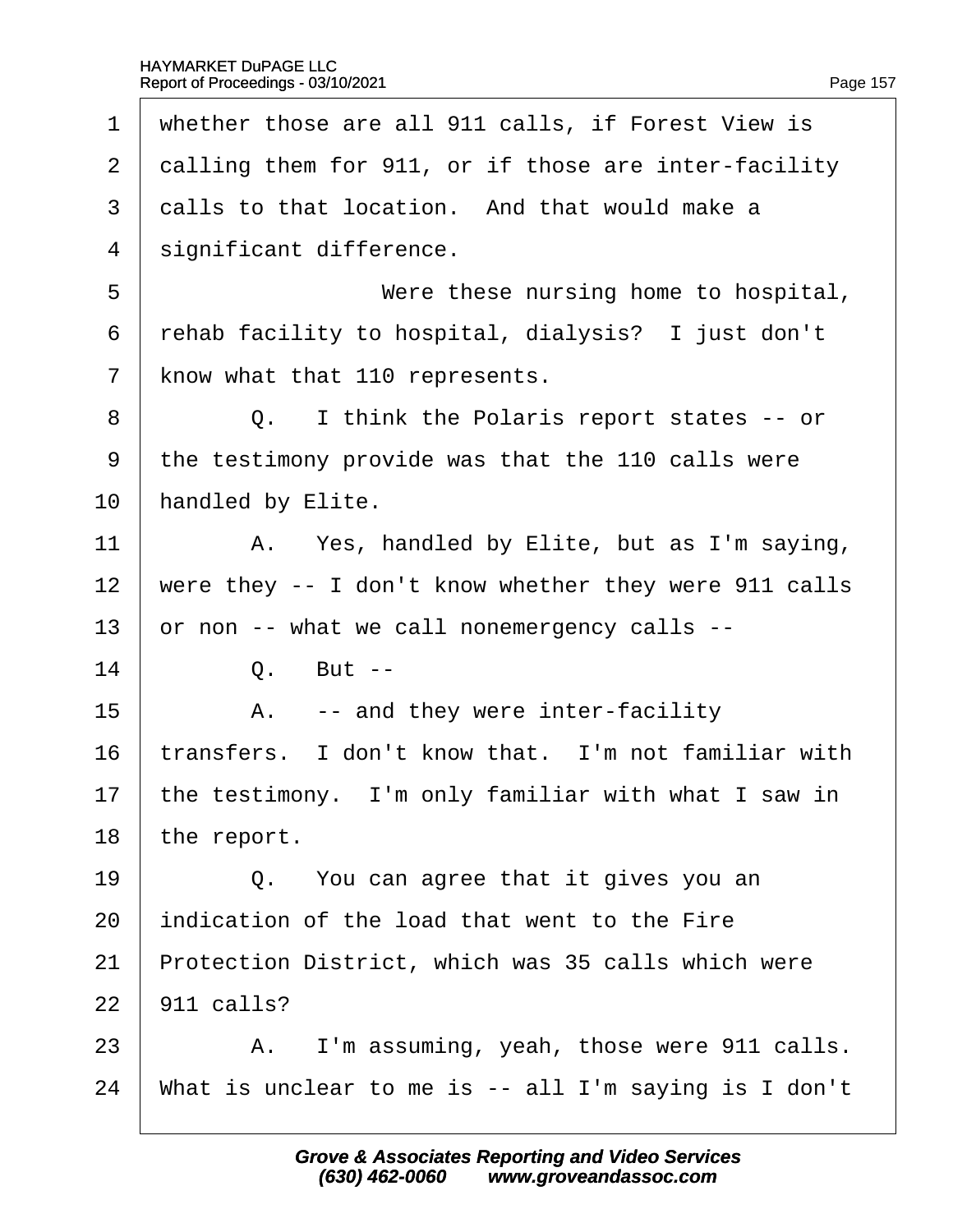1 whether those are all 911 calls, if Forest View is
2 calling them for 911, or if those are inter-facility
3 calls to that location. And that would make a
4 significant difference.
5 Were these nursing home to hospital,
6 rehab facility to hospital, dialysis? I just don't
7 know what that 110 represents.
8 Q. I think the Polaris report states -- or
9 the testimony provide was that the 110 calls were
10 handled by Elite.
11 A. Yes, handled by Elite, but as I'm saying,
12 were they -- I don't know whether they were 911 calls
13 or non -- what we call nonemergency calls --
14 Q. But --
15 A. -- and they were inter-facility
16 transfers. I don't know that. I'm not familiar with
17 the testimony. I'm only familiar with what I saw in
18 the report.
19 Q. You can agree that it gives you an
20 indication of the load that went to the Fire
21 Protection District, which was 35 calls which were
22 911 calls?
23 A. I'm assuming, yeah, those were 911 calls.
24 What is unclear to me is -- all I'm saying is I don't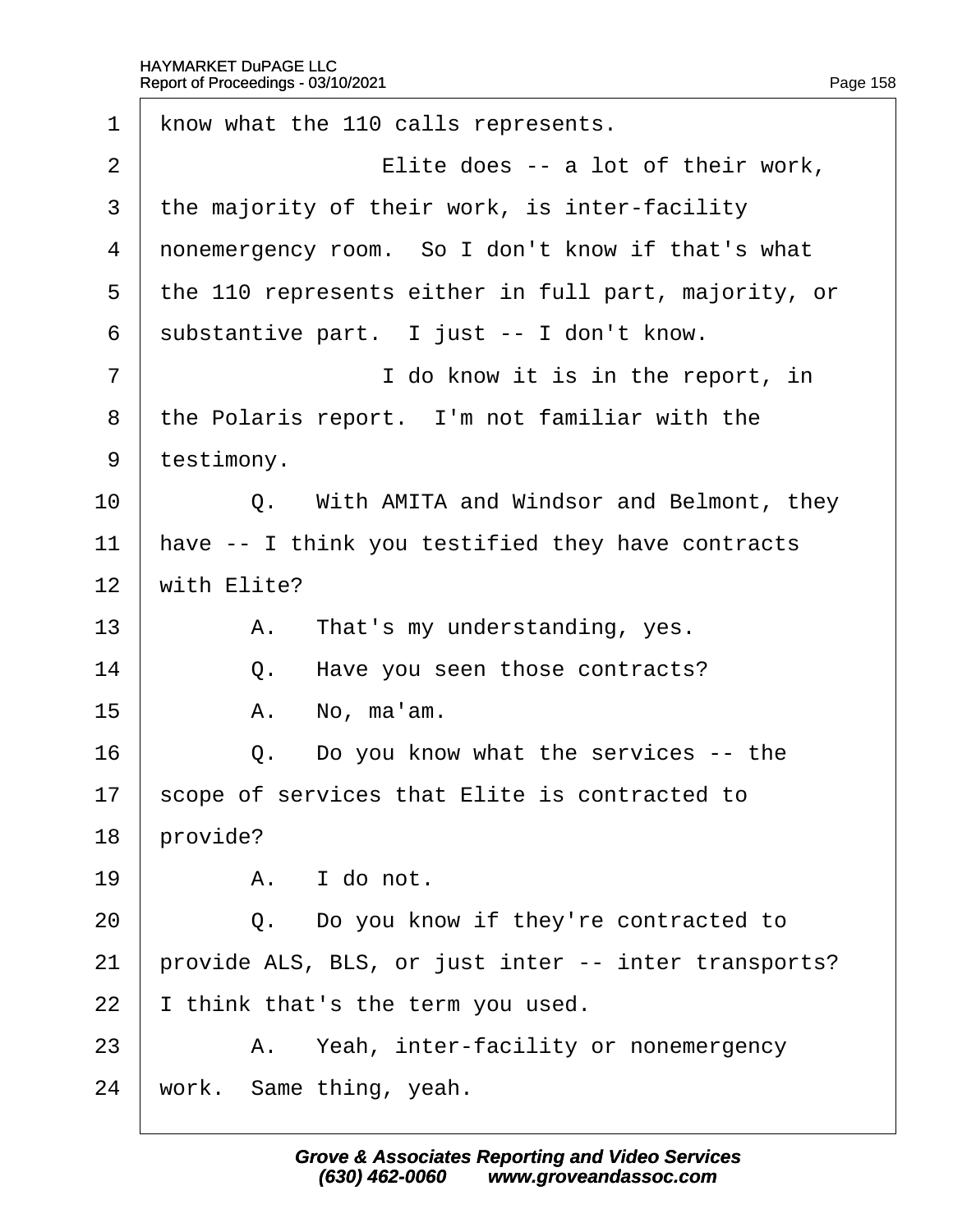1 know what the 110 calls represents.

2 Elite does -- a lot of their work,

3 the majority of their work, is inter-facility

4 nonemergency room. So I don't know if that's what

5 the 110 represents either in full part, majority, or

6 substantive part. I just -- I don't know.

7 I do know it is in the report, in

8 the Polaris report. I'm not familiar with the

9 testimony.

10 Q. With AMITA and Windsor and Belmont, they

11 have -- I think you testified they have contracts

12 with Elite?

13 A. That's my understanding, yes.

14 Q. Have you seen those contracts?

15 A. No, ma'am.

16 Q. Do you know what the services -- the

17 scope of services that Elite is contracted to

18 provide?

19 A. I do not.

20 Q. Do you know if they're contracted to

21 provide ALS, BLS, or just inter -- inter transports?

22 I think that's the term you used.

23 A. Yeah, inter-facility or nonemergency

24 work. Same thing, yeah.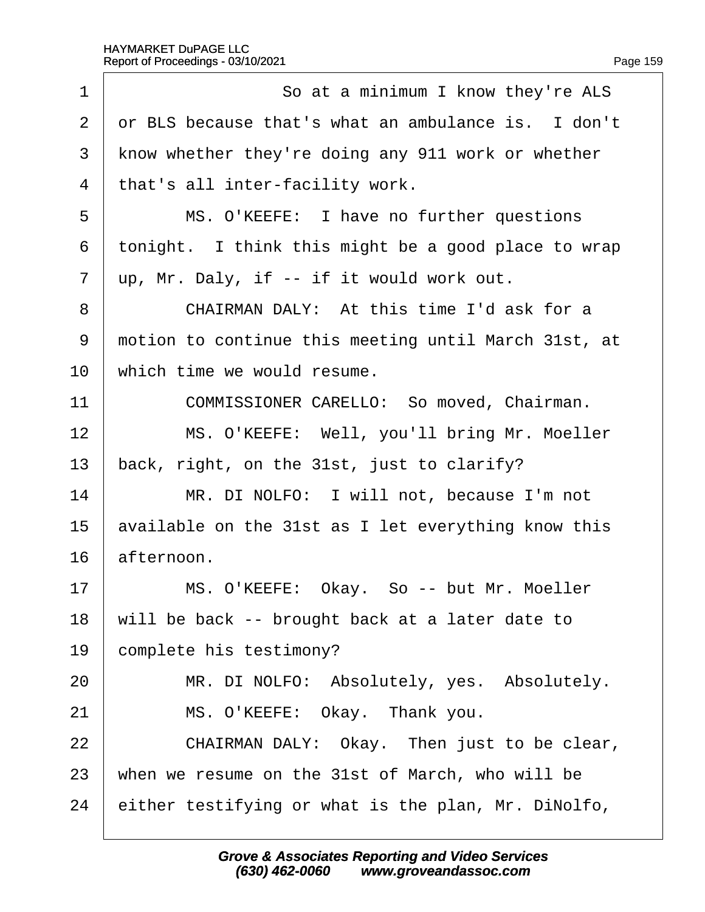1 So at a minimum I know they're ALS
2 or BLS because that's what an ambulance is. I don't
3 know whether they're doing any 911 work or whether
4 that's all inter-facility work.
5 MS. O'KEEFE: I have no further questions
6 tonight. I think this might be a good place to wrap
7 up, Mr. Daly, if -- if it would work out.
8 CHAIRMAN DALY: At this time I'd ask for a
9 motion to continue this meeting until March 31st, at
10 which time we would resume.
11 COMMISSIONER CARELLO: So moved, Chairman.
12 MS. O'KEEFE: Well, you'll bring Mr. Moeller
13 back, right, on the 31st, just to clarify?
14 MR. DI NOLFO: I will not, because I'm not
15 available on the 31st as I let everything know this
16 afternoon.
17 MS. O'KEEFE: Okay. So -- but Mr. Moeller
18 will be back -- brought back at a later date to
19 complete his testimony?
20 MR. DI NOLFO: Absolutely, yes. Absolutely.
21 MS. O'KEEFE: Okay. Thank you.
22 CHAIRMAN DALY: Okay. Then just to be clear,
23 when we resume on the 31st of March, who will be
24 either testifying or what is the plan, Mr. DiNolfo,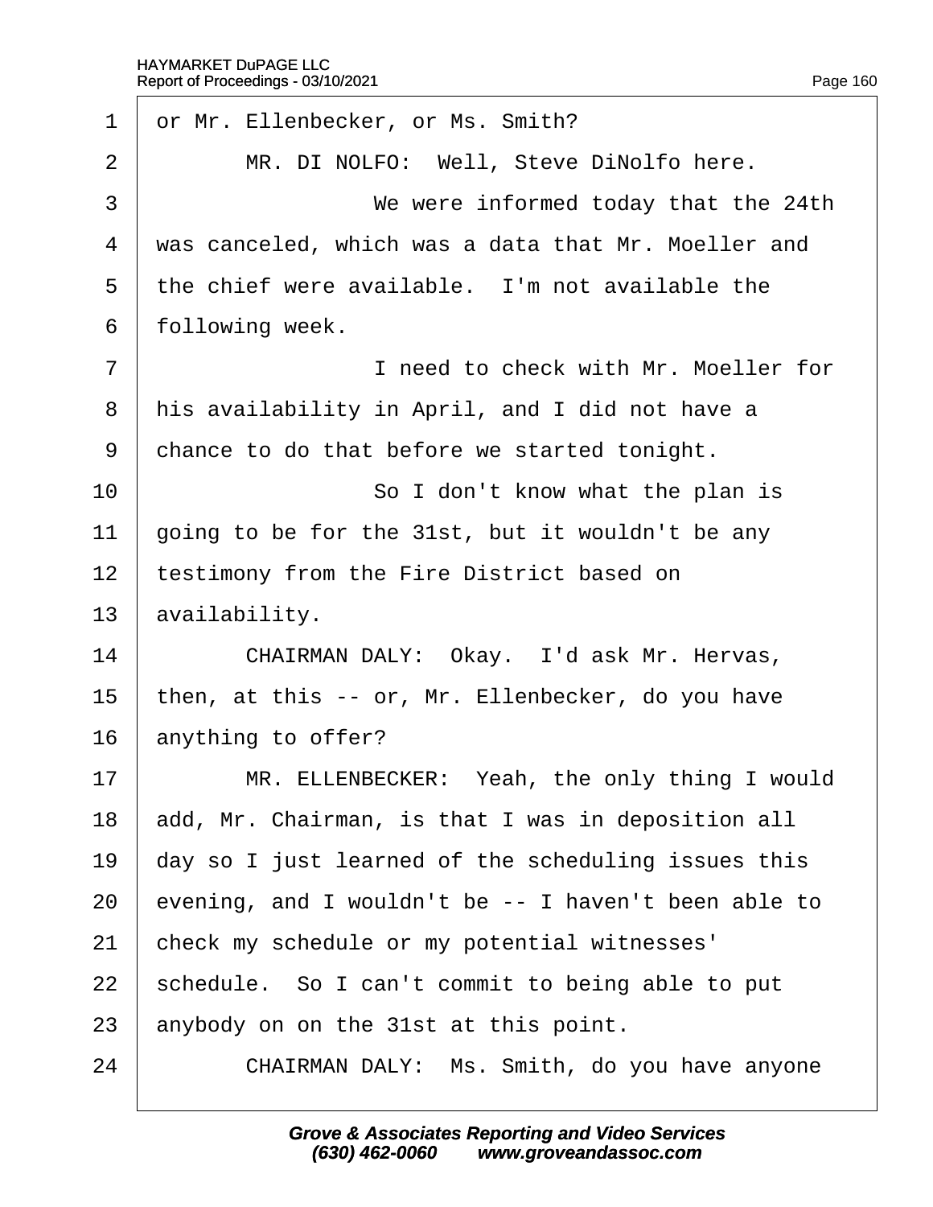or Mr. Ellenbecker, or Ms. Smith?

MR. DI NOLFO: Well, Steve DiNolfo here.

We were informed today that the 24th was canceled, which was a data that Mr. Moeller and the chief were available. I'm not available the following week.

I need to check with Mr. Moeller for his availability in April, and I did not have a chance to do that before we started tonight.

So I don't know what the plan is going to be for the 31st, but it wouldn't be any testimony from the Fire District based on availability.

CHAIRMAN DALY: Okay. I'd ask Mr. Hervas, then, at this -- or, Mr. Ellenbecker, do you have anything to offer?

MR. ELLENBECKER: Yeah, the only thing I would add, Mr. Chairman, is that I was in deposition all day so I just learned of the scheduling issues this evening, and I wouldn't be -- I haven't been able to check my schedule or my potential witnesses' schedule. So I can't commit to being able to put anybody on on the 31st at this point.

CHAIRMAN DALY: Ms. Smith, do you have anyone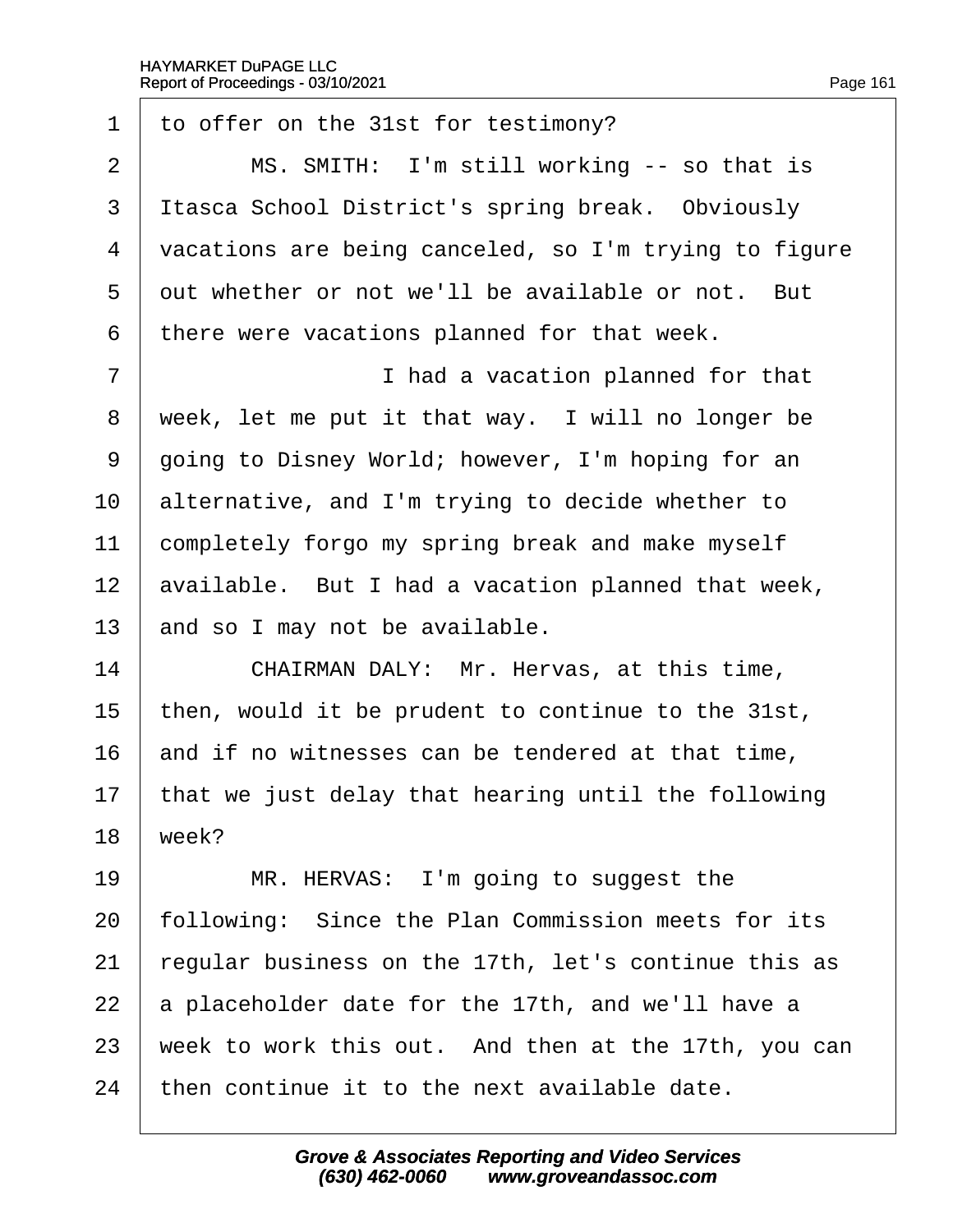1 to offer on the 31st for testimony?

2 MS. SMITH: I'm still working -- so that is

3 Itasca School District's spring break. Obviously

4 vacations are being canceled, so I'm trying to figure

5 out whether or not we'll be available or not. But

6 there were vacations planned for that week.

7 I had a vacation planned for that

8 week, let me put it that way. I will no longer be

9 going to Disney World; however, I'm hoping for an

10 alternative, and I'm trying to decide whether to

11 completely forgo my spring break and make myself

12 available. But I had a vacation planned that week,

13 and so I may not be available.

14 CHAIRMAN DALY: Mr. Hervas, at this time,

15 then, would it be prudent to continue to the 31st,

16 and if no witnesses can be tendered at that time,

17 that we just delay that hearing until the following

18 week?

19 MR. HERVAS: I'm going to suggest the

20 following: Since the Plan Commission meets for its

21 regular business on the 17th, let's continue this as

22 a placeholder date for the 17th, and we'll have a

23 week to work this out. And then at the 17th, you can

24 then continue it to the next available date.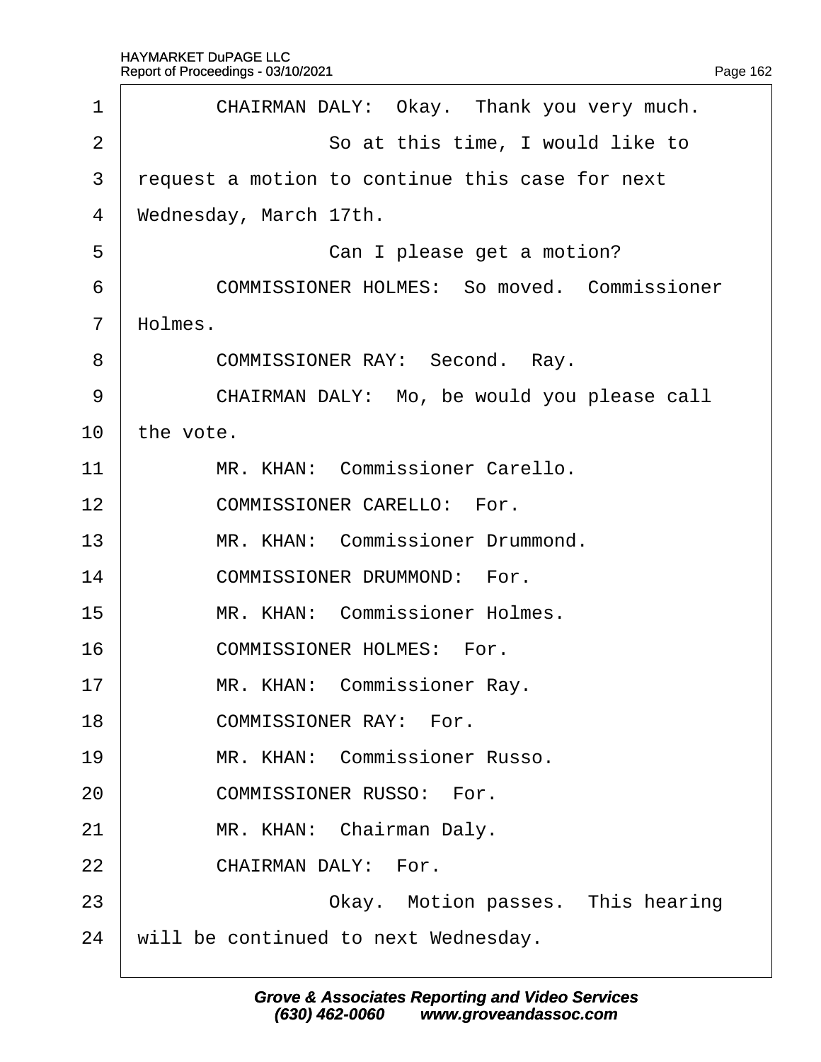1 CHAIRMAN DALY: Okay. Thank you very much.
2 So at this time, I would like to
3 request a motion to continue this case for next
4 Wednesday, March 17th.
5 Can I please get a motion?
6 COMMISSIONER HOLMES: So moved. Commissioner
7 Holmes.
8 COMMISSIONER RAY: Second. Ray.
9 CHAIRMAN DALY: Mo, be would you please call
10 the vote.
11 MR. KHAN: Commissioner Carello.
12 COMMISSIONER CARELLO: For.
13 MR. KHAN: Commissioner Drummond.
14 COMMISSIONER DRUMMOND: For.
15 MR. KHAN: Commissioner Holmes.
16 COMMISSIONER HOLMES: For.
17 MR. KHAN: Commissioner Ray.
18 COMMISSIONER RAY: For.
19 MR. KHAN: Commissioner Russo.
20 COMMISSIONER RUSSO: For.
21 MR. KHAN: Chairman Daly.
22 CHAIRMAN DALY: For.
23 Okay. Motion passes. This hearing
24 will be continued to next Wednesday.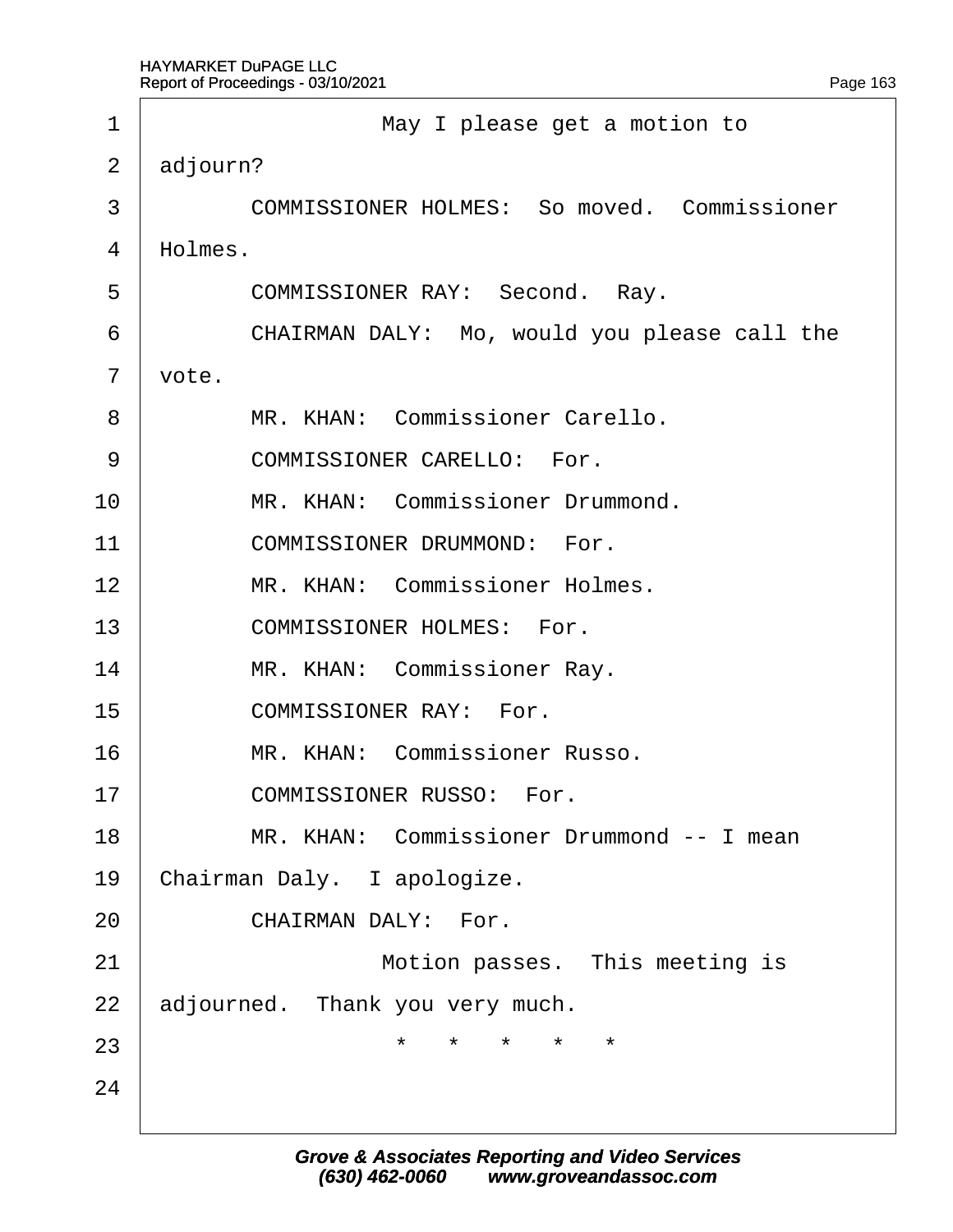May I please get a motion to adjourn?

COMMISSIONER HOLMES: So moved. Commissioner Holmes.

COMMISSIONER RAY: Second. Ray.

CHAIRMAN DALY: Mo, would you please call the vote.

MR. KHAN: Commissioner Carello.

COMMISSIONER CARELLO: For.

MR. KHAN: Commissioner Drummond.

COMMISSIONER DRUMMOND: For.

MR. KHAN: Commissioner Holmes.

COMMISSIONER HOLMES: For.

MR. KHAN: Commissioner Ray.

COMMISSIONER RAY: For.

MR. KHAN: Commissioner Russo.

COMMISSIONER RUSSO: For.

MR. KHAN: Commissioner Drummond -- I mean Chairman Daly. I apologize.

CHAIRMAN DALY: For.

Motion passes. This meeting is adjourned. Thank you very much.

* * * * *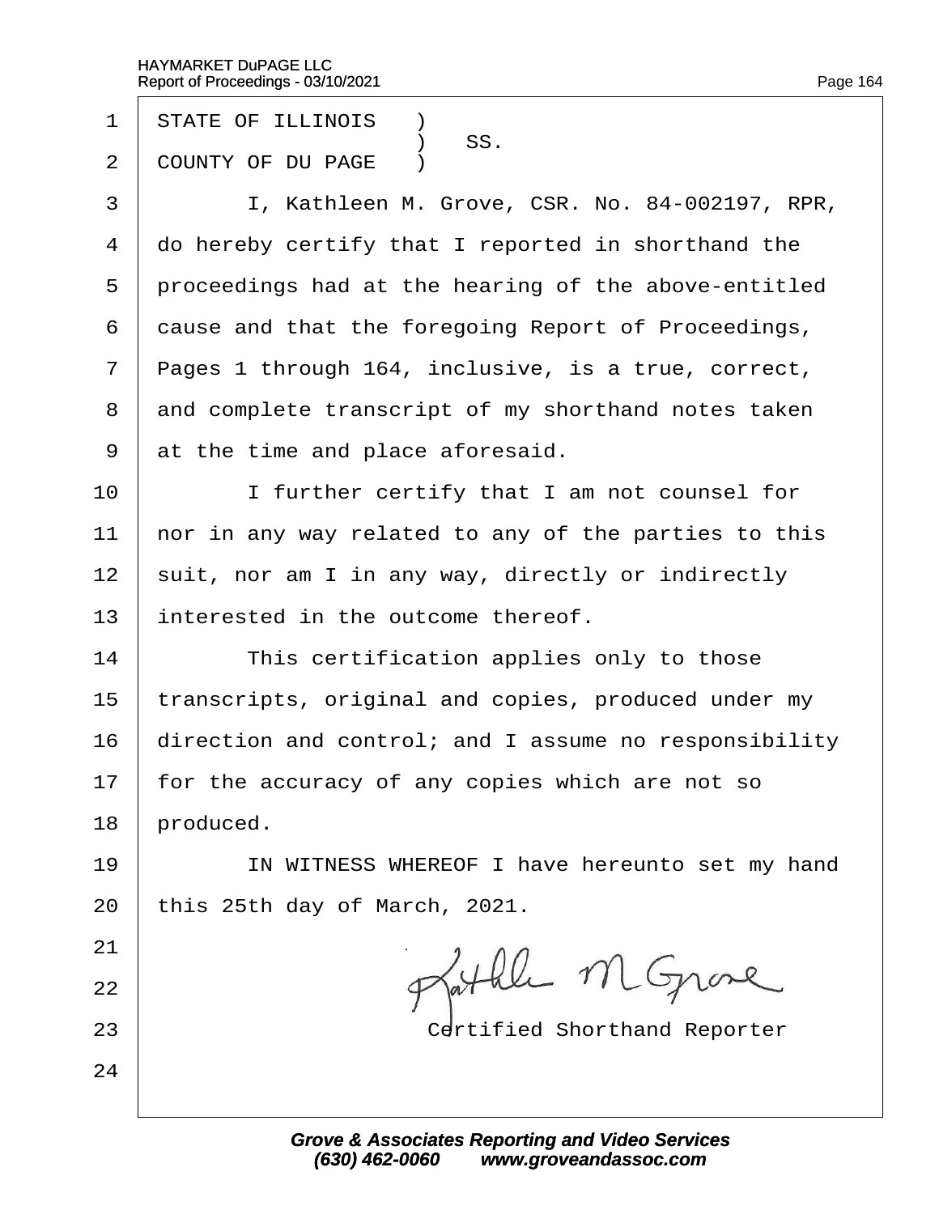STATE OF ILLINOIS )
) SS.
COUNTY OF DU PAGE )

I, Kathleen M. Grove, CSR. No. 84-002197, RPR, do hereby certify that I reported in shorthand the proceedings had at the hearing of the above-entitled cause and that the foregoing Report of Proceedings, Pages 1 through 164, inclusive, is a true, correct, and complete transcript of my shorthand notes taken at the time and place aforesaid.

I further certify that I am not counsel for nor in any way related to any of the parties to this suit, nor am I in any way, directly or indirectly interested in the outcome thereof.

This certification applies only to those transcripts, original and copies, produced under my direction and control; and I assume no responsibility for the accuracy of any copies which are not so produced.

IN WITNESS WHEREOF I have hereunto set my hand this 25th day of March, 2021.

Kathleen M Grove

Certified Shorthand Reporter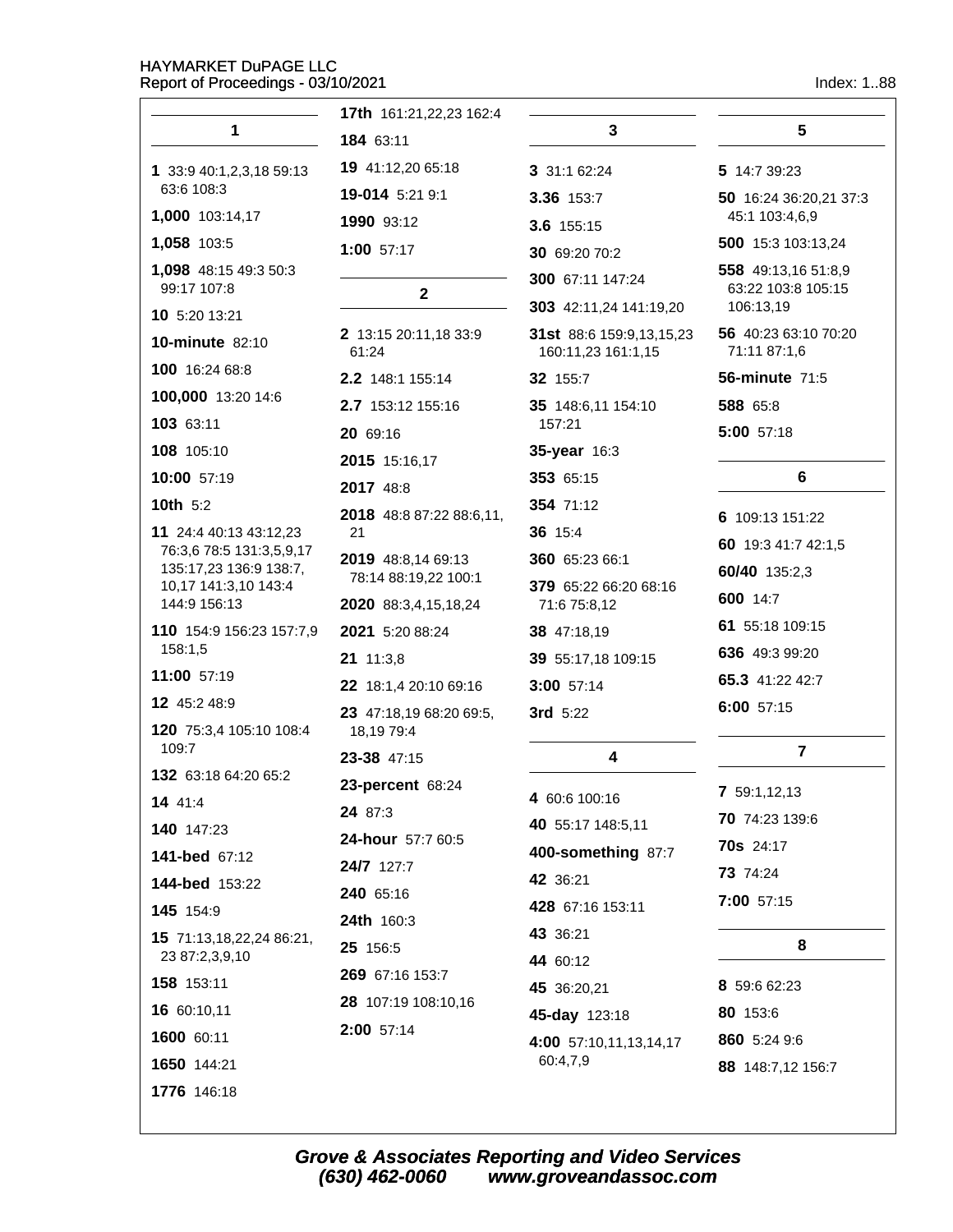## 1

**1** 33:9 40:1,2,3,18 59:13 63:6 108:3

**1,000** 103:14,17

**1,058** 103:5

**1,098** 48:15 49:3 50:3 99:17 107:8

**10** 5:20 13:21

**10-minute** 82:10

**100** 16:24 68:8

**100,000** 13:20 14:6

**103** 63:11

**108** 105:10

**10:00** 57:19

**10th** 5:2

**11** 24:4 40:13 43:12,23 76:3,6 78:5 131:3,5,9,17 135:17,23 136:9 138:7, 10,17 141:3,10 143:4 144:9 156:13

**110** 154:9 156:23 157:7,9 158:1,5

**11:00** 57:19

**12** 45:2 48:9

**120** 75:3,4 105:10 108:4 109:7

**132** 63:18 64:20 65:2

**14** 41:4

**140** 147:23

**141-bed** 67:12

**144-bed** 153:22

**145** 154:9

**15** 71:13,18,22,24 86:21, 23 87:2,3,9,10

**158** 153:11

**16** 60:10,11

**1600** 60:11

**1650** 144:21

**1776** 146:18

**17th** 161:21,22,23 162:4

**184** 63:11

**19** 41:12,20 65:18

**19-014** 5:21 9:1

**1990** 93:12

**1:00** 57:17

## 2

**2** 13:15 20:11,18 33:9 61:24

**2.2** 148:1 155:14

**2.7** 153:12 155:16

**20** 69:16

**2015** 15:16,17

**2017** 48:8

**2018** 48:8 87:22 88:6,11, 21

**2019** 48:8,14 69:13 78:14 88:19,22 100:1

**2020** 88:3,4,15,18,24

**2021** 5:20 88:24

**21** 11:3,8

**22** 18:1,4 20:10 69:16

**23** 47:18,19 68:20 69:5, 18,19 79:4

**23-38** 47:15

**23-percent** 68:24

**24** 87:3

**24-hour** 57:7 60:5

**24/7** 127:7

**240** 65:16

**24th** 160:3

**25** 156:5

**269** 67:16 153:7

**28** 107:19 108:10,16

**2:00** 57:14

## 3

**3** 31:1 62:24

**3.36** 153:7

**3.6** 155:15

**30** 69:20 70:2

**300** 67:11 147:24

**303** 42:11,24 141:19,20

**31st** 88:6 159:9,13,15,23 160:11,23 161:1,15

**32** 155:7

**35** 148:6,11 154:10 157:21

**35-year** 16:3

**353** 65:15

**354** 71:12

**36** 15:4

**360** 65:23 66:1

**379** 65:22 66:20 68:16 71:6 75:8,12

**38** 47:18,19

**39** 55:17,18 109:15

**3:00** 57:14

**3rd** 5:22

## 4

**4** 60:6 100:16

**40** 55:17 148:5,11

**400-something** 87:7

**42** 36:21

**428** 67:16 153:11

**43** 36:21

**44** 60:12

**45** 36:20,21

**45-day** 123:18

**4:00** 57:10,11,13,14,17 60:4,7,9

## 5

**5** 14:7 39:23

**50** 16:24 36:20,21 37:3 45:1 103:4,6,9

**500** 15:3 103:13,24

**558** 49:13,16 51:8,9 63:22 103:8 105:15 106:13,19

**56** 40:23 63:10 70:20 71:11 87:1,6

**56-minute** 71:5

**588** 65:8

**5:00** 57:18

## 6

**6** 109:13 151:22

**60** 19:3 41:7 42:1,5

**60/40** 135:2,3

**600** 14:7

**61** 55:18 109:15

**636** 49:3 99:20

**65.3** 41:22 42:7

**6:00** 57:15

## 7

**7** 59:1,12,13

**70** 74:23 139:6

**70s** 24:17

**73** 74:24

**7:00** 57:15

## 8

**8** 59:6 62:23

**80** 153:6

**860** 5:24 9:6

**88** 148:7,12 156:7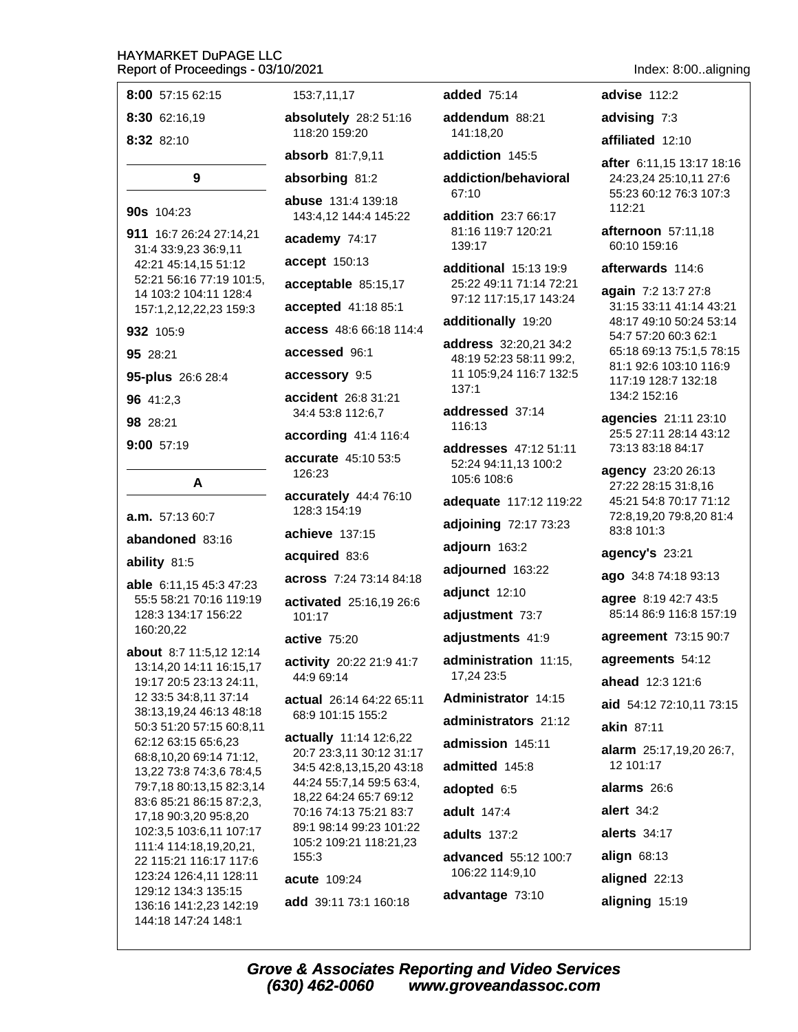**8:00** 57:15 62:15

**8:30** 62:16,19

**8:32** 82:10

**9**

**90s** 104:23

**911** 16:7 26:24 27:14,21 31:4 33:9,23 36:9,11 42:21 45:14,15 51:12 52:21 56:16 77:19 101:5, 14 103:2 104:11 128:4 157:1,2,12,22,23 159:3

**932** 105:9

**95** 28:21

**95-plus** 26:6 28:4

**96** 41:2,3

**98** 28:21

**9:00** 57:19

**A**

**a.m.** 57:13 60:7

**abandoned** 83:16

**ability** 81:5

**able** 6:11,15 45:3 47:23 55:5 58:21 70:16 119:19 128:3 134:17 156:22 160:20,22

**about** 8:7 11:5,12 12:14 13:14,20 14:11 16:15,17 19:17 20:5 23:13 24:11, 12 33:5 34:8,11 37:14 38:13,19,24 46:13 48:18 50:3 51:20 57:15 60:8,11 62:12 63:15 65:6,23 68:8,10,20 69:14 71:12, 13,22 73:8 74:3,6 78:4,5 79:7,18 80:13,15 82:3,14 83:6 85:21 86:15 87:2,3, 17,18 90:3,20 95:8,20 102:3,5 103:6,11 107:17 111:4 114:18,19,20,21, 22 115:21 116:17 117:6 123:24 126:4,11 128:11 129:12 134:3 135:15 136:16 141:2,23 142:19 144:18 147:24 148:1 153:7,11,17

**absolutely** 28:2 51:16 118:20 159:20

**absorb** 81:7,9,11

**absorbing** 81:2

**abuse** 131:4 139:18 143:4,12 144:4 145:22

**academy** 74:17

**accept** 150:13

**acceptable** 85:15,17

**accepted** 41:18 85:1

**access** 48:6 66:18 114:4

**accessed** 96:1

**accessory** 9:5

**accident** 26:8 31:21 34:4 53:8 112:6,7

**according** 41:4 116:4

**accurate** 45:10 53:5 126:23

**accurately** 44:4 76:10 128:3 154:19

**achieve** 137:15

**acquired** 83:6

**across** 7:24 73:14 84:18

**activated** 25:16,19 26:6 101:17

**active** 75:20

**activity** 20:22 21:9 41:7 44:9 69:14

**actual** 26:14 64:22 65:11 68:9 101:15 155:2

**actually** 11:14 12:6,22 20:7 23:3,11 30:12 31:17 34:5 42:8,13,15,20 43:18 44:24 55:7,14 59:5 63:4, 18,22 64:24 65:7 69:12 70:16 74:13 75:21 83:7 89:1 98:14 99:23 101:22 105:2 109:21 118:21,23 155:3

**acute** 109:24

**add** 39:11 73:1 160:18

**added** 75:14

**addendum** 88:21 141:18,20

**addiction** 145:5

**addiction/behavioral** 67:10

**addition** 23:7 66:17 81:16 119:7 120:21 139:17

**additional** 15:13 19:9 25:22 49:11 71:14 72:21 97:12 117:15,17 143:24

**additionally** 19:20

**address** 32:20,21 34:2 48:19 52:23 58:11 99:2, 11 105:9,24 116:7 132:5 137:1

**addressed** 37:14 116:13

**addresses** 47:12 51:11 52:24 94:11,13 100:2 105:6 108:6

**adequate** 117:12 119:22

**adjoining** 72:17 73:23

**adjourn** 163:2

**adjourned** 163:22

**adjunct** 12:10

**adjustment** 73:7

**adjustments** 41:9

**administration** 11:15, 17,24 23:5

**Administrator** 14:15

**administrators** 21:12

**admission** 145:11

**admitted** 145:8

**adopted** 6:5

**adult** 147:4

**adults** 137:2

**advanced** 55:12 100:7 106:22 114:9,10

**advantage** 73:10

**advise** 112:2

**advising** 7:3

**affiliated** 12:10

**after** 6:11,15 13:17 18:16 24:23,24 25:10,11 27:6 55:23 60:12 76:3 107:3 112:21

**afternoon** 57:11,18 60:10 159:16

**afterwards** 114:6

**again** 7:2 13:7 27:8 31:15 33:11 41:14 43:21 48:17 49:10 50:24 53:14 54:7 57:20 60:3 62:1 65:18 69:13 75:1,5 78:15 81:1 92:6 103:10 116:9 117:19 128:7 132:18 134:2 152:16

**agencies** 21:11 23:10 25:5 27:11 28:14 43:12 73:13 83:18 84:17

**agency** 23:20 26:13 27:22 28:15 31:8,16 45:21 54:8 70:17 71:12 72:8,19,20 79:8,20 81:4 83:8 101:3

**agency's** 23:21

**ago** 34:8 74:18 93:13

**agree** 8:19 42:7 43:5 85:14 86:9 116:8 157:19

**agreement** 73:15 90:7

**agreements** 54:12

**ahead** 12:3 121:6

**aid** 54:12 72:10,11 73:15

**akin** 87:11

**alarm** 25:17,19,20 26:7, 12 101:17

**alarms** 26:6

**alert** 34:2

**alerts** 34:17

**align** 68:13

**aligned** 22:13

**aligning** 15:19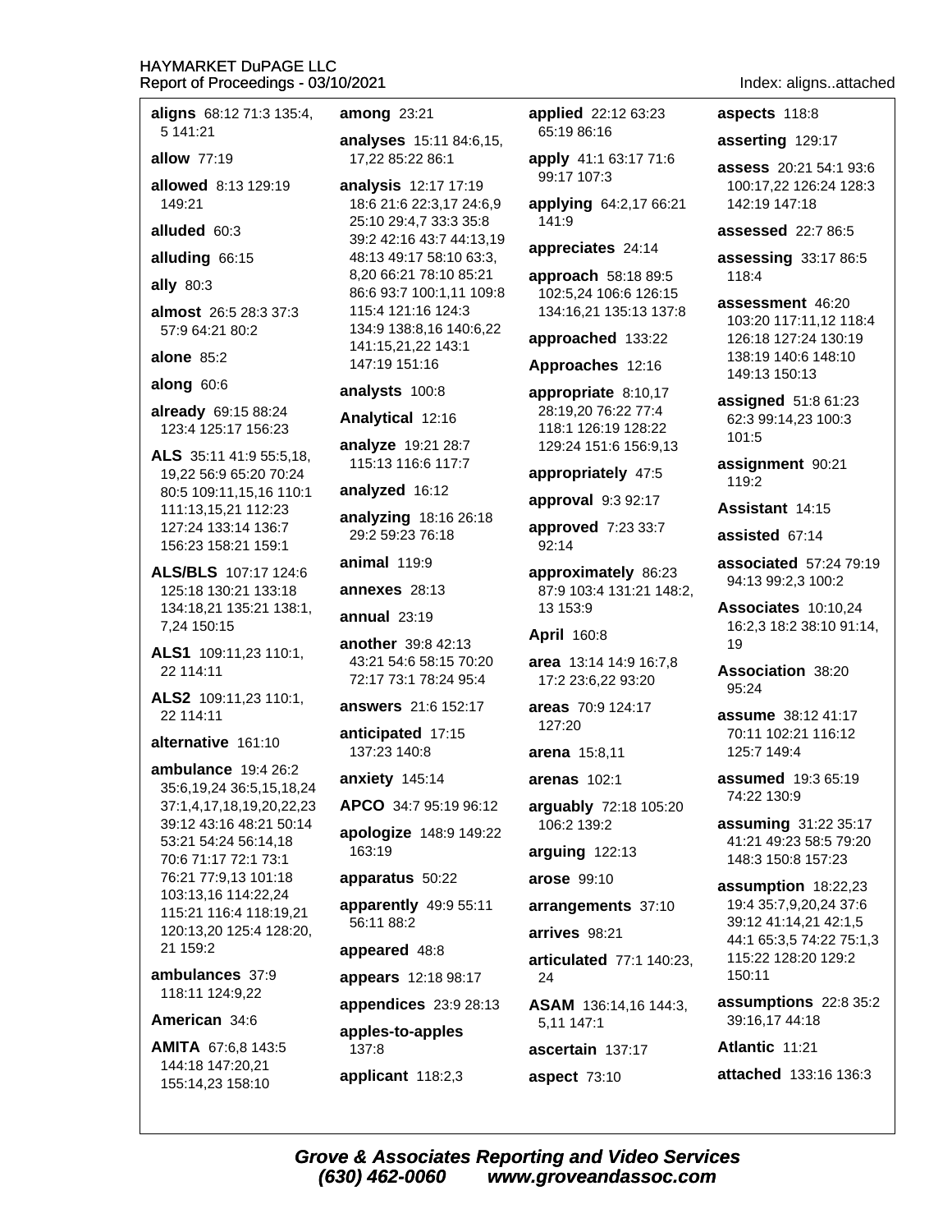**aligns** 68:12 71:3 135:4, 5 141:21

**allow** 77:19

**allowed** 8:13 129:19 149:21

**alluded** 60:3

**alluding** 66:15

**ally** 80:3

**almost** 26:5 28:3 37:3 57:9 64:21 80:2

**alone** 85:2

**along** 60:6

**already** 69:15 88:24 123:4 125:17 156:23

**ALS** 35:11 41:9 55:5,18, 19,22 56:9 65:20 70:24 80:5 109:11,15,16 110:1 111:13,15,21 112:23 127:24 133:14 136:7 156:23 158:21 159:1

**ALS/BLS** 107:17 124:6 125:18 130:21 133:18 134:18,21 135:21 138:1, 7,24 150:15

**ALS1** 109:11,23 110:1, 22 114:11

**ALS2** 109:11,23 110:1, 22 114:11

**alternative** 161:10

**ambulance** 19:4 26:2 35:6,19,24 36:5,15,18,24 37:1,4,17,18,19,20,22,23 39:12 43:16 48:21 50:14 53:21 54:24 56:14,18 70:6 71:17 72:1 73:1 76:21 77:9,13 101:18 103:13,16 114:22,24 115:21 116:4 118:19,21 120:13,20 125:4 128:20, 21 159:2

**ambulances** 37:9 118:11 124:9,22

**American** 34:6

**AMITA** 67:6,8 143:5 144:18 147:20,21 155:14,23 158:10

**among** 23:21

**analyses** 15:11 84:6,15, 17,22 85:22 86:1

**analysis** 12:17 17:19 18:6 21:6 22:3,17 24:6,9 25:10 29:4,7 33:3 35:8 39:2 42:16 43:7 44:13,19 48:13 49:17 58:10 63:3, 8,20 66:21 78:10 85:21 86:6 93:7 100:1,11 109:8 115:4 121:16 124:3 134:9 138:8,16 140:6,22 141:15,21,22 143:1 147:19 151:16

**analysts** 100:8

**Analytical** 12:16

**analyze** 19:21 28:7 115:13 116:6 117:7

**analyzed** 16:12

**analyzing** 18:16 26:18 29:2 59:23 76:18

**animal** 119:9

**annexes** 28:13

**annual** 23:19

**another** 39:8 42:13 43:21 54:6 58:15 70:20 72:17 73:1 78:24 95:4

**answers** 21:6 152:17

**anticipated** 17:15 137:23 140:8

**anxiety** 145:14

**APCO** 34:7 95:19 96:12

**apologize** 148:9 149:22 163:19

**apparatus** 50:22

**apparently** 49:9 55:11 56:11 88:2

**appeared** 48:8

**appears** 12:18 98:17

**appendices** 23:9 28:13

**apples-to-apples** 137:8

**applicant** 118:2,3

**applied** 22:12 63:23 65:19 86:16

**apply** 41:1 63:17 71:6 99:17 107:3

**applying** 64:2,17 66:21 141:9

**appreciates** 24:14

**approach** 58:18 89:5 102:5,24 106:6 126:15 134:16,21 135:13 137:8

**approached** 133:22

**Approaches** 12:16

**appropriate** 8:10,17 28:19,20 76:22 77:4 118:1 126:19 128:22 129:24 151:6 156:9,13

**appropriately** 47:5

**approval** 9:3 92:17

**approved** 7:23 33:7 92:14

**approximately** 86:23 87:9 103:4 131:21 148:2, 13 153:9

**April** 160:8

**area** 13:14 14:9 16:7,8 17:2 23:6,22 93:20

**areas** 70:9 124:17 127:20

**arena** 15:8,11

**arenas** 102:1

**arguably** 72:18 105:20 106:2 139:2

**arguing** 122:13

**arose** 99:10

**arrangements** 37:10

**arrives** 98:21

**articulated** 77:1 140:23, 24

**ASAM** 136:14,16 144:3, 5,11 147:1

**ascertain** 137:17

**aspect** 73:10

**aspects** 118:8

**asserting** 129:17

**assess** 20:21 54:1 93:6 100:17,22 126:24 128:3 142:19 147:18

**assessed** 22:7 86:5

**assessing** 33:17 86:5 118:4

**assessment** 46:20 103:20 117:11,12 118:4 126:18 127:24 130:19 138:19 140:6 148:10 149:13 150:13

**assigned** 51:8 61:23 62:3 99:14,23 100:3 101:5

**assignment** 90:21 119:2

**Assistant** 14:15

**assisted** 67:14

**associated** 57:24 79:19 94:13 99:2,3 100:2

**Associates** 10:10,24 16:2,3 18:2 38:10 91:14, 19

**Association** 38:20 95:24

**assume** 38:12 41:17 70:11 102:21 116:12 125:7 149:4

**assumed** 19:3 65:19 74:22 130:9

**assuming** 31:22 35:17 41:21 49:23 58:5 79:20 148:3 150:8 157:23

**assumption** 18:22,23 19:4 35:7,9,20,24 37:6 39:12 41:14,21 42:1,5 44:1 65:3,5 74:22 75:1,3 115:22 128:20 129:2 150:11

**assumptions** 22:8 35:2 39:16,17 44:18

**Atlantic** 11:21

**attached** 133:16 136:3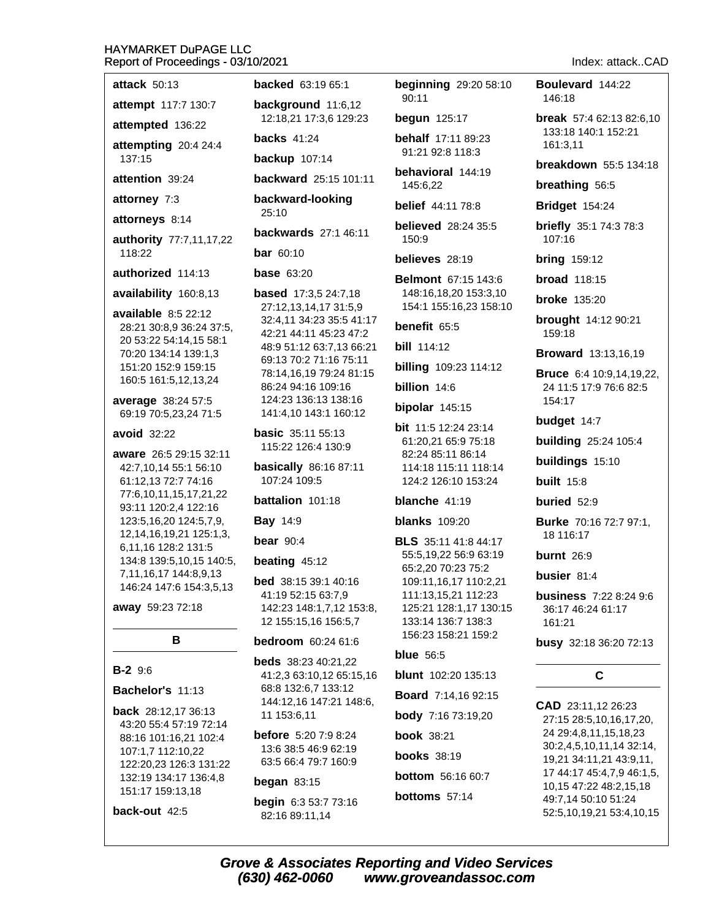**attack** 50:13

**attempt** 117:7 130:7

**attempted** 136:22

**attempting** 20:4 24:4 137:15

**attention** 39:24

**attorney** 7:3

**attorneys** 8:14

**authority** 77:7,11,17,22 118:22

**authorized** 114:13

**availability** 160:8,13

**available** 8:5 22:12 28:21 30:8,9 36:24 37:5, 20 53:22 54:14,15 58:1 70:20 134:14 139:1,3 151:20 152:9 159:15 160:5 161:5,12,13,24

**average** 38:24 57:5 69:19 70:5,23,24 71:5

**avoid** 32:22

**aware** 26:5 29:15 32:11 42:7,10,14 55:1 56:10 61:12,13 72:7 74:16 77:6,10,11,15,17,21,22 93:11 120:2,4 122:16 123:5,16,20 124:5,7,9, 12,14,16,19,21 125:1,3, 6,11,16 128:2 131:5 134:8 139:5,10,15 140:5, 7,11,16,17 144:8,9,13 146:24 147:6 154:3,5,13

**away** 59:23 72:18

## B

**B-2** 9:6

**Bachelor's** 11:13

**back** 28:12,17 36:13 43:20 55:4 57:19 72:14 88:16 101:16,21 102:4 107:1,7 112:10,22 122:20,23 126:3 131:22 132:19 134:17 136:4,8 151:17 159:13,18

**back-out** 42:5

**backed** 63:19 65:1

**background** 11:6,12 12:18,21 17:3,6 129:23

**backs** 41:24

**backup** 107:14

**backward** 25:15 101:11

**backward-looking** 25:10

**backwards** 27:1 46:11

**bar** 60:10

**base** 63:20

**based** 17:3,5 24:7,18 27:12,13,14,17 31:5,9 32:4,11 34:23 35:5 41:17 42:21 44:11 45:23 47:2 48:9 51:12 63:7,13 66:21 69:13 70:2 71:16 75:11 78:14,16,19 79:24 81:15 86:24 94:16 109:16 124:23 136:13 138:16 141:4,10 143:1 160:12

**basic** 35:11 55:13 115:22 126:4 130:9

**basically** 86:16 87:11 107:24 109:5

**battalion** 101:18

**Bay** 14:9

**bear** 90:4

**beating** 45:12

**bed** 38:15 39:1 40:16 41:19 52:15 63:7,9 142:23 148:1,7,12 153:8, 12 155:15,16 156:5,7

**bedroom** 60:24 61:6

**beds** 38:23 40:21,22 41:2,3 63:10,12 65:15,16 68:8 132:6,7 133:12 144:12,16 147:21 148:6, 11 153:6,11

**before** 5:20 7:9 8:24 13:6 38:5 46:9 62:19 63:5 66:4 79:7 160:9

**began** 83:15

**begin** 6:3 53:7 73:16 82:16 89:11,14

**beginning** 29:20 58:10 90:11

**begun** 125:17

**behalf** 17:11 89:23 91:21 92:8 118:3

**behavioral** 144:19 145:6,22

**belief** 44:11 78:8

**believed** 28:24 35:5 150:9

**believes** 28:19

**Belmont** 67:15 143:6 148:16,18,20 153:3,10 154:1 155:16,23 158:10

**benefit** 65:5

**bill** 114:12

**billing** 109:23 114:12

**billion** 14:6

**bipolar** 145:15

**bit** 11:5 12:24 23:14 61:20,21 65:9 75:18 82:24 85:11 86:14 114:18 115:11 118:14 124:2 126:10 153:24

**blanche** 41:19

**blanks** 109:20

**BLS** 35:11 41:8 44:17 55:5,19,22 56:9 63:19 65:2,20 70:23 75:2 109:11,16,17 110:2,21 111:13,15,21 112:23 125:21 128:1,17 130:15 133:14 136:7 138:3 156:23 158:21 159:2

**blue** 56:5

**blunt** 102:20 135:13

**Board** 7:14,16 92:15

**body** 7:16 73:19,20

**book** 38:21

**books** 38:19

**bottom** 56:16 60:7

**bottoms** 57:14

**Boulevard** 144:22 146:18

**break** 57:4 62:13 82:6,10 133:18 140:1 152:21 161:3,11

**breakdown** 55:5 134:18

**breathing** 56:5

**Bridget** 154:24

**briefly** 35:1 74:3 78:3 107:16

**bring** 159:12

**broad** 118:15

**broke** 135:20

**brought** 14:12 90:21 159:18

**Broward** 13:13,16,19

**Bruce** 6:4 10:9,14,19,22, 24 11:5 17:9 76:6 82:5 154:17

**budget** 14:7

**building** 25:24 105:4

**buildings** 15:10

**built** 15:8

**buried** 52:9

**Burke** 70:16 72:7 97:1, 18 116:17

**burnt** 26:9

**busier** 81:4

**business** 7:22 8:24 9:6 36:17 46:24 61:17 161:21

**busy** 32:18 36:20 72:13

## C

**CAD** 23:11,12 26:23 27:15 28:5,10,16,17,20, 24 29:4,8,11,15,18,23 30:2,4,5,10,11,14 32:14, 19,21 34:11,21 43:9,11, 17 44:17 45:4,7,9 46:1,5, 10,15 47:22 48:2,15,18 49:7,14 50:10 51:24 52:5,10,19,21 53:4,10,15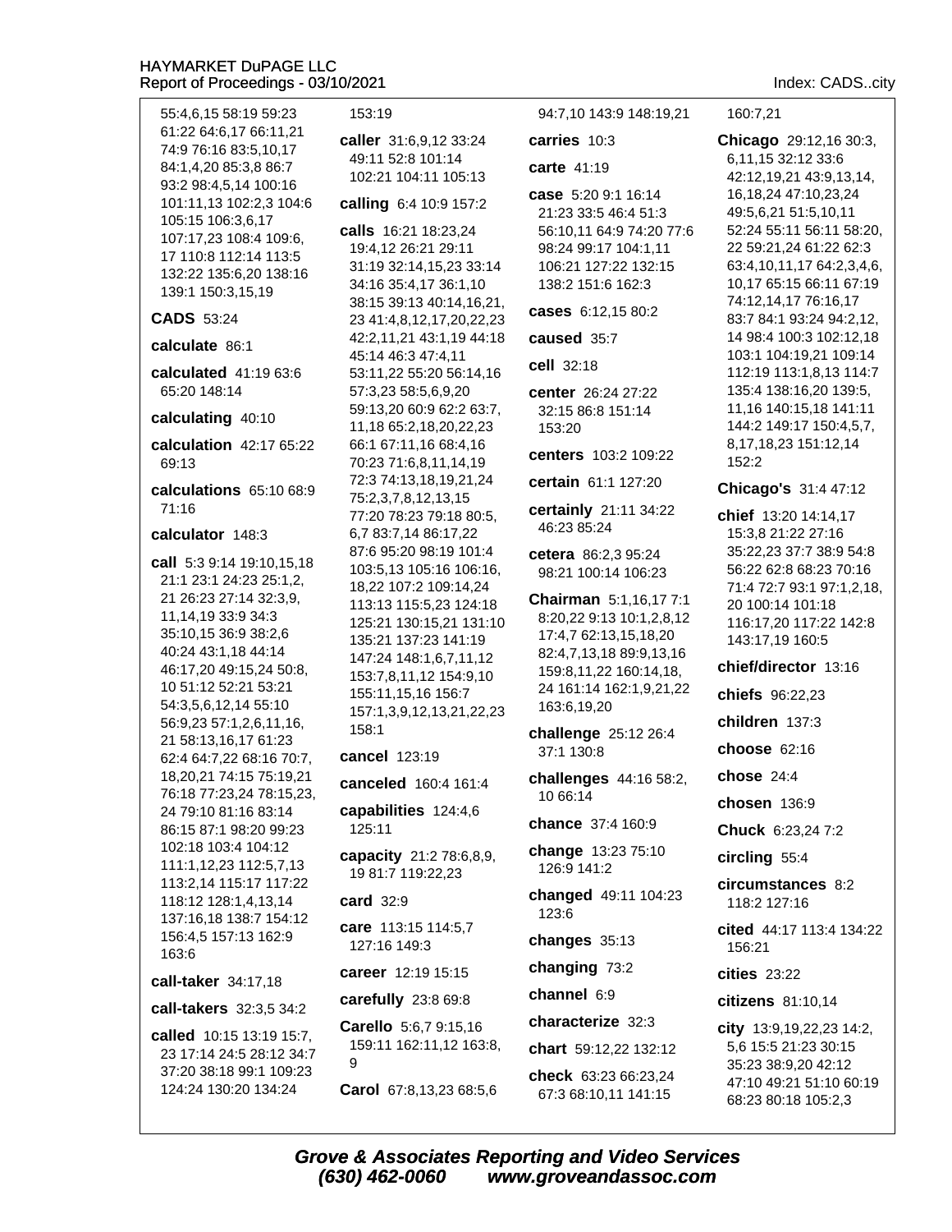55:4,6,15 58:19 59:23 61:22 64:6,17 66:11,21 74:9 76:16 83:5,10,17 84:1,4,20 85:3,8 86:7 93:2 98:4,5,14 100:16 101:11,13 102:2,3 104:6 105:15 106:3,6,17 107:17,23 108:4 109:6, 17 110:8 112:14 113:5 132:22 135:6,20 138:16 139:1 150:3,15,19

**CADS** 53:24

**calculate** 86:1

**calculated** 41:19 63:6 65:20 148:14

**calculating** 40:10

**calculation** 42:17 65:22 69:13

**calculations** 65:10 68:9 71:16

**calculator** 148:3

**call** 5:3 9:14 19:10,15,18 21:1 23:1 24:23 25:1,2, 21 26:23 27:14 32:3,9, 11,14,19 33:9 34:3 35:10,15 36:9 38:2,6 40:24 43:1,18 44:14 46:17,20 49:15,24 50:8, 10 51:12 52:21 53:21 54:3,5,6,12,14 55:10 56:9,23 57:1,2,6,11,16, 21 58:13,16,17 61:23 62:4 64:7,22 68:16 70:7, 18,20,21 74:15 75:19,21 76:18 77:23,24 78:15,23, 24 79:10 81:16 83:14 86:15 87:1 98:20 99:23 102:18 103:4 104:12 111:1,12,23 112:5,7,13 113:2,14 115:17 117:22 118:12 128:1,4,13,14 137:16,18 138:7 154:12 156:4,5 157:13 162:9 163:6

**call-taker** 34:17,18

**call-takers** 32:3,5 34:2

**called** 10:15 13:19 15:7, 23 17:14 24:5 28:12 34:7 37:20 38:18 99:1 109:23 124:24 130:20 134:24

153:19

**caller** 31:6,9,12 33:24 49:11 52:8 101:14 102:21 104:11 105:13

**calling** 6:4 10:9 157:2

**calls** 16:21 18:23,24 19:4,12 26:21 29:11 31:19 32:14,15,23 33:14 34:16 35:4,17 36:1,10 38:15 39:13 40:14,16,21, 23 41:4,8,12,17,20,22,23 42:2,11,21 43:1,19 44:18 45:14 46:3 47:4,11 53:11,22 55:20 56:14,16 57:3,23 58:5,6,9,20 59:13,20 60:9 62:2 63:7, 11,18 65:2,18,20,22,23 66:1 67:11,16 68:4,16 70:23 71:6,8,11,14,19 72:3 74:13,18,19,21,24 75:2,3,7,8,12,13,15 77:20 78:23 79:18 80:5, 6,7 83:7,14 86:17,22 87:6 95:20 98:19 101:4 103:5,13 105:16 106:16, 18,22 107:2 109:14,24 113:13 115:5,23 124:18 125:21 130:15,21 131:10 135:21 137:23 141:19 147:24 148:1,6,7,11,12 153:7,8,11,12 154:9,10 155:11,15,16 156:7 157:1,3,9,12,13,21,22,23 158:1

**cancel** 123:19

**canceled** 160:4 161:4

**capabilities** 124:4,6 125:11

**capacity** 21:2 78:6,8,9, 19 81:7 119:22,23

**card** 32:9

**care** 113:15 114:5,7 127:16 149:3

**career** 12:19 15:15

**carefully** 23:8 69:8

**Carello** 5:6,7 9:15,16 159:11 162:11,12 163:8, 9

**Carol** 67:8,13,23 68:5,6

94:7,10 143:9 148:19,21

**carries** 10:3

**carte** 41:19

**case** 5:20 9:1 16:14 21:23 33:5 46:4 51:3 56:10,11 64:9 74:20 77:6 98:24 99:17 104:1,11 106:21 127:22 132:15 138:2 151:6 162:3

**cases** 6:12,15 80:2

**caused** 35:7

**cell** 32:18

**center** 26:24 27:22 32:15 86:8 151:14 153:20

**centers** 103:2 109:22

**certain** 61:1 127:20

**certainly** 21:11 34:22 46:23 85:24

**cetera** 86:2,3 95:24 98:21 100:14 106:23

**Chairman** 5:1,16,17 7:1 8:20,22 9:13 10:1,2,8,12 17:4,7 62:13,15,18,20 82:4,7,13,18 89:9,13,16 159:8,11,22 160:14,18, 24 161:14 162:1,9,21,22 163:6,19,20

**challenge** 25:12 26:4 37:1 130:8

**challenges** 44:16 58:2, 10 66:14

**chance** 37:4 160:9

**change** 13:23 75:10 126:9 141:2

**changed** 49:11 104:23 123:6

**changes** 35:13

**changing** 73:2

**channel** 6:9

**characterize** 32:3

**chart** 59:12,22 132:12

**check** 63:23 66:23,24 67:3 68:10,11 141:15

160:7,21

**Chicago** 29:12,16 30:3, 6,11,15 32:12 33:6 42:12,19,21 43:9,13,14, 16,18,24 47:10,23,24 49:5,6,21 51:5,10,11 52:24 55:11 56:11 58:20, 22 59:21,24 61:22 62:3 63:4,10,11,17 64:2,3,4,6, 10,17 65:15 66:11 67:19 74:12,14,17 76:16,17 83:7 84:1 93:24 94:2,12, 14 98:4 100:3 102:12,18 103:1 104:19,21 109:14 112:19 113:1,8,13 114:7 135:4 138:16,20 139:5, 11,16 140:15,18 141:11 144:2 149:17 150:4,5,7, 8,17,18,23 151:12,14 152:2

**Chicago's** 31:4 47:12

**chief** 13:20 14:14,17 15:3,8 21:22 27:16 35:22,23 37:7 38:9 54:8 56:22 62:8 68:23 70:16 71:4 72:7 93:1 97:1,2,18, 20 100:14 101:18 116:17,20 117:22 142:8 143:17,19 160:5

**chief/director** 13:16

**chiefs** 96:22,23

**children** 137:3

**choose** 62:16

**chose** 24:4

**chosen** 136:9

**Chuck** 6:23,24 7:2

**circling** 55:4

**circumstances** 8:2 118:2 127:16

**cited** 44:17 113:4 134:22 156:21

**cities** 23:22

**citizens** 81:10,14

**city** 13:9,19,22,23 14:2, 5,6 15:5 21:23 30:15 35:23 38:9,20 42:12 47:10 49:21 51:10 60:19 68:23 80:18 105:2,3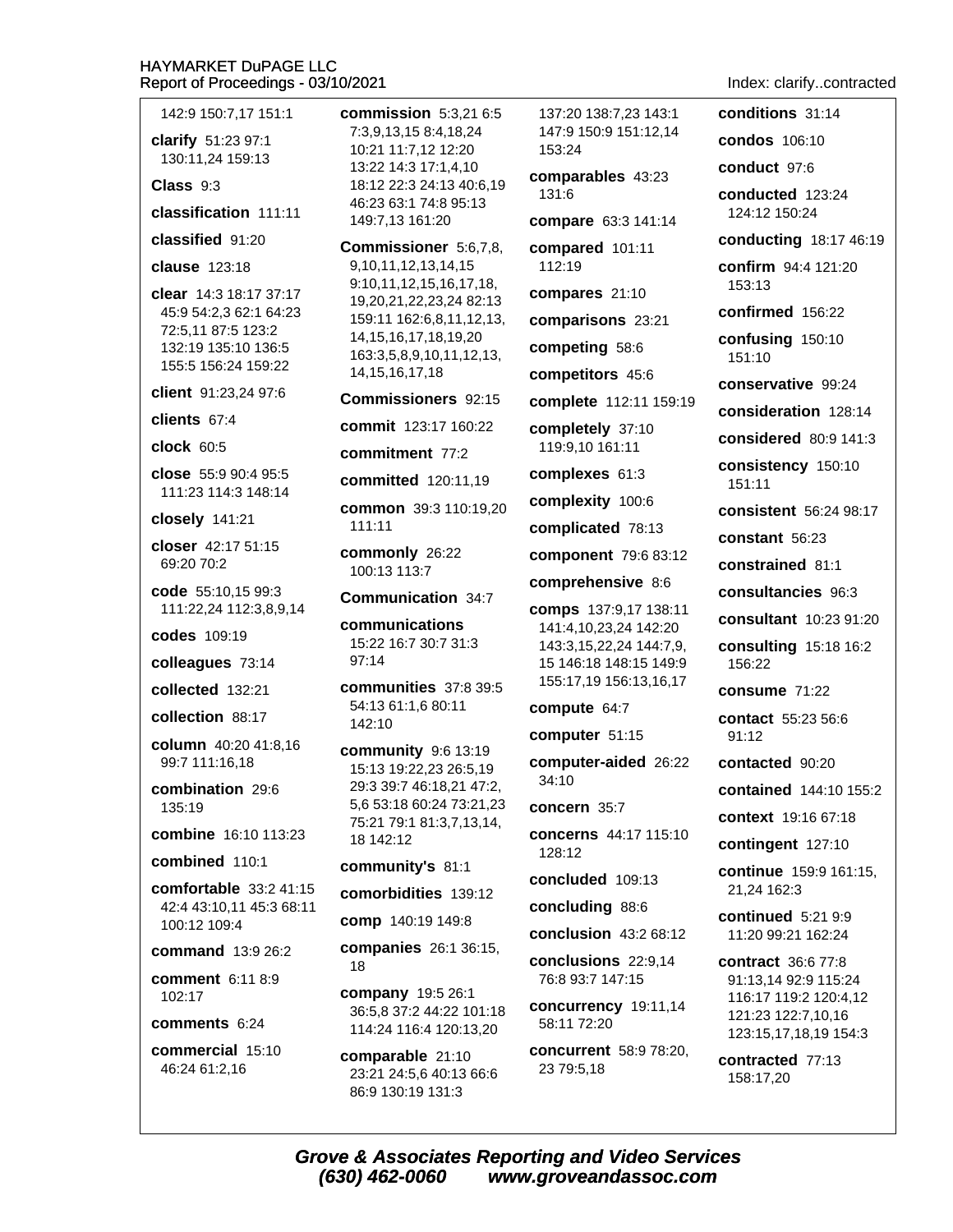142:9 150:7,17 151:1

**clarify** 51:23 97:1 130:11,24 159:13

**Class** 9:3

**classification** 111:11

**classified** 91:20

**clause** 123:18

**clear** 14:3 18:17 37:17 45:9 54:2,3 62:1 64:23 72:5,11 87:5 123:2 132:19 135:10 136:5 155:5 156:24 159:22

**client** 91:23,24 97:6

**clients** 67:4

**clock** 60:5

**close** 55:9 90:4 95:5 111:23 114:3 148:14

**closely** 141:21

**closer** 42:17 51:15 69:20 70:2

**code** 55:10,15 99:3 111:22,24 112:3,8,9,14

**codes** 109:19

**colleagues** 73:14

**collected** 132:21

**collection** 88:17

**column** 40:20 41:8,16 99:7 111:16,18

**combination** 29:6 135:19

**combine** 16:10 113:23

**combined** 110:1

**comfortable** 33:2 41:15 42:4 43:10,11 45:3 68:11 100:12 109:4

**command** 13:9 26:2

**comment** 6:11 8:9 102:17

**comments** 6:24

**commercial** 15:10 46:24 61:2,16

**commission** 5:3,21 6:5 7:3,9,13,15 8:4,18,24 10:21 11:7,12 12:20 13:22 14:3 17:1,4,10 18:12 22:3 24:13 40:6,19 46:23 63:1 74:8 95:13 149:7,13 161:20

**Commissioner** 5:6,7,8, 9,10,11,12,13,14,15 9:10,11,12,15,16,17,18, 19,20,21,22,23,24 82:13 159:11 162:6,8,11,12,13, 14,15,16,17,18,19,20 163:3,5,8,9,10,11,12,13, 14,15,16,17,18

**Commissioners** 92:15

**commit** 123:17 160:22

**commitment** 77:2

**committed** 120:11,19

**common** 39:3 110:19,20 111:11

**commonly** 26:22 100:13 113:7

**Communication** 34:7

**communications** 15:22 16:7 30:7 31:3 97:14

**communities** 37:8 39:5 54:13 61:1,6 80:11 142:10

**community** 9:6 13:19 15:13 19:22,23 26:5,19 29:3 39:7 46:18,21 47:2, 5,6 53:18 60:24 73:21,23 75:21 79:1 81:3,7,13,14, 18 142:12

**community's** 81:1

**comorbidities** 139:12

**comp** 140:19 149:8

**companies** 26:1 36:15, 18

**company** 19:5 26:1 36:5,8 37:2 44:22 101:18 114:24 116:4 120:13,20

**comparable** 21:10 23:21 24:5,6 40:13 66:6 86:9 130:19 131:3 137:20 138:7,23 143:1 147:9 150:9 151:12,14 153:24

**comparables** 43:23 131:6

**compare** 63:3 141:14

**compared** 101:11 112:19

**compares** 21:10

**comparisons** 23:21

**competing** 58:6

**competitors** 45:6

**complete** 112:11 159:19

**completely** 37:10 119:9,10 161:11

**complexes** 61:3

**complexity** 100:6

**complicated** 78:13

**component** 79:6 83:12

**comprehensive** 8:6

**comps** 137:9,17 138:11 141:4,10,23,24 142:20 143:3,15,22,24 144:7,9, 15 146:18 148:15 149:9 155:17,19 156:13,16,17

**compute** 64:7

**computer** 51:15

**computer-aided** 26:22 34:10

**concern** 35:7

**concerns** 44:17 115:10 128:12

**concluded** 109:13

**concluding** 88:6

**conclusion** 43:2 68:12

**conclusions** 22:9,14 76:8 93:7 147:15

**concurrency** 19:11,14 58:11 72:20

**concurrent** 58:9 78:20, 23 79:5,18

**conditions** 31:14

**condos** 106:10

**conduct** 97:6

**conducted** 123:24 124:12 150:24

**conducting** 18:17 46:19

**confirm** 94:4 121:20 153:13

**confirmed** 156:22

**confusing** 150:10 151:10

**conservative** 99:24

**consideration** 128:14

**considered** 80:9 141:3

**consistency** 150:10 151:11

**consistent** 56:24 98:17

**constant** 56:23

**constrained** 81:1

**consultancies** 96:3

**consultant** 10:23 91:20

**consulting** 15:18 16:2 156:22

**consume** 71:22

**contact** 55:23 56:6 91:12

**contacted** 90:20

**contained** 144:10 155:2

**context** 19:16 67:18

**contingent** 127:10

**continue** 159:9 161:15, 21,24 162:3

**continued** 5:21 9:9 11:20 99:21 162:24

**contract** 36:6 77:8 91:13,14 92:9 115:24 116:17 119:2 120:4,12 121:23 122:7,10,16 123:15,17,18,19 154:3

**contracted** 77:13 158:17,20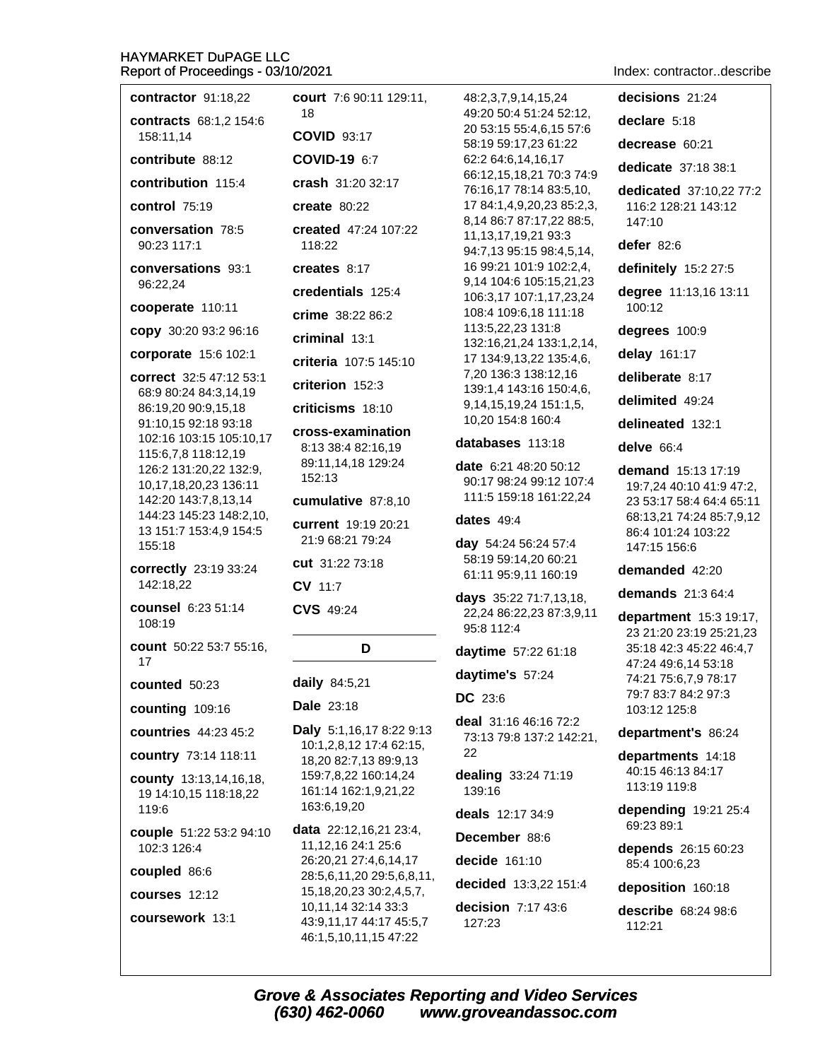**contractor** 91:18,22

**contracts** 68:1,2 154:6 158:11,14

**contribute** 88:12

**contribution** 115:4

**control** 75:19

**conversation** 78:5 90:23 117:1

**conversations** 93:1 96:22,24

**cooperate** 110:11

**copy** 30:20 93:2 96:16

**corporate** 15:6 102:1

**correct** 32:5 47:12 53:1 68:9 80:24 84:3,14,19 86:19,20 90:9,15,18 91:10,15 92:18 93:18 102:16 103:15 105:10,17 115:6,7,8 118:12,19 126:2 131:20,22 132:9, 10,17,18,20,23 136:11 142:20 143:7,8,13,14 144:23 145:23 148:2,10, 13 151:7 153:4,9 154:5 155:18

**correctly** 23:19 33:24 142:18,22

**counsel** 6:23 51:14 108:19

**count** 50:22 53:7 55:16, 17

**counted** 50:23

**counting** 109:16

**countries** 44:23 45:2

**country** 73:14 118:11

**county** 13:13,14,16,18, 19 14:10,15 118:18,22 119:6

**couple** 51:22 53:2 94:10 102:3 126:4

**coupled** 86:6

**courses** 12:12

**coursework** 13:1

**court** 7:6 90:11 129:11, 18

**COVID** 93:17

**COVID-19** 6:7

**crash** 31:20 32:17

**create** 80:22

**created** 47:24 107:22 118:22

**creates** 8:17

**credentials** 125:4

**crime** 38:22 86:2

**criminal** 13:1

**criteria** 107:5 145:10

**criterion** 152:3

**criticisms** 18:10

**cross-examination** 8:13 38:4 82:16,19 89:11,14,18 129:24 152:13

**cumulative** 87:8,10

**current** 19:19 20:21 21:9 68:21 79:24

**cut** 31:22 73:18

**CV** 11:7

**CVS** 49:24

## D

**daily** 84:5,21

**Dale** 23:18

**Daly** 5:1,16,17 8:22 9:13 10:1,2,8,12 17:4 62:15, 18,20 82:7,13 89:9,13 159:7,8,22 160:14,24 161:14 162:1,9,21,22 163:6,19,20

**data** 22:12,16,21 23:4, 11,12,16 24:1 25:6 26:20,21 27:4,6,14,17 28:5,6,11,20 29:5,6,8,11, 15,18,20,23 30:2,4,5,7, 10,11,14 32:14 33:3 43:9,11,17 44:17 45:5,7 46:1,5,10,11,15 47:22 48:2,3,7,9,14,15,24 49:20 50:4 51:24 52:12, 20 53:15 55:4,6,15 57:6 58:19 59:17,23 61:22 62:2 64:6,14,16,17 66:12,15,18,21 70:3 74:9 76:16,17 78:14 83:5,10, 17 84:1,4,9,20,23 85:2,3, 8,14 86:7 87:17,22 88:5, 11,13,17,19,21 93:3 94:7,13 95:15 98:4,5,14, 16 99:21 101:9 102:2,4, 9,14 104:6 105:15,21,23 106:3,17 107:1,17,23,24 108:4 109:6,18 111:18 113:5,22,23 131:8 132:16,21,24 133:1,2,14, 17 134:9,13,22 135:4,6, 7,20 136:3 138:12,16 139:1,4 143:16 150:4,6, 9,14,15,19,24 151:1,5, 10,20 154:8 160:4

**databases** 113:18

**date** 6:21 48:20 50:12 90:17 98:24 99:12 107:4 111:5 159:18 161:22,24

**dates** 49:4

**day** 54:24 56:24 57:4 58:19 59:14,20 60:21 61:11 95:9,11 160:19

**days** 35:22 71:7,13,18, 22,24 86:22,23 87:3,9,11 95:8 112:4

**daytime** 57:22 61:18

**daytime's** 57:24

**DC** 23:6

**deal** 31:16 46:16 72:2 73:13 79:8 137:2 142:21, 22

**dealing** 33:24 71:19 139:16

**deals** 12:17 34:9

**December** 88:6

**decide** 161:10

**decided** 13:3,22 151:4

**decision** 7:17 43:6 127:23

**decisions** 21:24

**declare** 5:18

**decrease** 60:21

**dedicate** 37:18 38:1

**dedicated** 37:10,22 77:2 116:2 128:21 143:12 147:10

**defer** 82:6

**definitely** 15:2 27:5

**degree** 11:13,16 13:11 100:12

**degrees** 100:9

**delay** 161:17

**deliberate** 8:17

**delimited** 49:24

**delineated** 132:1

**delve** 66:4

**demand** 15:13 17:19 19:7,24 40:10 41:9 47:2, 23 53:17 58:4 64:4 65:11 68:13,21 74:24 85:7,9,12 86:4 101:24 103:22 147:15 156:6

**demanded** 42:20

**demands** 21:3 64:4

**department** 15:3 19:17, 23 21:20 23:19 25:21,23 35:18 42:3 45:22 46:4,7 47:24 49:6,14 53:18 74:21 75:6,7,9 78:17 79:7 83:7 84:2 97:3 103:12 125:8

**department's** 86:24

**departments** 14:18 40:15 46:13 84:17 113:19 119:8

**depending** 19:21 25:4 69:23 89:1

**depends** 26:15 60:23 85:4 100:6,23

**deposition** 160:18

**describe** 68:24 98:6 112:21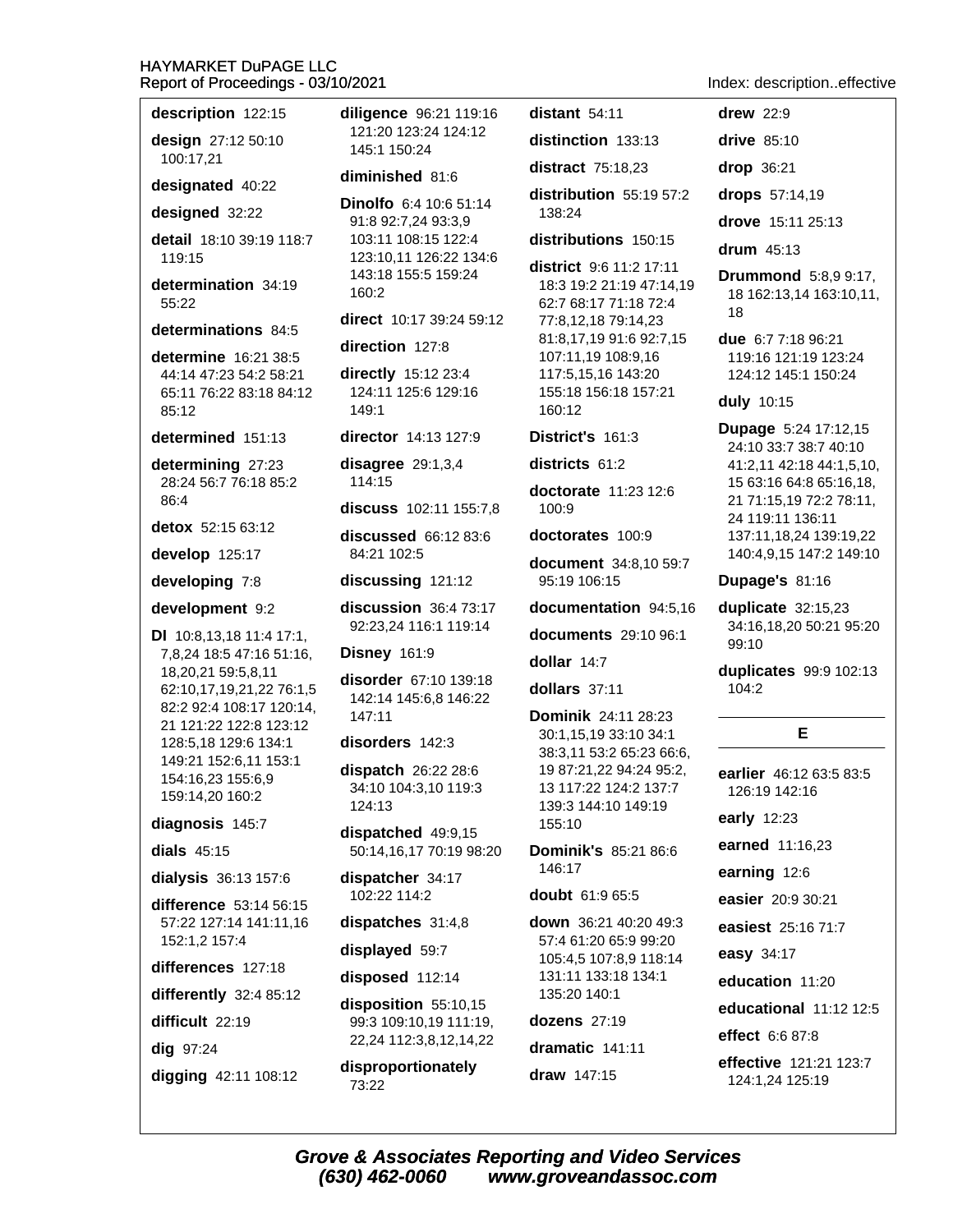**description** 122:15

**design** 27:12 50:10 100:17,21

**designated** 40:22

**designed** 32:22

**detail** 18:10 39:19 118:7 119:15

**determination** 34:19 55:22

**determinations** 84:5

**determine** 16:21 38:5 44:14 47:23 54:2 58:21 65:11 76:22 83:18 84:12 85:12

**determined** 151:13

**determining** 27:23 28:24 56:7 76:18 85:2 86:4

**detox** 52:15 63:12

**develop** 125:17

**developing** 7:8

**development** 9:2

**Dl** 10:8,13,18 11:4 17:1, 7,8,24 18:5 47:16 51:16, 18,20,21 59:5,8,11 62:10,17,19,21,22 76:1,5 82:2 92:4 108:17 120:14, 21 121:22 122:8 123:12 128:5,18 129:6 134:1 149:21 152:6,11 153:1 154:16,23 155:6,9 159:14,20 160:2

**diagnosis** 145:7

**dials** 45:15

**dialysis** 36:13 157:6

**difference** 53:14 56:15 57:22 127:14 141:11,16 152:1,2 157:4

**differences** 127:18

**differently** 32:4 85:12

**difficult** 22:19

**dig** 97:24

**digging** 42:11 108:12

**diligence** 96:21 119:16 121:20 123:24 124:12 145:1 150:24

**diminished** 81:6

**Dinolfo** 6:4 10:6 51:14 91:8 92:7,24 93:3,9 103:11 108:15 122:4 123:10,11 126:22 134:6 143:18 155:5 159:24 160:2

**direct** 10:17 39:24 59:12

**direction** 127:8

**directly** 15:12 23:4 124:11 125:6 129:16 149:1

**director** 14:13 127:9

**disagree** 29:1,3,4 114:15

**discuss** 102:11 155:7,8

**discussed** 66:12 83:6 84:21 102:5

**discussing** 121:12

**discussion** 36:4 73:17 92:23,24 116:1 119:14

**Disney** 161:9

**disorder** 67:10 139:18 142:14 145:6,8 146:22 147:11

**disorders** 142:3

**dispatch** 26:22 28:6 34:10 104:3,10 119:3 124:13

**dispatched** 49:9,15 50:14,16,17 70:19 98:20

**dispatcher** 34:17 102:22 114:2

**dispatches** 31:4,8

**displayed** 59:7

**disposed** 112:14

**disposition** 55:10,15 99:3 109:10,19 111:19, 22,24 112:3,8,12,14,22

**disproportionately** 73:22

**distant** 54:11

**distinction** 133:13

**distract** 75:18,23

**distribution** 55:19 57:2 138:24

**distributions** 150:15

**district** 9:6 11:2 17:11 18:3 19:2 21:19 47:14,19 62:7 68:17 71:18 72:4 77:8,12,18 79:14,23 81:8,17,19 91:6 92:7,15 107:11,19 108:9,16 117:5,15,16 143:20 155:18 156:18 157:21 160:12

**District's** 161:3

**districts** 61:2

**doctorate** 11:23 12:6 100:9

**doctorates** 100:9

**document** 34:8,10 59:7 95:19 106:15

**documentation** 94:5,16

**documents** 29:10 96:1

**dollar** 14:7

**dollars** 37:11

**Dominik** 24:11 28:23 30:1,15,19 33:10 34:1 38:3,11 53:2 65:23 66:6, 19 87:21,22 94:24 95:2, 13 117:22 124:2 137:7 139:3 144:10 149:19 155:10

**Dominik's** 85:21 86:6 146:17

**doubt** 61:9 65:5

**down** 36:21 40:20 49:3 57:4 61:20 65:9 99:20 105:4,5 107:8,9 118:14 131:11 133:18 134:1 135:20 140:1

**dozens** 27:19

**dramatic** 141:11

**draw** 147:15

**drew** 22:9

**drive** 85:10

**drop** 36:21

**drops** 57:14,19

**drove** 15:11 25:13

**drum** 45:13

**Drummond** 5:8,9 9:17, 18 162:13,14 163:10,11, 18

**due** 6:7 7:18 96:21 119:16 121:19 123:24 124:12 145:1 150:24

**duly** 10:15

**Dupage** 5:24 17:12,15 24:10 33:7 38:7 40:10 41:2,11 42:18 44:1,5,10, 15 63:16 64:8 65:16,18, 21 71:15,19 72:2 78:11, 24 119:11 136:11 137:11,18,24 139:19,22 140:4,9,15 147:2 149:10

**Dupage's** 81:16

**duplicate** 32:15,23 34:16,18,20 50:21 95:20 99:10

**duplicates** 99:9 102:13 104:2

## E

**earlier** 46:12 63:5 83:5 126:19 142:16

**early** 12:23

**earned** 11:16,23

**earning** 12:6

**easier** 20:9 30:21

**easiest** 25:16 71:7

**easy** 34:17

**education** 11:20

**educational** 11:12 12:5

**effect** 6:6 87:8

**effective** 121:21 123:7 124:1,24 125:19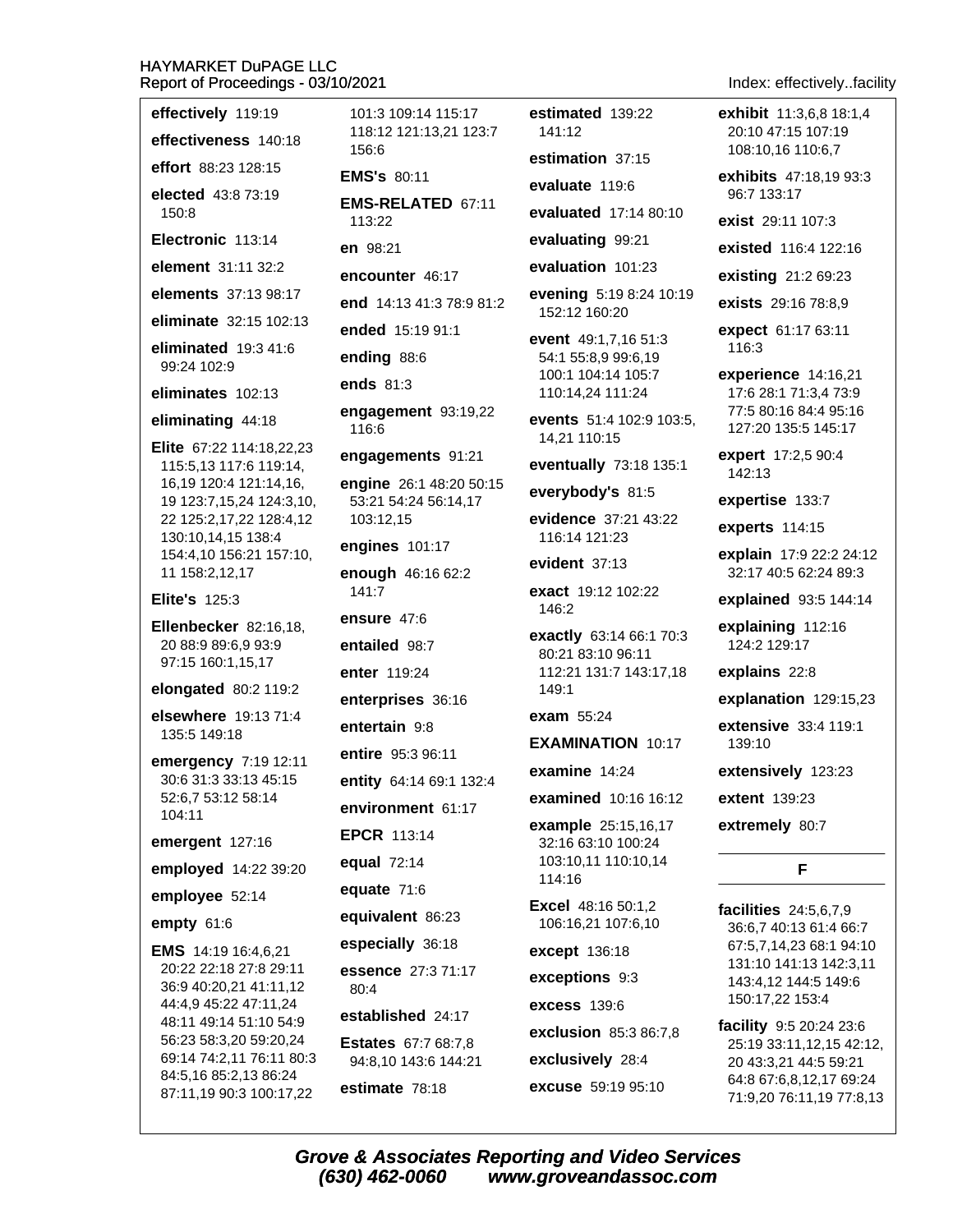**effectively** 119:19

**effectiveness** 140:18

**effort** 88:23 128:15

**elected** 43:8 73:19 150:8

**Electronic** 113:14

**element** 31:11 32:2

**elements** 37:13 98:17

**eliminate** 32:15 102:13

**eliminated** 19:3 41:6 99:24 102:9

**eliminates** 102:13

**eliminating** 44:18

**Elite** 67:22 114:18,22,23 115:5,13 117:6 119:14, 16,19 120:4 121:14,16, 19 123:7,15,24 124:3,10, 22 125:2,17,22 128:4,12 130:10,14,15 138:4 154:4,10 156:21 157:10, 11 158:2,12,17

**Elite's** 125:3

**Ellenbecker** 82:16,18, 20 88:9 89:6,9 93:9 97:15 160:1,15,17

**elongated** 80:2 119:2

**elsewhere** 19:13 71:4 135:5 149:18

**emergency** 7:19 12:11 30:6 31:3 33:13 45:15 52:6,7 53:12 58:14 104:11

**emergent** 127:16

**employed** 14:22 39:20

**employee** 52:14

**empty** 61:6

**EMS** 14:19 16:4,6,21 20:22 22:18 27:8 29:11 36:9 40:20,21 41:11,12 44:4,9 45:22 47:11,24 48:11 49:14 51:10 54:9 56:23 58:3,20 59:20,24 69:14 74:2,11 76:11 80:3 84:5,16 85:2,13 86:24 87:11,19 90:3 100:17,22 101:3 109:14 115:17 118:12 121:13,21 123:7 156:6

**EMS's** 80:11

**EMS-RELATED** 67:11 113:22

**en** 98:21

**encounter** 46:17

**end** 14:13 41:3 78:9 81:2

**ended** 15:19 91:1

**ending** 88:6

**ends** 81:3

**engagement** 93:19,22 116:6

**engagements** 91:21

**engine** 26:1 48:20 50:15 53:21 54:24 56:14,17 103:12,15

**engines** 101:17

**enough** 46:16 62:2 141:7

**ensure** 47:6

**entailed** 98:7

**enter** 119:24

**enterprises** 36:16

**entertain** 9:8

**entire** 95:3 96:11

**entity** 64:14 69:1 132:4

**environment** 61:17

**EPCR** 113:14

**equal** 72:14

**equate** 71:6

**equivalent** 86:23

**especially** 36:18

**essence** 27:3 71:17 80:4

**established** 24:17

**Estates** 67:7 68:7,8 94:8,10 143:6 144:21

**estimate** 78:18

**estimated** 139:22 141:12

**estimation** 37:15

**evaluate** 119:6

**evaluated** 17:14 80:10

**evaluating** 99:21

**evaluation** 101:23

**evening** 5:19 8:24 10:19 152:12 160:20

**event** 49:1,7,16 51:3 54:1 55:8,9 99:6,19 100:1 104:14 105:7 110:14,24 111:24

**events** 51:4 102:9 103:5, 14,21 110:15

**eventually** 73:18 135:1

**everybody's** 81:5

**evidence** 37:21 43:22 116:14 121:23

**evident** 37:13

**exact** 19:12 102:22 146:2

**exactly** 63:14 66:1 70:3 80:21 83:10 96:11 112:21 131:7 143:17,18 149:1

**exam** 55:24

**EXAMINATION** 10:17

**examine** 14:24

**examined** 10:16 16:12

**example** 25:15,16,17 32:16 63:10 100:24 103:10,11 110:10,14 114:16

**Excel** 48:16 50:1,2 106:16,21 107:6,10

**except** 136:18

**exceptions** 9:3

**excess** 139:6

**exclusion** 85:3 86:7,8

**exclusively** 28:4

**excuse** 59:19 95:10

**exhibit** 11:3,6,8 18:1,4 20:10 47:15 107:19 108:10,16 110:6,7

**exhibits** 47:18,19 93:3 96:7 133:17

**exist** 29:11 107:3

**existed** 116:4 122:16

**existing** 21:2 69:23

**exists** 29:16 78:8,9

**expect** 61:17 63:11 116:3

**experience** 14:16,21 17:6 28:1 71:3,4 73:9 77:5 80:16 84:4 95:16 127:20 135:5 145:17

**expert** 17:2,5 90:4 142:13

**expertise** 133:7

**experts** 114:15

**explain** 17:9 22:2 24:12 32:17 40:5 62:24 89:3

**explained** 93:5 144:14

**explaining** 112:16 124:2 129:17

**explains** 22:8

**explanation** 129:15,23

**extensive** 33:4 119:1 139:10

**extensively** 123:23

**extent** 139:23

**extremely** 80:7

## F

**facilities** 24:5,6,7,9 36:6,7 40:13 61:4 66:7 67:5,7,14,23 68:1 94:10 131:10 141:13 142:3,11 143:4,12 144:5 149:6 150:17,22 153:4

**facility** 9:5 20:24 23:6 25:19 33:11,12,15 42:12, 20 43:3,21 44:5 59:21 64:8 67:6,8,12,17 69:24 71:9,20 76:11,19 77:8,13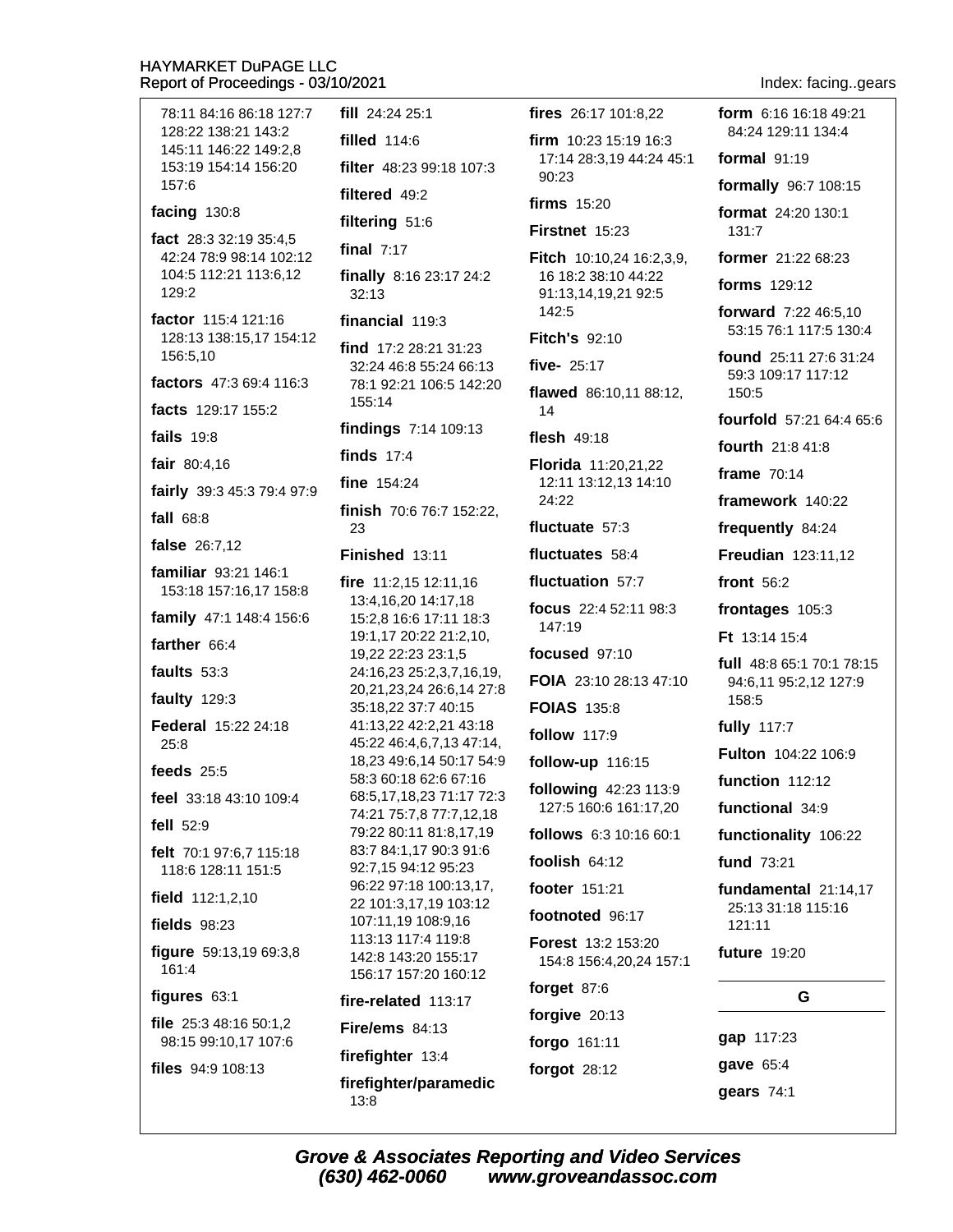78:11 84:16 86:18 127:7 128:22 138:21 143:2 145:11 146:22 149:2,8 153:19 154:14 156:20 157:6

**facing** 130:8

**fact** 28:3 32:19 35:4,5 42:24 78:9 98:14 102:12 104:5 112:21 113:6,12 129:2

**factor** 115:4 121:16 128:13 138:15,17 154:12 156:5,10

**factors** 47:3 69:4 116:3

**facts** 129:17 155:2

**fails** 19:8

**fair** 80:4,16

**fairly** 39:3 45:3 79:4 97:9

**fall** 68:8

**false** 26:7,12

**familiar** 93:21 146:1 153:18 157:16,17 158:8

**family** 47:1 148:4 156:6

**farther** 66:4

**faults** 53:3

**faulty** 129:3

**Federal** 15:22 24:18 25:8

**feeds** 25:5

**feel** 33:18 43:10 109:4

**fell** 52:9

**felt** 70:1 97:6,7 115:18 118:6 128:11 151:5

**field** 112:1,2,10

**fields** 98:23

**figure** 59:13,19 69:3,8 161:4

**figures** 63:1

**file** 25:3 48:16 50:1,2 98:15 99:10,17 107:6

**files** 94:9 108:13

**fill** 24:24 25:1

**filled** 114:6

**filter** 48:23 99:18 107:3

**filtered** 49:2

**filtering** 51:6

**final** 7:17

**finally** 8:16 23:17 24:2 32:13

**financial** 119:3

**find** 17:2 28:21 31:23 32:24 46:8 55:24 66:13 78:1 92:21 106:5 142:20 155:14

**findings** 7:14 109:13

**finds** 17:4

**fine** 154:24

**finish** 70:6 76:7 152:22, 23

**Finished** 13:11

**fire** 11:2,15 12:11,16 13:4,16,20 14:17,18 15:2,8 16:6 17:11 18:3 19:1,17 20:22 21:2,10, 19,22 22:23 23:1,5 24:16,23 25:2,3,7,16,19, 20,21,23,24 26:6,14 27:8 35:18,22 37:7 40:15 41:13,22 42:2,21 43:18 45:22 46:4,6,7,13 47:14, 18,23 49:6,14 50:17 54:9 58:3 60:18 62:6 67:16 68:5,17,18,23 71:17 72:3 74:21 75:7,8 77:7,12,18 79:22 80:11 81:8,17,19 83:7 84:1,17 90:3 91:6 92:7,15 94:12 95:23 96:22 97:18 100:13,17, 22 101:3,17,19 103:12 107:11,19 108:9,16 113:13 117:4 119:8 142:8 143:20 155:17 156:17 157:20 160:12

**fire-related** 113:17

**Fire/ems** 84:13

**firefighter** 13:4

**firefighter/paramedic** 13:8

**fires** 26:17 101:8,22

**firm** 10:23 15:19 16:3 17:14 28:3,19 44:24 45:1 90:23

**firms** 15:20

**Firstnet** 15:23

**Fitch** 10:10,24 16:2,3,9, 16 18:2 38:10 44:22 91:13,14,19,21 92:5 142:5

**Fitch's** 92:10

**five-** 25:17

**flawed** 86:10,11 88:12, 14

**flesh** 49:18

**Florida** 11:20,21,22 12:11 13:12,13 14:10 24:22

**fluctuate** 57:3

**fluctuates** 58:4

**fluctuation** 57:7

**focus** 22:4 52:11 98:3 147:19

**focused** 97:10

**FOIA** 23:10 28:13 47:10

**FOIAS** 135:8

**follow** 117:9

**follow-up** 116:15

**following** 42:23 113:9 127:5 160:6 161:17,20

**follows** 6:3 10:16 60:1

**foolish** 64:12

**footer** 151:21

**footnoted** 96:17

**Forest** 13:2 153:20 154:8 156:4,20,24 157:1

**forget** 87:6

**forgive** 20:13

**forgo** 161:11

**forgot** 28:12

**form** 6:16 16:18 49:21 84:24 129:11 134:4

**formal** 91:19

**formally** 96:7 108:15

**format** 24:20 130:1 131:7

**former** 21:22 68:23

**forms** 129:12

**forward** 7:22 46:5,10 53:15 76:1 117:5 130:4

**found** 25:11 27:6 31:24 59:3 109:17 117:12 150:5

**fourfold** 57:21 64:4 65:6

**fourth** 21:8 41:8

**frame** 70:14

**framework** 140:22

**frequently** 84:24

**Freudian** 123:11,12

**front** 56:2

**frontages** 105:3

**Ft** 13:14 15:4

**full** 48:8 65:1 70:1 78:15 94:6,11 95:2,12 127:9 158:5

**fully** 117:7

**Fulton** 104:22 106:9

**function** 112:12

**functional** 34:9

**functionality** 106:22

**fund** 73:21

**fundamental** 21:14,17 25:13 31:18 115:16 121:11

**future** 19:20

## G

**gap** 117:23

**gave** 65:4

**gears** 74:1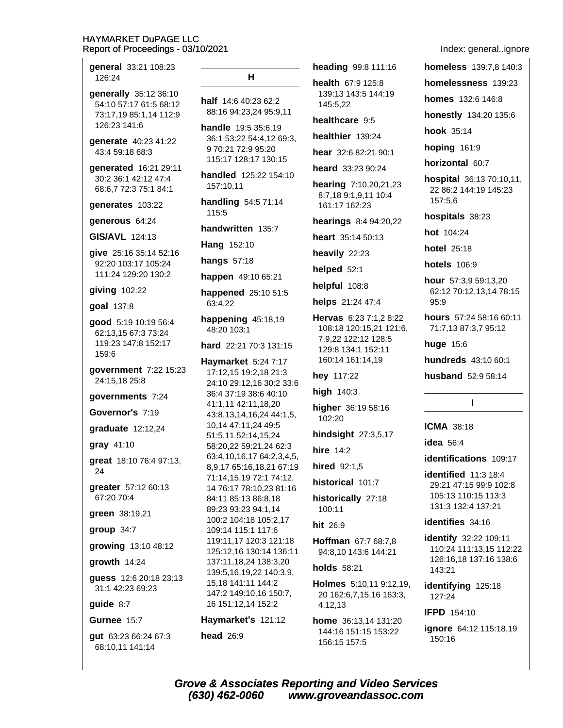**general** 33:21 108:23 126:24

**generally** 35:12 36:10 54:10 57:17 61:5 68:12 73:17,19 85:1,14 112:9 126:23 141:6

**generate** 40:23 41:22 43:4 59:18 68:3

**generated** 16:21 29:11 30:2 36:1 42:12 47:4 68:6,7 72:3 75:1 84:1

**generates** 103:22

**generous** 64:24

**GIS/AVL** 124:13

**give** 25:16 35:14 52:16 92:20 103:17 105:24 111:24 129:20 130:2

**giving** 102:22

**goal** 137:8

**good** 5:19 10:19 56:4 62:13,15 67:3 73:24 119:23 147:8 152:17 159:6

**government** 7:22 15:23 24:15,18 25:8

**governments** 7:24

**Governor's** 7:19

**graduate** 12:12,24

**gray** 41:10

**great** 18:10 76:4 97:13, 24

**greater** 57:12 60:13 67:20 70:4

**green** 38:19,21

**group** 34:7

**growing** 13:10 48:12

**growth** 14:24

**guess** 12:6 20:18 23:13 31:1 42:23 69:23

**guide** 8:7

**Gurnee** 15:7

**gut** 63:23 66:24 67:3 68:10,11 141:14

## H

**half** 14:6 40:23 62:2 88:16 94:23,24 95:9,11

**handle** 19:5 35:6,19 36:1 53:22 54:4,12 69:3, 9 70:21 72:9 95:20 115:17 128:17 130:15

**handled** 125:22 154:10 157:10,11

**handling** 54:5 71:14 115:5

**handwritten** 135:7

**Hang** 152:10

**hangs** 57:18

**happen** 49:10 65:21

**happened** 25:10 51:5 63:4,22

**happening** 45:18,19 48:20 103:1

**hard** 22:21 70:3 131:15

**Haymarket** 5:24 7:17 17:12,15 19:2,18 21:3 24:10 29:12,16 30:2 33:6 36:4 37:19 38:6 40:10 41:1,11 42:11,18,20 43:8,13,14,16,24 44:1,5, 10,14 47:11,24 49:5 51:5,11 52:14,15,24 58:20,22 59:21,24 62:3 63:4,10,16,17 64:2,3,4,5, 8,9,17 65:16,18,21 67:19 71:14,15,19 72:1 74:12, 14 76:17 78:10,23 81:16 84:11 85:13 86:8,18 89:23 93:23 94:1,14 100:2 104:18 105:2,17 109:14 115:1 117:6 119:11,17 120:3 121:18 125:12,16 130:14 136:11 137:11,18,24 138:3,20 139:5,16,19,22 140:3,9, 15,18 141:11 144:2 147:2 149:10,16 150:7, 16 151:12,14 152:2

**Haymarket's** 121:12

**head** 26:9

**heading** 99:8 111:16

**health** 67:9 125:8 139:13 143:5 144:19 145:5,22

**healthcare** 9:5

**healthier** 139:24

**hear** 32:6 82:21 90:1

**heard** 33:23 90:24

**hearing** 7:10,20,21,23 8:7,18 9:1,9,11 10:4 161:17 162:23

**hearings** 8:4 94:20,22

**heart** 35:14 50:13

**heavily** 22:23

**helped** 52:1

**helpful** 108:8

**helps** 21:24 47:4

**Hervas** 6:23 7:1,2 8:22 108:18 120:15,21 121:6, 7,9,22 122:12 128:5 129:8 134:1 152:11 160:14 161:14,19

**hey** 117:22

**high** 140:3

**higher** 36:19 58:16 102:20

**hindsight** 27:3,5,17

**hire** 14:2

**hired** 92:1,5

**historical** 101:7

**historically** 27:18 100:11

**hit** 26:9

**Hoffman** 67:7 68:7,8 94:8,10 143:6 144:21

**holds** 58:21

**Holmes** 5:10,11 9:12,19, 20 162:6,7,15,16 163:3, 4,12,13

**home** 36:13,14 131:20 144:16 151:15 153:22 156:15 157:5

**homeless** 139:7,8 140:3

**homelessness** 139:23

**homes** 132:6 146:8

**honestly** 134:20 135:6

**hook** 35:14

**hoping** 161:9

**horizontal** 60:7

**hospital** 36:13 70:10,11, 22 86:2 144:19 145:23 157:5,6

**hospitals** 38:23

**hot** 104:24

**hotel** 25:18

**hotels** 106:9

**hour** 57:3,9 59:13,20 62:12 70:12,13,14 78:15 95:9

**hours** 57:24 58:16 60:11 71:7,13 87:3,7 95:12

**huge** 15:6

**hundreds** 43:10 60:1

**husband** 52:9 58:14

## I

**ICMA** 38:18

**idea** 56:4

**identifications** 109:17

**identified** 11:3 18:4 29:21 47:15 99:9 102:8 105:13 110:15 113:3 131:3 132:4 137:21

**identifies** 34:16

**identify** 32:22 109:11 110:24 111:13,15 112:22 126:16,18 137:16 138:6 143:21

**identifying** 125:18 127:24

**IFPD** 154:10

**ignore** 64:12 115:18,19 150:16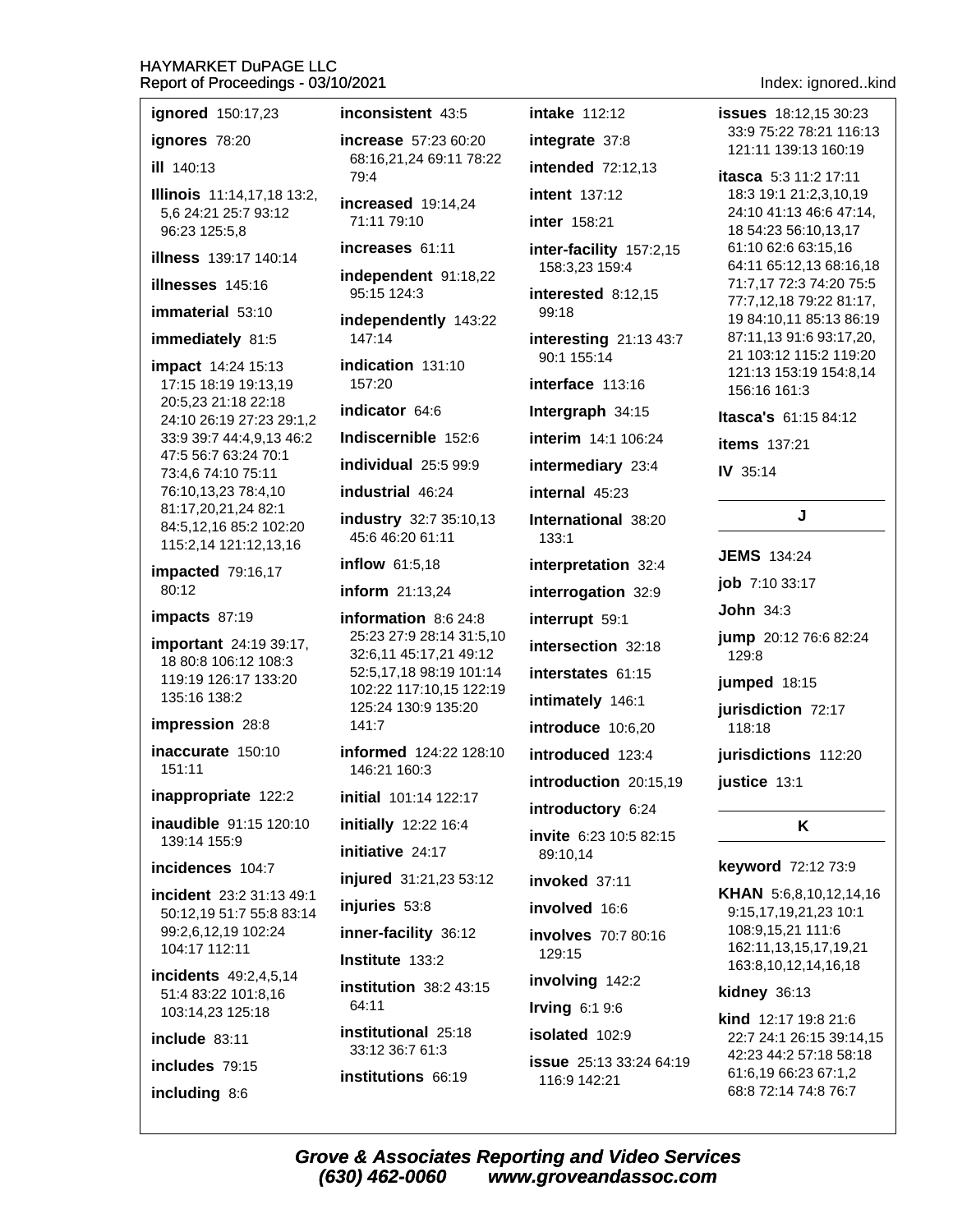**ignored** 150:17,23

**ignores** 78:20

**ill** 140:13

**Illinois** 11:14,17,18 13:2, 5,6 24:21 25:7 93:12 96:23 125:5,8

**illness** 139:17 140:14

**illnesses** 145:16

**immaterial** 53:10

**immediately** 81:5

**impact** 14:24 15:13 17:15 18:19 19:13,19 20:5,23 21:18 22:18 24:10 26:19 27:23 29:1,2 33:9 39:7 44:4,9,13 46:2 47:5 56:7 63:24 70:1 73:4,6 74:10 75:11 76:10,13,23 78:4,10 81:17,20,21,24 82:1 84:5,12,16 85:2 102:20 115:2,14 121:12,13,16

**impacted** 79:16,17 80:12

**impacts** 87:19

**important** 24:19 39:17, 18 80:8 106:12 108:3 119:19 126:17 133:20 135:16 138:2

**impression** 28:8

**inaccurate** 150:10 151:11

**inappropriate** 122:2

**inaudible** 91:15 120:10 139:14 155:9

**incidences** 104:7

**incident** 23:2 31:13 49:1 50:12,19 51:7 55:8 83:14 99:2,6,12,19 102:24 104:17 112:11

**incidents** 49:2,4,5,14 51:4 83:22 101:8,16 103:14,23 125:18

**include** 83:11

**includes** 79:15

**including** 8:6

**inconsistent** 43:5

**increase** 57:23 60:20 68:16,21,24 69:11 78:22 79:4

**increased** 19:14,24 71:11 79:10

**increases** 61:11

**independent** 91:18,22 95:15 124:3

**independently** 143:22 147:14

**indication** 131:10 157:20

**indicator** 64:6

**Indiscernible** 152:6

**individual** 25:5 99:9

**industrial** 46:24

**industry** 32:7 35:10,13 45:6 46:20 61:11

**inflow** 61:5,18

**inform** 21:13,24

**information** 8:6 24:8 25:23 27:9 28:14 31:5,10 32:6,11 45:17,21 49:12 52:5,17,18 98:19 101:14 102:22 117:10,15 122:19 125:24 130:9 135:20 141:7

**informed** 124:22 128:10 146:21 160:3

**initial** 101:14 122:17

**initially** 12:22 16:4

**initiative** 24:17

**injured** 31:21,23 53:12

**injuries** 53:8

**inner-facility** 36:12

**Institute** 133:2

**institution** 38:2 43:15 64:11

**institutional** 25:18 33:12 36:7 61:3

**institutions** 66:19

**intake** 112:12

**integrate** 37:8

**intended** 72:12,13

**intent** 137:12

**inter** 158:21

**inter-facility** 157:2,15 158:3,23 159:4

**interested** 8:12,15 99:18

**interesting** 21:13 43:7 90:1 155:14

**interface** 113:16

**Intergraph** 34:15

**interim** 14:1 106:24

**intermediary** 23:4

**internal** 45:23

**International** 38:20 133:1

**interpretation** 32:4

**interrogation** 32:9

**interrupt** 59:1

**intersection** 32:18

**interstates** 61:15

**intimately** 146:1

**introduce** 10:6,20

**introduced** 123:4

**introduction** 20:15,19

**introductory** 6:24

**invite** 6:23 10:5 82:15 89:10,14

**invoked** 37:11

**involved** 16:6

**involves** 70:7 80:16 129:15

**involving** 142:2

**Irving** 6:1 9:6

**isolated** 102:9

**issue** 25:13 33:24 64:19 116:9 142:21

**issues** 18:12,15 30:23 33:9 75:22 78:21 116:13 121:11 139:13 160:19

**itasca** 5:3 11:2 17:11 18:3 19:1 21:2,3,10,19 24:10 41:13 46:6 47:14, 18 54:23 56:10,13,17 61:10 62:6 63:15,16 64:11 65:12,13 68:16,18 71:7,17 72:3 74:20 75:5 77:7,12,18 79:22 81:17, 19 84:10,11 85:13 86:19 87:11,13 91:6 93:17,20, 21 103:12 115:2 119:20 121:13 153:19 154:8,14 156:16 161:3

**Itasca's** 61:15 84:12

**items** 137:21

**IV** 35:14

## J

**JEMS** 134:24

**job** 7:10 33:17

**John** 34:3

**jump** 20:12 76:6 82:24 129:8

**jumped** 18:15

**jurisdiction** 72:17 118:18

**jurisdictions** 112:20

**justice** 13:1

## K

**keyword** 72:12 73:9

**KHAN** 5:6,8,10,12,14,16 9:15,17,19,21,23 10:1 108:9,15,21 111:6 162:11,13,15,17,19,21 163:8,10,12,14,16,18

**kidney** 36:13

**kind** 12:17 19:8 21:6 22:7 24:1 26:15 39:14,15 42:23 44:2 57:18 58:18 61:6,19 66:23 67:1,2 68:8 72:14 74:8 76:7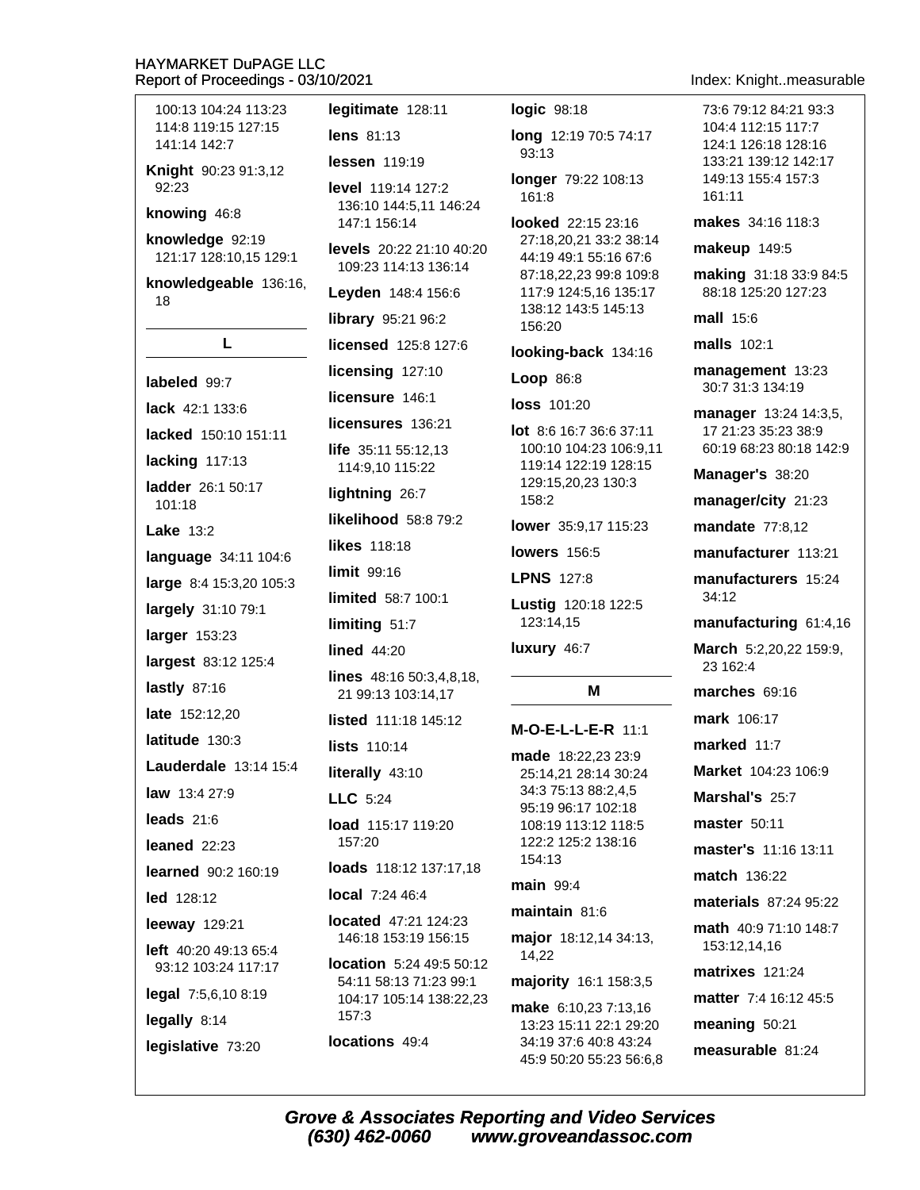100:13 104:24 113:23 114:8 119:15 127:15 141:14 142:7

**Knight** 90:23 91:3,12 92:23

**knowing** 46:8

**knowledge** 92:19 121:17 128:10,15 129:1

**knowledgeable** 136:16, 18

## L

**labeled** 99:7

**lack** 42:1 133:6

**lacked** 150:10 151:11

**lacking** 117:13

**ladder** 26:1 50:17 101:18

**Lake** 13:2

**language** 34:11 104:6

**large** 8:4 15:3,20 105:3

**largely** 31:10 79:1

**larger** 153:23

**largest** 83:12 125:4

**lastly** 87:16

**late** 152:12,20

**latitude** 130:3

**Lauderdale** 13:14 15:4

**law** 13:4 27:9

**leads** 21:6

**leaned** 22:23

**learned** 90:2 160:19

**led** 128:12

**leeway** 129:21

**left** 40:20 49:13 65:4 93:12 103:24 117:17

**legal** 7:5,6,10 8:19

**legally** 8:14

**legislative** 73:20

**legitimate** 128:11

**lens** 81:13

**lessen** 119:19

**level** 119:14 127:2 136:10 144:5,11 146:24 147:1 156:14

**levels** 20:22 21:10 40:20 109:23 114:13 136:14

**Leyden** 148:4 156:6

**library** 95:21 96:2

**licensed** 125:8 127:6

**licensing** 127:10

**licensure** 146:1

**licensures** 136:21

**life** 35:11 55:12,13 114:9,10 115:22

**lightning** 26:7

**likelihood** 58:8 79:2

**likes** 118:18

**limit** 99:16

**limited** 58:7 100:1

**limiting** 51:7

**lined** 44:20

**lines** 48:16 50:3,4,8,18, 21 99:13 103:14,17

**listed** 111:18 145:12

**lists** 110:14

**literally** 43:10

**LLC** 5:24

**load** 115:17 119:20 157:20

**loads** 118:12 137:17,18

**local** 7:24 46:4

**located** 47:21 124:23 146:18 153:19 156:15

**location** 5:24 49:5 50:12 54:11 58:13 71:23 99:1 104:17 105:14 138:22,23 157:3

**locations** 49:4

**logic** 98:18

**long** 12:19 70:5 74:17 93:13

**longer** 79:22 108:13 161:8

**looked** 22:15 23:16 27:18,20,21 33:2 38:14 44:19 49:1 55:16 67:6 87:18,22,23 99:8 109:8 117:9 124:5,16 135:17 138:12 143:5 145:13 156:20

**looking-back** 134:16

**Loop** 86:8

**loss** 101:20

**lot** 8:6 16:7 36:6 37:11 100:10 104:23 106:9,11 119:14 122:19 128:15 129:15,20,23 130:3 158:2

**lower** 35:9,17 115:23

**lowers** 156:5

**LPNS** 127:8

**Lustig** 120:18 122:5 123:14,15

**luxury** 46:7

## M

**M-O-E-L-L-E-R** 11:1

**made** 18:22,23 23:9 25:14,21 28:14 30:24 34:3 75:13 88:2,4,5 95:19 96:17 102:18 108:19 113:12 118:5 122:2 125:2 138:16 154:13

**main** 99:4

**maintain** 81:6

**major** 18:12,14 34:13, 14,22

**majority** 16:1 158:3,5

**make** 6:10,23 7:13,16 13:23 15:11 22:1 29:20 34:19 37:6 40:8 43:24 45:9 50:20 55:23 56:6,8 73:6 79:12 84:21 93:3 104:4 112:15 117:7 124:1 126:18 128:16 133:21 139:12 142:17 149:13 155:4 157:3 161:11

**makes** 34:16 118:3

**makeup** 149:5

**making** 31:18 33:9 84:5 88:18 125:20 127:23

**mall** 15:6

**malls** 102:1

**management** 13:23 30:7 31:3 134:19

**manager** 13:24 14:3,5, 17 21:23 35:23 38:9 60:19 68:23 80:18 142:9

**Manager's** 38:20

**manager/city** 21:23

**mandate** 77:8,12

**manufacturer** 113:21

**manufacturers** 15:24 34:12

**manufacturing** 61:4,16

**March** 5:2,20,22 159:9, 23 162:4

**marches** 69:16

**mark** 106:17

**marked** 11:7

**Market** 104:23 106:9

**Marshal's** 25:7

**master** 50:11

**master's** 11:16 13:11

**match** 136:22

**materials** 87:24 95:22

**math** 40:9 71:10 148:7 153:12,14,16

**matrixes** 121:24

**matter** 7:4 16:12 45:5

**meaning** 50:21

**measurable** 81:24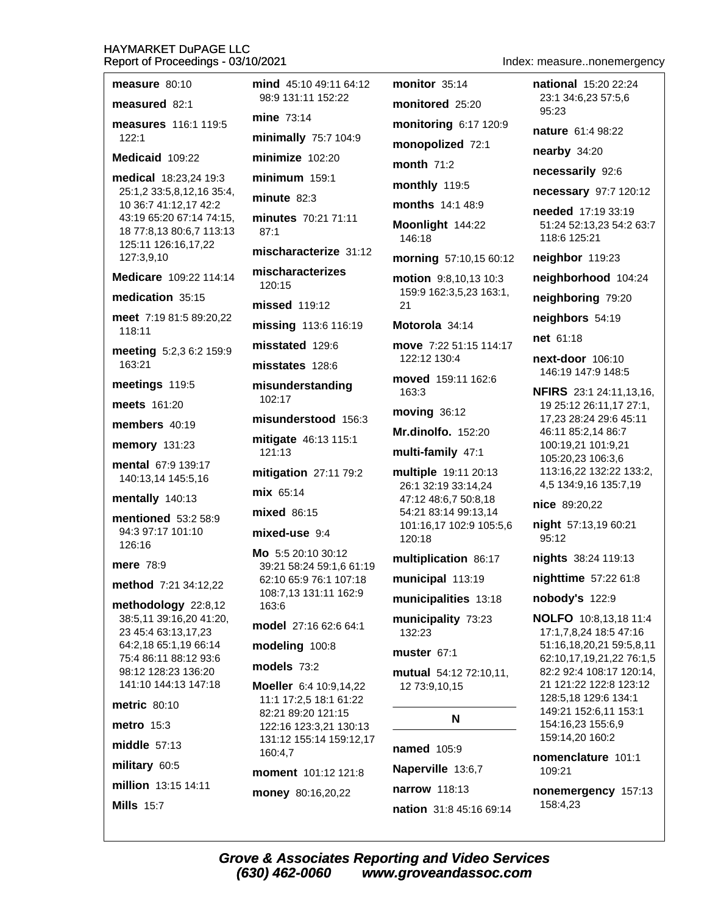**measure** 80:10

**measured** 82:1

**measures** 116:1 119:5 122:1

**Medicaid** 109:22

**medical** 18:23,24 19:3 25:1,2 33:5,8,12,16 35:4,10 36:7 41:12,17 42:2 43:19 65:20 67:14 74:15,18 77:8,13 80:6,7 113:13 125:11 126:16,17,22 127:3,9,10

**Medicare** 109:22 114:14

**medication** 35:15

**meet** 7:19 81:5 89:20,22 118:11

**meeting** 5:2,3 6:2 159:9 163:21

**meetings** 119:5

**meets** 161:20

**members** 40:19

**memory** 131:23

**mental** 67:9 139:17 140:13,14 145:5,16

**mentally** 140:13

**mentioned** 53:2 58:9 94:3 97:17 101:10 126:16

**mere** 78:9

**method** 7:21 34:12,22

**methodology** 22:8,12 38:5,11 39:16,20 41:20,23 45:4 63:13,17,23 64:2,18 65:1,19 66:14 75:4 86:11 88:12 93:6 98:12 128:23 136:20 141:10 144:13 147:18

**metric** 80:10

**metro** 15:3

**middle** 57:13

**military** 60:5

**million** 13:15 14:11

**Mills** 15:7

**mind** 45:10 49:11 64:12 98:9 131:11 152:22

**mine** 73:14

**minimally** 75:7 104:9

**minimize** 102:20

**minimum** 159:1

**minute** 82:3

**minutes** 70:21 71:11 87:1

**mischaracterize** 31:12

**mischaracterizes** 120:15

**missed** 119:12

**missing** 113:6 116:19

**misstated** 129:6

**misstates** 128:6

**misunderstanding** 102:17

**misunderstood** 156:3

**mitigate** 46:13 115:1 121:13

**mitigation** 27:11 79:2

**mix** 65:14

**mixed** 86:15

**mixed-use** 9:4

**Mo** 5:5 20:10 30:12 39:21 58:24 59:1,6 61:19 62:10 65:9 76:1 107:18 108:7,13 131:11 162:9 163:6

**model** 27:16 62:6 64:1

**modeling** 100:8

**models** 73:2

**Moeller** 6:4 10:9,14,22 11:1 17:2,5 18:1 61:22 82:21 89:20 121:15 122:16 123:3,21 130:13 131:12 155:14 159:12,17 160:4,7

**moment** 101:12 121:8

**money** 80:16,20,22

**monitor** 35:14

**monitored** 25:20

**monitoring** 6:17 120:9

**monopolized** 72:1

**month** 71:2

**monthly** 119:5

**months** 14:1 48:9

**Moonlight** 144:22 146:18

**morning** 57:10,15 60:12

**motion** 9:8,10,13 10:3 159:9 162:3,5,23 163:1,21

**Motorola** 34:14

**move** 7:22 51:15 114:17 122:12 130:4

**moved** 159:11 162:6 163:3

**moving** 36:12

**Mr.dinolfo.** 152:20

**multi-family** 47:1

**multiple** 19:11 20:13 26:1 32:19 33:14,24 47:12 48:6,7 50:8,18 54:21 83:14 99:13,14 101:16,17 102:9 105:5,6 120:18

**multiplication** 86:17

**municipal** 113:19

**municipalities** 13:18

**municipality** 73:23 132:23

**muster** 67:1

**mutual** 54:12 72:10,11,12 73:9,10,15

## N

**named** 105:9

**Naperville** 13:6,7

**narrow** 118:13

**nation** 31:8 45:16 69:14

**national** 15:20 22:24 23:1 34:6,23 57:5,6 95:23

**nature** 61:4 98:22

**nearby** 34:20

**necessarily** 92:6

**necessary** 97:7 120:12

**needed** 17:19 33:19 51:24 52:13,23 54:2 63:7 118:6 125:21

**neighbor** 119:23

**neighborhood** 104:24

**neighboring** 79:20

**neighbors** 54:19

**net** 61:18

**next-door** 106:10 146:19 147:9 148:5

**NFIRS** 23:1 24:11,13,16,19 25:12 26:11,17 27:1,17,23 28:24 29:6 45:11 46:11 85:2,14 86:7 100:19,21 101:9,21 105:20,23 106:3,6 113:16,22 132:22 133:2,4,5 134:9,16 135:7,19

**nice** 89:20,22

**night** 57:13,19 60:21 95:12

**nights** 38:24 119:13

**nighttime** 57:22 61:8

**nobody's** 122:9

**NOLFO** 10:8,13,18 11:4 17:1,7,8,24 18:5 47:16 51:16,18,20,21 59:5,8,11 62:10,17,19,21,22 76:1,5 82:2 92:4 108:17 120:14,21 121:22 122:8 123:12 128:5,18 129:6 134:1 149:21 152:6,11 153:1 154:16,23 155:6,9 159:14,20 160:2

**nomenclature** 101:1 109:21

**nonemergency** 157:13 158:4,23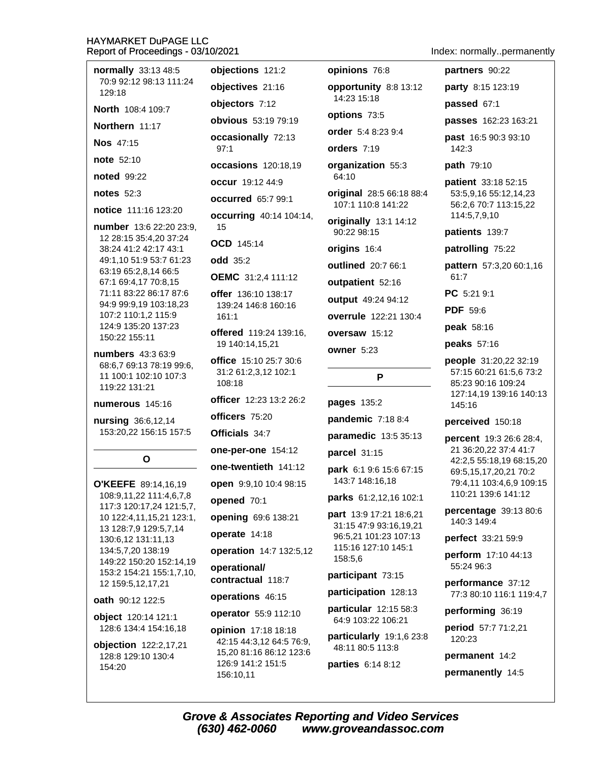**normally** 33:13 48:5 70:9 92:12 98:13 111:24 129:18

**North** 108:4 109:7

**Northern** 11:17

**Nos** 47:15

**note** 52:10

**noted** 99:22

**notes** 52:3

**notice** 111:16 123:20

**number** 13:6 22:20 23:9, 12 28:15 35:4,20 37:24 38:24 41:2 42:17 43:1 49:1,10 51:9 53:7 61:23 63:19 65:2,8,14 66:5 67:1 69:4,17 70:8,15 71:11 83:22 86:17 87:6 94:9 99:9,19 103:18,23 107:2 110:1,2 115:9 124:9 135:20 137:23 150:22 155:11

**numbers** 43:3 63:9 68:6,7 69:13 78:19 99:6, 11 100:1 102:10 107:3 119:22 131:21

**numerous** 145:16

**nursing** 36:6,12,14 153:20,22 156:15 157:5

## O

**O'KEEFE** 89:14,16,19 108:9,11,22 111:4,6,7,8 117:3 120:17,24 121:5,7, 10 122:4,11,15,21 123:1, 13 128:7,9 129:5,7,14 130:6,12 131:11,13 134:5,7,20 138:19 149:22 150:20 152:14,19 153:2 154:21 155:1,7,10, 12 159:5,12,17,21

**oath** 90:12 122:5

**object** 120:14 121:1 128:6 134:4 154:16,18

**objection** 122:2,17,21 128:8 129:10 130:4 154:20

**objections** 121:2

**objectives** 21:16

**objectors** 7:12

**obvious** 53:19 79:19

**occasionally** 72:13 97:1

**occasions** 120:18,19

**occur** 19:12 44:9

**occurred** 65:7 99:1

**occurring** 40:14 104:14, 15

**OCD** 145:14

**odd** 35:2

**OEMC** 31:2,4 111:12

**offer** 136:10 138:17 139:24 146:8 160:16 161:1

**offered** 119:24 139:16, 19 140:14,15,21

**office** 15:10 25:7 30:6 31:2 61:2,3,12 102:1 108:18

**officer** 12:23 13:2 26:2

**officers** 75:20

**Officials** 34:7

**one-per-one** 154:12

**one-twentieth** 141:12

**open** 9:9,10 10:4 98:15

**opened** 70:1

**opening** 69:6 138:21

**operate** 14:18

**operation** 14:7 132:5,12

**operational/ contractual** 118:7

**operations** 46:15

**operator** 55:9 112:10

**opinion** 17:18 18:18 42:15 44:3,12 64:5 76:9, 15,20 81:16 86:12 123:6 126:9 141:2 151:5 156:10,11

**opinions** 76:8

**opportunity** 8:8 13:12 14:23 15:18

**options** 73:5

**order** 5:4 8:23 9:4

**orders** 7:19

**organization** 55:3 64:10

**original** 28:5 66:18 88:4 107:1 110:8 141:22

**originally** 13:1 14:12 90:22 98:15

**origins** 16:4

**outlined** 20:7 66:1

**outpatient** 52:16

**output** 49:24 94:12

**overrule** 122:21 130:4

**oversaw** 15:12

**owner** 5:23

## P

**pages** 135:2

**pandemic** 7:18 8:4

**paramedic** 13:5 35:13

**parcel** 31:15

**park** 6:1 9:6 15:6 67:15 143:7 148:16,18

**parks** 61:2,12,16 102:1

**part** 13:9 17:21 18:6,21 31:15 47:9 93:16,19,21 96:5,21 101:23 107:13 115:16 127:10 145:1 158:5,6

**participant** 73:15

**participation** 128:13

**particular** 12:15 58:3 64:9 103:22 106:21

**particularly** 19:1,6 23:8 48:11 80:5 113:8

**parties** 6:14 8:12

**partners** 90:22

**party** 8:15 123:19

**passed** 67:1

**passes** 162:23 163:21

**past** 16:5 90:3 93:10 142:3

**path** 79:10

**patient** 33:18 52:15 53:5,9,16 55:12,14,23 56:2,6 70:7 113:15,22 114:5,7,9,10

**patients** 139:7

**patrolling** 75:22

**pattern** 57:3,20 60:1,16 61:7

**PC** 5:21 9:1

**PDF** 59:6

**peak** 58:16

**peaks** 57:16

**people** 31:20,22 32:19 57:15 60:21 61:5,6 73:2 85:23 90:16 109:24 127:14,19 139:16 140:13 145:16

**perceived** 150:18

**percent** 19:3 26:6 28:4, 21 36:20,22 37:4 41:7 42:2,5 55:18,19 68:15,20 69:5,15,17,20,21 70:2 79:4,11 103:4,6,9 109:15 110:21 139:6 141:12

**percentage** 39:13 80:6 140:3 149:4

**perfect** 33:21 59:9

**perform** 17:10 44:13 55:24 96:3

**performance** 37:12 77:3 80:10 116:1 119:4,7

**performing** 36:19

**period** 57:7 71:2,21 120:23

**permanent** 14:2

**permanently** 14:5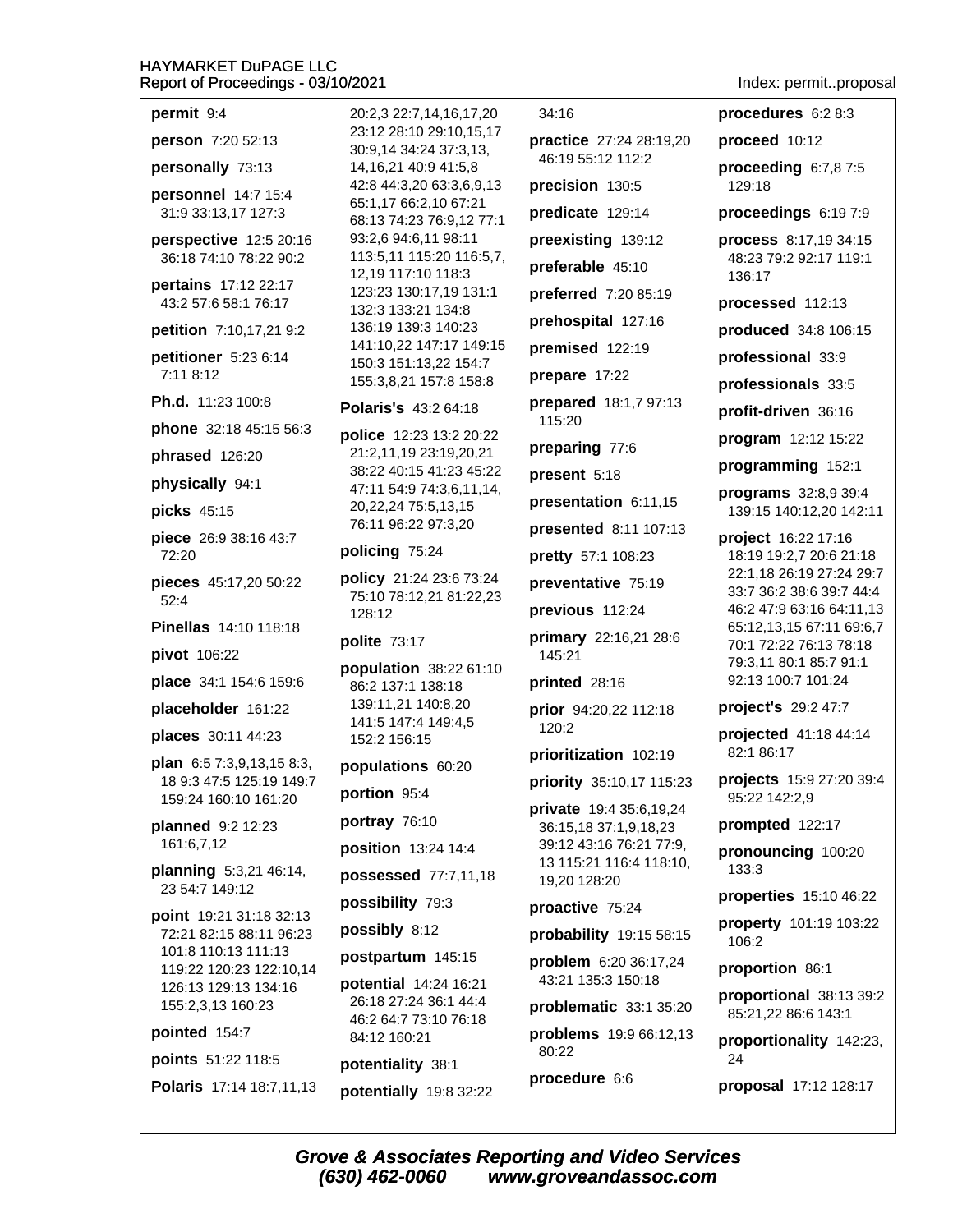**permit** 9:4

**person** 7:20 52:13

**personally** 73:13

**personnel** 14:7 15:4 31:9 33:13,17 127:3

**perspective** 12:5 20:16 36:18 74:10 78:22 90:2

**pertains** 17:12 22:17 43:2 57:6 58:1 76:17

**petition** 7:10,17,21 9:2

**petitioner** 5:23 6:14 7:11 8:12

**Ph.d.** 11:23 100:8

**phone** 32:18 45:15 56:3

**phrased** 126:20

**physically** 94:1

**picks** 45:15

**piece** 26:9 38:16 43:7 72:20

**pieces** 45:17,20 50:22 52:4

**Pinellas** 14:10 118:18

**pivot** 106:22

**place** 34:1 154:6 159:6

**placeholder** 161:22

**places** 30:11 44:23

**plan** 6:5 7:3,9,13,15 8:3, 18 9:3 47:5 125:19 149:7 159:24 160:10 161:20

**planned** 9:2 12:23 161:6,7,12

**planning** 5:3,21 46:14, 23 54:7 149:12

**point** 19:21 31:18 32:13 72:21 82:15 88:11 96:23 101:8 110:13 111:13 119:22 120:23 122:10,14 126:13 129:13 134:16 155:2,3,13 160:23

**pointed** 154:7

**points** 51:22 118:5

**Polaris** 17:14 18:7,11,13 20:2,3 22:7,14,16,17,20 23:12 28:10 29:10,15,17 30:9,14 34:24 37:3,13, 14,16,21 40:9 41:5,8 42:8 44:3,20 63:3,6,9,13 65:1,17 66:2,10 67:21 68:13 74:23 76:9,12 77:1 93:2,6 94:6,11 98:11 113:5,11 115:20 116:5,7, 12,19 117:10 118:3 123:23 130:17,19 131:1 132:3 133:21 134:8 136:19 139:3 140:23 141:10,22 147:17 149:15 150:3 151:13,22 154:7 155:3,8,21 157:8 158:8

**Polaris's** 43:2 64:18

**police** 12:23 13:2 20:22 21:2,11,19 23:19,20,21 38:22 40:15 41:23 45:22 47:11 54:9 74:3,6,11,14, 20,22,24 75:5,13,15 76:11 96:22 97:3,20

**policing** 75:24

**policy** 21:24 23:6 73:24 75:10 78:12,21 81:22,23 128:12

**polite** 73:17

**population** 38:22 61:10 86:2 137:1 138:18 139:11,21 140:8,20 141:5 147:4 149:4,5 152:2 156:15

**populations** 60:20

**portion** 95:4

**portray** 76:10

**position** 13:24 14:4

**possessed** 77:7,11,18

**possibility** 79:3

**possibly** 8:12

**postpartum** 145:15

**potential** 14:24 16:21 26:18 27:24 36:1 44:4 46:2 64:7 73:10 76:18 84:12 160:21

**potentiality** 38:1

**potentially** 19:8 32:22 34:16

**practice** 27:24 28:19,20 46:19 55:12 112:2

**precision** 130:5

**predicate** 129:14

**preexisting** 139:12

**preferable** 45:10

**preferred** 7:20 85:19

**prehospital** 127:16

**premised** 122:19

**prepare** 17:22

**prepared** 18:1,7 97:13 115:20

**preparing** 77:6

**present** 5:18

**presentation** 6:11,15

**presented** 8:11 107:13

**pretty** 57:1 108:23

**preventative** 75:19

**previous** 112:24

**primary** 22:16,21 28:6 145:21

**printed** 28:16

**prior** 94:20,22 112:18 120:2

**prioritization** 102:19

**priority** 35:10,17 115:23

**private** 19:4 35:6,19,24 36:15,18 37:1,9,18,23 39:12 43:16 76:21 77:9, 13 115:21 116:4 118:10, 19,20 128:20

**proactive** 75:24

**probability** 19:15 58:15

**problem** 6:20 36:17,24 43:21 135:3 150:18

**problematic** 33:1 35:20

**problems** 19:9 66:12,13 80:22

**procedure** 6:6

**procedures** 6:2 8:3

**proceed** 10:12

**proceeding** 6:7,8 7:5 129:18

**proceedings** 6:19 7:9

**process** 8:17,19 34:15 48:23 79:2 92:17 119:1 136:17

**processed** 112:13

**produced** 34:8 106:15

**professional** 33:9

**professionals** 33:5

**profit-driven** 36:16

**program** 12:12 15:22

**programming** 152:1

**programs** 32:8,9 39:4 139:15 140:12,20 142:11

**project** 16:22 17:16 18:19 19:2,7 20:6 21:18 22:1,18 26:19 27:24 29:7 33:7 36:2 38:6 39:7 44:4 46:2 47:9 63:16 64:11,13 65:12,13,15 67:11 69:6,7 70:1 72:22 76:13 78:18 79:3,11 80:1 85:7 91:1 92:13 100:7 101:24

**project's** 29:2 47:7

**projected** 41:18 44:14 82:1 86:17

**projects** 15:9 27:20 39:4 95:22 142:2,9

**prompted** 122:17

**pronouncing** 100:20 133:3

**properties** 15:10 46:22

**property** 101:19 103:22 106:2

**proportion** 86:1

**proportional** 38:13 39:2 85:21,22 86:6 143:1

**proportionality** 142:23, 24

**proposal** 17:12 128:17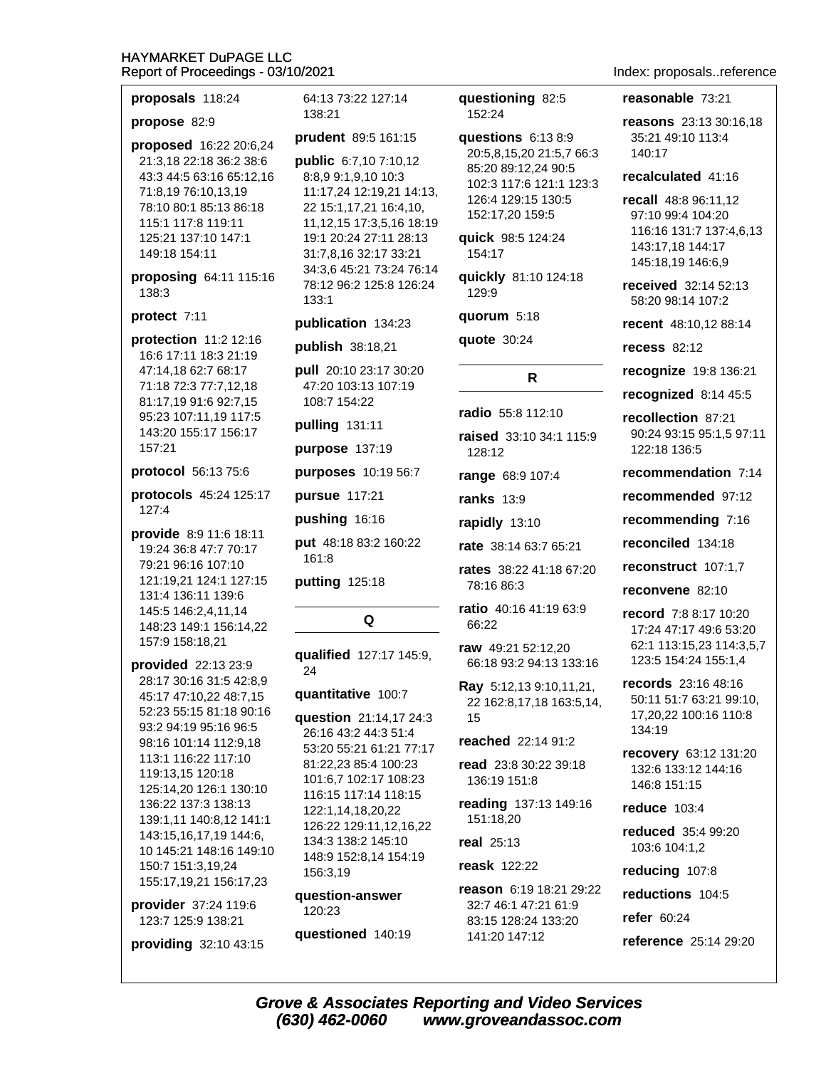**proposals** 118:24

**propose** 82:9

**proposed** 16:22 20:6,24 21:3,18 22:18 36:2 38:6 43:3 44:5 63:16 65:12,16 71:8,19 76:10,13,19 78:10 80:1 85:13 86:18 115:1 117:8 119:11 125:21 137:10 147:1 149:18 154:11

**proposing** 64:11 115:16 138:3

**protect** 7:11

**protection** 11:2 12:16 16:6 17:11 18:3 21:19 47:14,18 62:7 68:17 71:18 72:3 77:7,12,18 81:17,19 91:6 92:7,15 95:23 107:11,19 117:5 143:20 155:17 156:17 157:21

**protocol** 56:13 75:6

**protocols** 45:24 125:17 127:4

**provide** 8:9 11:6 18:11 19:24 36:8 47:7 70:17 79:21 96:16 107:10 121:19,21 124:1 127:15 131:4 136:11 139:6 145:5 146:2,4,11,14 148:23 149:1 156:14,22 157:9 158:18,21

**provided** 22:13 23:9 28:17 30:16 31:5 42:8,9 45:17 47:10,22 48:7,15 52:23 55:15 81:18 90:16 93:2 94:19 95:16 96:5 98:16 101:14 112:9,18 113:1 116:22 117:10 119:13,15 120:18 125:14,20 126:1 130:10 136:22 137:3 138:13 139:1,11 140:8,12 141:1 143:15,16,17,19 144:6, 10 145:21 148:16 149:10 150:7 151:3,19,24 155:17,19,21 156:17,23

**provider** 37:24 119:6 123:7 125:9 138:21

**providing** 32:10 43:15 64:13 73:22 127:14 138:21

**prudent** 89:5 161:15

**public** 6:7,10 7:10,12 8:8,9 9:1,9,10 10:3 11:17,24 12:19,21 14:13, 22 15:1,17,21 16:4,10, 11,12,15 17:3,5,16 18:19 19:1 20:24 27:11 28:13 31:7,8,16 32:17 33:21 34:3,6 45:21 73:24 76:14 78:12 96:2 125:8 126:24 133:1

**publication** 134:23

**publish** 38:18,21

**pull** 20:10 23:17 30:20 47:20 103:13 107:19 108:7 154:22

**pulling** 131:11

**purpose** 137:19

**purposes** 10:19 56:7

**pursue** 117:21

**pushing** 16:16

**put** 48:18 83:2 160:22 161:8

**putting** 125:18

## Q

**qualified** 127:17 145:9, 24

**quantitative** 100:7

**question** 21:14,17 24:3 26:16 43:2 44:3 51:4 53:20 55:21 61:21 77:17 81:22,23 85:4 100:23 101:6,7 102:17 108:23 116:15 117:14 118:15 122:1,14,18,20,22 126:22 129:11,12,16,22 134:3 138:2 145:10 148:9 152:8,14 154:19 156:3,19

**question-answer** 120:23

**questioned** 140:19

**questioning** 82:5 152:24

**questions** 6:13 8:9 20:5,8,15,20 21:5,7 66:3 85:20 89:12,24 90:5 102:3 117:6 121:1 123:3 126:4 129:15 130:5 152:17,20 159:5

**quick** 98:5 124:24 154:17

**quickly** 81:10 124:18 129:9

**quorum** 5:18

**quote** 30:24

## R

**radio** 55:8 112:10

**raised** 33:10 34:1 115:9 128:12

**range** 68:9 107:4

**ranks** 13:9

**rapidly** 13:10

**rate** 38:14 63:7 65:21

**rates** 38:22 41:18 67:20 78:16 86:3

**ratio** 40:16 41:19 63:9 66:22

**raw** 49:21 52:12,20 66:18 93:2 94:13 133:16

**Ray** 5:12,13 9:10,11,21, 22 162:8,17,18 163:5,14, 15

**reached** 22:14 91:2

**read** 23:8 30:22 39:18 136:19 151:8

**reading** 137:13 149:16 151:18,20

**real** 25:13

**reask** 122:22

**reason** 6:19 18:21 29:22 32:7 46:1 47:21 61:9 83:15 128:24 133:20 141:20 147:12

**reasonable** 73:21

**reasons** 23:13 30:16,18 35:21 49:10 113:4 140:17

**recalculated** 41:16

**recall** 48:8 96:11,12 97:10 99:4 104:20 116:16 131:7 137:4,6,13 143:17,18 144:17 145:18,19 146:6,9

**received** 32:14 52:13 58:20 98:14 107:2

**recent** 48:10,12 88:14

**recess** 82:12

**recognize** 19:8 136:21

**recognized** 8:14 45:5

**recollection** 87:21 90:24 93:15 95:1,5 97:11 122:18 136:5

**recommendation** 7:14

**recommended** 97:12

**recommending** 7:16

**reconciled** 134:18

**reconstruct** 107:1,7

**reconvene** 82:10

**record** 7:8 8:17 10:20 17:24 47:17 49:6 53:20 62:1 113:15,23 114:3,5,7 123:5 154:24 155:1,4

**records** 23:16 48:16 50:11 51:7 63:21 99:10, 17,20,22 100:16 110:8 134:19

**recovery** 63:12 131:20 132:6 133:12 144:16 146:8 151:15

**reduce** 103:4

**reduced** 35:4 99:20 103:6 104:1,2

**reducing** 107:8

**reductions** 104:5

**refer** 60:24

**reference** 25:14 29:20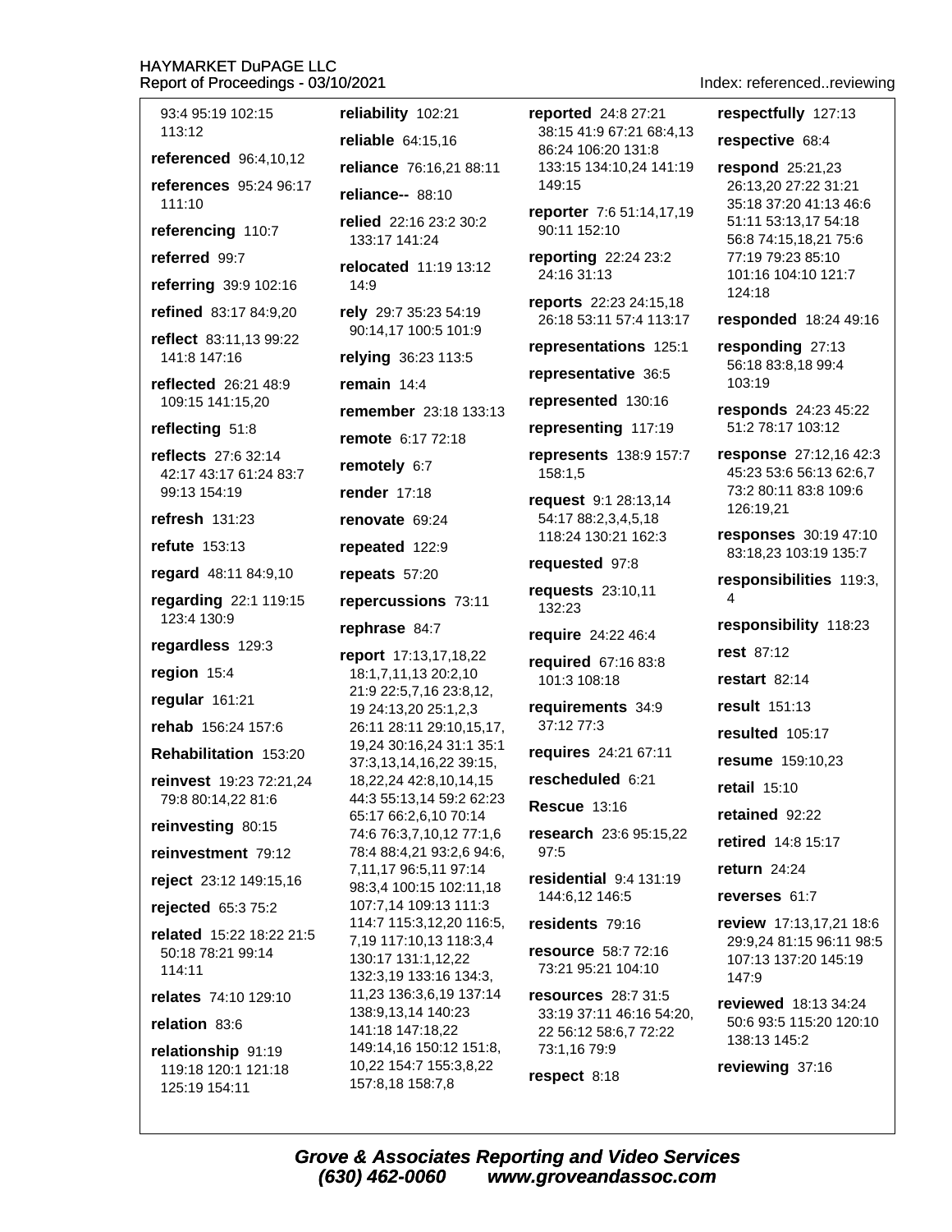93:4 95:19 102:15 113:12

**referenced** 96:4,10,12

**references** 95:24 96:17 111:10

**referencing** 110:7

**referred** 99:7

**referring** 39:9 102:16

**refined** 83:17 84:9,20

**reflect** 83:11,13 99:22 141:8 147:16

**reflected** 26:21 48:9 109:15 141:15,20

**reflecting** 51:8

**reflects** 27:6 32:14 42:17 43:17 61:24 83:7 99:13 154:19

**refresh** 131:23

**refute** 153:13

**regard** 48:11 84:9,10

**regarding** 22:1 119:15 123:4 130:9

**regardless** 129:3

**region** 15:4

**regular** 161:21

**rehab** 156:24 157:6

**Rehabilitation** 153:20

**reinvest** 19:23 72:21,24 79:8 80:14,22 81:6

**reinvesting** 80:15

**reinvestment** 79:12

**reject** 23:12 149:15,16

**rejected** 65:3 75:2

**related** 15:22 18:22 21:5 50:18 78:21 99:14 114:11

**relates** 74:10 129:10

**relation** 83:6

**relationship** 91:19 119:18 120:1 121:18 125:19 154:11

**reliability** 102:21

**reliable** 64:15,16

**reliance** 76:16,21 88:11

**reliance--** 88:10

**relied** 22:16 23:2 30:2 133:17 141:24

**relocated** 11:19 13:12 14:9

**rely** 29:7 35:23 54:19 90:14,17 100:5 101:9

**relying** 36:23 113:5

**remain** 14:4

**remember** 23:18 133:13

**remote** 6:17 72:18

**remotely** 6:7

**render** 17:18

**renovate** 69:24

**repeated** 122:9

**repeats** 57:20

**repercussions** 73:11

**rephrase** 84:7

**report** 17:13,17,18,22 18:1,7,11,13 20:2,10 21:9 22:5,7,16 23:8,12, 19 24:13,20 25:1,2,3 26:11 28:11 29:10,15,17, 19,24 30:16,24 31:1 35:1 37:3,13,14,16,22 39:15, 18,22,24 42:8,10,14,15 44:3 55:13,14 59:2 62:23 65:17 66:2,6,10 70:14 74:6 76:3,7,10,12 77:1,6 78:4 88:4,21 93:2,6 94:6, 7,11,17 96:5,11 97:14 98:3,4 100:15 102:11,18 107:7,14 109:13 111:3 114:7 115:3,12,20 116:5, 7,19 117:10,13 118:3,4 130:17 131:1,12,22 132:3,19 133:16 134:3, 11,23 136:3,6,19 137:14 138:9,13,14 140:23 141:18 147:18,22 149:14,16 150:12 151:8, 10,22 154:7 155:3,8,22 157:8,18 158:7,8

**reported** 24:8 27:21 38:15 41:9 67:21 68:4,13 86:24 106:20 131:8 133:15 134:10,24 141:19 149:15

**reporter** 7:6 51:14,17,19 90:11 152:10

**reporting** 22:24 23:2 24:16 31:13

**reports** 22:23 24:15,18 26:18 53:11 57:4 113:17

**representations** 125:1

**representative** 36:5

**represented** 130:16

**representing** 117:19

**represents** 138:9 157:7 158:1,5

**request** 9:1 28:13,14 54:17 88:2,3,4,5,18 118:24 130:21 162:3

**requested** 97:8

**requests** 23:10,11 132:23

**require** 24:22 46:4

**required** 67:16 83:8 101:3 108:18

**requirements** 34:9 37:12 77:3

**requires** 24:21 67:11

**rescheduled** 6:21

**Rescue** 13:16

**research** 23:6 95:15,22 97:5

**residential** 9:4 131:19 144:6,12 146:5

**residents** 79:16

**resource** 58:7 72:16 73:21 95:21 104:10

**resources** 28:7 31:5 33:19 37:11 46:16 54:20, 22 56:12 58:6,7 72:22 73:1,16 79:9

**respect** 8:18

**respectfully** 127:13

**respective** 68:4

**respond** 25:21,23 26:13,20 27:22 31:21 35:18 37:20 41:13 46:6 51:11 53:13,17 54:18 56:8 74:15,18,21 75:6 77:19 79:23 85:10 101:16 104:10 121:7 124:18

**responded** 18:24 49:16

**responding** 27:13 56:18 83:8,18 99:4 103:19

**responds** 24:23 45:22 51:2 78:17 103:12

**response** 27:12,16 42:3 45:23 53:6 56:13 62:6,7 73:2 80:11 83:8 109:6 126:19,21

**responses** 30:19 47:10 83:18,23 103:19 135:7

**responsibilities** 119:3, 4

**responsibility** 118:23

**rest** 87:12

**restart** 82:14

**result** 151:13

**resulted** 105:17

**resume** 159:10,23

**retail** 15:10

**retained** 92:22

**retired** 14:8 15:17

**return** 24:24

**reverses** 61:7

**review** 17:13,17,21 18:6 29:9,24 81:15 96:11 98:5 107:13 137:20 145:19 147:9

**reviewed** 18:13 34:24 50:6 93:5 115:20 120:10 138:13 145:2

**reviewing** 37:16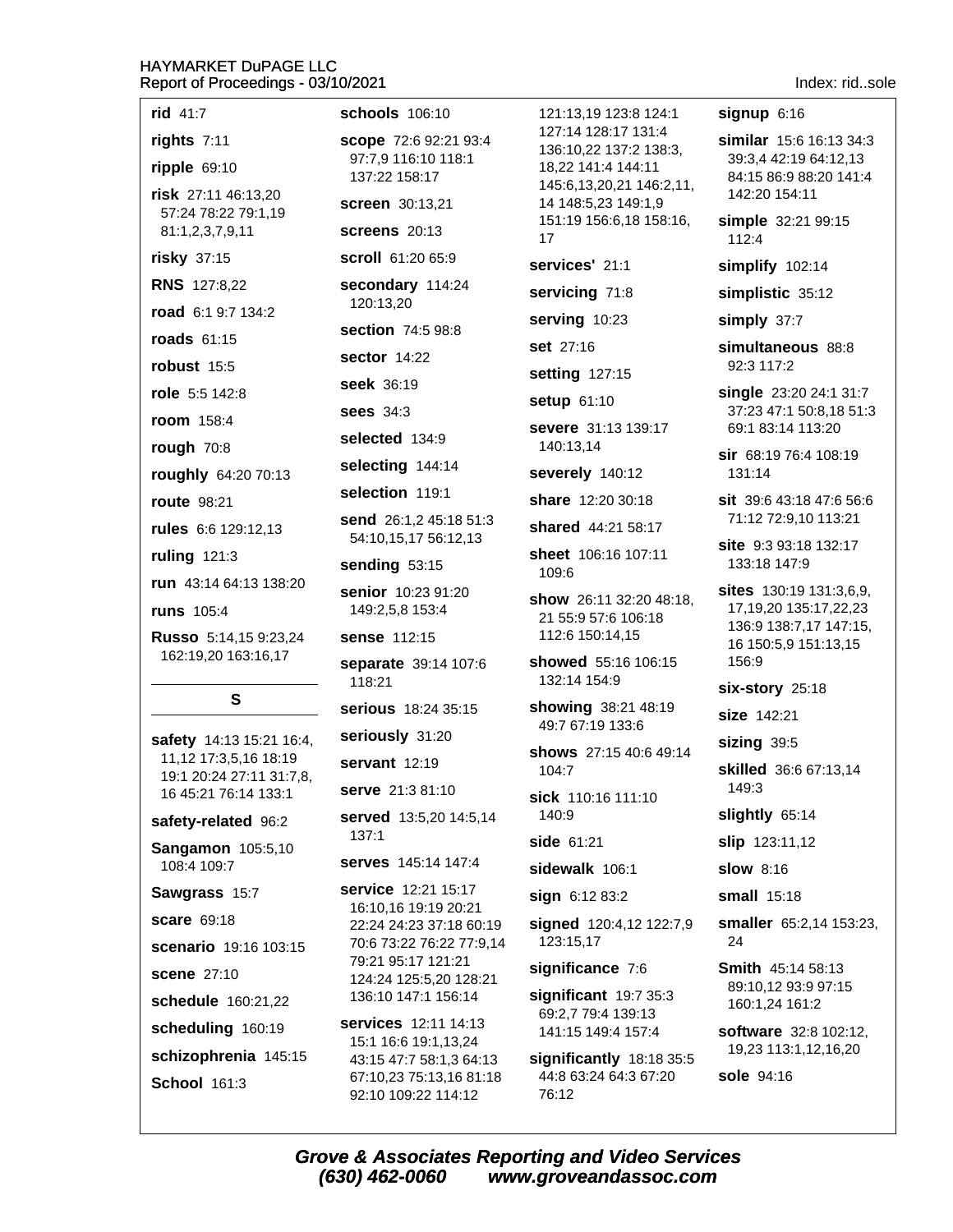**rid** 41:7

**rights** 7:11

**ripple** 69:10

**risk** 27:11 46:13,20 57:24 78:22 79:1,19 81:1,2,3,7,9,11

**risky** 37:15

**RNS** 127:8,22

**road** 6:1 9:7 134:2

**roads** 61:15

**robust** 15:5

**role** 5:5 142:8

**room** 158:4

**rough** 70:8

**roughly** 64:20 70:13

**route** 98:21

**rules** 6:6 129:12,13

**ruling** 121:3

**run** 43:14 64:13 138:20

**runs** 105:4

**Russo** 5:14,15 9:23,24 162:19,20 163:16,17

## S

**safety** 14:13 15:21 16:4, 11,12 17:3,5,16 18:19 19:1 20:24 27:11 31:7,8, 16 45:21 76:14 133:1

**safety-related** 96:2

**Sangamon** 105:5,10 108:4 109:7

**Sawgrass** 15:7

**scare** 69:18

**scenario** 19:16 103:15

**scene** 27:10

**schedule** 160:21,22

**scheduling** 160:19

**schizophrenia** 145:15

**School** 161:3

**schools** 106:10

**scope** 72:6 92:21 93:4 97:7,9 116:10 118:1 137:22 158:17

**screen** 30:13,21

**screens** 20:13

**scroll** 61:20 65:9

**secondary** 114:24 120:13,20

**section** 74:5 98:8

**sector** 14:22

**seek** 36:19

**sees** 34:3

**selected** 134:9

**selecting** 144:14

**selection** 119:1

**send** 26:1,2 45:18 51:3 54:10,15,17 56:12,13

**sending** 53:15

**senior** 10:23 91:20 149:2,5,8 153:4

**sense** 112:15

**separate** 39:14 107:6 118:21

**serious** 18:24 35:15

**seriously** 31:20

**servant** 12:19

**serve** 21:3 81:10

**served** 13:5,20 14:5,14 137:1

**serves** 145:14 147:4

**service** 12:21 15:17 16:10,16 19:19 20:21 22:24 24:23 37:18 60:19 70:6 73:22 76:22 77:9,14 79:21 95:17 121:21 124:24 125:5,20 128:21 136:10 147:1 156:14

**services** 12:11 14:13 15:1 16:6 19:1,13,24 43:15 47:7 58:1,3 64:13 67:10,23 75:13,16 81:18 92:10 109:22 114:12 121:13,19 123:8 124:1 127:14 128:17 131:4 136:10,22 137:2 138:3, 18,22 141:4 144:11 145:6,13,20,21 146:2,11, 14 148:5,23 149:1,9 151:19 156:6,18 158:16, 17

**services'** 21:1

**servicing** 71:8

**serving** 10:23

**set** 27:16

**setting** 127:15

**setup** 61:10

**severe** 31:13 139:17 140:13,14

**severely** 140:12

**share** 12:20 30:18

**shared** 44:21 58:17

**sheet** 106:16 107:11 109:6

**show** 26:11 32:20 48:18, 21 55:9 57:6 106:18 112:6 150:14,15

**showed** 55:16 106:15 132:14 154:9

**showing** 38:21 48:19 49:7 67:19 133:6

**shows** 27:15 40:6 49:14 104:7

**sick** 110:16 111:10 140:9

**side** 61:21

**sidewalk** 106:1

**sign** 6:12 83:2

**signed** 120:4,12 122:7,9 123:15,17

**significance** 7:6

**significant** 19:7 35:3 69:2,7 79:4 139:13 141:15 149:4 157:4

**significantly** 18:18 35:5 44:8 63:24 64:3 67:20 76:12

**signup** 6:16

**similar** 15:6 16:13 34:3 39:3,4 42:19 64:12,13 84:15 86:9 88:20 141:4 142:20 154:11

**simple** 32:21 99:15 112:4

**simplify** 102:14

**simplistic** 35:12

**simply** 37:7

**simultaneous** 88:8 92:3 117:2

**single** 23:20 24:1 31:7 37:23 47:1 50:8,18 51:3 69:1 83:14 113:20

**sir** 68:19 76:4 108:19 131:14

**sit** 39:6 43:18 47:6 56:6 71:12 72:9,10 113:21

**site** 9:3 93:18 132:17 133:18 147:9

**sites** 130:19 131:3,6,9, 17,19,20 135:17,22,23 136:9 138:7,17 147:15, 16 150:5,9 151:13,15 156:9

**six-story** 25:18

**size** 142:21

**sizing** 39:5

**skilled** 36:6 67:13,14 149:3

**slightly** 65:14

**slip** 123:11,12

**slow** 8:16

**small** 15:18

**smaller** 65:2,14 153:23, 24

**Smith** 45:14 58:13 89:10,12 93:9 97:15 160:1,24 161:2

**software** 32:8 102:12, 19,23 113:1,12,16,20

**sole** 94:16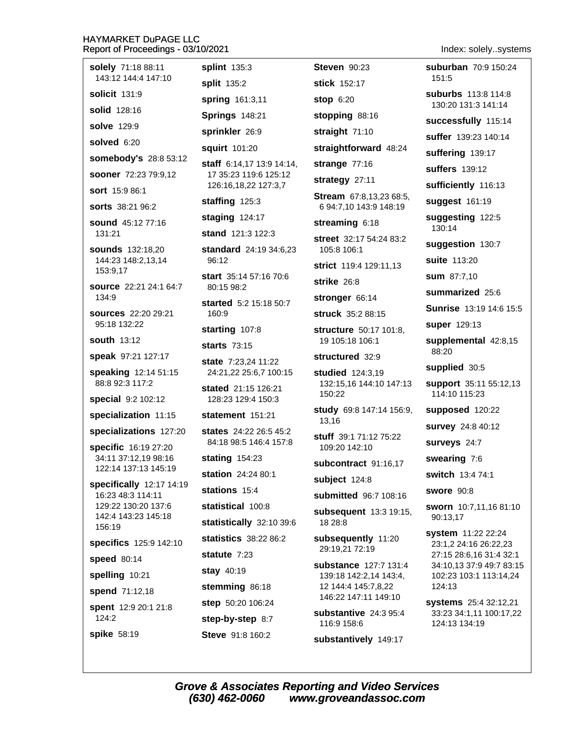Index: solely..systems

**solely** 71:18 88:11 143:12 144:4 147:10

**solicit** 131:9

**solid** 128:16

**solve** 129:9

**solved** 6:20

**somebody's** 28:8 53:12

**sooner** 72:23 79:9,12

**sort** 15:9 86:1

**sorts** 38:21 96:2

**sound** 45:12 77:16 131:21

**sounds** 132:18,20 144:23 148:2,13,14 153:9,17

**source** 22:21 24:1 64:7 134:9

**sources** 22:20 29:21 95:18 132:22

**south** 13:12

**speak** 97:21 127:17

**speaking** 12:14 51:15 88:8 92:3 117:2

**special** 9:2 102:12

**specialization** 11:15

**specializations** 127:20

**specific** 16:19 27:20 34:11 37:12,19 98:16 122:14 137:13 145:19

**specifically** 12:17 14:19 16:23 48:3 114:11 129:22 130:20 137:6 142:4 143:23 145:18 156:19

**specifics** 125:9 142:10

**speed** 80:14

**spelling** 10:21

**spend** 71:12,18

**spent** 12:9 20:1 21:8 124:2

**spike** 58:19

**splint** 135:3

**split** 135:2

**spring** 161:3,11

**Springs** 148:21

**sprinkler** 26:9

**squirt** 101:20

**staff** 6:14,17 13:9 14:14, 17 35:23 119:6 125:12 126:16,18,22 127:3,7

**staffing** 125:3

**staging** 124:17

**stand** 121:3 122:3

**standard** 24:19 34:6,23 96:12

**start** 35:14 57:16 70:6 80:15 98:2

**started** 5:2 15:18 50:7 160:9

**starting** 107:8

**starts** 73:15

**state** 7:23,24 11:22 24:21,22 25:6,7 100:15

**stated** 21:15 126:21 128:23 129:4 150:3

**statement** 151:21

**states** 24:22 26:5 45:2 84:18 98:5 146:4 157:8

**stating** 154:23

**station** 24:24 80:1

**stations** 15:4

**statistical** 100:8

**statistically** 32:10 39:6

**statistics** 38:22 86:2

**statute** 7:23

**stay** 40:19

**stemming** 86:18

**step** 50:20 106:24

**step-by-step** 8:7

**Steve** 91:8 160:2

**Steven** 90:23

**stick** 152:17

**stop** 6:20

**stopping** 88:16

**straight** 71:10

**straightforward** 48:24

**strange** 77:16

**strategy** 27:11

**Stream** 67:8,13,23 68:5, 6 94:7,10 143:9 148:19

**streaming** 6:18

**street** 32:17 54:24 83:2 105:8 106:1

**strict** 119:4 129:11,13

**strike** 26:8

**stronger** 66:14

**struck** 35:2 88:15

**structure** 50:17 101:8, 19 105:18 106:1

**structured** 32:9

**studied** 124:3,19 132:15,16 144:10 147:13 150:22

**study** 69:8 147:14 156:9, 13,16

**stuff** 39:1 71:12 75:22 109:20 142:10

**subcontract** 91:16,17

**subject** 124:8

**submitted** 96:7 108:16

**subsequent** 13:3 19:15, 18 28:8

**subsequently** 11:20 29:19,21 72:19

**substance** 127:7 131:4 139:18 142:2,14 143:4, 12 144:4 145:7,8,22 146:22 147:11 149:10

**substantive** 24:3 95:4 116:9 158:6

**substantively** 149:17

**suburban** 70:9 150:24 151:5

**suburbs** 113:8 114:8 130:20 131:3 141:14

**successfully** 115:14

**suffer** 139:23 140:14

**suffering** 139:17

**suffers** 139:12

**sufficiently** 116:13

**suggest** 161:19

**suggesting** 122:5 130:14

**suggestion** 130:7

**suite** 113:20

**sum** 87:7,10

**summarized** 25:6

**Sunrise** 13:19 14:6 15:5

**super** 129:13

**supplemental** 42:8,15 88:20

**supplied** 30:5

**support** 35:11 55:12,13 114:10 115:23

**supposed** 120:22

**survey** 24:8 40:12

**surveys** 24:7

**swearing** 7:6

**switch** 13:4 74:1

**swore** 90:8

**sworn** 10:7,11,16 81:10 90:13,17

**system** 11:22 22:24 23:1,2 24:16 26:22,23 27:15 28:6,16 31:4 32:1 34:10,13 37:9 49:7 83:15 102:23 103:1 113:14,24 124:13

**systems** 25:4 32:12,21 33:23 34:1,11 100:17,22 124:13 134:19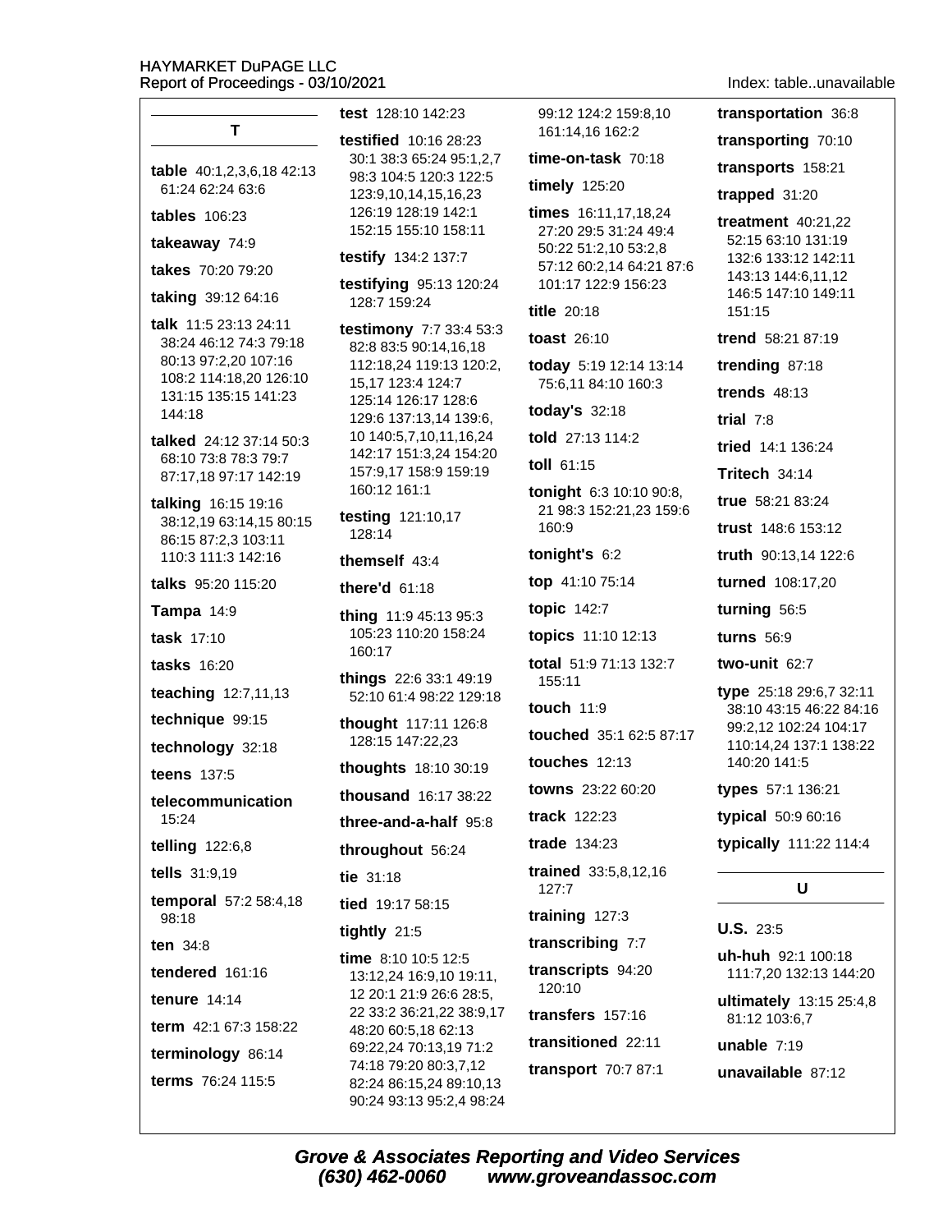## T

**table** 40:1,2,3,6,18 42:13 61:24 62:24 63:6

**tables** 106:23

**takeaway** 74:9

**takes** 70:20 79:20

**taking** 39:12 64:16

**talk** 11:5 23:13 24:11 38:24 46:12 74:3 79:18 80:13 97:2,20 107:16 108:2 114:18,20 126:10 131:15 135:15 141:23 144:18

**talked** 24:12 37:14 50:3 68:10 73:8 78:3 79:7 87:17,18 97:17 142:19

**talking** 16:15 19:16 38:12,19 63:14,15 80:15 86:15 87:2,3 103:11 110:3 111:3 142:16

**talks** 95:20 115:20

**Tampa** 14:9

**task** 17:10

**tasks** 16:20

**teaching** 12:7,11,13

**technique** 99:15

**technology** 32:18

**teens** 137:5

**telecommunication** 15:24

**telling** 122:6,8

**tells** 31:9,19

**temporal** 57:2 58:4,18 98:18

**ten** 34:8

**tendered** 161:16

**tenure** 14:14

**term** 42:1 67:3 158:22

**terminology** 86:14

**terms** 76:24 115:5

**test** 128:10 142:23

**testified** 10:16 28:23 30:1 38:3 65:24 95:1,2,7 98:3 104:5 120:3 122:5 123:9,10,14,15,16,23 126:19 128:19 142:1 152:15 155:10 158:11

**testify** 134:2 137:7

**testifying** 95:13 120:24 128:7 159:24

**testimony** 7:7 33:4 53:3 82:8 83:5 90:14,16,18 112:18,24 119:13 120:2, 15,17 123:4 124:7 125:14 126:17 128:6 129:6 137:13,14 139:6, 10 140:5,7,10,11,16,24 142:17 151:3,24 154:20 157:9,17 158:9 159:19 160:12 161:1

**testing** 121:10,17 128:14

**themself** 43:4

**there'd** 61:18

**thing** 11:9 45:13 95:3 105:23 110:20 158:24 160:17

**things** 22:6 33:1 49:19 52:10 61:4 98:22 129:18

**thought** 117:11 126:8 128:15 147:22,23

**thoughts** 18:10 30:19

**thousand** 16:17 38:22

**three-and-a-half** 95:8

**throughout** 56:24

**tie** 31:18

**tied** 19:17 58:15

**tightly** 21:5

**time** 8:10 10:5 12:5 13:12,24 16:9,10 19:11, 12 20:1 21:9 26:6 28:5, 22 33:2 36:21,22 38:9,17 48:20 60:5,18 62:13 69:22,24 70:13,19 71:2 74:18 79:20 80:3,7,12 82:24 86:15,24 89:10,13 90:24 93:13 95:2,4 98:24 99:12 124:2 159:8,10 161:14,16 162:2

**time-on-task** 70:18

**timely** 125:20

**times** 16:11,17,18,24 27:20 29:5 31:24 49:4 50:22 51:2,10 53:2,8 57:12 60:2,14 64:21 87:6 101:17 122:9 156:23

**title** 20:18

**toast** 26:10

**today** 5:19 12:14 13:14 75:6,11 84:10 160:3

**today's** 32:18

**told** 27:13 114:2

**toll** 61:15

**tonight** 6:3 10:10 90:8, 21 98:3 152:21,23 159:6 160:9

**tonight's** 6:2

**top** 41:10 75:14

**topic** 142:7

**topics** 11:10 12:13

**total** 51:9 71:13 132:7 155:11

**touch** 11:9

**touched** 35:1 62:5 87:17

**touches** 12:13

**towns** 23:22 60:20

**track** 122:23

**trade** 134:23

**trained** 33:5,8,12,16 127:7

**training** 127:3

**transcribing** 7:7

**transcripts** 94:20 120:10

**transfers** 157:16

**transitioned** 22:11

**transport** 70:7 87:1

**transportation** 36:8

**transporting** 70:10

**transports** 158:21

**trapped** 31:20

**treatment** 40:21,22 52:15 63:10 131:19 132:6 133:12 142:11 143:13 144:6,11,12 146:5 147:10 149:11 151:15

**trend** 58:21 87:19

**trending** 87:18

**trends** 48:13

**trial** 7:8

**tried** 14:1 136:24

**Tritech** 34:14

**true** 58:21 83:24

**trust** 148:6 153:12

**truth** 90:13,14 122:6

**turned** 108:17,20

**turning** 56:5

**turns** 56:9

**two-unit** 62:7

**type** 25:18 29:6,7 32:11 38:10 43:15 46:22 84:16 99:2,12 102:24 104:17 110:14,24 137:1 138:22 140:20 141:5

**types** 57:1 136:21

**typical** 50:9 60:16

**typically** 111:22 114:4

## U

**U.S.** 23:5

**uh-huh** 92:1 100:18 111:7,20 132:13 144:20

**ultimately** 13:15 25:4,8 81:12 103:6,7

**unable** 7:19

**unavailable** 87:12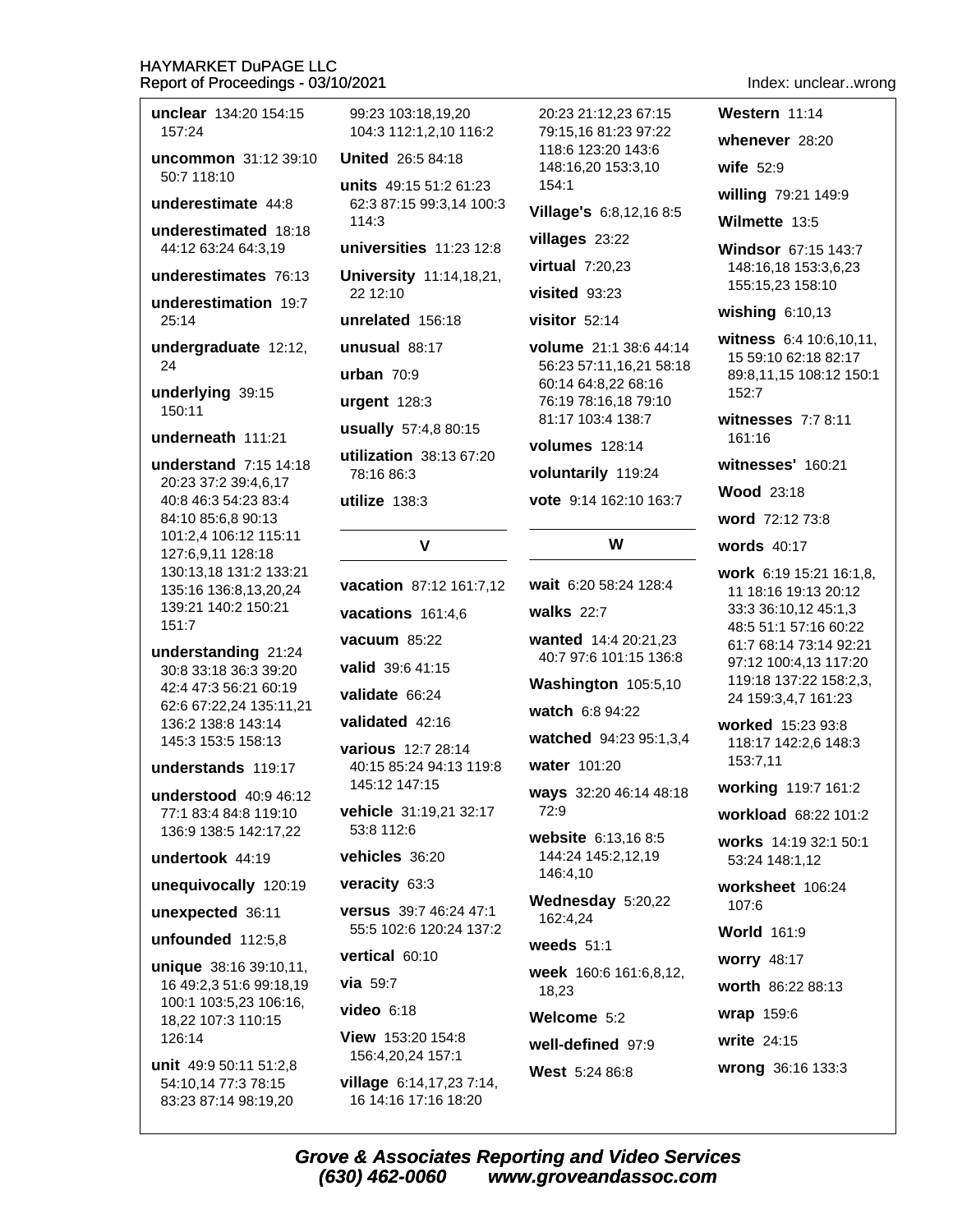**unclear** 134:20 154:15 157:24

**uncommon** 31:12 39:10 50:7 118:10

**underestimate** 44:8

**underestimated** 18:18 44:12 63:24 64:3,19

**underestimates** 76:13

**underestimation** 19:7 25:14

**undergraduate** 12:12, 24

**underlying** 39:15 150:11

**underneath** 111:21

**understand** 7:15 14:18 20:23 37:2 39:4,6,17 40:8 46:3 54:23 83:4 84:10 85:6,8 90:13 101:2,4 106:12 115:11 127:6,9,11 128:18 130:13,18 131:2 133:21 135:16 136:8,13,20,24 139:21 140:2 150:21 151:7

**understanding** 21:24 30:8 33:18 36:3 39:20 42:4 47:3 56:21 60:19 62:6 67:22,24 135:11,21 136:2 138:8 143:14 145:3 153:5 158:13

**understands** 119:17

**understood** 40:9 46:12 77:1 83:4 84:8 119:10 136:9 138:5 142:17,22

**undertook** 44:19

**unequivocally** 120:19

**unexpected** 36:11

**unfounded** 112:5,8

**unique** 38:16 39:10,11, 16 49:2,3 51:6 99:18,19 100:1 103:5,23 106:16, 18,22 107:3 110:15 126:14

**unit** 49:9 50:11 51:2,8 54:10,14 77:3 78:15 83:23 87:14 98:19,20 99:23 103:18,19,20 104:3 112:1,2,10 116:2

**United** 26:5 84:18

**units** 49:15 51:2 61:23 62:3 87:15 99:3,14 100:3 114:3

**universities** 11:23 12:8

**University** 11:14,18,21, 22 12:10

**unrelated** 156:18

**unusual** 88:17

**urban** 70:9

**urgent** 128:3

**usually** 57:4,8 80:15

**utilization** 38:13 67:20 78:16 86:3

**utilize** 138:3

## V

**vacation** 87:12 161:7,12

**vacations** 161:4,6

**vacuum** 85:22

**valid** 39:6 41:15

**validate** 66:24

**validated** 42:16

**various** 12:7 28:14 40:15 85:24 94:13 119:8 145:12 147:15

**vehicle** 31:19,21 32:17 53:8 112:6

**vehicles** 36:20

**veracity** 63:3

**versus** 39:7 46:24 47:1 55:5 102:6 120:24 137:2

**vertical** 60:10

**via** 59:7

**video** 6:18

**View** 153:20 154:8 156:4,20,24 157:1

**village** 6:14,17,23 7:14, 16 14:16 17:16 18:20 20:23 21:12,23 67:15 79:15,16 81:23 97:22 118:6 123:20 143:6 148:16,20 153:3,10 154:1

**Village's** 6:8,12,16 8:5

**villages** 23:22

**virtual** 7:20,23

**visited** 93:23

**visitor** 52:14

**volume** 21:1 38:6 44:14 56:23 57:11,16,21 58:18 60:14 64:8,22 68:16 76:19 78:16,18 79:10 81:17 103:4 138:7

**volumes** 128:14

**voluntarily** 119:24

**vote** 9:14 162:10 163:7

## W

**wait** 6:20 58:24 128:4

**walks** 22:7

**wanted** 14:4 20:21,23 40:7 97:6 101:15 136:8

**Washington** 105:5,10

**watch** 6:8 94:22

**watched** 94:23 95:1,3,4

**water** 101:20

**ways** 32:20 46:14 48:18 72:9

**website** 6:13,16 8:5 144:24 145:2,12,19 146:4,10

**Wednesday** 5:20,22 162:4,24

**weeds** 51:1

**week** 160:6 161:6,8,12, 18,23

**Welcome** 5:2

**well-defined** 97:9

**West** 5:24 86:8

**Western** 11:14

**whenever** 28:20

**wife** 52:9

**willing** 79:21 149:9

**Wilmette** 13:5

**Windsor** 67:15 143:7 148:16,18 153:3,6,23 155:15,23 158:10

**wishing** 6:10,13

**witness** 6:4 10:6,10,11, 15 59:10 62:18 82:17 89:8,11,15 108:12 150:1 152:7

**witnesses** 7:7 8:11 161:16

**witnesses'** 160:21

**Wood** 23:18

**word** 72:12 73:8

**words** 40:17

**work** 6:19 15:21 16:1,8, 11 18:16 19:13 20:12 33:3 36:10,12 45:1,3 48:5 51:1 57:16 60:22 61:7 68:14 73:14 92:21 97:12 100:4,13 117:20 119:18 137:22 158:2,3, 24 159:3,4,7 161:23

**worked** 15:23 93:8 118:17 142:2,6 148:3 153:7,11

**working** 119:7 161:2

**workload** 68:22 101:2

**works** 14:19 32:1 50:1 53:24 148:1,12

**worksheet** 106:24 107:6

**World** 161:9

**worry** 48:17

**worth** 86:22 88:13

**wrap** 159:6

**write** 24:15

**wrong** 36:16 133:3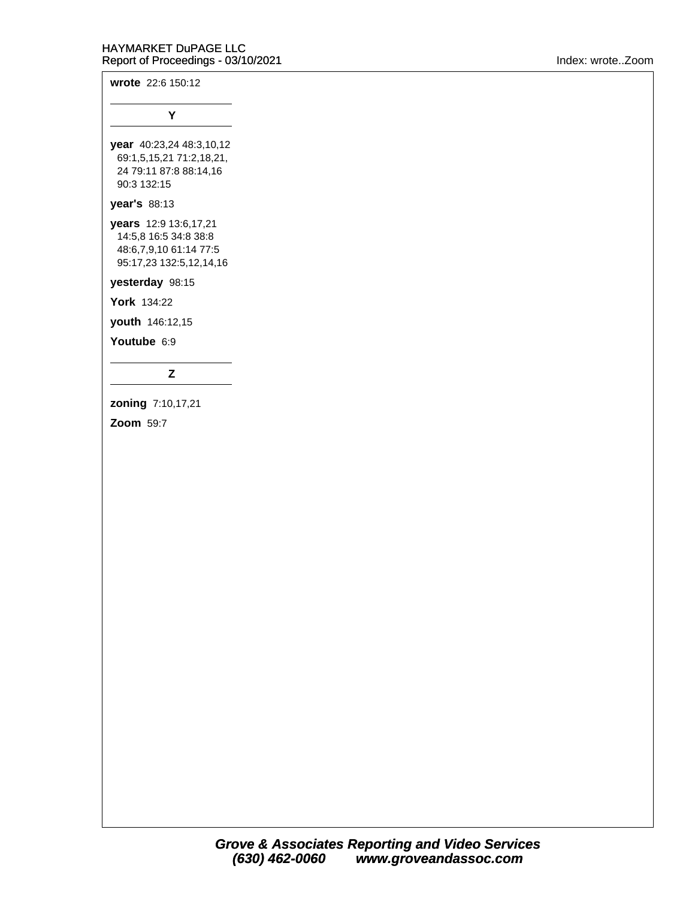**wrote** 22:6 150:12

**Y**

**year** 40:23,24 48:3,10,12 69:1,5,15,21 71:2,18,21, 24 79:11 87:8 88:14,16 90:3 132:15

**year's** 88:13

**years** 12:9 13:6,17,21 14:5,8 16:5 34:8 38:8 48:6,7,9,10 61:14 77:5 95:17,23 132:5,12,14,16

**yesterday** 98:15

**York** 134:22

**youth** 146:12,15

**Youtube** 6:9

**Z**

**zoning** 7:10,17,21

**Zoom** 59:7